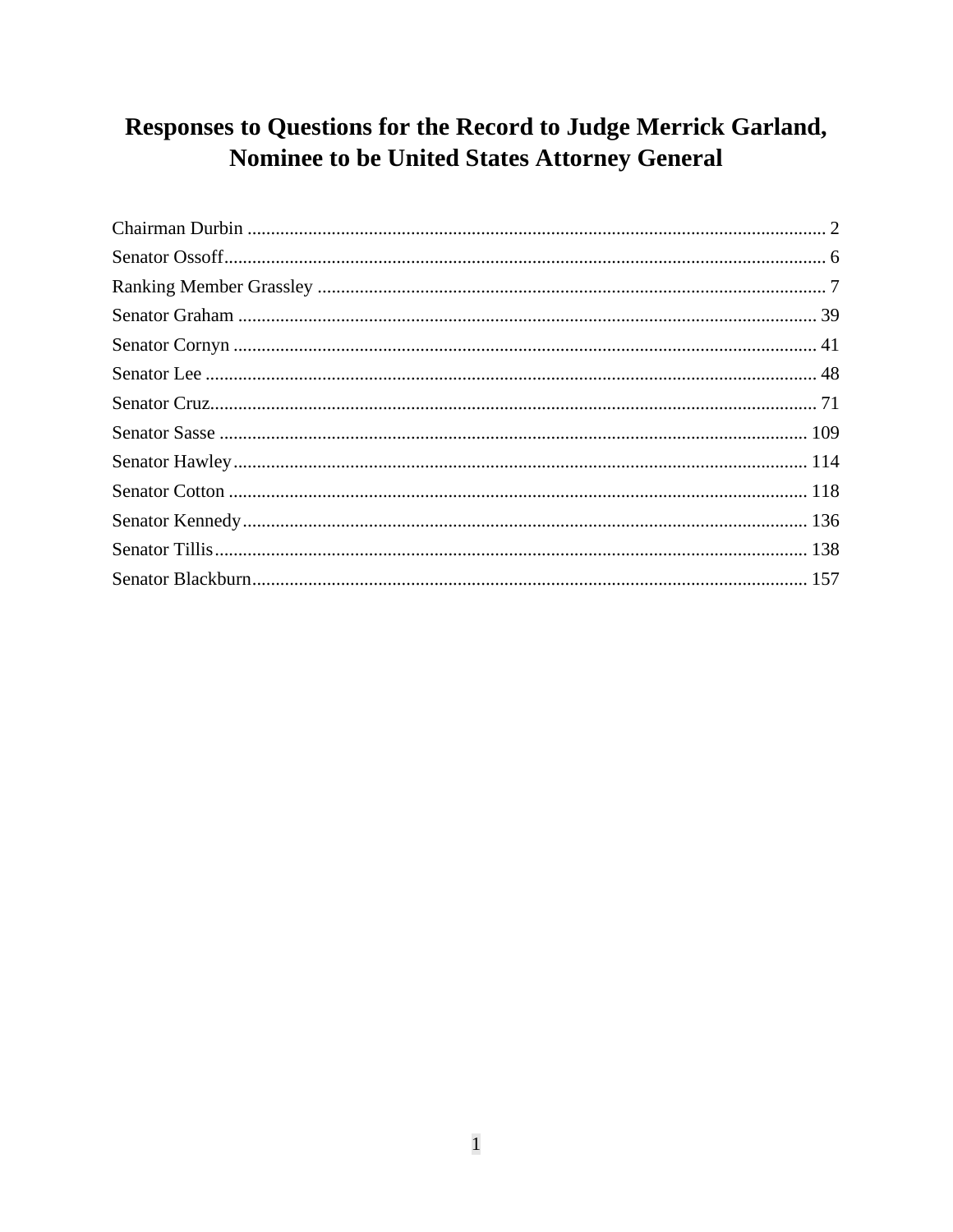# Responses to Questions for the Record to Judge Merrick Garland, Nominee to be United States Attorney General

Chairman Durbin ........................................................................................................................ 2
Senator Ossoff.............................................................................................................................. 6
Ranking Member Grassley .......................................................................................................... 7
Senator Graham ......................................................................................................................... 39
Senator Cornyn .......................................................................................................................... 41
Senator Lee ................................................................................................................................ 48
Senator Cruz............................................................................................................................... 71
Senator Sasse ........................................................................................................................... 109
Senator Hawley......................................................................................................................... 114
Senator Cotton ......................................................................................................................... 118
Senator Kennedy....................................................................................................................... 136
Senator Tillis............................................................................................................................. 138
Senator Blackburn..................................................................................................................... 157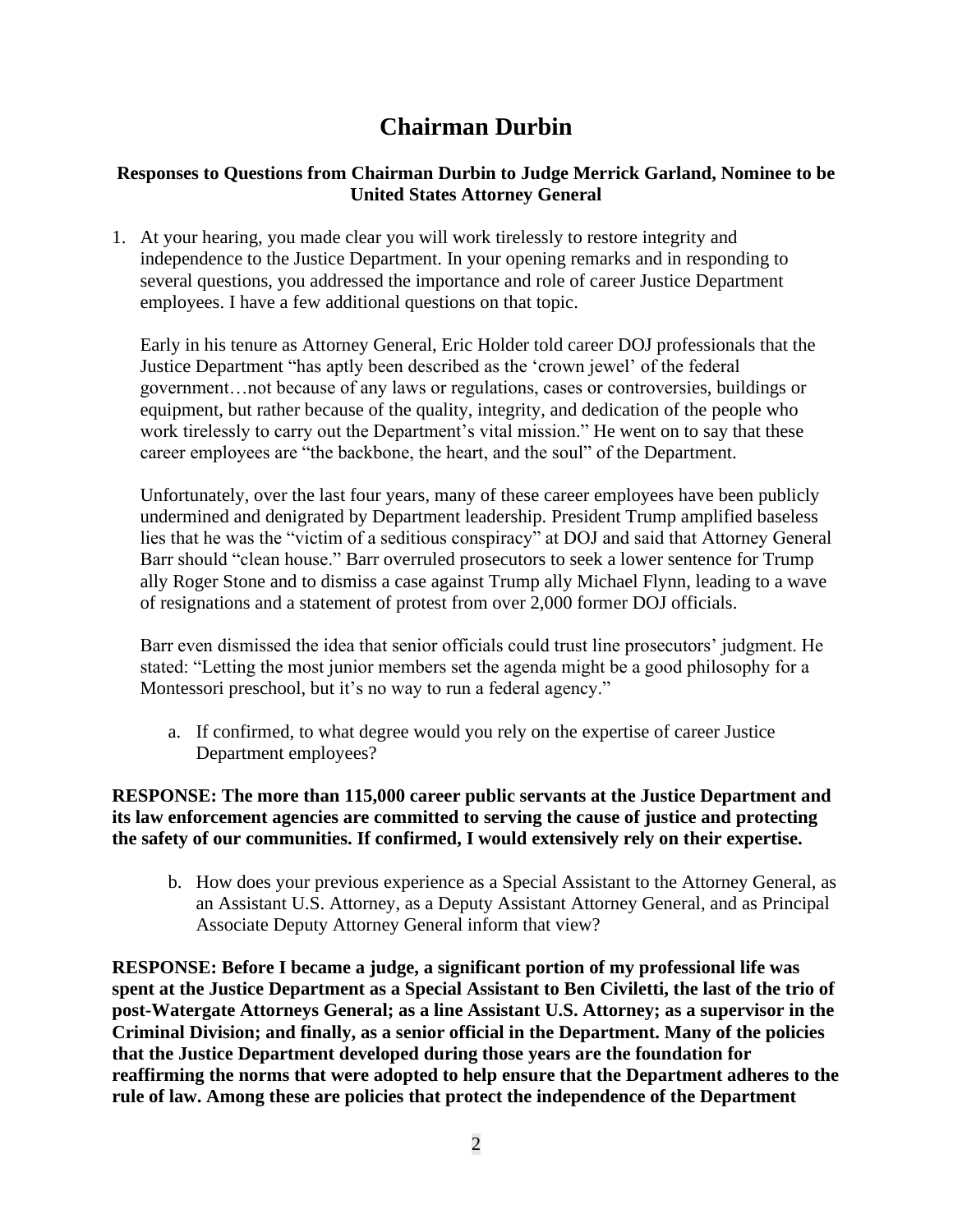# Chairman Durbin

**Responses to Questions from Chairman Durbin to Judge Merrick Garland, Nominee to be United States Attorney General**

1. At your hearing, you made clear you will work tirelessly to restore integrity and independence to the Justice Department. In your opening remarks and in responding to several questions, you addressed the importance and role of career Justice Department employees. I have a few additional questions on that topic.

   Early in his tenure as Attorney General, Eric Holder told career DOJ professionals that the Justice Department "has aptly been described as the 'crown jewel' of the federal government…not because of any laws or regulations, cases or controversies, buildings or equipment, but rather because of the quality, integrity, and dedication of the people who work tirelessly to carry out the Department's vital mission." He went on to say that these career employees are "the backbone, the heart, and the soul" of the Department.

   Unfortunately, over the last four years, many of these career employees have been publicly undermined and denigrated by Department leadership. President Trump amplified baseless lies that he was the "victim of a seditious conspiracy" at DOJ and said that Attorney General Barr should "clean house." Barr overruled prosecutors to seek a lower sentence for Trump ally Roger Stone and to dismiss a case against Trump ally Michael Flynn, leading to a wave of resignations and a statement of protest from over 2,000 former DOJ officials.

   Barr even dismissed the idea that senior officials could trust line prosecutors' judgment. He stated: "Letting the most junior members set the agenda might be a good philosophy for a Montessori preschool, but it's no way to run a federal agency."

   a. If confirmed, to what degree would you rely on the expertise of career Justice Department employees?

**RESPONSE: The more than 115,000 career public servants at the Justice Department and its law enforcement agencies are committed to serving the cause of justice and protecting the safety of our communities. If confirmed, I would extensively rely on their expertise.**

   b. How does your previous experience as a Special Assistant to the Attorney General, as an Assistant U.S. Attorney, as a Deputy Assistant Attorney General, and as Principal Associate Deputy Attorney General inform that view?

**RESPONSE: Before I became a judge, a significant portion of my professional life was spent at the Justice Department as a Special Assistant to Ben Civiletti, the last of the trio of post-Watergate Attorneys General; as a line Assistant U.S. Attorney; as a supervisor in the Criminal Division; and finally, as a senior official in the Department. Many of the policies that the Justice Department developed during those years are the foundation for reaffirming the norms that were adopted to help ensure that the Department adheres to the rule of law. Among these are policies that protect the independence of the Department**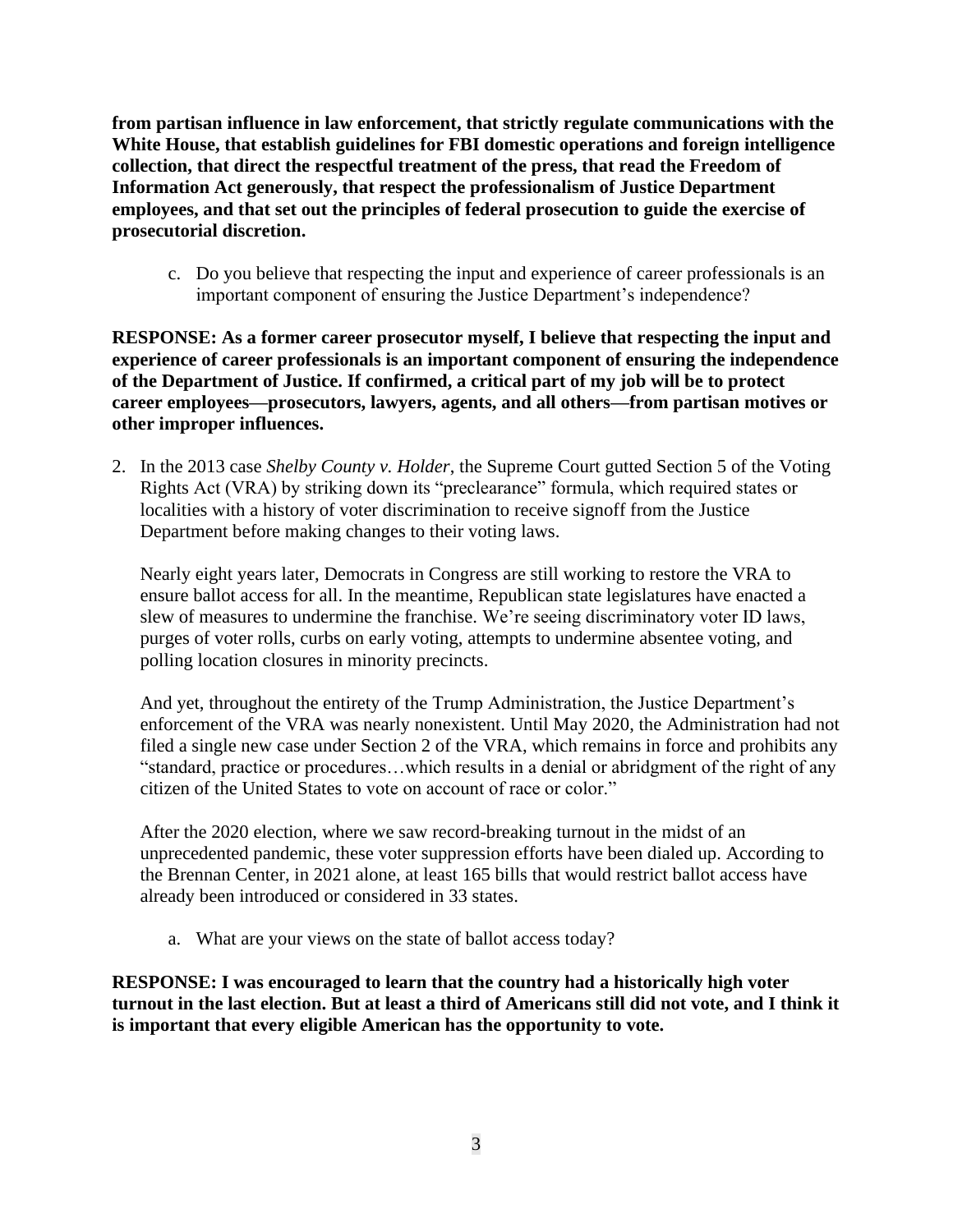**from partisan influence in law enforcement, that strictly regulate communications with the White House, that establish guidelines for FBI domestic operations and foreign intelligence collection, that direct the respectful treatment of the press, that read the Freedom of Information Act generously, that respect the professionalism of Justice Department employees, and that set out the principles of federal prosecution to guide the exercise of prosecutorial discretion.**

c. Do you believe that respecting the input and experience of career professionals is an important component of ensuring the Justice Department's independence?

**RESPONSE: As a former career prosecutor myself, I believe that respecting the input and experience of career professionals is an important component of ensuring the independence of the Department of Justice. If confirmed, a critical part of my job will be to protect career employees—prosecutors, lawyers, agents, and all others—from partisan motives or other improper influences.**

2. In the 2013 case *Shelby County v. Holder*, the Supreme Court gutted Section 5 of the Voting Rights Act (VRA) by striking down its "preclearance" formula, which required states or localities with a history of voter discrimination to receive signoff from the Justice Department before making changes to their voting laws.

   Nearly eight years later, Democrats in Congress are still working to restore the VRA to ensure ballot access for all. In the meantime, Republican state legislatures have enacted a slew of measures to undermine the franchise. We're seeing discriminatory voter ID laws, purges of voter rolls, curbs on early voting, attempts to undermine absentee voting, and polling location closures in minority precincts.

   And yet, throughout the entirety of the Trump Administration, the Justice Department's enforcement of the VRA was nearly nonexistent. Until May 2020, the Administration had not filed a single new case under Section 2 of the VRA, which remains in force and prohibits any "standard, practice or procedures…which results in a denial or abridgment of the right of any citizen of the United States to vote on account of race or color."

   After the 2020 election, where we saw record-breaking turnout in the midst of an unprecedented pandemic, these voter suppression efforts have been dialed up. According to the Brennan Center, in 2021 alone, at least 165 bills that would restrict ballot access have already been introduced or considered in 33 states.

   a. What are your views on the state of ballot access today?

**RESPONSE: I was encouraged to learn that the country had a historically high voter turnout in the last election. But at least a third of Americans still did not vote, and I think it is important that every eligible American has the opportunity to vote.**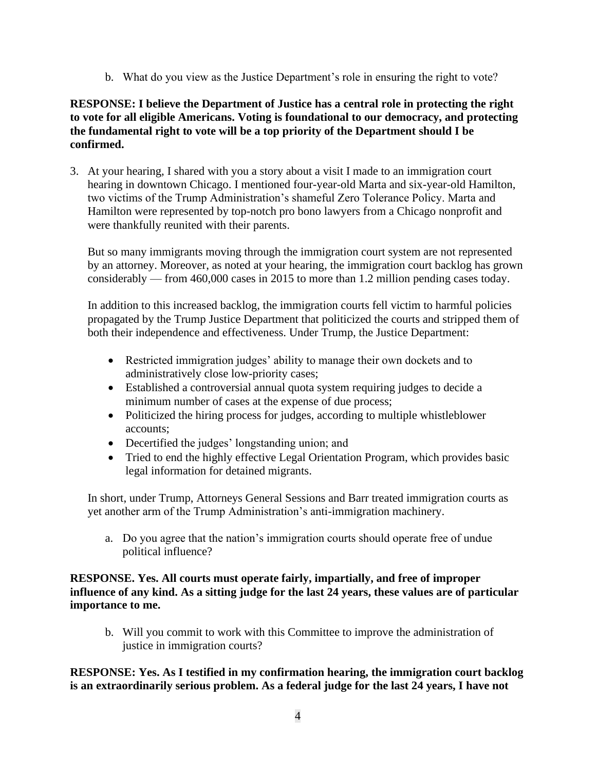b. What do you view as the Justice Department's role in ensuring the right to vote?

**RESPONSE: I believe the Department of Justice has a central role in protecting the right to vote for all eligible Americans. Voting is foundational to our democracy, and protecting the fundamental right to vote will be a top priority of the Department should I be confirmed.**

3. At your hearing, I shared with you a story about a visit I made to an immigration court hearing in downtown Chicago. I mentioned four-year-old Marta and six-year-old Hamilton, two victims of the Trump Administration's shameful Zero Tolerance Policy. Marta and Hamilton were represented by top-notch pro bono lawyers from a Chicago nonprofit and were thankfully reunited with their parents.

   But so many immigrants moving through the immigration court system are not represented by an attorney. Moreover, as noted at your hearing, the immigration court backlog has grown considerably — from 460,000 cases in 2015 to more than 1.2 million pending cases today.

   In addition to this increased backlog, the immigration courts fell victim to harmful policies propagated by the Trump Justice Department that politicized the courts and stripped them of both their independence and effectiveness. Under Trump, the Justice Department:

   - Restricted immigration judges' ability to manage their own dockets and to administratively close low-priority cases;
   - Established a controversial annual quota system requiring judges to decide a minimum number of cases at the expense of due process;
   - Politicized the hiring process for judges, according to multiple whistleblower accounts;
   - Decertified the judges' longstanding union; and
   - Tried to end the highly effective Legal Orientation Program, which provides basic legal information for detained migrants.

   In short, under Trump, Attorneys General Sessions and Barr treated immigration courts as yet another arm of the Trump Administration's anti-immigration machinery.

   a. Do you agree that the nation's immigration courts should operate free of undue political influence?

**RESPONSE. Yes. All courts must operate fairly, impartially, and free of improper influence of any kind. As a sitting judge for the last 24 years, these values are of particular importance to me.**

   b. Will you commit to work with this Committee to improve the administration of justice in immigration courts?

**RESPONSE: Yes. As I testified in my confirmation hearing, the immigration court backlog is an extraordinarily serious problem. As a federal judge for the last 24 years, I have not**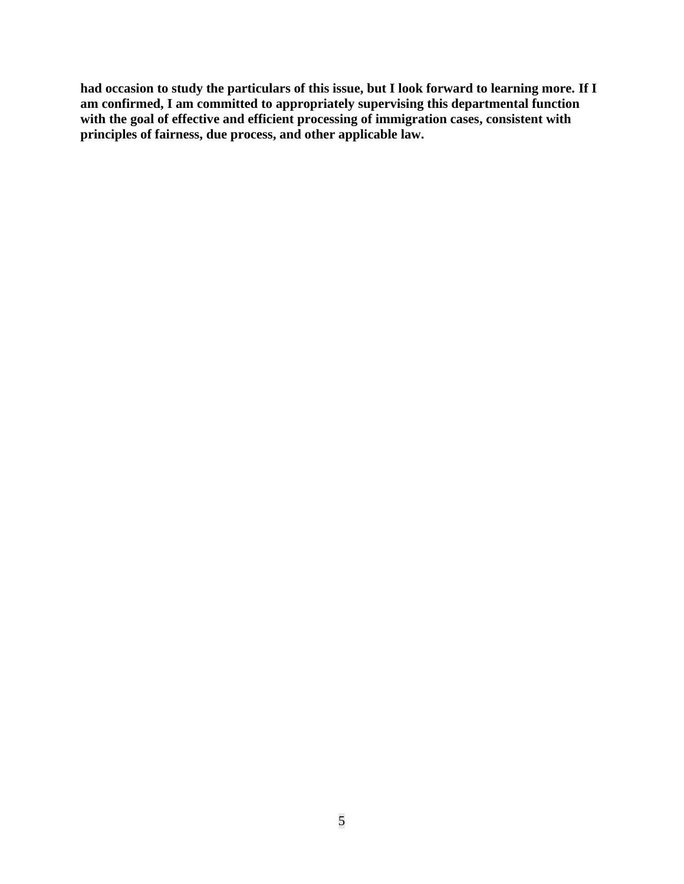**had occasion to study the particulars of this issue, but I look forward to learning more. If I am confirmed, I am committed to appropriately supervising this departmental function with the goal of effective and efficient processing of immigration cases, consistent with principles of fairness, due process, and other applicable law.**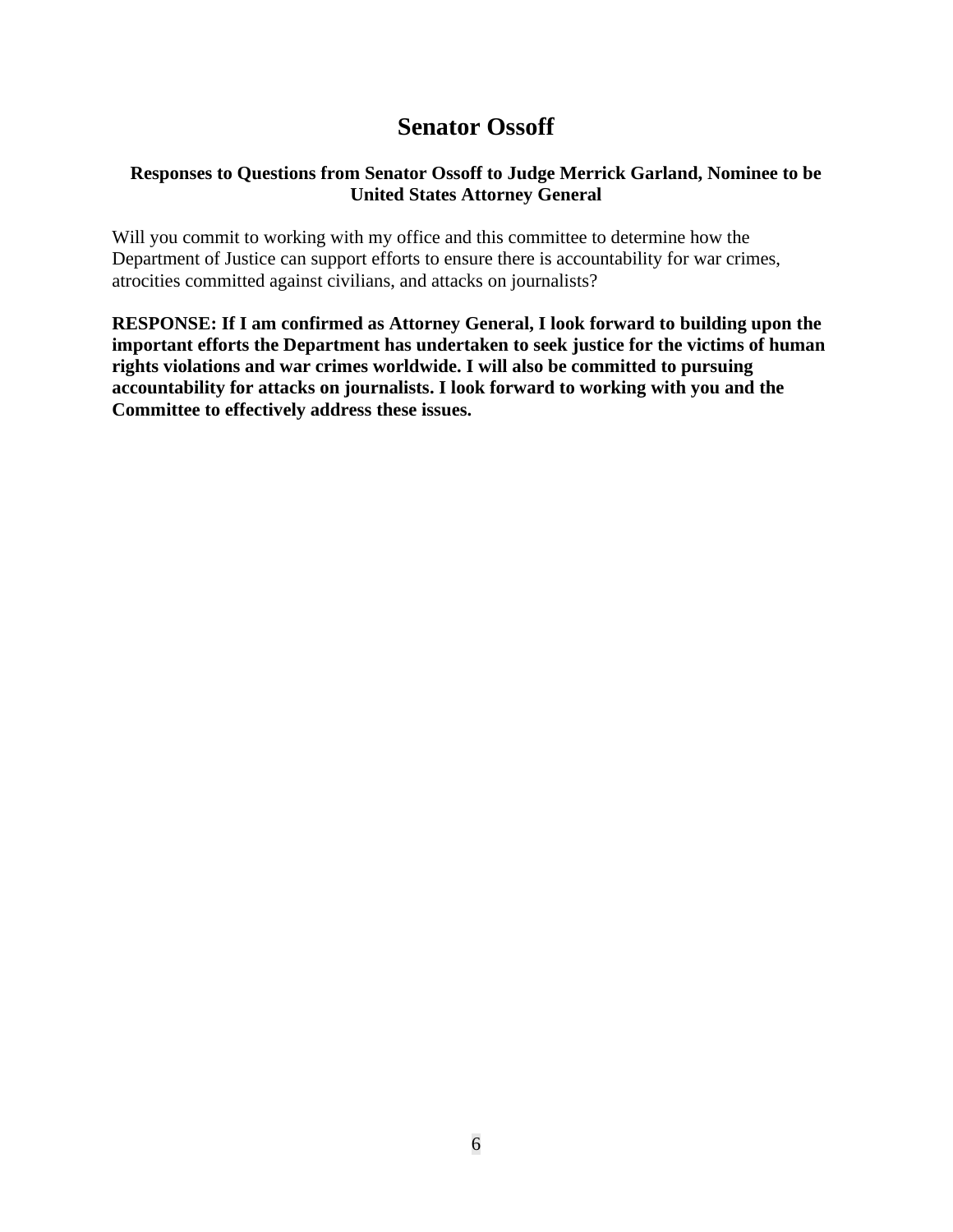# Senator Ossoff

### Responses to Questions from Senator Ossoff to Judge Merrick Garland, Nominee to be United States Attorney General

Will you commit to working with my office and this committee to determine how the Department of Justice can support efforts to ensure there is accountability for war crimes, atrocities committed against civilians, and attacks on journalists?

**RESPONSE: If I am confirmed as Attorney General, I look forward to building upon the important efforts the Department has undertaken to seek justice for the victims of human rights violations and war crimes worldwide. I will also be committed to pursuing accountability for attacks on journalists. I look forward to working with you and the Committee to effectively address these issues.**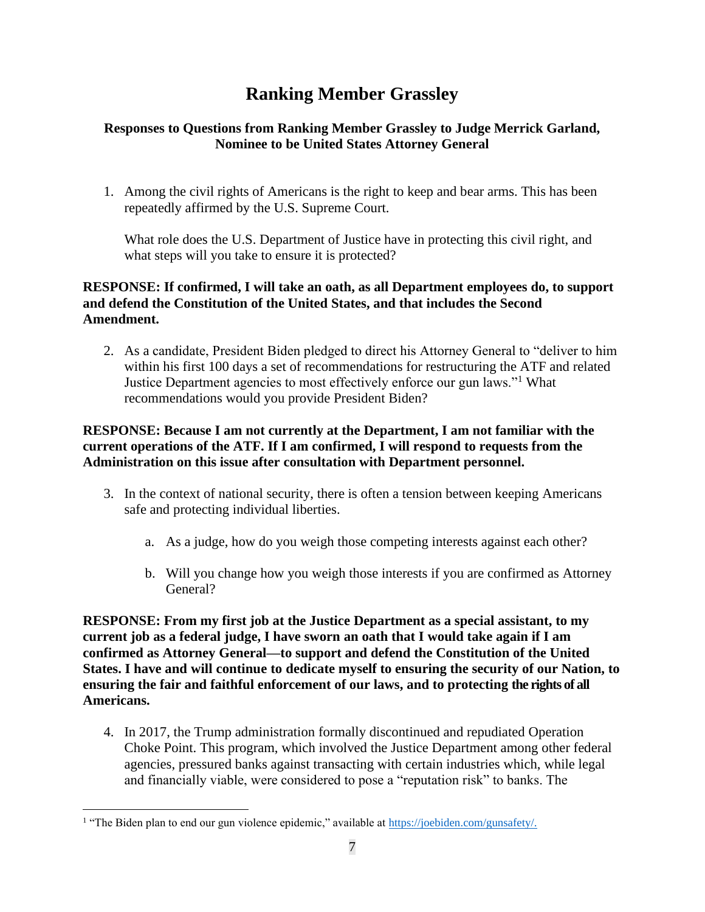# Ranking Member Grassley

**Responses to Questions from Ranking Member Grassley to Judge Merrick Garland, Nominee to be United States Attorney General**

1. Among the civil rights of Americans is the right to keep and bear arms. This has been repeatedly affirmed by the U.S. Supreme Court.

   What role does the U.S. Department of Justice have in protecting this civil right, and what steps will you take to ensure it is protected?

**RESPONSE: If confirmed, I will take an oath, as all Department employees do, to support and defend the Constitution of the United States, and that includes the Second Amendment.**

2. As a candidate, President Biden pledged to direct his Attorney General to "deliver to him within his first 100 days a set of recommendations for restructuring the ATF and related Justice Department agencies to most effectively enforce our gun laws."[1] What recommendations would you provide President Biden?

**RESPONSE: Because I am not currently at the Department, I am not familiar with the current operations of the ATF. If I am confirmed, I will respond to requests from the Administration on this issue after consultation with Department personnel.**

3. In the context of national security, there is often a tension between keeping Americans safe and protecting individual liberties.

   a. As a judge, how do you weigh those competing interests against each other?

   b. Will you change how you weigh those interests if you are confirmed as Attorney General?

**RESPONSE: From my first job at the Justice Department as a special assistant, to my current job as a federal judge, I have sworn an oath that I would take again if I am confirmed as Attorney General—to support and defend the Constitution of the United States. I have and will continue to dedicate myself to ensuring the security of our Nation, to ensuring the fair and faithful enforcement of our laws, and to protecting the rights of all Americans.**

4. In 2017, the Trump administration formally discontinued and repudiated Operation Choke Point. This program, which involved the Justice Department among other federal agencies, pressured banks against transacting with certain industries which, while legal and financially viable, were considered to pose a "reputation risk" to banks. The

---

[1] "The Biden plan to end our gun violence epidemic," available at https://joebiden.com/gunsafety/.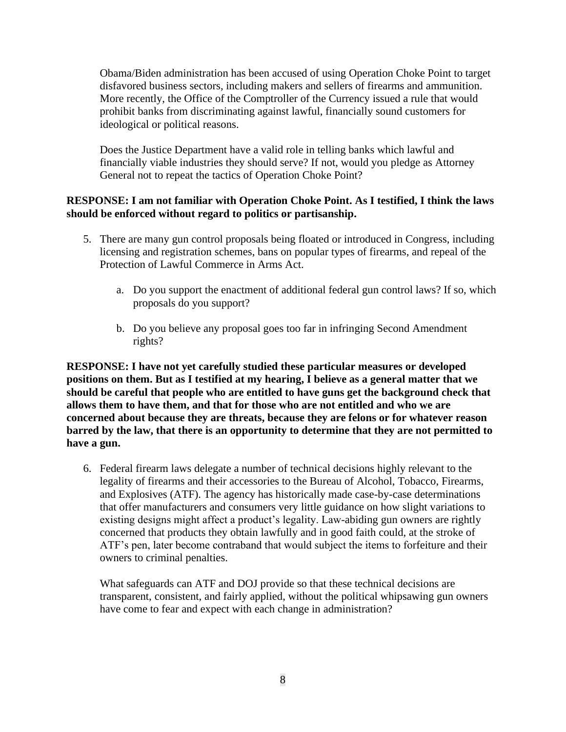Obama/Biden administration has been accused of using Operation Choke Point to target disfavored business sectors, including makers and sellers of firearms and ammunition. More recently, the Office of the Comptroller of the Currency issued a rule that would prohibit banks from discriminating against lawful, financially sound customers for ideological or political reasons.

Does the Justice Department have a valid role in telling banks which lawful and financially viable industries they should serve? If not, would you pledge as Attorney General not to repeat the tactics of Operation Choke Point?

**RESPONSE: I am not familiar with Operation Choke Point. As I testified, I think the laws should be enforced without regard to politics or partisanship.**

5. There are many gun control proposals being floated or introduced in Congress, including licensing and registration schemes, bans on popular types of firearms, and repeal of the Protection of Lawful Commerce in Arms Act.

   a. Do you support the enactment of additional federal gun control laws? If so, which proposals do you support?

   b. Do you believe any proposal goes too far in infringing Second Amendment rights?

**RESPONSE: I have not yet carefully studied these particular measures or developed positions on them. But as I testified at my hearing, I believe as a general matter that we should be careful that people who are entitled to have guns get the background check that allows them to have them, and that for those who are not entitled and who we are concerned about because they are threats, because they are felons or for whatever reason barred by the law, that there is an opportunity to determine that they are not permitted to have a gun.**

6. Federal firearm laws delegate a number of technical decisions highly relevant to the legality of firearms and their accessories to the Bureau of Alcohol, Tobacco, Firearms, and Explosives (ATF). The agency has historically made case-by-case determinations that offer manufacturers and consumers very little guidance on how slight variations to existing designs might affect a product's legality. Law-abiding gun owners are rightly concerned that products they obtain lawfully and in good faith could, at the stroke of ATF's pen, later become contraband that would subject the items to forfeiture and their owners to criminal penalties.

   What safeguards can ATF and DOJ provide so that these technical decisions are transparent, consistent, and fairly applied, without the political whipsawing gun owners have come to fear and expect with each change in administration?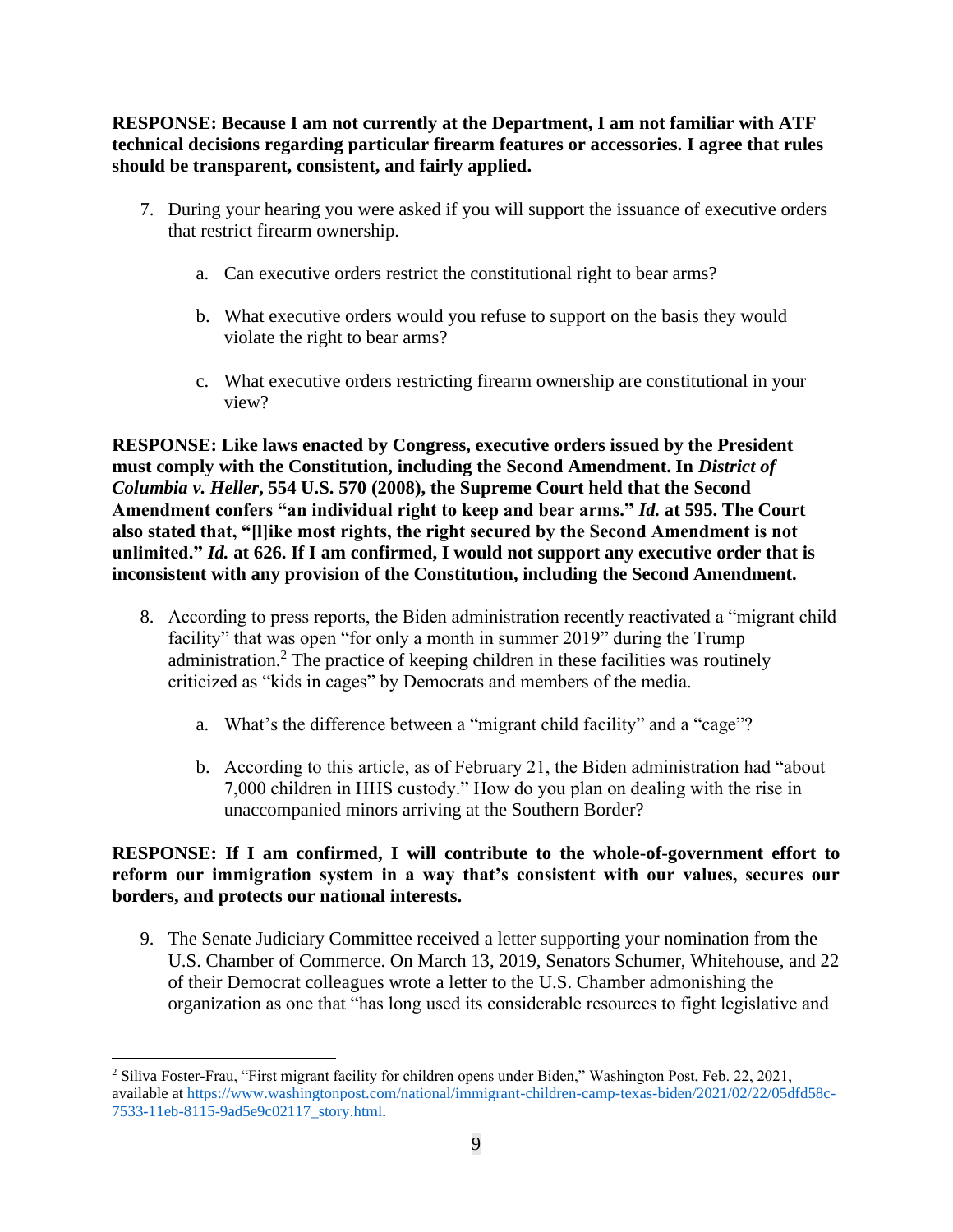**RESPONSE: Because I am not currently at the Department, I am not familiar with ATF technical decisions regarding particular firearm features or accessories. I agree that rules should be transparent, consistent, and fairly applied.**

7. During your hearing you were asked if you will support the issuance of executive orders that restrict firearm ownership.

   a. Can executive orders restrict the constitutional right to bear arms?

   b. What executive orders would you refuse to support on the basis they would violate the right to bear arms?

   c. What executive orders restricting firearm ownership are constitutional in your view?

**RESPONSE: Like laws enacted by Congress, executive orders issued by the President must comply with the Constitution, including the Second Amendment. In *District of Columbia v. Heller*, 554 U.S. 570 (2008), the Supreme Court held that the Second Amendment confers "an individual right to keep and bear arms." *Id.* at 595. The Court also stated that, "[l]ike most rights, the right secured by the Second Amendment is not unlimited." *Id.* at 626. If I am confirmed, I would not support any executive order that is inconsistent with any provision of the Constitution, including the Second Amendment.**

8. According to press reports, the Biden administration recently reactivated a "migrant child facility" that was open "for only a month in summer 2019" during the Trump administration.[2] The practice of keeping children in these facilities was routinely criticized as "kids in cages" by Democrats and members of the media.

   a. What's the difference between a "migrant child facility" and a "cage"?

   b. According to this article, as of February 21, the Biden administration had "about 7,000 children in HHS custody." How do you plan on dealing with the rise in unaccompanied minors arriving at the Southern Border?

**RESPONSE: If I am confirmed, I will contribute to the whole-of-government effort to reform our immigration system in a way that's consistent with our values, secures our borders, and protects our national interests.**

9. The Senate Judiciary Committee received a letter supporting your nomination from the U.S. Chamber of Commerce. On March 13, 2019, Senators Schumer, Whitehouse, and 22 of their Democrat colleagues wrote a letter to the U.S. Chamber admonishing the organization as one that "has long used its considerable resources to fight legislative and

---

[2] Siliva Foster-Frau, "First migrant facility for children opens under Biden," Washington Post, Feb. 22, 2021, available at https://www.washingtonpost.com/national/immigrant-children-camp-texas-biden/2021/02/22/05dfd58c-7533-11eb-8115-9ad5e9c02117_story.html.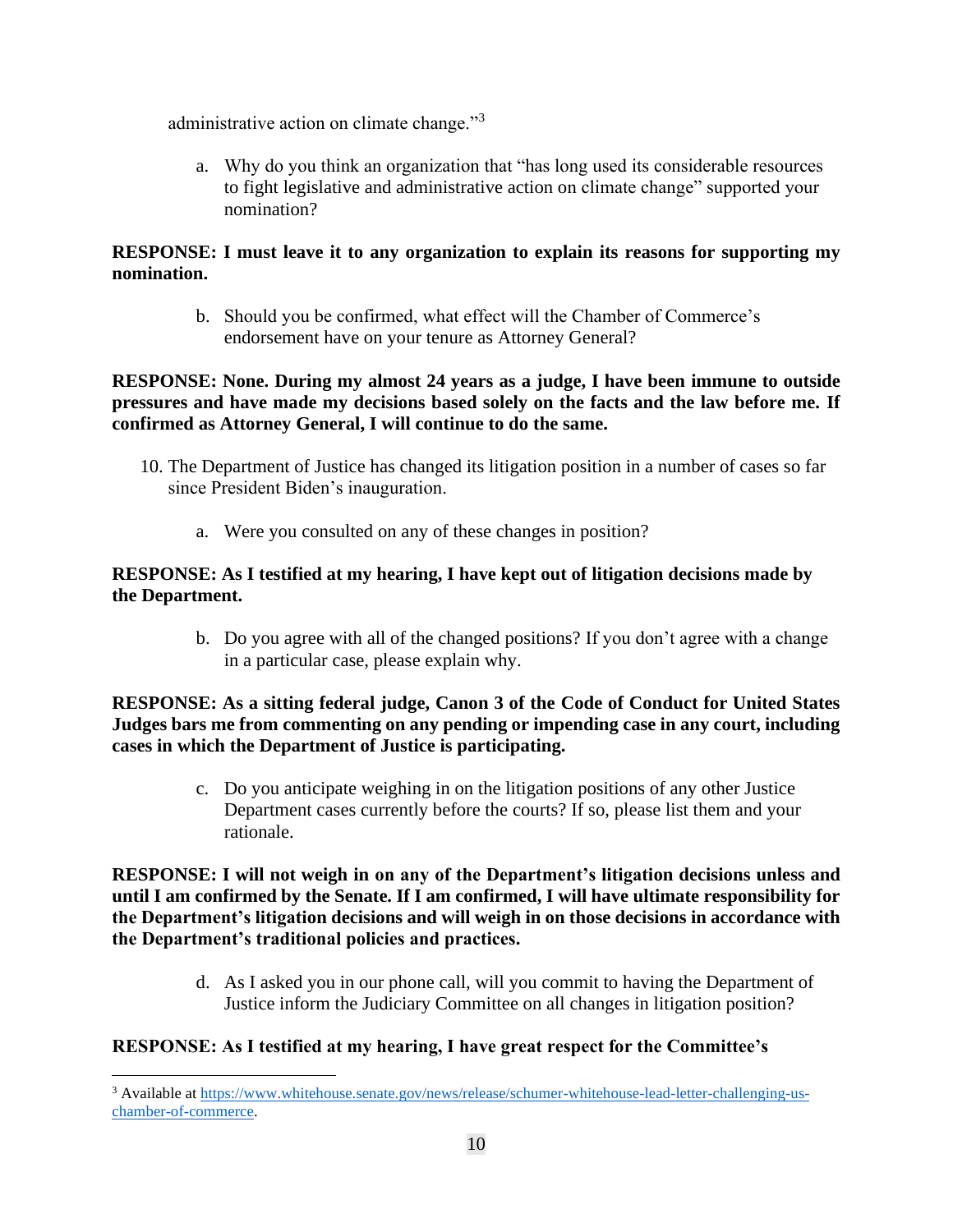administrative action on climate change."[3]

a. Why do you think an organization that "has long used its considerable resources to fight legislative and administrative action on climate change" supported your nomination?

**RESPONSE: I must leave it to any organization to explain its reasons for supporting my nomination.**

b. Should you be confirmed, what effect will the Chamber of Commerce's endorsement have on your tenure as Attorney General?

**RESPONSE: None. During my almost 24 years as a judge, I have been immune to outside pressures and have made my decisions based solely on the facts and the law before me. If confirmed as Attorney General, I will continue to do the same.**

10. The Department of Justice has changed its litigation position in a number of cases so far since President Biden's inauguration.

a. Were you consulted on any of these changes in position?

**RESPONSE: As I testified at my hearing, I have kept out of litigation decisions made by the Department.**

b. Do you agree with all of the changed positions? If you don't agree with a change in a particular case, please explain why.

**RESPONSE: As a sitting federal judge, Canon 3 of the Code of Conduct for United States Judges bars me from commenting on any pending or impending case in any court, including cases in which the Department of Justice is participating.**

c. Do you anticipate weighing in on the litigation positions of any other Justice Department cases currently before the courts? If so, please list them and your rationale.

**RESPONSE: I will not weigh in on any of the Department's litigation decisions unless and until I am confirmed by the Senate. If I am confirmed, I will have ultimate responsibility for the Department's litigation decisions and will weigh in on those decisions in accordance with the Department's traditional policies and practices.**

d. As I asked you in our phone call, will you commit to having the Department of Justice inform the Judiciary Committee on all changes in litigation position?

**RESPONSE: As I testified at my hearing, I have great respect for the Committee's**

---

[3] Available at https://www.whitehouse.senate.gov/news/release/schumer-whitehouse-lead-letter-challenging-us-chamber-of-commerce.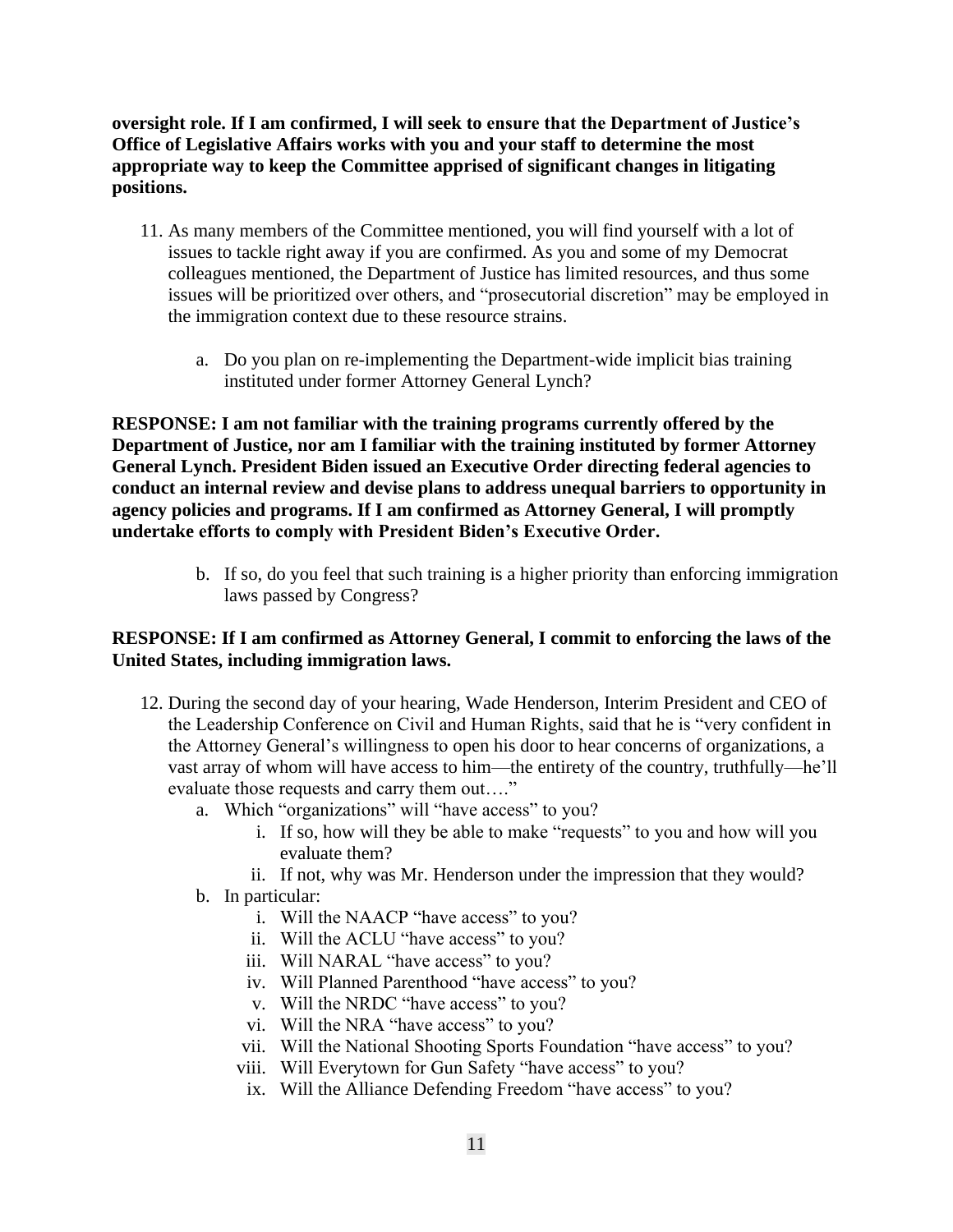**oversight role. If I am confirmed, I will seek to ensure that the Department of Justice's Office of Legislative Affairs works with you and your staff to determine the most appropriate way to keep the Committee apprised of significant changes in litigating positions.**

11. As many members of the Committee mentioned, you will find yourself with a lot of issues to tackle right away if you are confirmed. As you and some of my Democrat colleagues mentioned, the Department of Justice has limited resources, and thus some issues will be prioritized over others, and "prosecutorial discretion" may be employed in the immigration context due to these resource strains.

    a. Do you plan on re-implementing the Department-wide implicit bias training instituted under former Attorney General Lynch?

**RESPONSE: I am not familiar with the training programs currently offered by the Department of Justice, nor am I familiar with the training instituted by former Attorney General Lynch. President Biden issued an Executive Order directing federal agencies to conduct an internal review and devise plans to address unequal barriers to opportunity in agency policies and programs. If I am confirmed as Attorney General, I will promptly undertake efforts to comply with President Biden's Executive Order.**

    b. If so, do you feel that such training is a higher priority than enforcing immigration laws passed by Congress?

**RESPONSE: If I am confirmed as Attorney General, I commit to enforcing the laws of the United States, including immigration laws.**

12. During the second day of your hearing, Wade Henderson, Interim President and CEO of the Leadership Conference on Civil and Human Rights, said that he is "very confident in the Attorney General's willingness to open his door to hear concerns of organizations, a vast array of whom will have access to him—the entirety of the country, truthfully—he'll evaluate those requests and carry them out…."
    a. Which "organizations" will "have access" to you?
        i. If so, how will they be able to make "requests" to you and how will you evaluate them?
        ii. If not, why was Mr. Henderson under the impression that they would?
    b. In particular:
        i. Will the NAACP "have access" to you?
        ii. Will the ACLU "have access" to you?
        iii. Will NARAL "have access" to you?
        iv. Will Planned Parenthood "have access" to you?
        v. Will the NRDC "have access" to you?
        vi. Will the NRA "have access" to you?
        vii. Will the National Shooting Sports Foundation "have access" to you?
        viii. Will Everytown for Gun Safety "have access" to you?
        ix. Will the Alliance Defending Freedom "have access" to you?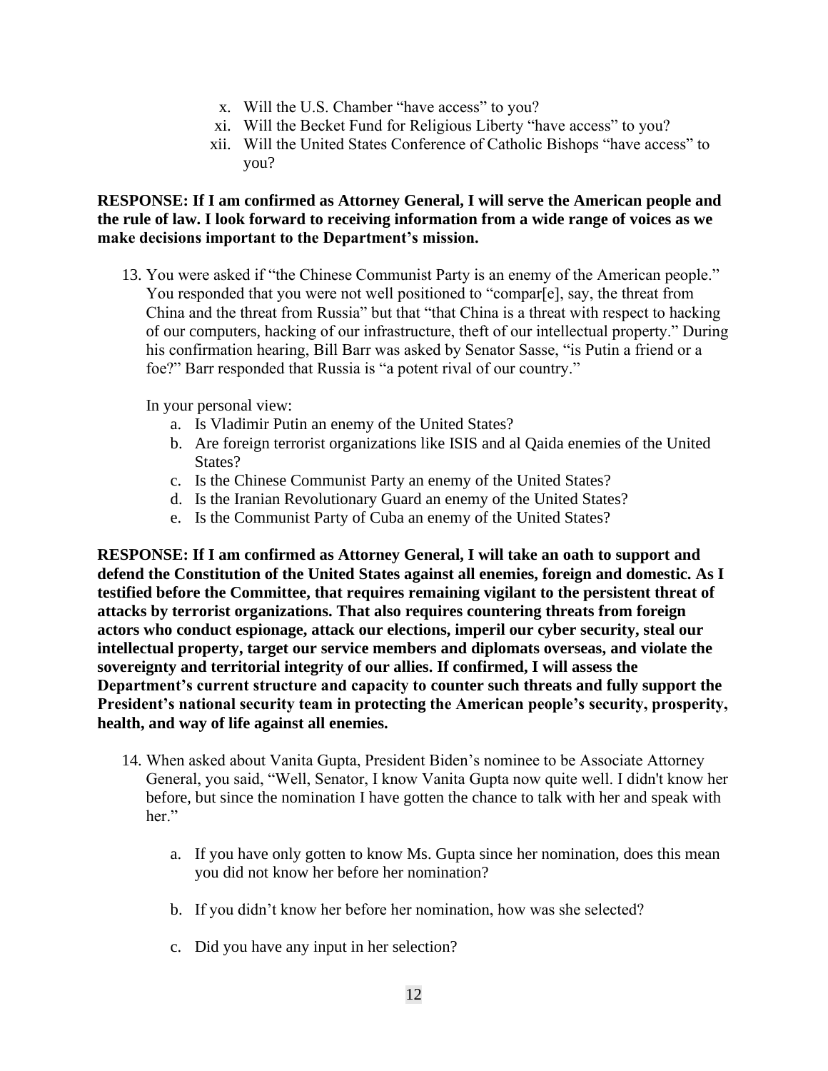x. Will the U.S. Chamber "have access" to you?
xi. Will the Becket Fund for Religious Liberty "have access" to you?
xii. Will the United States Conference of Catholic Bishops "have access" to you?

**RESPONSE: If I am confirmed as Attorney General, I will serve the American people and the rule of law. I look forward to receiving information from a wide range of voices as we make decisions important to the Department's mission.**

13. You were asked if "the Chinese Communist Party is an enemy of the American people." You responded that you were not well positioned to "compar[e], say, the threat from China and the threat from Russia" but that "that China is a threat with respect to hacking of our computers, hacking of our infrastructure, theft of our intellectual property." During his confirmation hearing, Bill Barr was asked by Senator Sasse, "is Putin a friend or a foe?" Barr responded that Russia is "a potent rival of our country."

    In your personal view:

    a. Is Vladimir Putin an enemy of the United States?
    b. Are foreign terrorist organizations like ISIS and al Qaida enemies of the United States?
    c. Is the Chinese Communist Party an enemy of the United States?
    d. Is the Iranian Revolutionary Guard an enemy of the United States?
    e. Is the Communist Party of Cuba an enemy of the United States?

**RESPONSE: If I am confirmed as Attorney General, I will take an oath to support and defend the Constitution of the United States against all enemies, foreign and domestic. As I testified before the Committee, that requires remaining vigilant to the persistent threat of attacks by terrorist organizations. That also requires countering threats from foreign actors who conduct espionage, attack our elections, imperil our cyber security, steal our intellectual property, target our service members and diplomats overseas, and violate the sovereignty and territorial integrity of our allies. If confirmed, I will assess the Department's current structure and capacity to counter such threats and fully support the President's national security team in protecting the American people's security, prosperity, health, and way of life against all enemies.**

14. When asked about Vanita Gupta, President Biden's nominee to be Associate Attorney General, you said, "Well, Senator, I know Vanita Gupta now quite well. I didn't know her before, but since the nomination I have gotten the chance to talk with her and speak with her."

    a. If you have only gotten to know Ms. Gupta since her nomination, does this mean you did not know her before her nomination?

    b. If you didn't know her before her nomination, how was she selected?

    c. Did you have any input in her selection?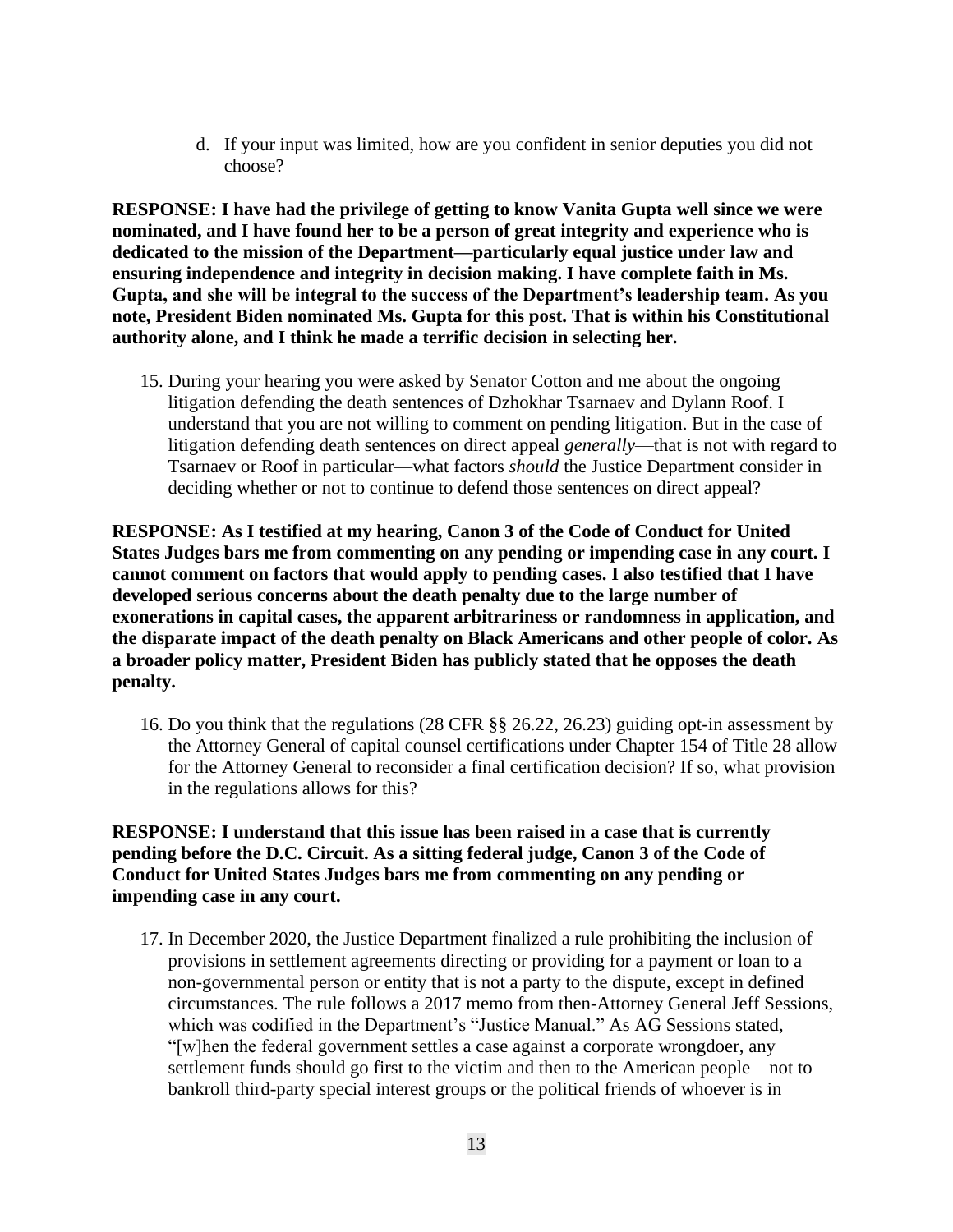d. If your input was limited, how are you confident in senior deputies you did not choose?

**RESPONSE: I have had the privilege of getting to know Vanita Gupta well since we were nominated, and I have found her to be a person of great integrity and experience who is dedicated to the mission of the Department—particularly equal justice under law and ensuring independence and integrity in decision making. I have complete faith in Ms. Gupta, and she will be integral to the success of the Department's leadership team. As you note, President Biden nominated Ms. Gupta for this post. That is within his Constitutional authority alone, and I think he made a terrific decision in selecting her.**

15. During your hearing you were asked by Senator Cotton and me about the ongoing litigation defending the death sentences of Dzhokhar Tsarnaev and Dylann Roof. I understand that you are not willing to comment on pending litigation. But in the case of litigation defending death sentences on direct appeal *generally*—that is not with regard to Tsarnaev or Roof in particular—what factors *should* the Justice Department consider in deciding whether or not to continue to defend those sentences on direct appeal?

**RESPONSE: As I testified at my hearing, Canon 3 of the Code of Conduct for United States Judges bars me from commenting on any pending or impending case in any court. I cannot comment on factors that would apply to pending cases. I also testified that I have developed serious concerns about the death penalty due to the large number of exonerations in capital cases, the apparent arbitrariness or randomness in application, and the disparate impact of the death penalty on Black Americans and other people of color. As a broader policy matter, President Biden has publicly stated that he opposes the death penalty.**

16. Do you think that the regulations (28 CFR §§ 26.22, 26.23) guiding opt-in assessment by the Attorney General of capital counsel certifications under Chapter 154 of Title 28 allow for the Attorney General to reconsider a final certification decision? If so, what provision in the regulations allows for this?

**RESPONSE: I understand that this issue has been raised in a case that is currently pending before the D.C. Circuit. As a sitting federal judge, Canon 3 of the Code of Conduct for United States Judges bars me from commenting on any pending or impending case in any court.**

17. In December 2020, the Justice Department finalized a rule prohibiting the inclusion of provisions in settlement agreements directing or providing for a payment or loan to a non-governmental person or entity that is not a party to the dispute, except in defined circumstances. The rule follows a 2017 memo from then-Attorney General Jeff Sessions, which was codified in the Department's "Justice Manual." As AG Sessions stated, "[w]hen the federal government settles a case against a corporate wrongdoer, any settlement funds should go first to the victim and then to the American people—not to bankroll third-party special interest groups or the political friends of whoever is in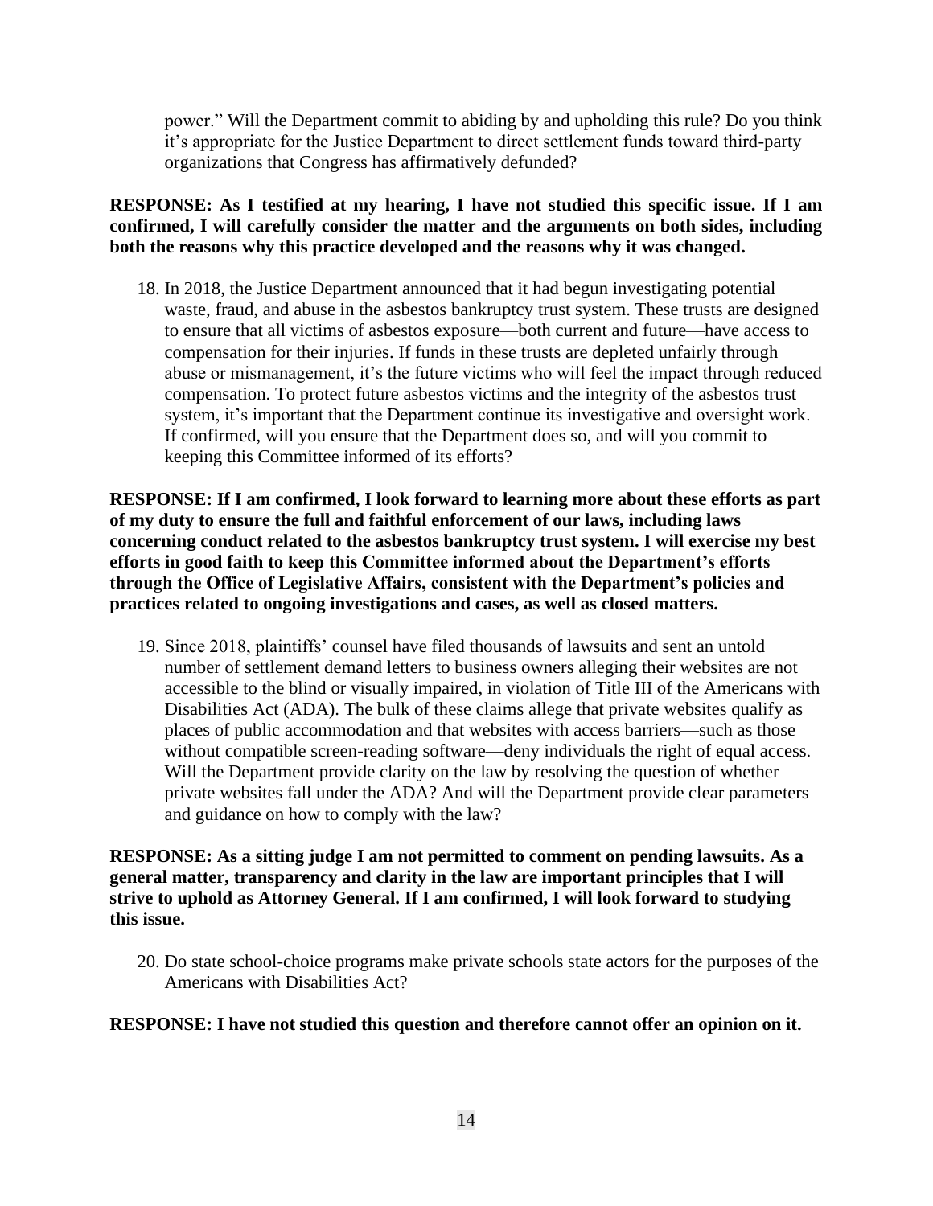power." Will the Department commit to abiding by and upholding this rule? Do you think it's appropriate for the Justice Department to direct settlement funds toward third-party organizations that Congress has affirmatively defunded?

**RESPONSE: As I testified at my hearing, I have not studied this specific issue. If I am confirmed, I will carefully consider the matter and the arguments on both sides, including both the reasons why this practice developed and the reasons why it was changed.**

18. In 2018, the Justice Department announced that it had begun investigating potential waste, fraud, and abuse in the asbestos bankruptcy trust system. These trusts are designed to ensure that all victims of asbestos exposure—both current and future—have access to compensation for their injuries. If funds in these trusts are depleted unfairly through abuse or mismanagement, it's the future victims who will feel the impact through reduced compensation. To protect future asbestos victims and the integrity of the asbestos trust system, it's important that the Department continue its investigative and oversight work. If confirmed, will you ensure that the Department does so, and will you commit to keeping this Committee informed of its efforts?

**RESPONSE: If I am confirmed, I look forward to learning more about these efforts as part of my duty to ensure the full and faithful enforcement of our laws, including laws concerning conduct related to the asbestos bankruptcy trust system. I will exercise my best efforts in good faith to keep this Committee informed about the Department's efforts through the Office of Legislative Affairs, consistent with the Department's policies and practices related to ongoing investigations and cases, as well as closed matters.**

19. Since 2018, plaintiffs' counsel have filed thousands of lawsuits and sent an untold number of settlement demand letters to business owners alleging their websites are not accessible to the blind or visually impaired, in violation of Title III of the Americans with Disabilities Act (ADA). The bulk of these claims allege that private websites qualify as places of public accommodation and that websites with access barriers—such as those without compatible screen-reading software—deny individuals the right of equal access. Will the Department provide clarity on the law by resolving the question of whether private websites fall under the ADA? And will the Department provide clear parameters and guidance on how to comply with the law?

**RESPONSE: As a sitting judge I am not permitted to comment on pending lawsuits. As a general matter, transparency and clarity in the law are important principles that I will strive to uphold as Attorney General. If I am confirmed, I will look forward to studying this issue.**

20. Do state school-choice programs make private schools state actors for the purposes of the Americans with Disabilities Act?

**RESPONSE: I have not studied this question and therefore cannot offer an opinion on it.**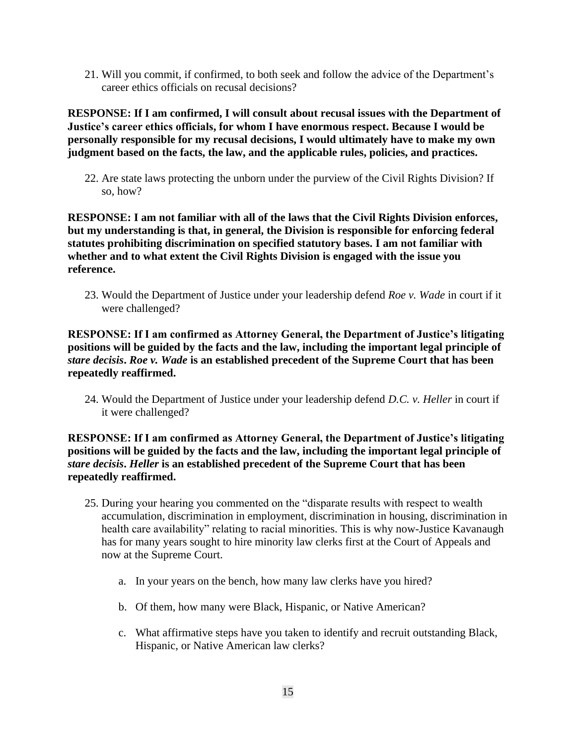21. Will you commit, if confirmed, to both seek and follow the advice of the Department's career ethics officials on recusal decisions?

**RESPONSE: If I am confirmed, I will consult about recusal issues with the Department of Justice's career ethics officials, for whom I have enormous respect. Because I would be personally responsible for my recusal decisions, I would ultimately have to make my own judgment based on the facts, the law, and the applicable rules, policies, and practices.**

22. Are state laws protecting the unborn under the purview of the Civil Rights Division? If so, how?

**RESPONSE: I am not familiar with all of the laws that the Civil Rights Division enforces, but my understanding is that, in general, the Division is responsible for enforcing federal statutes prohibiting discrimination on specified statutory bases. I am not familiar with whether and to what extent the Civil Rights Division is engaged with the issue you reference.**

23. Would the Department of Justice under your leadership defend *Roe v. Wade* in court if it were challenged?

**RESPONSE: If I am confirmed as Attorney General, the Department of Justice's litigating positions will be guided by the facts and the law, including the important legal principle of *stare decisis*. *Roe v. Wade* is an established precedent of the Supreme Court that has been repeatedly reaffirmed.**

24. Would the Department of Justice under your leadership defend *D.C. v. Heller* in court if it were challenged?

**RESPONSE: If I am confirmed as Attorney General, the Department of Justice's litigating positions will be guided by the facts and the law, including the important legal principle of *stare decisis*. *Heller* is an established precedent of the Supreme Court that has been repeatedly reaffirmed.**

25. During your hearing you commented on the "disparate results with respect to wealth accumulation, discrimination in employment, discrimination in housing, discrimination in health care availability" relating to racial minorities. This is why now-Justice Kavanaugh has for many years sought to hire minority law clerks first at the Court of Appeals and now at the Supreme Court.

    a. In your years on the bench, how many law clerks have you hired?

    b. Of them, how many were Black, Hispanic, or Native American?

    c. What affirmative steps have you taken to identify and recruit outstanding Black, Hispanic, or Native American law clerks?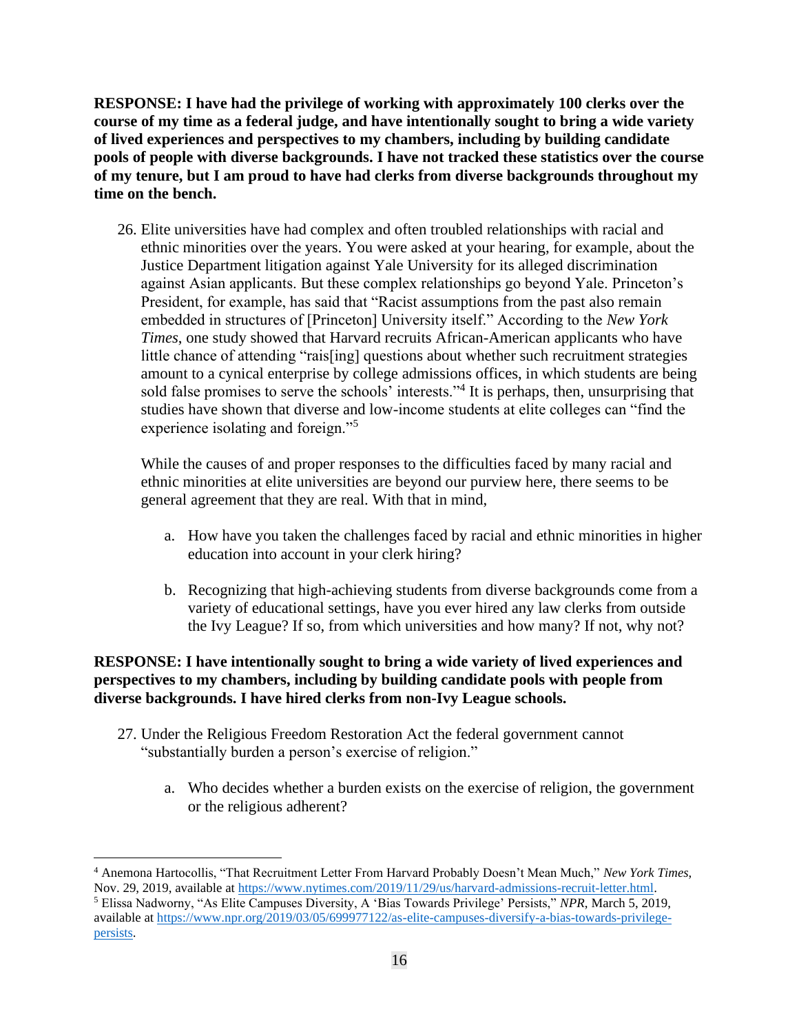**RESPONSE: I have had the privilege of working with approximately 100 clerks over the course of my time as a federal judge, and have intentionally sought to bring a wide variety of lived experiences and perspectives to my chambers, including by building candidate pools of people with diverse backgrounds. I have not tracked these statistics over the course of my tenure, but I am proud to have had clerks from diverse backgrounds throughout my time on the bench.**

26. Elite universities have had complex and often troubled relationships with racial and ethnic minorities over the years. You were asked at your hearing, for example, about the Justice Department litigation against Yale University for its alleged discrimination against Asian applicants. But these complex relationships go beyond Yale. Princeton's President, for example, has said that "Racist assumptions from the past also remain embedded in structures of [Princeton] University itself." According to the *New York Times*, one study showed that Harvard recruits African-American applicants who have little chance of attending "rais[ing] questions about whether such recruitment strategies amount to a cynical enterprise by college admissions offices, in which students are being sold false promises to serve the schools' interests."[4] It is perhaps, then, unsurprising that studies have shown that diverse and low-income students at elite colleges can "find the experience isolating and foreign."[5]

    While the causes of and proper responses to the difficulties faced by many racial and ethnic minorities at elite universities are beyond our purview here, there seems to be general agreement that they are real. With that in mind,

    a. How have you taken the challenges faced by racial and ethnic minorities in higher education into account in your clerk hiring?

    b. Recognizing that high-achieving students from diverse backgrounds come from a variety of educational settings, have you ever hired any law clerks from outside the Ivy League? If so, from which universities and how many? If not, why not?

**RESPONSE: I have intentionally sought to bring a wide variety of lived experiences and perspectives to my chambers, including by building candidate pools with people from diverse backgrounds. I have hired clerks from non-Ivy League schools.**

27. Under the Religious Freedom Restoration Act the federal government cannot "substantially burden a person's exercise of religion."

    a. Who decides whether a burden exists on the exercise of religion, the government or the religious adherent?

---

[4] Anemona Hartocollis, "That Recruitment Letter From Harvard Probably Doesn't Mean Much," *New York Times*, Nov. 29, 2019, available at https://www.nytimes.com/2019/11/29/us/harvard-admissions-recruit-letter.html.

[5] Elissa Nadworny, "As Elite Campuses Diversity, A 'Bias Towards Privilege' Persists," *NPR*, March 5, 2019, available at https://www.npr.org/2019/03/05/699977122/as-elite-campuses-diversify-a-bias-towards-privilege-persists.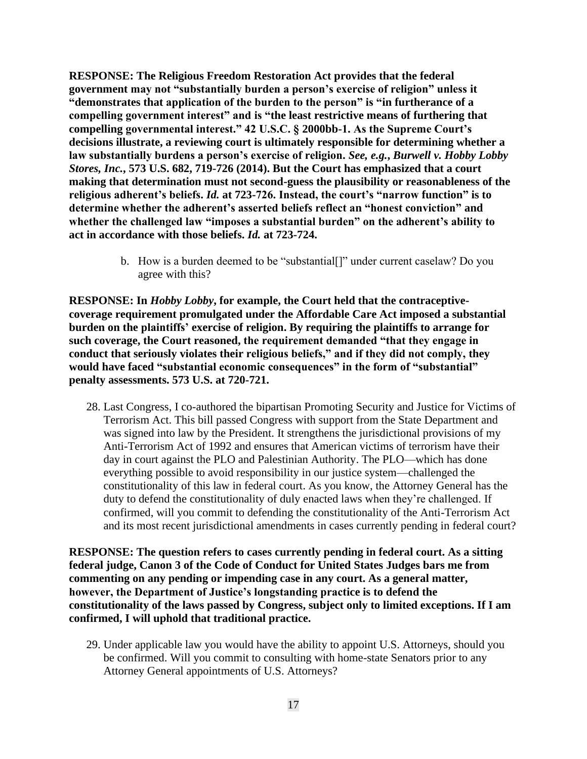**RESPONSE: The Religious Freedom Restoration Act provides that the federal government may not "substantially burden a person's exercise of religion" unless it "demonstrates that application of the burden to the person" is "in furtherance of a compelling government interest" and is "the least restrictive means of furthering that compelling governmental interest." 42 U.S.C. § 2000bb-1. As the Supreme Court's decisions illustrate, a reviewing court is ultimately responsible for determining whether a law substantially burdens a person's exercise of religion. *See, e.g.*, *Burwell v. Hobby Lobby Stores, Inc.*, 573 U.S. 682, 719-726 (2014). But the Court has emphasized that a court making that determination must not second-guess the plausibility or reasonableness of the religious adherent's beliefs. *Id.* at 723-726. Instead, the court's "narrow function" is to determine whether the adherent's asserted beliefs reflect an "honest conviction" and whether the challenged law "imposes a substantial burden" on the adherent's ability to act in accordance with those beliefs. *Id.* at 723-724.**

b. How is a burden deemed to be "substantial[]" under current caselaw? Do you agree with this?

**RESPONSE: In *Hobby Lobby*, for example, the Court held that the contraceptive-coverage requirement promulgated under the Affordable Care Act imposed a substantial burden on the plaintiffs' exercise of religion. By requiring the plaintiffs to arrange for such coverage, the Court reasoned, the requirement demanded "that they engage in conduct that seriously violates their religious beliefs," and if they did not comply, they would have faced "substantial economic consequences" in the form of "substantial" penalty assessments. 573 U.S. at 720-721.**

28. Last Congress, I co-authored the bipartisan Promoting Security and Justice for Victims of Terrorism Act. This bill passed Congress with support from the State Department and was signed into law by the President. It strengthens the jurisdictional provisions of my Anti-Terrorism Act of 1992 and ensures that American victims of terrorism have their day in court against the PLO and Palestinian Authority. The PLO—which has done everything possible to avoid responsibility in our justice system—challenged the constitutionality of this law in federal court. As you know, the Attorney General has the duty to defend the constitutionality of duly enacted laws when they're challenged. If confirmed, will you commit to defending the constitutionality of the Anti-Terrorism Act and its most recent jurisdictional amendments in cases currently pending in federal court?

**RESPONSE: The question refers to cases currently pending in federal court. As a sitting federal judge, Canon 3 of the Code of Conduct for United States Judges bars me from commenting on any pending or impending case in any court. As a general matter, however, the Department of Justice's longstanding practice is to defend the constitutionality of the laws passed by Congress, subject only to limited exceptions. If I am confirmed, I will uphold that traditional practice.**

29. Under applicable law you would have the ability to appoint U.S. Attorneys, should you be confirmed. Will you commit to consulting with home-state Senators prior to any Attorney General appointments of U.S. Attorneys?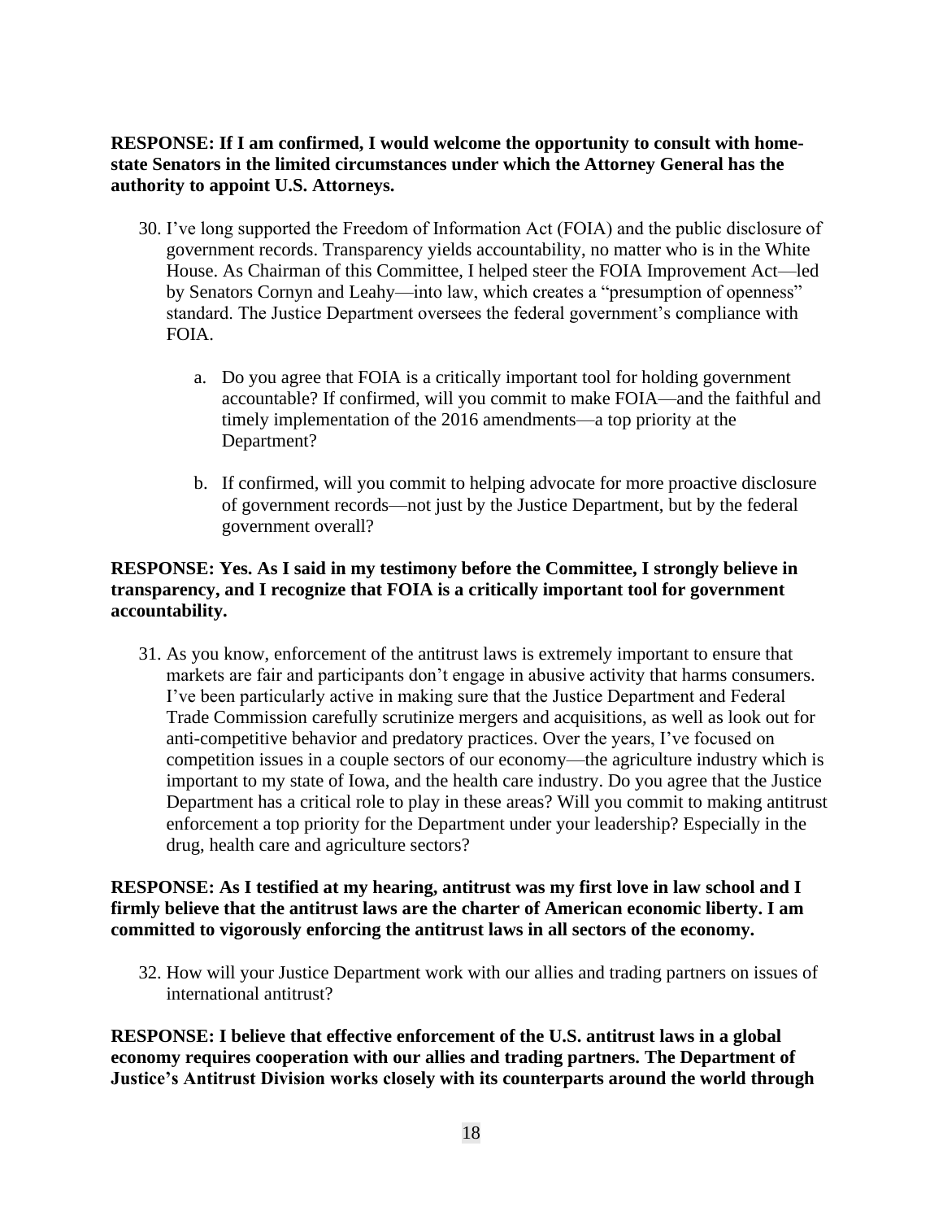**RESPONSE: If I am confirmed, I would welcome the opportunity to consult with home-state Senators in the limited circumstances under which the Attorney General has the authority to appoint U.S. Attorneys.**

30. I've long supported the Freedom of Information Act (FOIA) and the public disclosure of government records. Transparency yields accountability, no matter who is in the White House. As Chairman of this Committee, I helped steer the FOIA Improvement Act—led by Senators Cornyn and Leahy—into law, which creates a "presumption of openness" standard. The Justice Department oversees the federal government's compliance with FOIA.

    a. Do you agree that FOIA is a critically important tool for holding government accountable? If confirmed, will you commit to make FOIA—and the faithful and timely implementation of the 2016 amendments—a top priority at the Department?

    b. If confirmed, will you commit to helping advocate for more proactive disclosure of government records—not just by the Justice Department, but by the federal government overall?

**RESPONSE: Yes. As I said in my testimony before the Committee, I strongly believe in transparency, and I recognize that FOIA is a critically important tool for government accountability.**

31. As you know, enforcement of the antitrust laws is extremely important to ensure that markets are fair and participants don't engage in abusive activity that harms consumers. I've been particularly active in making sure that the Justice Department and Federal Trade Commission carefully scrutinize mergers and acquisitions, as well as look out for anti-competitive behavior and predatory practices. Over the years, I've focused on competition issues in a couple sectors of our economy—the agriculture industry which is important to my state of Iowa, and the health care industry. Do you agree that the Justice Department has a critical role to play in these areas? Will you commit to making antitrust enforcement a top priority for the Department under your leadership? Especially in the drug, health care and agriculture sectors?

**RESPONSE: As I testified at my hearing, antitrust was my first love in law school and I firmly believe that the antitrust laws are the charter of American economic liberty. I am committed to vigorously enforcing the antitrust laws in all sectors of the economy.**

32. How will your Justice Department work with our allies and trading partners on issues of international antitrust?

**RESPONSE: I believe that effective enforcement of the U.S. antitrust laws in a global economy requires cooperation with our allies and trading partners. The Department of Justice's Antitrust Division works closely with its counterparts around the world through**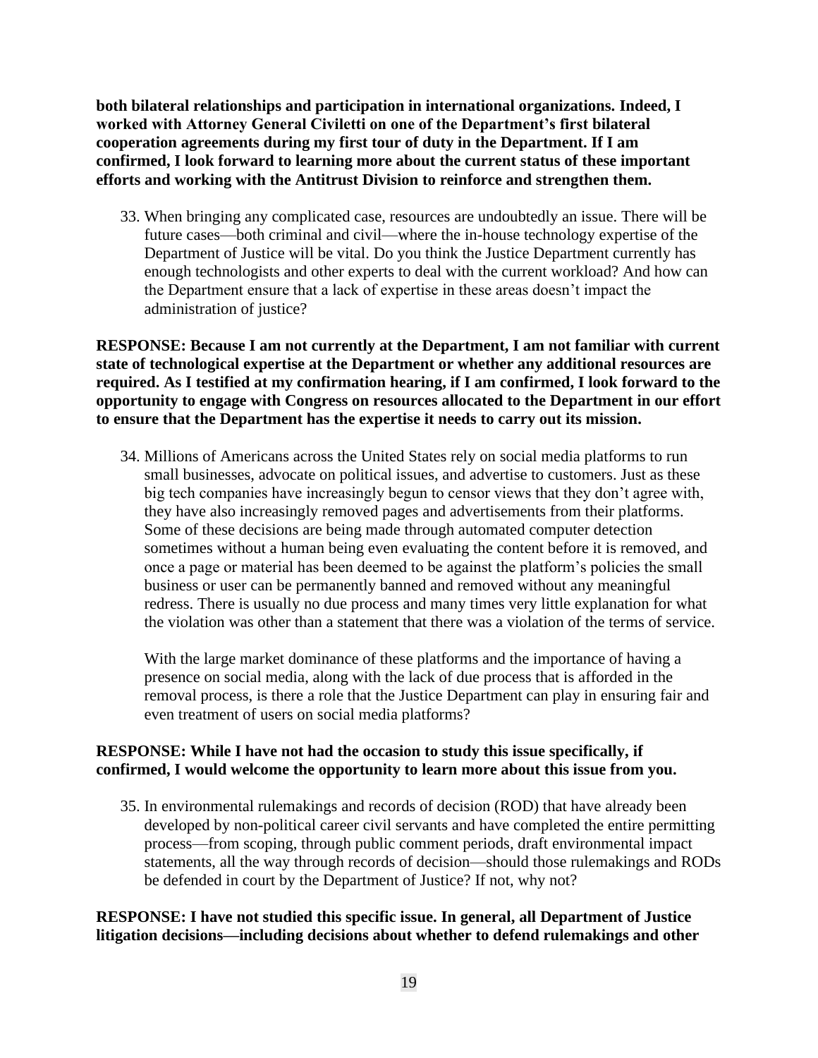**both bilateral relationships and participation in international organizations. Indeed, I worked with Attorney General Civiletti on one of the Department's first bilateral cooperation agreements during my first tour of duty in the Department. If I am confirmed, I look forward to learning more about the current status of these important efforts and working with the Antitrust Division to reinforce and strengthen them.**

33. When bringing any complicated case, resources are undoubtedly an issue. There will be future cases—both criminal and civil—where the in-house technology expertise of the Department of Justice will be vital. Do you think the Justice Department currently has enough technologists and other experts to deal with the current workload? And how can the Department ensure that a lack of expertise in these areas doesn't impact the administration of justice?

**RESPONSE: Because I am not currently at the Department, I am not familiar with current state of technological expertise at the Department or whether any additional resources are required. As I testified at my confirmation hearing, if I am confirmed, I look forward to the opportunity to engage with Congress on resources allocated to the Department in our effort to ensure that the Department has the expertise it needs to carry out its mission.**

34. Millions of Americans across the United States rely on social media platforms to run small businesses, advocate on political issues, and advertise to customers. Just as these big tech companies have increasingly begun to censor views that they don't agree with, they have also increasingly removed pages and advertisements from their platforms. Some of these decisions are being made through automated computer detection sometimes without a human being even evaluating the content before it is removed, and once a page or material has been deemed to be against the platform's policies the small business or user can be permanently banned and removed without any meaningful redress. There is usually no due process and many times very little explanation for what the violation was other than a statement that there was a violation of the terms of service.

    With the large market dominance of these platforms and the importance of having a presence on social media, along with the lack of due process that is afforded in the removal process, is there a role that the Justice Department can play in ensuring fair and even treatment of users on social media platforms?

**RESPONSE: While I have not had the occasion to study this issue specifically, if confirmed, I would welcome the opportunity to learn more about this issue from you.**

35. In environmental rulemakings and records of decision (ROD) that have already been developed by non-political career civil servants and have completed the entire permitting process—from scoping, through public comment periods, draft environmental impact statements, all the way through records of decision—should those rulemakings and RODs be defended in court by the Department of Justice? If not, why not?

**RESPONSE: I have not studied this specific issue. In general, all Department of Justice litigation decisions—including decisions about whether to defend rulemakings and other**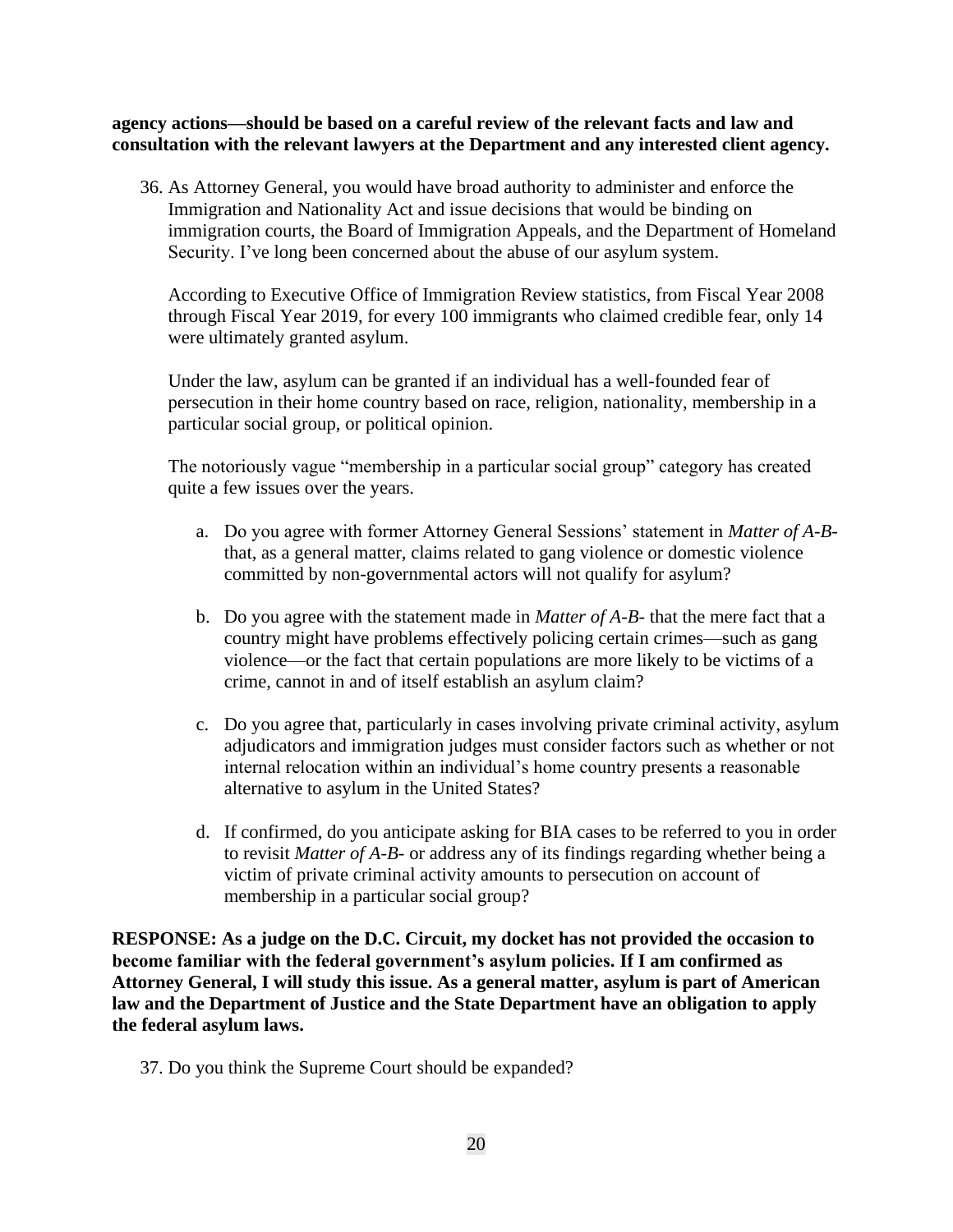**agency actions—should be based on a careful review of the relevant facts and law and consultation with the relevant lawyers at the Department and any interested client agency.**

36. As Attorney General, you would have broad authority to administer and enforce the Immigration and Nationality Act and issue decisions that would be binding on immigration courts, the Board of Immigration Appeals, and the Department of Homeland Security. I've long been concerned about the abuse of our asylum system.

    According to Executive Office of Immigration Review statistics, from Fiscal Year 2008 through Fiscal Year 2019, for every 100 immigrants who claimed credible fear, only 14 were ultimately granted asylum.

    Under the law, asylum can be granted if an individual has a well-founded fear of persecution in their home country based on race, religion, nationality, membership in a particular social group, or political opinion.

    The notoriously vague "membership in a particular social group" category has created quite a few issues over the years.

    a. Do you agree with former Attorney General Sessions' statement in *Matter of A-B-* that, as a general matter, claims related to gang violence or domestic violence committed by non-governmental actors will not qualify for asylum?

    b. Do you agree with the statement made in *Matter of A-B-* that the mere fact that a country might have problems effectively policing certain crimes—such as gang violence—or the fact that certain populations are more likely to be victims of a crime, cannot in and of itself establish an asylum claim?

    c. Do you agree that, particularly in cases involving private criminal activity, asylum adjudicators and immigration judges must consider factors such as whether or not internal relocation within an individual's home country presents a reasonable alternative to asylum in the United States?

    d. If confirmed, do you anticipate asking for BIA cases to be referred to you in order to revisit *Matter of A-B-* or address any of its findings regarding whether being a victim of private criminal activity amounts to persecution on account of membership in a particular social group?

**RESPONSE: As a judge on the D.C. Circuit, my docket has not provided the occasion to become familiar with the federal government's asylum policies. If I am confirmed as Attorney General, I will study this issue. As a general matter, asylum is part of American law and the Department of Justice and the State Department have an obligation to apply the federal asylum laws.**

37. Do you think the Supreme Court should be expanded?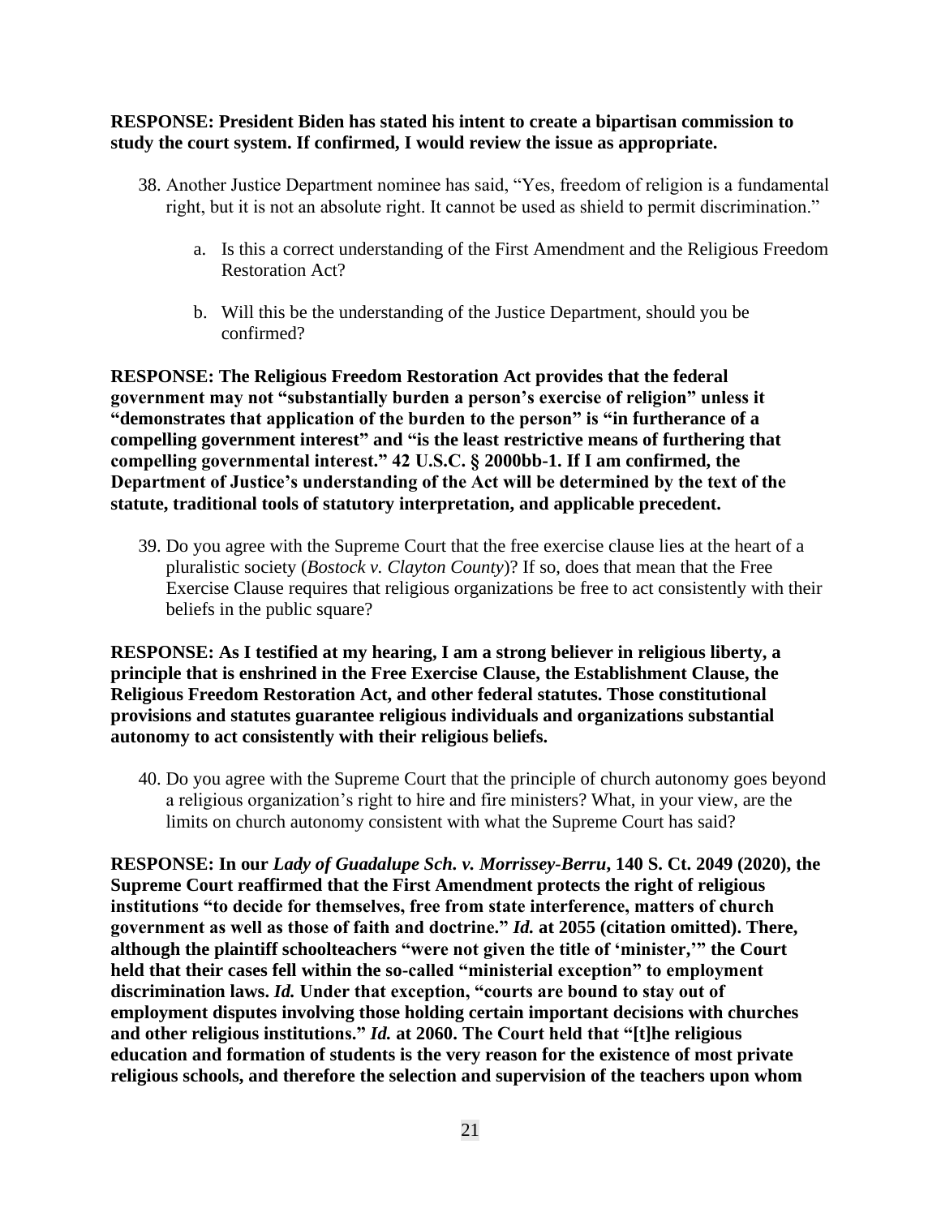**RESPONSE: President Biden has stated his intent to create a bipartisan commission to study the court system. If confirmed, I would review the issue as appropriate.**

38. Another Justice Department nominee has said, "Yes, freedom of religion is a fundamental right, but it is not an absolute right. It cannot be used as shield to permit discrimination."

    a. Is this a correct understanding of the First Amendment and the Religious Freedom Restoration Act?

    b. Will this be the understanding of the Justice Department, should you be confirmed?

**RESPONSE: The Religious Freedom Restoration Act provides that the federal government may not "substantially burden a person's exercise of religion" unless it "demonstrates that application of the burden to the person" is "in furtherance of a compelling government interest" and "is the least restrictive means of furthering that compelling governmental interest." 42 U.S.C. § 2000bb-1. If I am confirmed, the Department of Justice's understanding of the Act will be determined by the text of the statute, traditional tools of statutory interpretation, and applicable precedent.**

39. Do you agree with the Supreme Court that the free exercise clause lies at the heart of a pluralistic society (*Bostock v. Clayton County*)? If so, does that mean that the Free Exercise Clause requires that religious organizations be free to act consistently with their beliefs in the public square?

**RESPONSE: As I testified at my hearing, I am a strong believer in religious liberty, a principle that is enshrined in the Free Exercise Clause, the Establishment Clause, the Religious Freedom Restoration Act, and other federal statutes. Those constitutional provisions and statutes guarantee religious individuals and organizations substantial autonomy to act consistently with their religious beliefs.**

40. Do you agree with the Supreme Court that the principle of church autonomy goes beyond a religious organization's right to hire and fire ministers? What, in your view, are the limits on church autonomy consistent with what the Supreme Court has said?

**RESPONSE: In our *Lady of Guadalupe Sch. v. Morrissey-Berru*, 140 S. Ct. 2049 (2020), the Supreme Court reaffirmed that the First Amendment protects the right of religious institutions "to decide for themselves, free from state interference, matters of church government as well as those of faith and doctrine."** ***Id.*** **at 2055 (citation omitted). There, although the plaintiff schoolteachers "were not given the title of 'minister,'" the Court held that their cases fell within the so-called "ministerial exception" to employment discrimination laws.** ***Id.*** **Under that exception, "courts are bound to stay out of employment disputes involving those holding certain important decisions with churches and other religious institutions."** ***Id.*** **at 2060. The Court held that "[t]he religious education and formation of students is the very reason for the existence of most private religious schools, and therefore the selection and supervision of the teachers upon whom**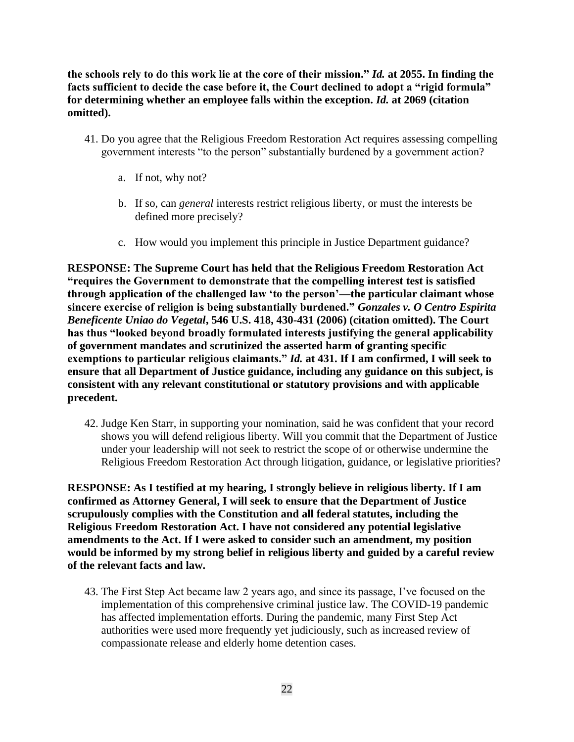**the schools rely to do this work lie at the core of their mission."** ***Id.*** **at 2055. In finding the facts sufficient to decide the case before it, the Court declined to adopt a "rigid formula" for determining whether an employee falls within the exception.** ***Id.*** **at 2069 (citation omitted).**

41. Do you agree that the Religious Freedom Restoration Act requires assessing compelling government interests "to the person" substantially burdened by a government action?

    a. If not, why not?

    b. If so, can *general* interests restrict religious liberty, or must the interests be defined more precisely?

    c. How would you implement this principle in Justice Department guidance?

**RESPONSE: The Supreme Court has held that the Religious Freedom Restoration Act "requires the Government to demonstrate that the compelling interest test is satisfied through application of the challenged law 'to the person'—the particular claimant whose sincere exercise of religion is being substantially burdened."** ***Gonzales v. O Centro Espirita Beneficente Uniao do Vegetal*****, 546 U.S. 418, 430-431 (2006) (citation omitted). The Court has thus "looked beyond broadly formulated interests justifying the general applicability of government mandates and scrutinized the asserted harm of granting specific exemptions to particular religious claimants."** ***Id.*** **at 431. If I am confirmed, I will seek to ensure that all Department of Justice guidance, including any guidance on this subject, is consistent with any relevant constitutional or statutory provisions and with applicable precedent.**

42. Judge Ken Starr, in supporting your nomination, said he was confident that your record shows you will defend religious liberty. Will you commit that the Department of Justice under your leadership will not seek to restrict the scope of or otherwise undermine the Religious Freedom Restoration Act through litigation, guidance, or legislative priorities?

**RESPONSE: As I testified at my hearing, I strongly believe in religious liberty. If I am confirmed as Attorney General, I will seek to ensure that the Department of Justice scrupulously complies with the Constitution and all federal statutes, including the Religious Freedom Restoration Act. I have not considered any potential legislative amendments to the Act. If I were asked to consider such an amendment, my position would be informed by my strong belief in religious liberty and guided by a careful review of the relevant facts and law.**

43. The First Step Act became law 2 years ago, and since its passage, I've focused on the implementation of this comprehensive criminal justice law. The COVID-19 pandemic has affected implementation efforts. During the pandemic, many First Step Act authorities were used more frequently yet judiciously, such as increased review of compassionate release and elderly home detention cases.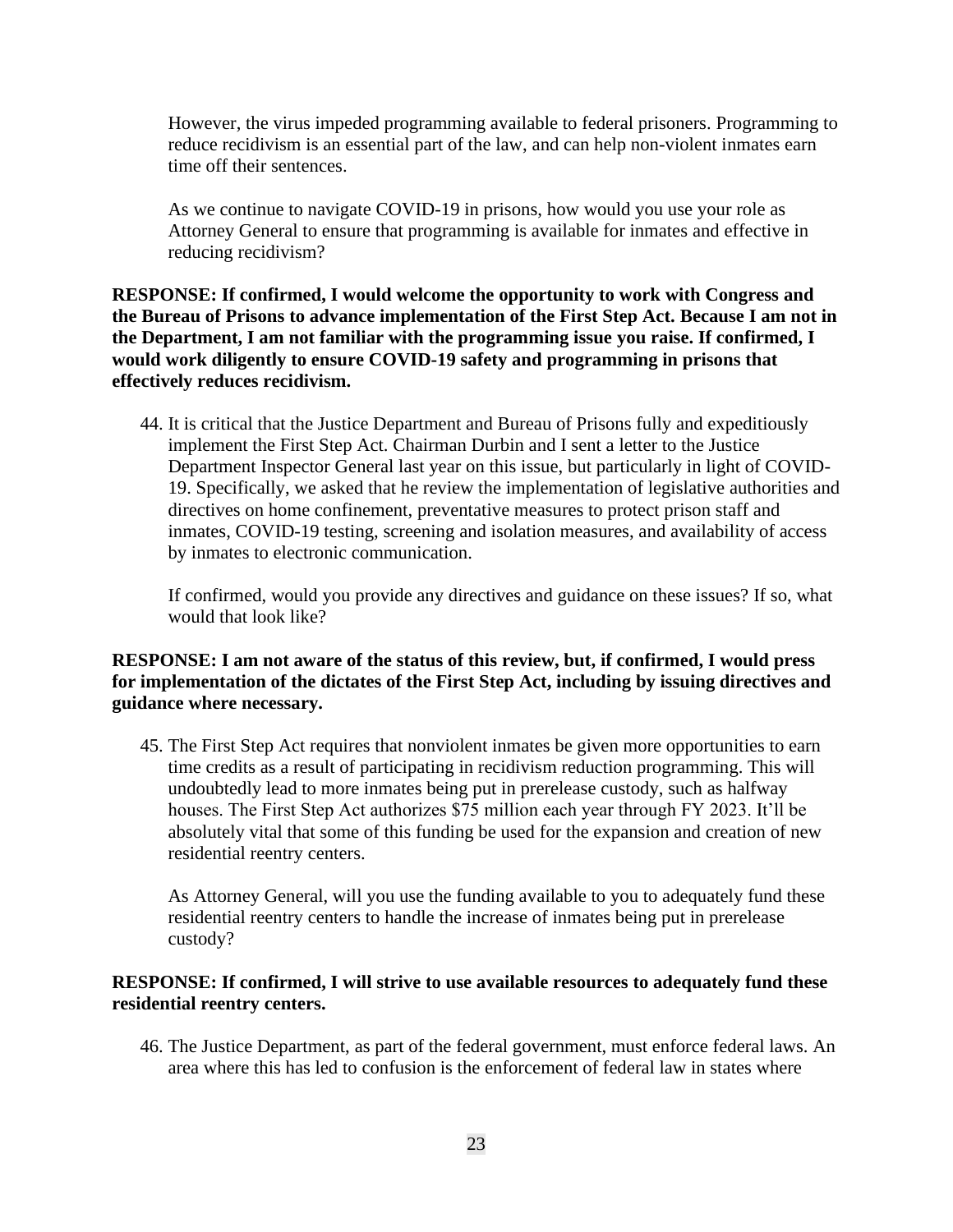However, the virus impeded programming available to federal prisoners. Programming to reduce recidivism is an essential part of the law, and can help non-violent inmates earn time off their sentences.

As we continue to navigate COVID-19 in prisons, how would you use your role as Attorney General to ensure that programming is available for inmates and effective in reducing recidivism?

**RESPONSE: If confirmed, I would welcome the opportunity to work with Congress and the Bureau of Prisons to advance implementation of the First Step Act. Because I am not in the Department, I am not familiar with the programming issue you raise. If confirmed, I would work diligently to ensure COVID-19 safety and programming in prisons that effectively reduces recidivism.**

44. It is critical that the Justice Department and Bureau of Prisons fully and expeditiously implement the First Step Act. Chairman Durbin and I sent a letter to the Justice Department Inspector General last year on this issue, but particularly in light of COVID-19. Specifically, we asked that he review the implementation of legislative authorities and directives on home confinement, preventative measures to protect prison staff and inmates, COVID-19 testing, screening and isolation measures, and availability of access by inmates to electronic communication.

    If confirmed, would you provide any directives and guidance on these issues? If so, what would that look like?

**RESPONSE: I am not aware of the status of this review, but, if confirmed, I would press for implementation of the dictates of the First Step Act, including by issuing directives and guidance where necessary.**

45. The First Step Act requires that nonviolent inmates be given more opportunities to earn time credits as a result of participating in recidivism reduction programming. This will undoubtedly lead to more inmates being put in prerelease custody, such as halfway houses. The First Step Act authorizes $75 million each year through FY 2023. It'll be absolutely vital that some of this funding be used for the expansion and creation of new residential reentry centers.

    As Attorney General, will you use the funding available to you to adequately fund these residential reentry centers to handle the increase of inmates being put in prerelease custody?

**RESPONSE: If confirmed, I will strive to use available resources to adequately fund these residential reentry centers.**

46. The Justice Department, as part of the federal government, must enforce federal laws. An area where this has led to confusion is the enforcement of federal law in states where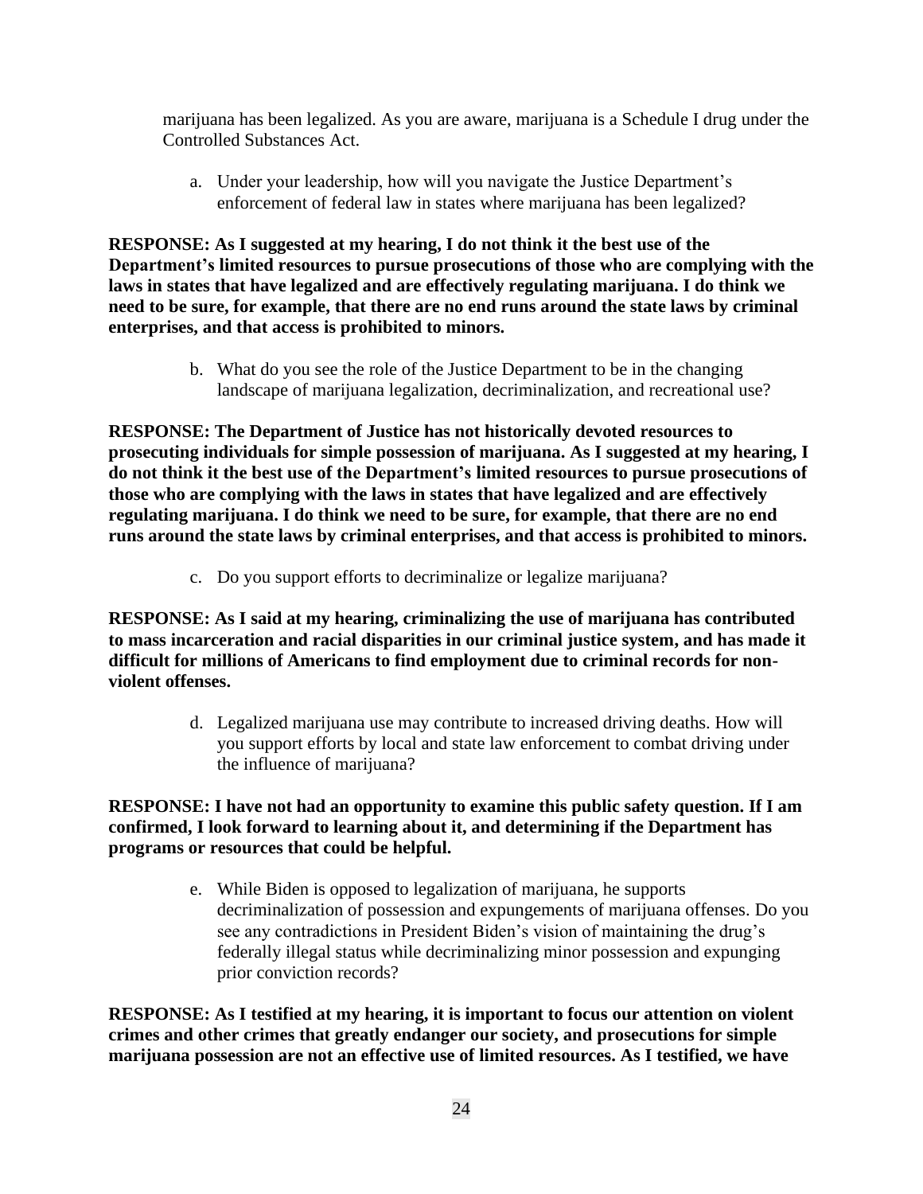marijuana has been legalized. As you are aware, marijuana is a Schedule I drug under the Controlled Substances Act.

a. Under your leadership, how will you navigate the Justice Department's enforcement of federal law in states where marijuana has been legalized?

**RESPONSE: As I suggested at my hearing, I do not think it the best use of the Department's limited resources to pursue prosecutions of those who are complying with the laws in states that have legalized and are effectively regulating marijuana. I do think we need to be sure, for example, that there are no end runs around the state laws by criminal enterprises, and that access is prohibited to minors.**

b. What do you see the role of the Justice Department to be in the changing landscape of marijuana legalization, decriminalization, and recreational use?

**RESPONSE: The Department of Justice has not historically devoted resources to prosecuting individuals for simple possession of marijuana. As I suggested at my hearing, I do not think it the best use of the Department's limited resources to pursue prosecutions of those who are complying with the laws in states that have legalized and are effectively regulating marijuana. I do think we need to be sure, for example, that there are no end runs around the state laws by criminal enterprises, and that access is prohibited to minors.**

c. Do you support efforts to decriminalize or legalize marijuana?

**RESPONSE: As I said at my hearing, criminalizing the use of marijuana has contributed to mass incarceration and racial disparities in our criminal justice system, and has made it difficult for millions of Americans to find employment due to criminal records for non-violent offenses.**

d. Legalized marijuana use may contribute to increased driving deaths. How will you support efforts by local and state law enforcement to combat driving under the influence of marijuana?

**RESPONSE: I have not had an opportunity to examine this public safety question. If I am confirmed, I look forward to learning about it, and determining if the Department has programs or resources that could be helpful.**

e. While Biden is opposed to legalization of marijuana, he supports decriminalization of possession and expungements of marijuana offenses. Do you see any contradictions in President Biden's vision of maintaining the drug's federally illegal status while decriminalizing minor possession and expunging prior conviction records?

**RESPONSE: As I testified at my hearing, it is important to focus our attention on violent crimes and other crimes that greatly endanger our society, and prosecutions for simple marijuana possession are not an effective use of limited resources. As I testified, we have**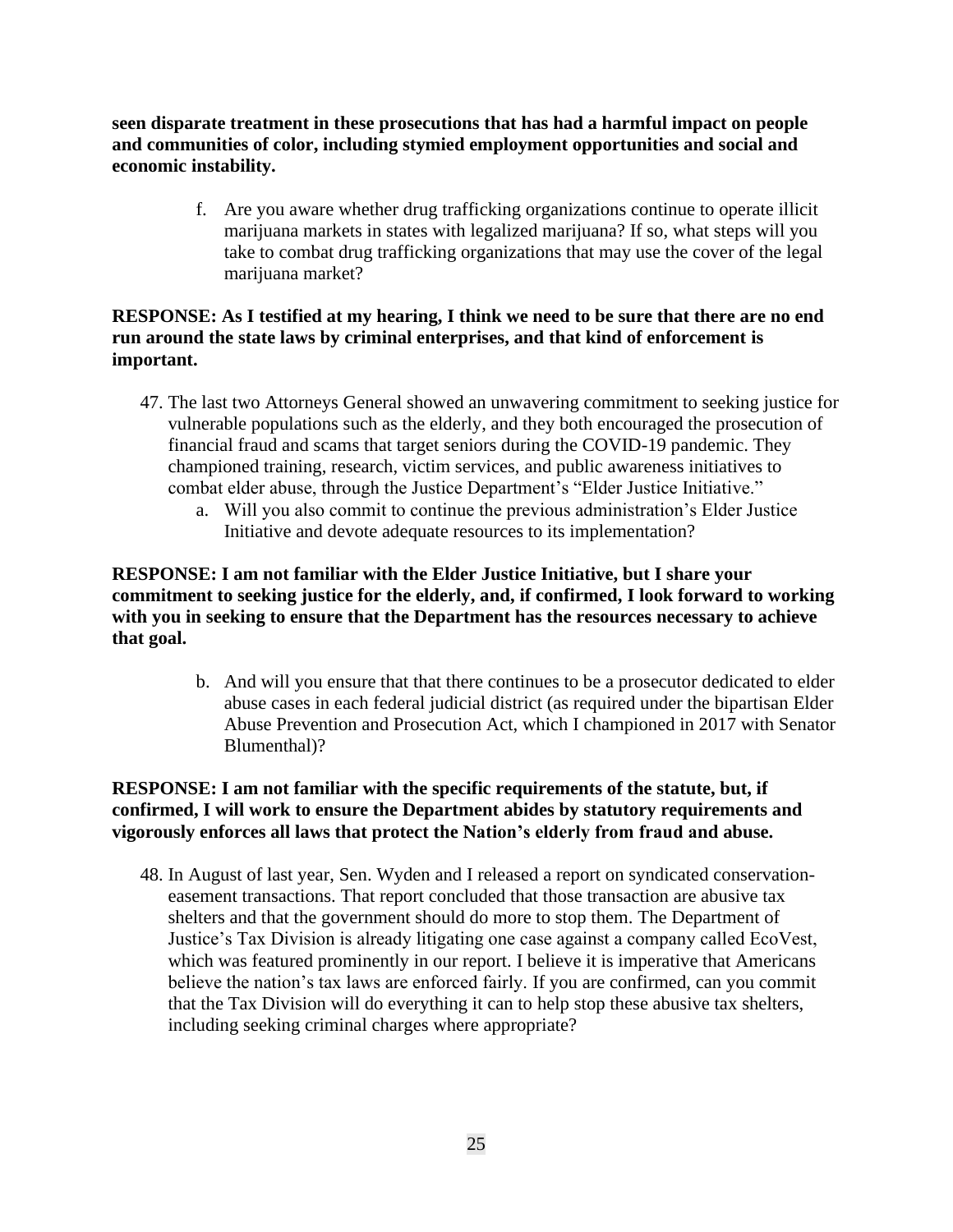**seen disparate treatment in these prosecutions that has had a harmful impact on people and communities of color, including stymied employment opportunities and social and economic instability.**

f. Are you aware whether drug trafficking organizations continue to operate illicit marijuana markets in states with legalized marijuana? If so, what steps will you take to combat drug trafficking organizations that may use the cover of the legal marijuana market?

**RESPONSE: As I testified at my hearing, I think we need to be sure that there are no end run around the state laws by criminal enterprises, and that kind of enforcement is important.**

47. The last two Attorneys General showed an unwavering commitment to seeking justice for vulnerable populations such as the elderly, and they both encouraged the prosecution of financial fraud and scams that target seniors during the COVID-19 pandemic. They championed training, research, victim services, and public awareness initiatives to combat elder abuse, through the Justice Department's "Elder Justice Initiative."
    a. Will you also commit to continue the previous administration's Elder Justice Initiative and devote adequate resources to its implementation?

**RESPONSE: I am not familiar with the Elder Justice Initiative, but I share your commitment to seeking justice for the elderly, and, if confirmed, I look forward to working with you in seeking to ensure that the Department has the resources necessary to achieve that goal.**

b. And will you ensure that that there continues to be a prosecutor dedicated to elder abuse cases in each federal judicial district (as required under the bipartisan Elder Abuse Prevention and Prosecution Act, which I championed in 2017 with Senator Blumenthal)?

**RESPONSE: I am not familiar with the specific requirements of the statute, but, if confirmed, I will work to ensure the Department abides by statutory requirements and vigorously enforces all laws that protect the Nation's elderly from fraud and abuse.**

48. In August of last year, Sen. Wyden and I released a report on syndicated conservation-easement transactions. That report concluded that those transaction are abusive tax shelters and that the government should do more to stop them. The Department of Justice's Tax Division is already litigating one case against a company called EcoVest, which was featured prominently in our report. I believe it is imperative that Americans believe the nation's tax laws are enforced fairly. If you are confirmed, can you commit that the Tax Division will do everything it can to help stop these abusive tax shelters, including seeking criminal charges where appropriate?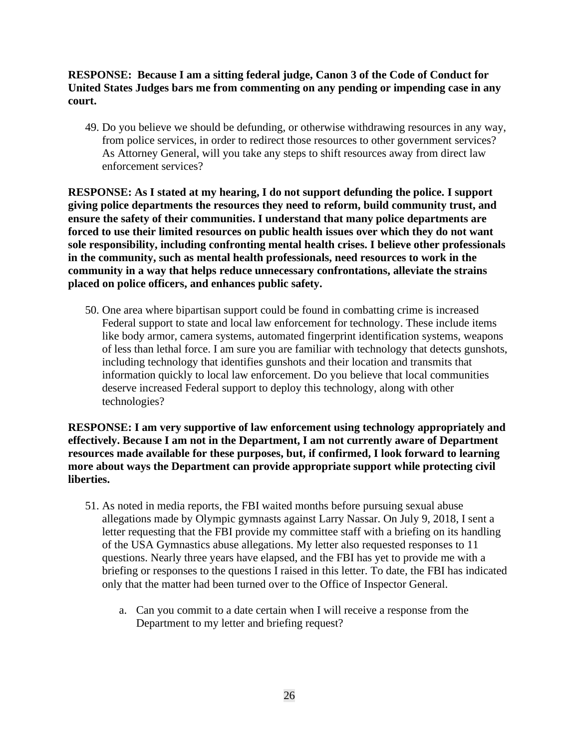**RESPONSE: Because I am a sitting federal judge, Canon 3 of the Code of Conduct for United States Judges bars me from commenting on any pending or impending case in any court.**

49. Do you believe we should be defunding, or otherwise withdrawing resources in any way, from police services, in order to redirect those resources to other government services? As Attorney General, will you take any steps to shift resources away from direct law enforcement services?

**RESPONSE: As I stated at my hearing, I do not support defunding the police. I support giving police departments the resources they need to reform, build community trust, and ensure the safety of their communities. I understand that many police departments are forced to use their limited resources on public health issues over which they do not want sole responsibility, including confronting mental health crises. I believe other professionals in the community, such as mental health professionals, need resources to work in the community in a way that helps reduce unnecessary confrontations, alleviate the strains placed on police officers, and enhances public safety.**

50. One area where bipartisan support could be found in combatting crime is increased Federal support to state and local law enforcement for technology. These include items like body armor, camera systems, automated fingerprint identification systems, weapons of less than lethal force. I am sure you are familiar with technology that detects gunshots, including technology that identifies gunshots and their location and transmits that information quickly to local law enforcement. Do you believe that local communities deserve increased Federal support to deploy this technology, along with other technologies?

**RESPONSE: I am very supportive of law enforcement using technology appropriately and effectively. Because I am not in the Department, I am not currently aware of Department resources made available for these purposes, but, if confirmed, I look forward to learning more about ways the Department can provide appropriate support while protecting civil liberties.**

51. As noted in media reports, the FBI waited months before pursuing sexual abuse allegations made by Olympic gymnasts against Larry Nassar. On July 9, 2018, I sent a letter requesting that the FBI provide my committee staff with a briefing on its handling of the USA Gymnastics abuse allegations. My letter also requested responses to 11 questions. Nearly three years have elapsed, and the FBI has yet to provide me with a briefing or responses to the questions I raised in this letter. To date, the FBI has indicated only that the matter had been turned over to the Office of Inspector General.

    a. Can you commit to a date certain when I will receive a response from the Department to my letter and briefing request?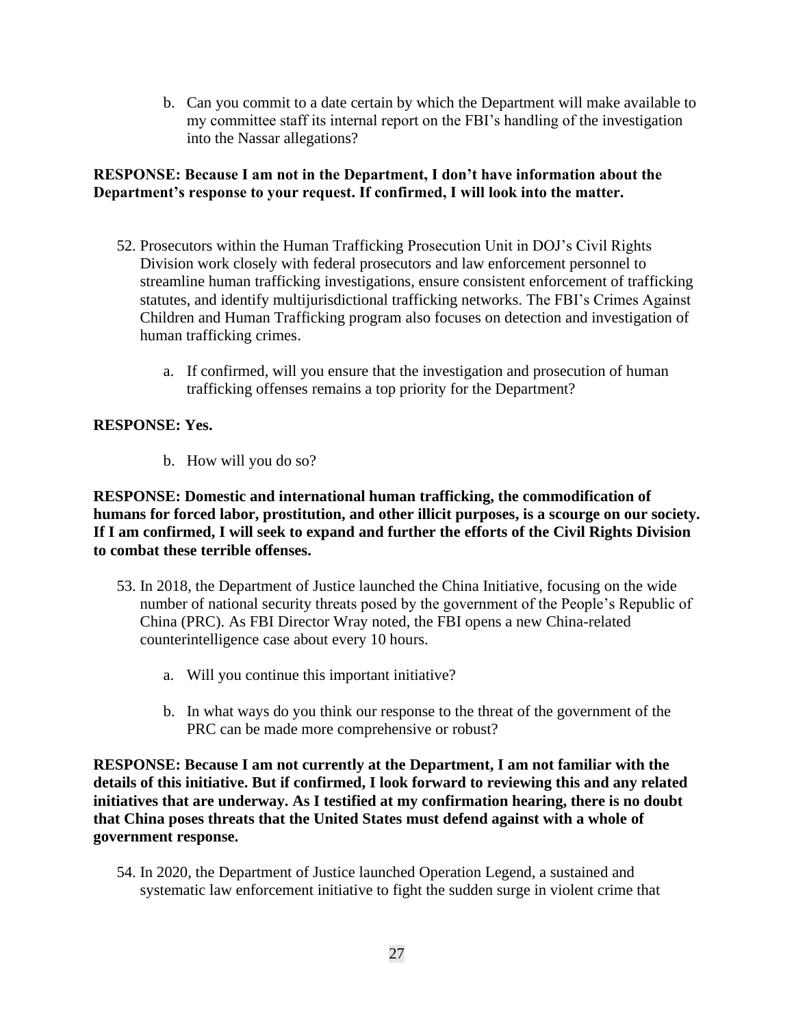b. Can you commit to a date certain by which the Department will make available to my committee staff its internal report on the FBI's handling of the investigation into the Nassar allegations?

**RESPONSE: Because I am not in the Department, I don't have information about the Department's response to your request. If confirmed, I will look into the matter.**

52. Prosecutors within the Human Trafficking Prosecution Unit in DOJ's Civil Rights Division work closely with federal prosecutors and law enforcement personnel to streamline human trafficking investigations, ensure consistent enforcement of trafficking statutes, and identify multijurisdictional trafficking networks. The FBI's Crimes Against Children and Human Trafficking program also focuses on detection and investigation of human trafficking crimes.

    a. If confirmed, will you ensure that the investigation and prosecution of human trafficking offenses remains a top priority for the Department?

**RESPONSE: Yes.**

    b. How will you do so?

**RESPONSE: Domestic and international human trafficking, the commodification of humans for forced labor, prostitution, and other illicit purposes, is a scourge on our society. If I am confirmed, I will seek to expand and further the efforts of the Civil Rights Division to combat these terrible offenses.**

53. In 2018, the Department of Justice launched the China Initiative, focusing on the wide number of national security threats posed by the government of the People's Republic of China (PRC). As FBI Director Wray noted, the FBI opens a new China-related counterintelligence case about every 10 hours.

    a. Will you continue this important initiative?

    b. In what ways do you think our response to the threat of the government of the PRC can be made more comprehensive or robust?

**RESPONSE: Because I am not currently at the Department, I am not familiar with the details of this initiative. But if confirmed, I look forward to reviewing this and any related initiatives that are underway. As I testified at my confirmation hearing, there is no doubt that China poses threats that the United States must defend against with a whole of government response.**

54. In 2020, the Department of Justice launched Operation Legend, a sustained and systematic law enforcement initiative to fight the sudden surge in violent crime that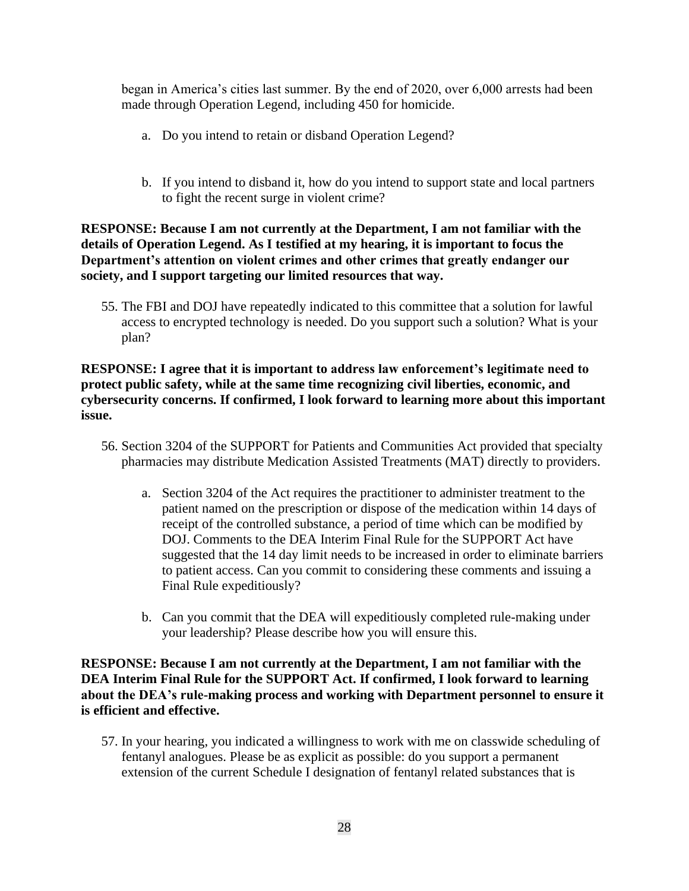began in America's cities last summer. By the end of 2020, over 6,000 arrests had been made through Operation Legend, including 450 for homicide.

a. Do you intend to retain or disband Operation Legend?

b. If you intend to disband it, how do you intend to support state and local partners to fight the recent surge in violent crime?

**RESPONSE: Because I am not currently at the Department, I am not familiar with the details of Operation Legend. As I testified at my hearing, it is important to focus the Department's attention on violent crimes and other crimes that greatly endanger our society, and I support targeting our limited resources that way.**

55. The FBI and DOJ have repeatedly indicated to this committee that a solution for lawful access to encrypted technology is needed. Do you support such a solution? What is your plan?

**RESPONSE: I agree that it is important to address law enforcement's legitimate need to protect public safety, while at the same time recognizing civil liberties, economic, and cybersecurity concerns. If confirmed, I look forward to learning more about this important issue.**

56. Section 3204 of the SUPPORT for Patients and Communities Act provided that specialty pharmacies may distribute Medication Assisted Treatments (MAT) directly to providers.

    a. Section 3204 of the Act requires the practitioner to administer treatment to the patient named on the prescription or dispose of the medication within 14 days of receipt of the controlled substance, a period of time which can be modified by DOJ. Comments to the DEA Interim Final Rule for the SUPPORT Act have suggested that the 14 day limit needs to be increased in order to eliminate barriers to patient access. Can you commit to considering these comments and issuing a Final Rule expeditiously?

    b. Can you commit that the DEA will expeditiously completed rule-making under your leadership? Please describe how you will ensure this.

**RESPONSE: Because I am not currently at the Department, I am not familiar with the DEA Interim Final Rule for the SUPPORT Act. If confirmed, I look forward to learning about the DEA's rule-making process and working with Department personnel to ensure it is efficient and effective.**

57. In your hearing, you indicated a willingness to work with me on classwide scheduling of fentanyl analogues. Please be as explicit as possible: do you support a permanent extension of the current Schedule I designation of fentanyl related substances that is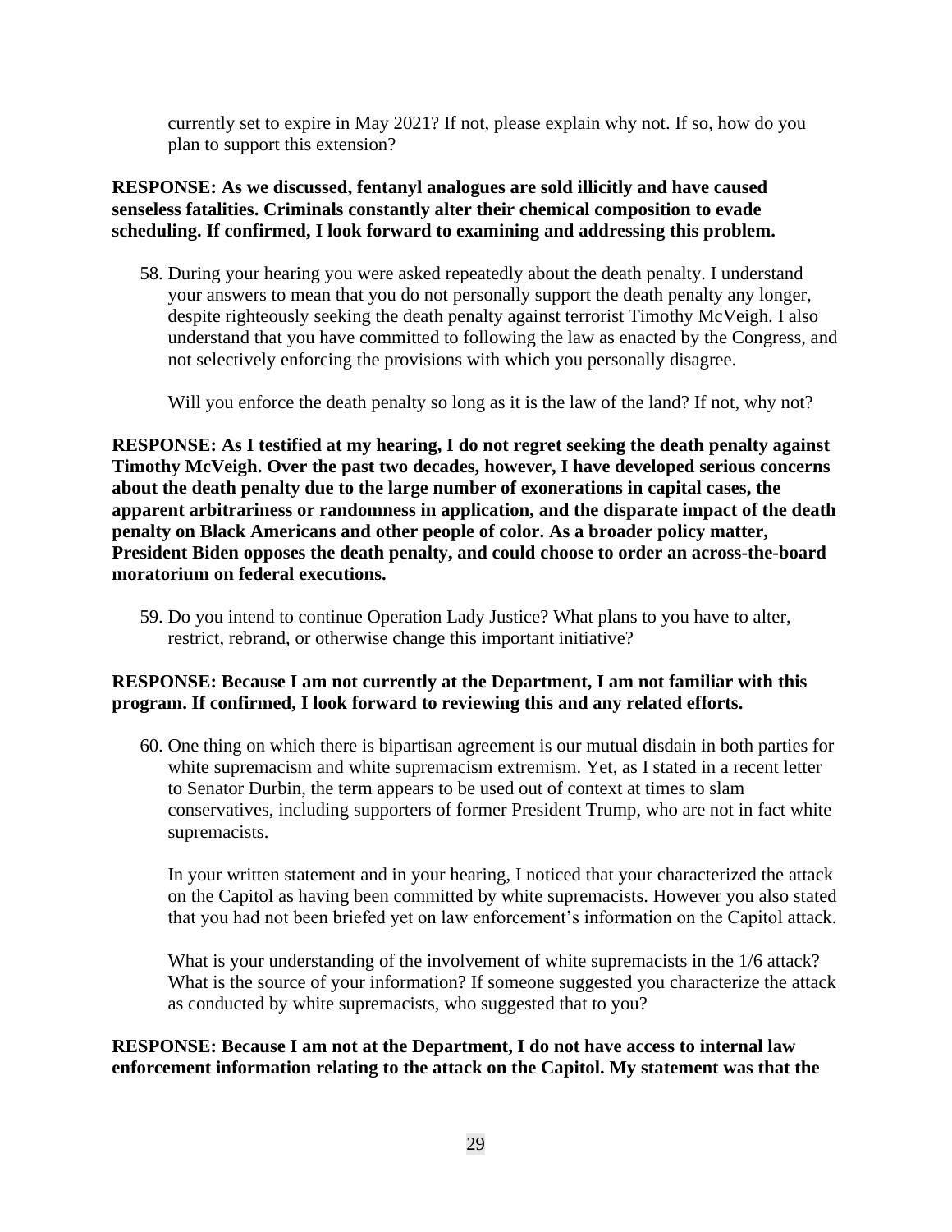currently set to expire in May 2021? If not, please explain why not. If so, how do you plan to support this extension?

**RESPONSE: As we discussed, fentanyl analogues are sold illicitly and have caused senseless fatalities. Criminals constantly alter their chemical composition to evade scheduling. If confirmed, I look forward to examining and addressing this problem.**

58. During your hearing you were asked repeatedly about the death penalty. I understand your answers to mean that you do not personally support the death penalty any longer, despite righteously seeking the death penalty against terrorist Timothy McVeigh. I also understand that you have committed to following the law as enacted by the Congress, and not selectively enforcing the provisions with which you personally disagree.

    Will you enforce the death penalty so long as it is the law of the land? If not, why not?

**RESPONSE: As I testified at my hearing, I do not regret seeking the death penalty against Timothy McVeigh. Over the past two decades, however, I have developed serious concerns about the death penalty due to the large number of exonerations in capital cases, the apparent arbitrariness or randomness in application, and the disparate impact of the death penalty on Black Americans and other people of color. As a broader policy matter, President Biden opposes the death penalty, and could choose to order an across-the-board moratorium on federal executions.**

59. Do you intend to continue Operation Lady Justice? What plans to you have to alter, restrict, rebrand, or otherwise change this important initiative?

**RESPONSE: Because I am not currently at the Department, I am not familiar with this program. If confirmed, I look forward to reviewing this and any related efforts.**

60. One thing on which there is bipartisan agreement is our mutual disdain in both parties for white supremacism and white supremacism extremism. Yet, as I stated in a recent letter to Senator Durbin, the term appears to be used out of context at times to slam conservatives, including supporters of former President Trump, who are not in fact white supremacists.

    In your written statement and in your hearing, I noticed that your characterized the attack on the Capitol as having been committed by white supremacists. However you also stated that you had not been briefed yet on law enforcement's information on the Capitol attack.

    What is your understanding of the involvement of white supremacists in the 1/6 attack? What is the source of your information? If someone suggested you characterize the attack as conducted by white supremacists, who suggested that to you?

**RESPONSE: Because I am not at the Department, I do not have access to internal law enforcement information relating to the attack on the Capitol. My statement was that the**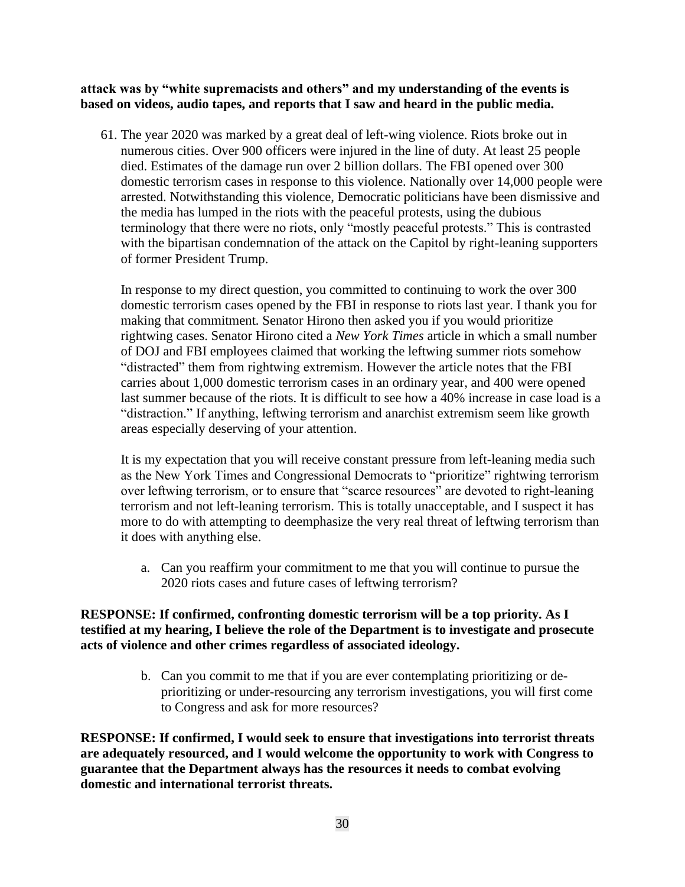**attack was by "white supremacists and others" and my understanding of the events is based on videos, audio tapes, and reports that I saw and heard in the public media.**

61. The year 2020 was marked by a great deal of left-wing violence. Riots broke out in numerous cities. Over 900 officers were injured in the line of duty. At least 25 people died. Estimates of the damage run over 2 billion dollars. The FBI opened over 300 domestic terrorism cases in response to this violence. Nationally over 14,000 people were arrested. Notwithstanding this violence, Democratic politicians have been dismissive and the media has lumped in the riots with the peaceful protests, using the dubious terminology that there were no riots, only "mostly peaceful protests." This is contrasted with the bipartisan condemnation of the attack on the Capitol by right-leaning supporters of former President Trump.

    In response to my direct question, you committed to continuing to work the over 300 domestic terrorism cases opened by the FBI in response to riots last year. I thank you for making that commitment. Senator Hirono then asked you if you would prioritize rightwing cases. Senator Hirono cited a *New York Times* article in which a small number of DOJ and FBI employees claimed that working the leftwing summer riots somehow "distracted" them from rightwing extremism. However the article notes that the FBI carries about 1,000 domestic terrorism cases in an ordinary year, and 400 were opened last summer because of the riots. It is difficult to see how a 40% increase in case load is a "distraction." If anything, leftwing terrorism and anarchist extremism seem like growth areas especially deserving of your attention.

    It is my expectation that you will receive constant pressure from left-leaning media such as the New York Times and Congressional Democrats to "prioritize" rightwing terrorism over leftwing terrorism, or to ensure that "scarce resources" are devoted to right-leaning terrorism and not left-leaning terrorism. This is totally unacceptable, and I suspect it has more to do with attempting to deemphasize the very real threat of leftwing terrorism than it does with anything else.

    a. Can you reaffirm your commitment to me that you will continue to pursue the 2020 riots cases and future cases of leftwing terrorism?

**RESPONSE: If confirmed, confronting domestic terrorism will be a top priority. As I testified at my hearing, I believe the role of the Department is to investigate and prosecute acts of violence and other crimes regardless of associated ideology.**

    b. Can you commit to me that if you are ever contemplating prioritizing or de-prioritizing or under-resourcing any terrorism investigations, you will first come to Congress and ask for more resources?

**RESPONSE: If confirmed, I would seek to ensure that investigations into terrorist threats are adequately resourced, and I would welcome the opportunity to work with Congress to guarantee that the Department always has the resources it needs to combat evolving domestic and international terrorist threats.**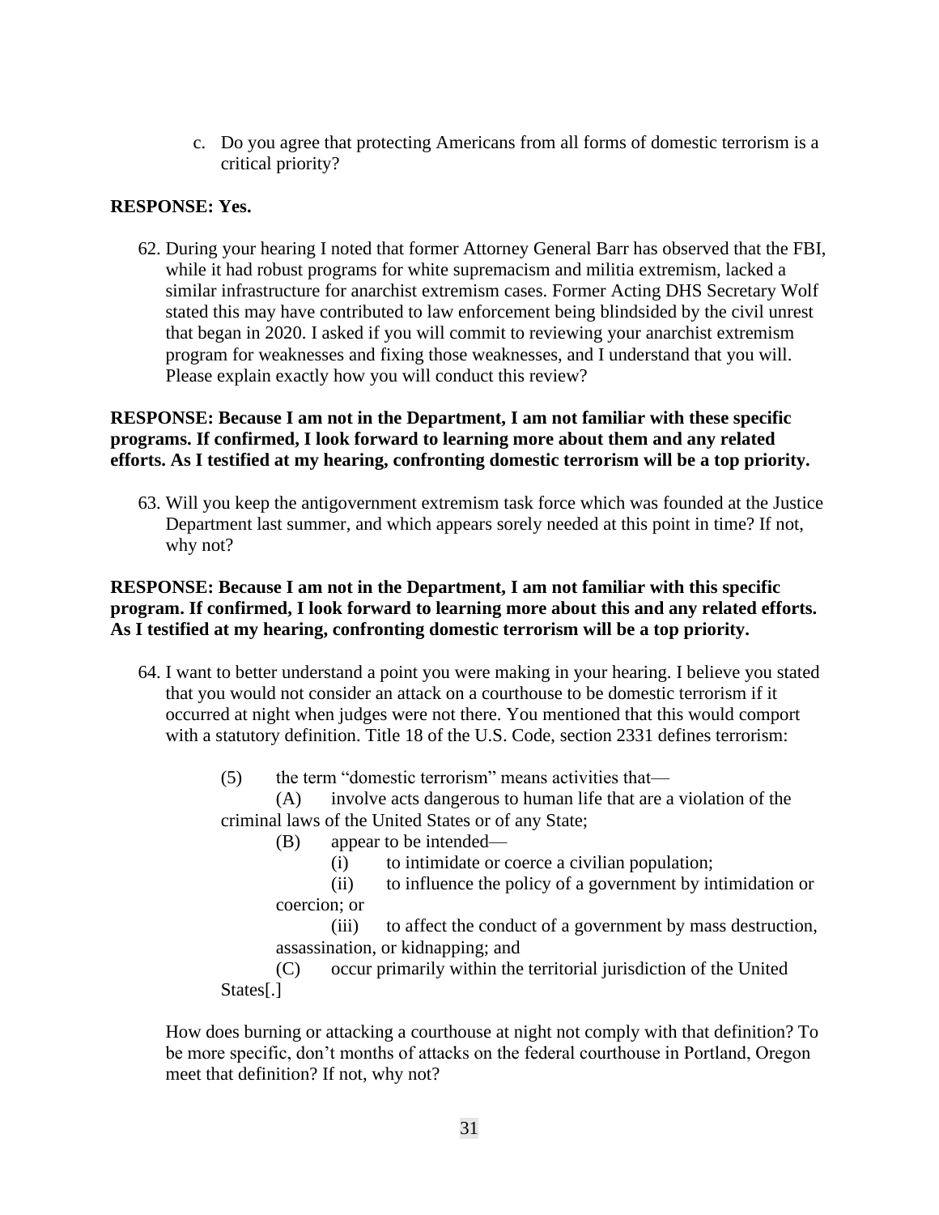c. Do you agree that protecting Americans from all forms of domestic terrorism is a critical priority?

**RESPONSE: Yes.**

62. During your hearing I noted that former Attorney General Barr has observed that the FBI, while it had robust programs for white supremacism and militia extremism, lacked a similar infrastructure for anarchist extremism cases. Former Acting DHS Secretary Wolf stated this may have contributed to law enforcement being blindsided by the civil unrest that began in 2020. I asked if you will commit to reviewing your anarchist extremism program for weaknesses and fixing those weaknesses, and I understand that you will. Please explain exactly how you will conduct this review?

**RESPONSE: Because I am not in the Department, I am not familiar with these specific programs. If confirmed, I look forward to learning more about them and any related efforts. As I testified at my hearing, confronting domestic terrorism will be a top priority.**

63. Will you keep the antigovernment extremism task force which was founded at the Justice Department last summer, and which appears sorely needed at this point in time? If not, why not?

**RESPONSE: Because I am not in the Department, I am not familiar with this specific program. If confirmed, I look forward to learning more about this and any related efforts. As I testified at my hearing, confronting domestic terrorism will be a top priority.**

64. I want to better understand a point you were making in your hearing. I believe you stated that you would not consider an attack on a courthouse to be domestic terrorism if it occurred at night when judges were not there. You mentioned that this would comport with a statutory definition. Title 18 of the U.S. Code, section 2331 defines terrorism:

> (5) the term "domestic terrorism" means activities that—
>
> (A) involve acts dangerous to human life that are a violation of the criminal laws of the United States or of any State;
>
> (B) appear to be intended—
>
> (i) to intimidate or coerce a civilian population;
>
> (ii) to influence the policy of a government by intimidation or coercion; or
>
> (iii) to affect the conduct of a government by mass destruction, assassination, or kidnapping; and
>
> (C) occur primarily within the territorial jurisdiction of the United States[.]

How does burning or attacking a courthouse at night not comply with that definition? To be more specific, don't months of attacks on the federal courthouse in Portland, Oregon meet that definition? If not, why not?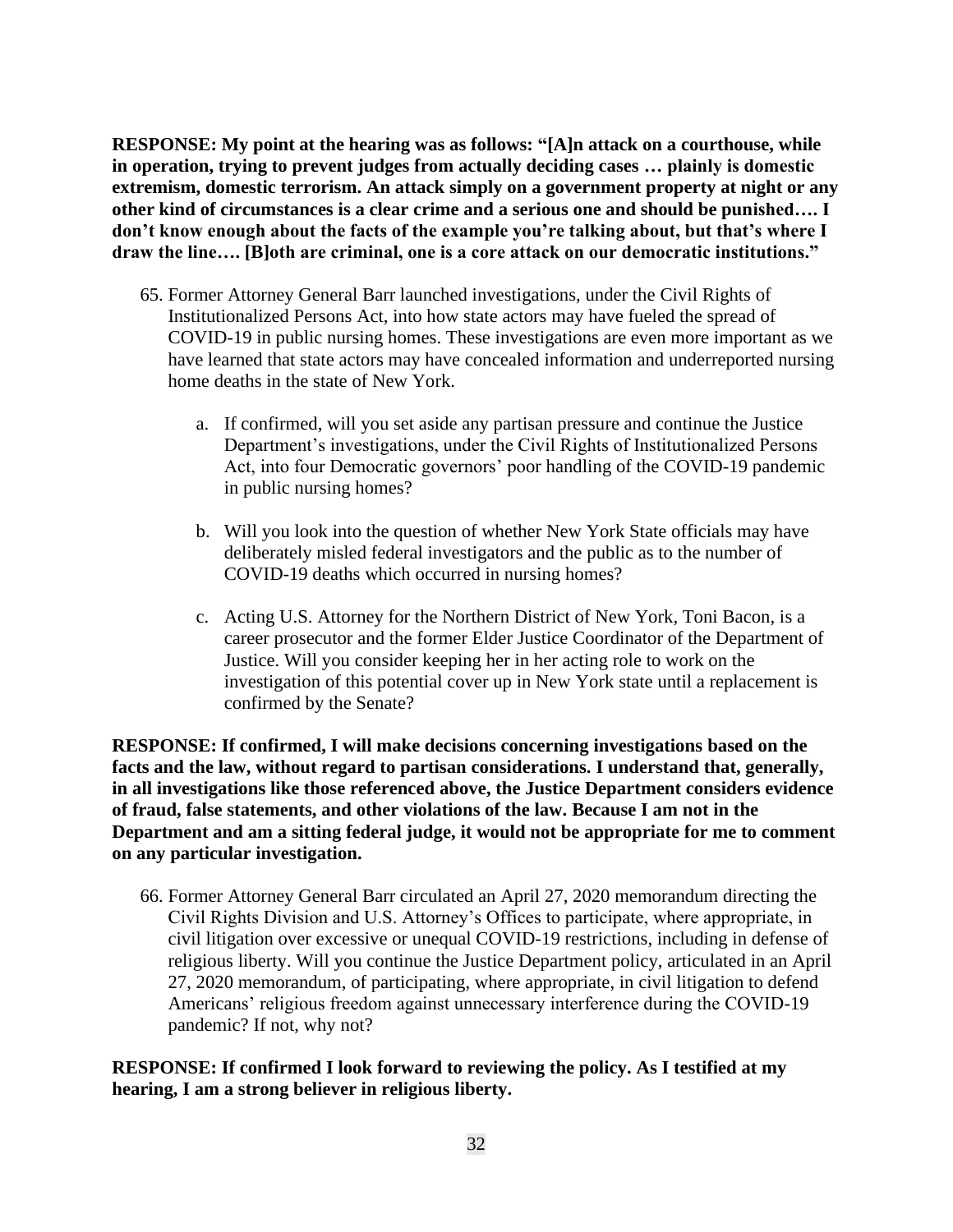**RESPONSE: My point at the hearing was as follows: "[A]n attack on a courthouse, while in operation, trying to prevent judges from actually deciding cases … plainly is domestic extremism, domestic terrorism. An attack simply on a government property at night or any other kind of circumstances is a clear crime and a serious one and should be punished…. I don't know enough about the facts of the example you're talking about, but that's where I draw the line…. [B]oth are criminal, one is a core attack on our democratic institutions."**

65. Former Attorney General Barr launched investigations, under the Civil Rights of Institutionalized Persons Act, into how state actors may have fueled the spread of COVID-19 in public nursing homes. These investigations are even more important as we have learned that state actors may have concealed information and underreported nursing home deaths in the state of New York.

    a. If confirmed, will you set aside any partisan pressure and continue the Justice Department's investigations, under the Civil Rights of Institutionalized Persons Act, into four Democratic governors' poor handling of the COVID-19 pandemic in public nursing homes?

    b. Will you look into the question of whether New York State officials may have deliberately misled federal investigators and the public as to the number of COVID-19 deaths which occurred in nursing homes?

    c. Acting U.S. Attorney for the Northern District of New York, Toni Bacon, is a career prosecutor and the former Elder Justice Coordinator of the Department of Justice. Will you consider keeping her in her acting role to work on the investigation of this potential cover up in New York state until a replacement is confirmed by the Senate?

**RESPONSE: If confirmed, I will make decisions concerning investigations based on the facts and the law, without regard to partisan considerations. I understand that, generally, in all investigations like those referenced above, the Justice Department considers evidence of fraud, false statements, and other violations of the law. Because I am not in the Department and am a sitting federal judge, it would not be appropriate for me to comment on any particular investigation.**

66. Former Attorney General Barr circulated an April 27, 2020 memorandum directing the Civil Rights Division and U.S. Attorney's Offices to participate, where appropriate, in civil litigation over excessive or unequal COVID-19 restrictions, including in defense of religious liberty. Will you continue the Justice Department policy, articulated in an April 27, 2020 memorandum, of participating, where appropriate, in civil litigation to defend Americans' religious freedom against unnecessary interference during the COVID-19 pandemic? If not, why not?

**RESPONSE: If confirmed I look forward to reviewing the policy. As I testified at my hearing, I am a strong believer in religious liberty.**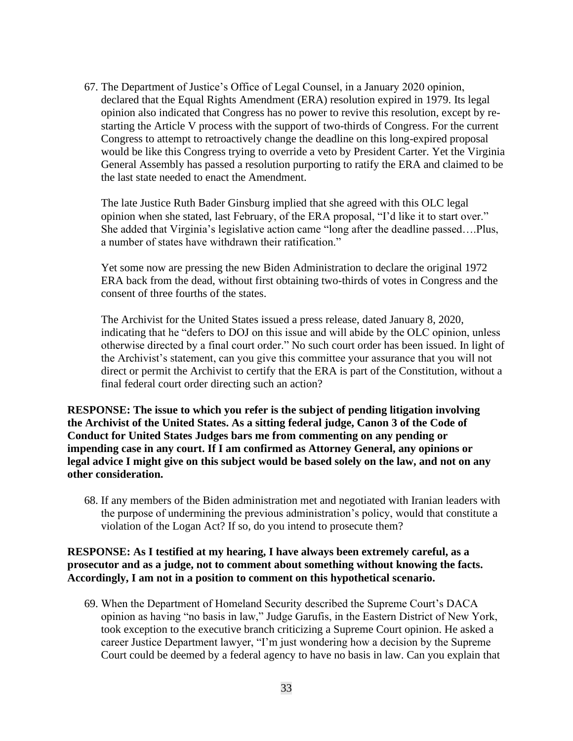67. The Department of Justice's Office of Legal Counsel, in a January 2020 opinion, declared that the Equal Rights Amendment (ERA) resolution expired in 1979. Its legal opinion also indicated that Congress has no power to revive this resolution, except by re-starting the Article V process with the support of two-thirds of Congress. For the current Congress to attempt to retroactively change the deadline on this long-expired proposal would be like this Congress trying to override a veto by President Carter. Yet the Virginia General Assembly has passed a resolution purporting to ratify the ERA and claimed to be the last state needed to enact the Amendment.

    The late Justice Ruth Bader Ginsburg implied that she agreed with this OLC legal opinion when she stated, last February, of the ERA proposal, "I'd like it to start over." She added that Virginia's legislative action came "long after the deadline passed….Plus, a number of states have withdrawn their ratification."

    Yet some now are pressing the new Biden Administration to declare the original 1972 ERA back from the dead, without first obtaining two-thirds of votes in Congress and the consent of three fourths of the states.

    The Archivist for the United States issued a press release, dated January 8, 2020, indicating that he "defers to DOJ on this issue and will abide by the OLC opinion, unless otherwise directed by a final court order." No such court order has been issued. In light of the Archivist's statement, can you give this committee your assurance that you will not direct or permit the Archivist to certify that the ERA is part of the Constitution, without a final federal court order directing such an action?

**RESPONSE: The issue to which you refer is the subject of pending litigation involving the Archivist of the United States. As a sitting federal judge, Canon 3 of the Code of Conduct for United States Judges bars me from commenting on any pending or impending case in any court. If I am confirmed as Attorney General, any opinions or legal advice I might give on this subject would be based solely on the law, and not on any other consideration.**

68. If any members of the Biden administration met and negotiated with Iranian leaders with the purpose of undermining the previous administration's policy, would that constitute a violation of the Logan Act? If so, do you intend to prosecute them?

**RESPONSE: As I testified at my hearing, I have always been extremely careful, as a prosecutor and as a judge, not to comment about something without knowing the facts. Accordingly, I am not in a position to comment on this hypothetical scenario.**

69. When the Department of Homeland Security described the Supreme Court's DACA opinion as having "no basis in law," Judge Garufis, in the Eastern District of New York, took exception to the executive branch criticizing a Supreme Court opinion. He asked a career Justice Department lawyer, "I'm just wondering how a decision by the Supreme Court could be deemed by a federal agency to have no basis in law. Can you explain that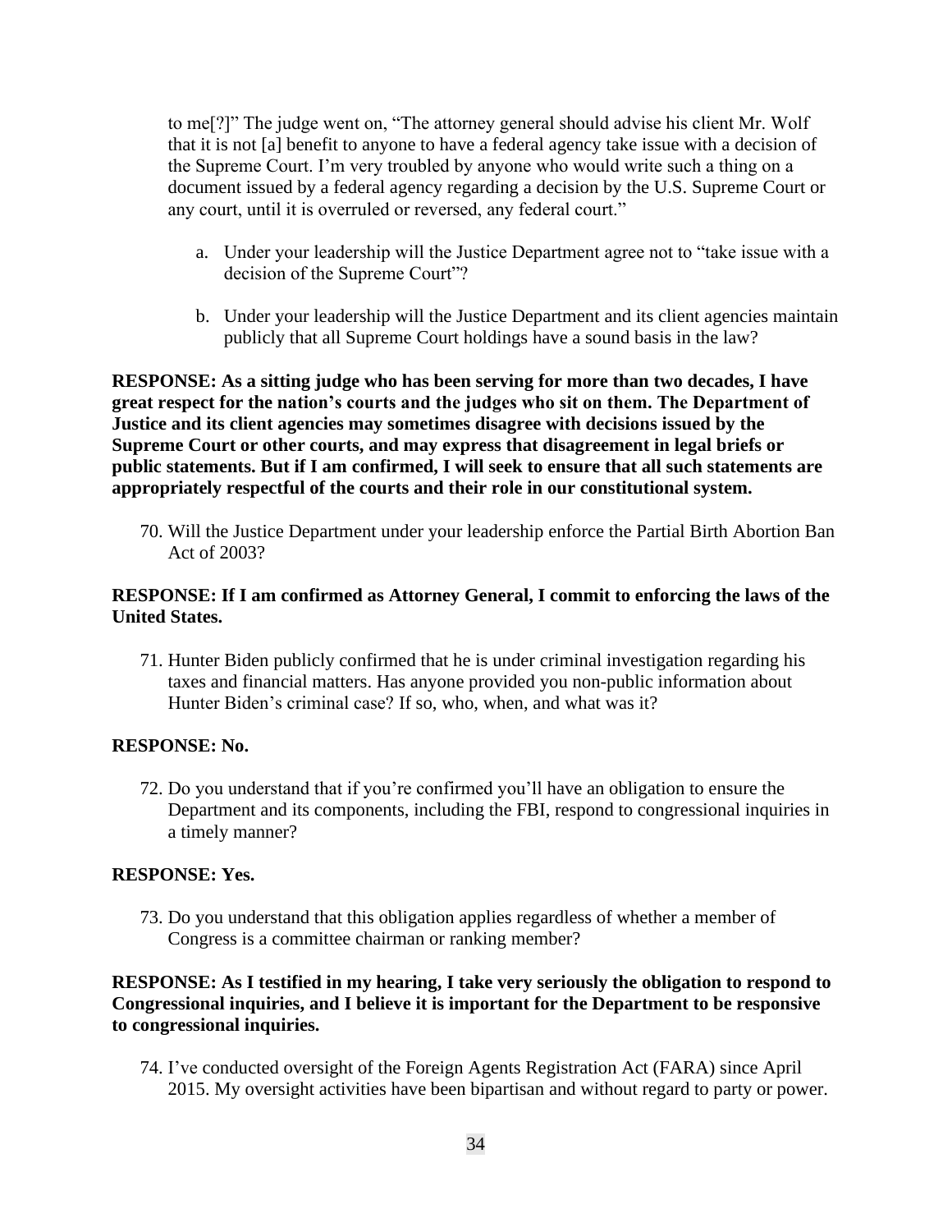to me[?]" The judge went on, "The attorney general should advise his client Mr. Wolf that it is not [a] benefit to anyone to have a federal agency take issue with a decision of the Supreme Court. I'm very troubled by anyone who would write such a thing on a document issued by a federal agency regarding a decision by the U.S. Supreme Court or any court, until it is overruled or reversed, any federal court."

a. Under your leadership will the Justice Department agree not to "take issue with a decision of the Supreme Court"?

b. Under your leadership will the Justice Department and its client agencies maintain publicly that all Supreme Court holdings have a sound basis in the law?

**RESPONSE: As a sitting judge who has been serving for more than two decades, I have great respect for the nation's courts and the judges who sit on them. The Department of Justice and its client agencies may sometimes disagree with decisions issued by the Supreme Court or other courts, and may express that disagreement in legal briefs or public statements. But if I am confirmed, I will seek to ensure that all such statements are appropriately respectful of the courts and their role in our constitutional system.**

70. Will the Justice Department under your leadership enforce the Partial Birth Abortion Ban Act of 2003?

**RESPONSE: If I am confirmed as Attorney General, I commit to enforcing the laws of the United States.**

71. Hunter Biden publicly confirmed that he is under criminal investigation regarding his taxes and financial matters. Has anyone provided you non-public information about Hunter Biden's criminal case? If so, who, when, and what was it?

**RESPONSE: No.**

72. Do you understand that if you're confirmed you'll have an obligation to ensure the Department and its components, including the FBI, respond to congressional inquiries in a timely manner?

**RESPONSE: Yes.**

73. Do you understand that this obligation applies regardless of whether a member of Congress is a committee chairman or ranking member?

**RESPONSE: As I testified in my hearing, I take very seriously the obligation to respond to Congressional inquiries, and I believe it is important for the Department to be responsive to congressional inquiries.**

74. I've conducted oversight of the Foreign Agents Registration Act (FARA) since April 2015. My oversight activities have been bipartisan and without regard to party or power.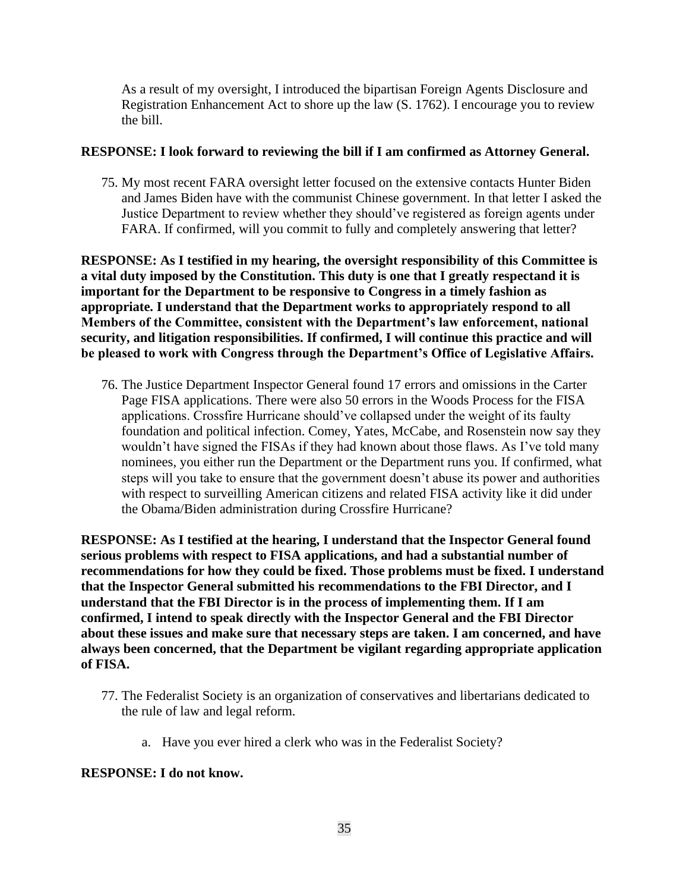As a result of my oversight, I introduced the bipartisan Foreign Agents Disclosure and Registration Enhancement Act to shore up the law (S. 1762). I encourage you to review the bill.

**RESPONSE: I look forward to reviewing the bill if I am confirmed as Attorney General.**

75. My most recent FARA oversight letter focused on the extensive contacts Hunter Biden and James Biden have with the communist Chinese government. In that letter I asked the Justice Department to review whether they should've registered as foreign agents under FARA. If confirmed, will you commit to fully and completely answering that letter?

**RESPONSE: As I testified in my hearing, the oversight responsibility of this Committee is a vital duty imposed by the Constitution. This duty is one that I greatly respectand it is important for the Department to be responsive to Congress in a timely fashion as appropriate. I understand that the Department works to appropriately respond to all Members of the Committee, consistent with the Department's law enforcement, national security, and litigation responsibilities. If confirmed, I will continue this practice and will be pleased to work with Congress through the Department's Office of Legislative Affairs.**

76. The Justice Department Inspector General found 17 errors and omissions in the Carter Page FISA applications. There were also 50 errors in the Woods Process for the FISA applications. Crossfire Hurricane should've collapsed under the weight of its faulty foundation and political infection. Comey, Yates, McCabe, and Rosenstein now say they wouldn't have signed the FISAs if they had known about those flaws. As I've told many nominees, you either run the Department or the Department runs you. If confirmed, what steps will you take to ensure that the government doesn't abuse its power and authorities with respect to surveilling American citizens and related FISA activity like it did under the Obama/Biden administration during Crossfire Hurricane?

**RESPONSE: As I testified at the hearing, I understand that the Inspector General found serious problems with respect to FISA applications, and had a substantial number of recommendations for how they could be fixed. Those problems must be fixed. I understand that the Inspector General submitted his recommendations to the FBI Director, and I understand that the FBI Director is in the process of implementing them. If I am confirmed, I intend to speak directly with the Inspector General and the FBI Director about these issues and make sure that necessary steps are taken. I am concerned, and have always been concerned, that the Department be vigilant regarding appropriate application of FISA.**

77. The Federalist Society is an organization of conservatives and libertarians dedicated to the rule of law and legal reform.

    a. Have you ever hired a clerk who was in the Federalist Society?

**RESPONSE: I do not know.**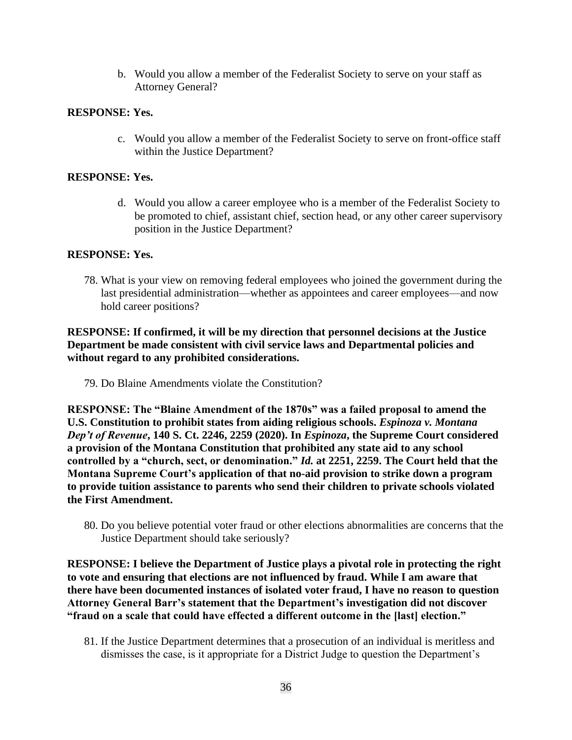b. Would you allow a member of the Federalist Society to serve on your staff as Attorney General?

**RESPONSE: Yes.**

c. Would you allow a member of the Federalist Society to serve on front-office staff within the Justice Department?

**RESPONSE: Yes.**

d. Would you allow a career employee who is a member of the Federalist Society to be promoted to chief, assistant chief, section head, or any other career supervisory position in the Justice Department?

**RESPONSE: Yes.**

78. What is your view on removing federal employees who joined the government during the last presidential administration—whether as appointees and career employees—and now hold career positions?

**RESPONSE: If confirmed, it will be my direction that personnel decisions at the Justice Department be made consistent with civil service laws and Departmental policies and without regard to any prohibited considerations.**

79. Do Blaine Amendments violate the Constitution?

**RESPONSE: The "Blaine Amendment of the 1870s" was a failed proposal to amend the U.S. Constitution to prohibit states from aiding religious schools. *Espinoza v. Montana Dep't of Revenue*, 140 S. Ct. 2246, 2259 (2020). In *Espinoza*, the Supreme Court considered a provision of the Montana Constitution that prohibited any state aid to any school controlled by a "church, sect, or denomination." *Id.* at 2251, 2259. The Court held that the Montana Supreme Court's application of that no-aid provision to strike down a program to provide tuition assistance to parents who send their children to private schools violated the First Amendment.**

80. Do you believe potential voter fraud or other elections abnormalities are concerns that the Justice Department should take seriously?

**RESPONSE: I believe the Department of Justice plays a pivotal role in protecting the right to vote and ensuring that elections are not influenced by fraud. While I am aware that there have been documented instances of isolated voter fraud, I have no reason to question Attorney General Barr's statement that the Department's investigation did not discover "fraud on a scale that could have effected a different outcome in the [last] election."**

81. If the Justice Department determines that a prosecution of an individual is meritless and dismisses the case, is it appropriate for a District Judge to question the Department's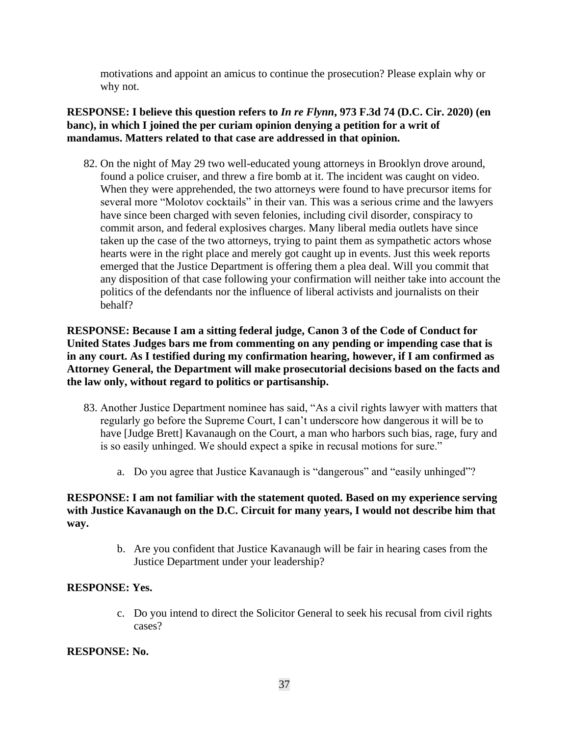motivations and appoint an amicus to continue the prosecution? Please explain why or why not.

**RESPONSE: I believe this question refers to *In re Flynn*, 973 F.3d 74 (D.C. Cir. 2020) (en banc), in which I joined the per curiam opinion denying a petition for a writ of mandamus. Matters related to that case are addressed in that opinion.**

82. On the night of May 29 two well-educated young attorneys in Brooklyn drove around, found a police cruiser, and threw a fire bomb at it. The incident was caught on video. When they were apprehended, the two attorneys were found to have precursor items for several more "Molotov cocktails" in their van. This was a serious crime and the lawyers have since been charged with seven felonies, including civil disorder, conspiracy to commit arson, and federal explosives charges. Many liberal media outlets have since taken up the case of the two attorneys, trying to paint them as sympathetic actors whose hearts were in the right place and merely got caught up in events. Just this week reports emerged that the Justice Department is offering them a plea deal. Will you commit that any disposition of that case following your confirmation will neither take into account the politics of the defendants nor the influence of liberal activists and journalists on their behalf?

**RESPONSE: Because I am a sitting federal judge, Canon 3 of the Code of Conduct for United States Judges bars me from commenting on any pending or impending case that is in any court. As I testified during my confirmation hearing, however, if I am confirmed as Attorney General, the Department will make prosecutorial decisions based on the facts and the law only, without regard to politics or partisanship.**

83. Another Justice Department nominee has said, "As a civil rights lawyer with matters that regularly go before the Supreme Court, I can't underscore how dangerous it will be to have [Judge Brett] Kavanaugh on the Court, a man who harbors such bias, rage, fury and is so easily unhinged. We should expect a spike in recusal motions for sure."

    a. Do you agree that Justice Kavanaugh is "dangerous" and "easily unhinged"?

**RESPONSE: I am not familiar with the statement quoted. Based on my experience serving with Justice Kavanaugh on the D.C. Circuit for many years, I would not describe him that way.**

    b. Are you confident that Justice Kavanaugh will be fair in hearing cases from the Justice Department under your leadership?

**RESPONSE: Yes.**

    c. Do you intend to direct the Solicitor General to seek his recusal from civil rights cases?

**RESPONSE: No.**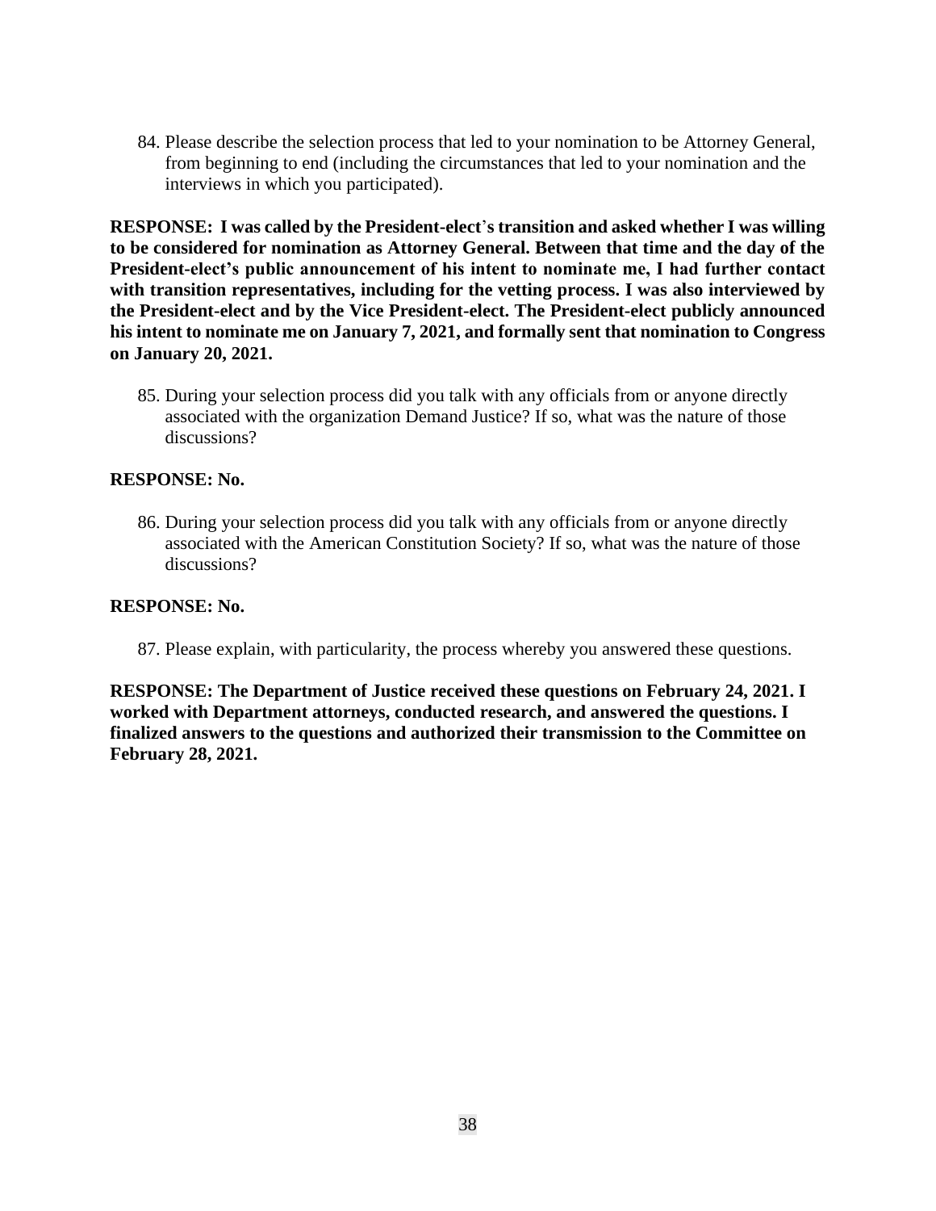84. Please describe the selection process that led to your nomination to be Attorney General, from beginning to end (including the circumstances that led to your nomination and the interviews in which you participated).

**RESPONSE: I was called by the President-elect's transition and asked whether I was willing to be considered for nomination as Attorney General. Between that time and the day of the President-elect's public announcement of his intent to nominate me, I had further contact with transition representatives, including for the vetting process. I was also interviewed by the President-elect and by the Vice President-elect. The President-elect publicly announced his intent to nominate me on January 7, 2021, and formally sent that nomination to Congress on January 20, 2021.**

85. During your selection process did you talk with any officials from or anyone directly associated with the organization Demand Justice? If so, what was the nature of those discussions?

**RESPONSE: No.**

86. During your selection process did you talk with any officials from or anyone directly associated with the American Constitution Society? If so, what was the nature of those discussions?

**RESPONSE: No.**

87. Please explain, with particularity, the process whereby you answered these questions.

**RESPONSE: The Department of Justice received these questions on February 24, 2021. I worked with Department attorneys, conducted research, and answered the questions. I finalized answers to the questions and authorized their transmission to the Committee on February 28, 2021.**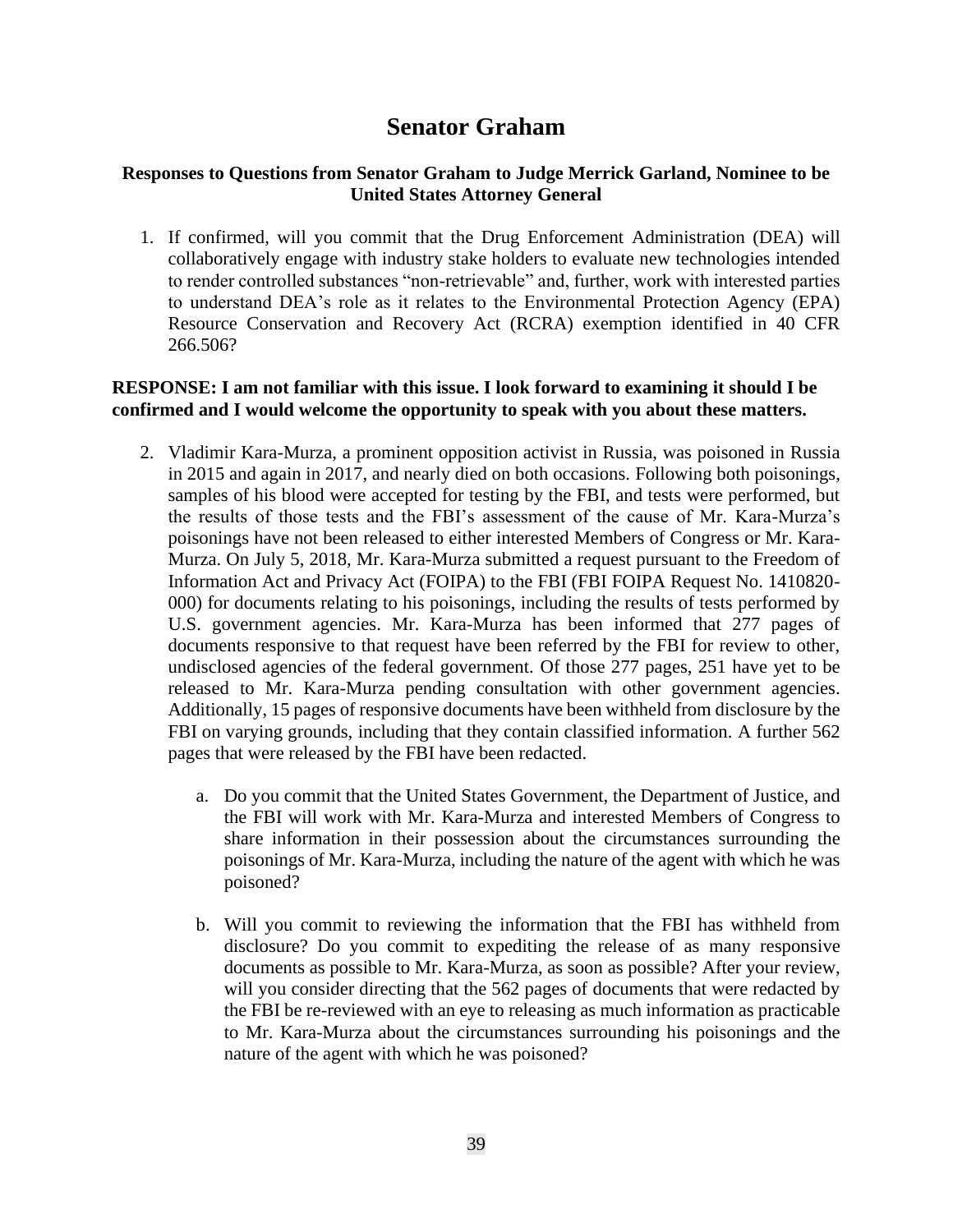# Senator Graham

### Responses to Questions from Senator Graham to Judge Merrick Garland, Nominee to be United States Attorney General

1. If confirmed, will you commit that the Drug Enforcement Administration (DEA) will collaboratively engage with industry stake holders to evaluate new technologies intended to render controlled substances "non-retrievable" and, further, work with interested parties to understand DEA's role as it relates to the Environmental Protection Agency (EPA) Resource Conservation and Recovery Act (RCRA) exemption identified in 40 CFR 266.506?

**RESPONSE: I am not familiar with this issue. I look forward to examining it should I be confirmed and I would welcome the opportunity to speak with you about these matters.**

2. Vladimir Kara-Murza, a prominent opposition activist in Russia, was poisoned in Russia in 2015 and again in 2017, and nearly died on both occasions. Following both poisonings, samples of his blood were accepted for testing by the FBI, and tests were performed, but the results of those tests and the FBI's assessment of the cause of Mr. Kara-Murza's poisonings have not been released to either interested Members of Congress or Mr. Kara-Murza. On July 5, 2018, Mr. Kara-Murza submitted a request pursuant to the Freedom of Information Act and Privacy Act (FOIPA) to the FBI (FBI FOIPA Request No. 1410820-000) for documents relating to his poisonings, including the results of tests performed by U.S. government agencies. Mr. Kara-Murza has been informed that 277 pages of documents responsive to that request have been referred by the FBI for review to other, undisclosed agencies of the federal government. Of those 277 pages, 251 have yet to be released to Mr. Kara-Murza pending consultation with other government agencies. Additionally, 15 pages of responsive documents have been withheld from disclosure by the FBI on varying grounds, including that they contain classified information. A further 562 pages that were released by the FBI have been redacted.

    a. Do you commit that the United States Government, the Department of Justice, and the FBI will work with Mr. Kara-Murza and interested Members of Congress to share information in their possession about the circumstances surrounding the poisonings of Mr. Kara-Murza, including the nature of the agent with which he was poisoned?

    b. Will you commit to reviewing the information that the FBI has withheld from disclosure? Do you commit to expediting the release of as many responsive documents as possible to Mr. Kara-Murza, as soon as possible? After your review, will you consider directing that the 562 pages of documents that were redacted by the FBI be re-reviewed with an eye to releasing as much information as practicable to Mr. Kara-Murza about the circumstances surrounding his poisonings and the nature of the agent with which he was poisoned?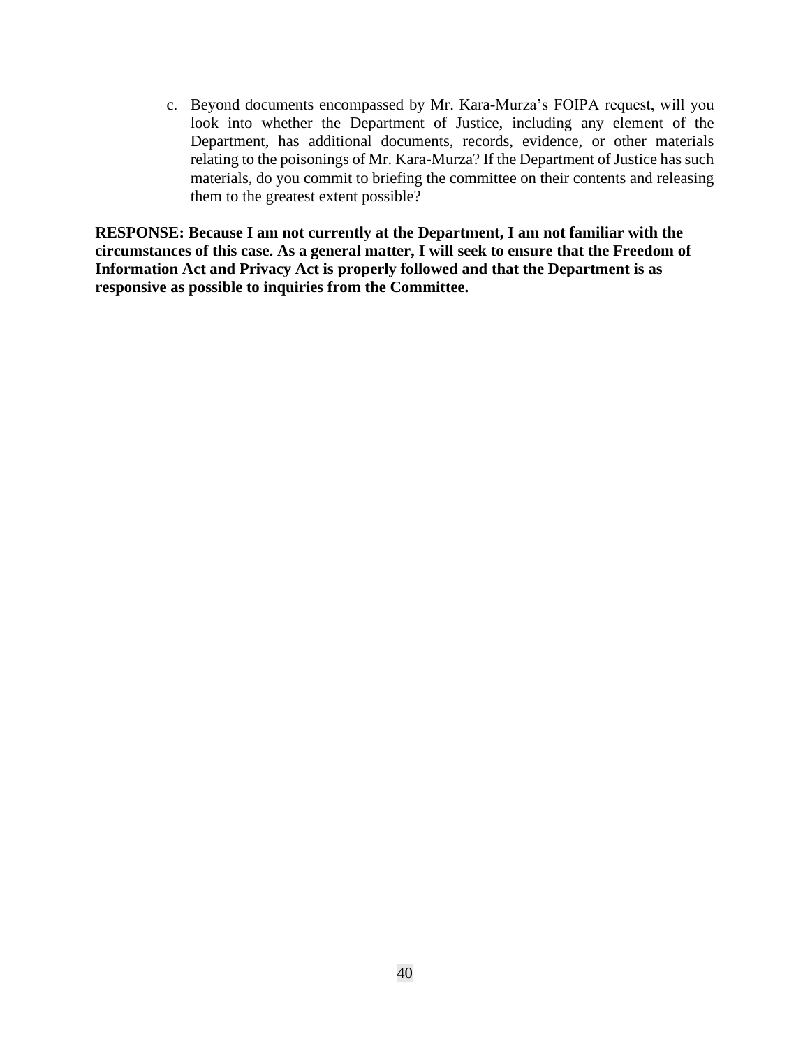c. Beyond documents encompassed by Mr. Kara-Murza's FOIPA request, will you look into whether the Department of Justice, including any element of the Department, has additional documents, records, evidence, or other materials relating to the poisonings of Mr. Kara-Murza? If the Department of Justice has such materials, do you commit to briefing the committee on their contents and releasing them to the greatest extent possible?

**RESPONSE: Because I am not currently at the Department, I am not familiar with the circumstances of this case. As a general matter, I will seek to ensure that the Freedom of Information Act and Privacy Act is properly followed and that the Department is as responsive as possible to inquiries from the Committee.**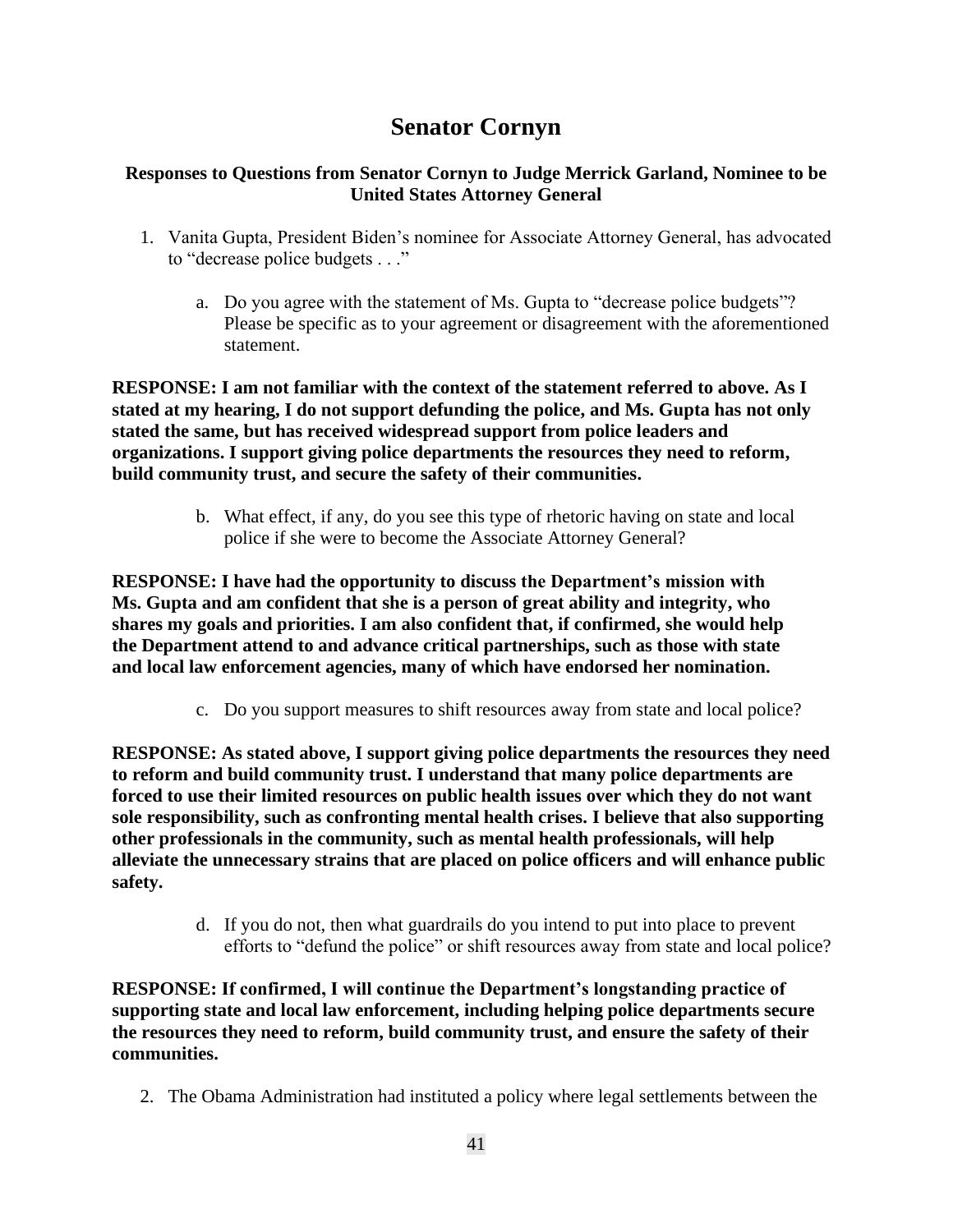# Senator Cornyn

**Responses to Questions from Senator Cornyn to Judge Merrick Garland, Nominee to be United States Attorney General**

1. Vanita Gupta, President Biden's nominee for Associate Attorney General, has advocated to "decrease police budgets . . ."

    a. Do you agree with the statement of Ms. Gupta to "decrease police budgets"? Please be specific as to your agreement or disagreement with the aforementioned statement.

**RESPONSE: I am not familiar with the context of the statement referred to above. As I stated at my hearing, I do not support defunding the police, and Ms. Gupta has not only stated the same, but has received widespread support from police leaders and organizations. I support giving police departments the resources they need to reform, build community trust, and secure the safety of their communities.**

    b. What effect, if any, do you see this type of rhetoric having on state and local police if she were to become the Associate Attorney General?

**RESPONSE: I have had the opportunity to discuss the Department's mission with Ms. Gupta and am confident that she is a person of great ability and integrity, who shares my goals and priorities. I am also confident that, if confirmed, she would help the Department attend to and advance critical partnerships, such as those with state and local law enforcement agencies, many of which have endorsed her nomination.**

    c. Do you support measures to shift resources away from state and local police?

**RESPONSE: As stated above, I support giving police departments the resources they need to reform and build community trust. I understand that many police departments are forced to use their limited resources on public health issues over which they do not want sole responsibility, such as confronting mental health crises. I believe that also supporting other professionals in the community, such as mental health professionals, will help alleviate the unnecessary strains that are placed on police officers and will enhance public safety.**

    d. If you do not, then what guardrails do you intend to put into place to prevent efforts to "defund the police" or shift resources away from state and local police?

**RESPONSE: If confirmed, I will continue the Department's longstanding practice of supporting state and local law enforcement, including helping police departments secure the resources they need to reform, build community trust, and ensure the safety of their communities.**

2. The Obama Administration had instituted a policy where legal settlements between the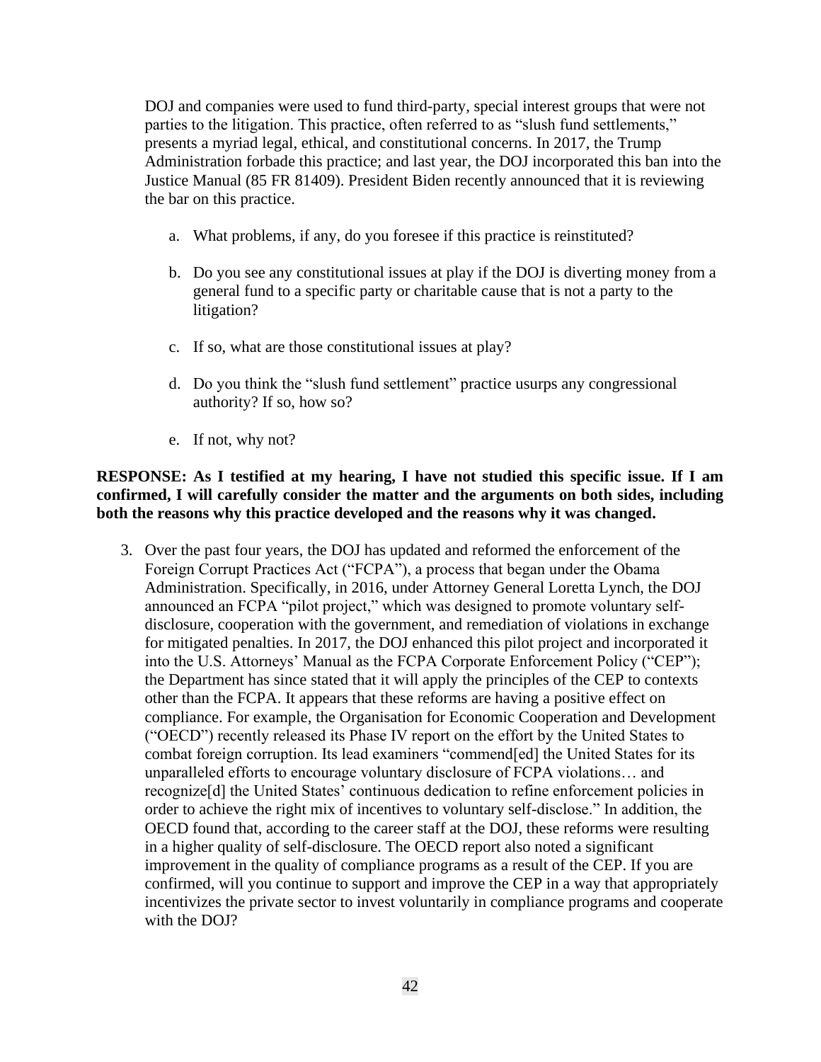DOJ and companies were used to fund third-party, special interest groups that were not parties to the litigation. This practice, often referred to as "slush fund settlements," presents a myriad legal, ethical, and constitutional concerns. In 2017, the Trump Administration forbade this practice; and last year, the DOJ incorporated this ban into the Justice Manual (85 FR 81409). President Biden recently announced that it is reviewing the bar on this practice.

a. What problems, if any, do you foresee if this practice is reinstituted?

b. Do you see any constitutional issues at play if the DOJ is diverting money from a general fund to a specific party or charitable cause that is not a party to the litigation?

c. If so, what are those constitutional issues at play?

d. Do you think the "slush fund settlement" practice usurps any congressional authority? If so, how so?

e. If not, why not?

**RESPONSE: As I testified at my hearing, I have not studied this specific issue. If I am confirmed, I will carefully consider the matter and the arguments on both sides, including both the reasons why this practice developed and the reasons why it was changed.**

3. Over the past four years, the DOJ has updated and reformed the enforcement of the Foreign Corrupt Practices Act ("FCPA"), a process that began under the Obama Administration. Specifically, in 2016, under Attorney General Loretta Lynch, the DOJ announced an FCPA "pilot project," which was designed to promote voluntary self-disclosure, cooperation with the government, and remediation of violations in exchange for mitigated penalties. In 2017, the DOJ enhanced this pilot project and incorporated it into the U.S. Attorneys' Manual as the FCPA Corporate Enforcement Policy ("CEP"); the Department has since stated that it will apply the principles of the CEP to contexts other than the FCPA. It appears that these reforms are having a positive effect on compliance. For example, the Organisation for Economic Cooperation and Development ("OECD") recently released its Phase IV report on the effort by the United States to combat foreign corruption. Its lead examiners "commend[ed] the United States for its unparalleled efforts to encourage voluntary disclosure of FCPA violations… and recognize[d] the United States' continuous dedication to refine enforcement policies in order to achieve the right mix of incentives to voluntary self-disclose." In addition, the OECD found that, according to the career staff at the DOJ, these reforms were resulting in a higher quality of self-disclosure. The OECD report also noted a significant improvement in the quality of compliance programs as a result of the CEP. If you are confirmed, will you continue to support and improve the CEP in a way that appropriately incentivizes the private sector to invest voluntarily in compliance programs and cooperate with the DOJ?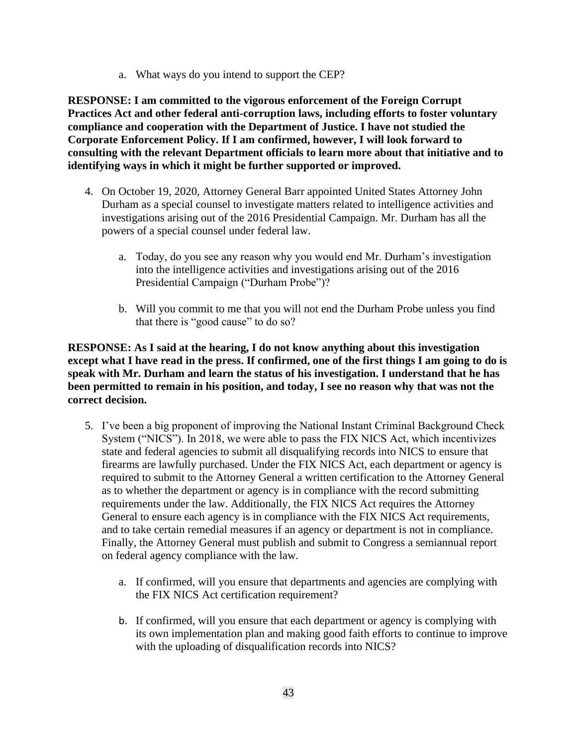a. What ways do you intend to support the CEP?

**RESPONSE: I am committed to the vigorous enforcement of the Foreign Corrupt Practices Act and other federal anti-corruption laws, including efforts to foster voluntary compliance and cooperation with the Department of Justice. I have not studied the Corporate Enforcement Policy. If I am confirmed, however, I will look forward to consulting with the relevant Department officials to learn more about that initiative and to identifying ways in which it might be further supported or improved.**

4. On October 19, 2020, Attorney General Barr appointed United States Attorney John Durham as a special counsel to investigate matters related to intelligence activities and investigations arising out of the 2016 Presidential Campaign. Mr. Durham has all the powers of a special counsel under federal law.

   a. Today, do you see any reason why you would end Mr. Durham's investigation into the intelligence activities and investigations arising out of the 2016 Presidential Campaign ("Durham Probe")?

   b. Will you commit to me that you will not end the Durham Probe unless you find that there is "good cause" to do so?

**RESPONSE: As I said at the hearing, I do not know anything about this investigation except what I have read in the press. If confirmed, one of the first things I am going to do is speak with Mr. Durham and learn the status of his investigation. I understand that he has been permitted to remain in his position, and today, I see no reason why that was not the correct decision.**

5. I've been a big proponent of improving the National Instant Criminal Background Check System ("NICS"). In 2018, we were able to pass the FIX NICS Act, which incentivizes state and federal agencies to submit all disqualifying records into NICS to ensure that firearms are lawfully purchased. Under the FIX NICS Act, each department or agency is required to submit to the Attorney General a written certification to the Attorney General as to whether the department or agency is in compliance with the record submitting requirements under the law. Additionally, the FIX NICS Act requires the Attorney General to ensure each agency is in compliance with the FIX NICS Act requirements, and to take certain remedial measures if an agency or department is not in compliance. Finally, the Attorney General must publish and submit to Congress a semiannual report on federal agency compliance with the law.

   a. If confirmed, will you ensure that departments and agencies are complying with the FIX NICS Act certification requirement?

   b. If confirmed, will you ensure that each department or agency is complying with its own implementation plan and making good faith efforts to continue to improve with the uploading of disqualification records into NICS?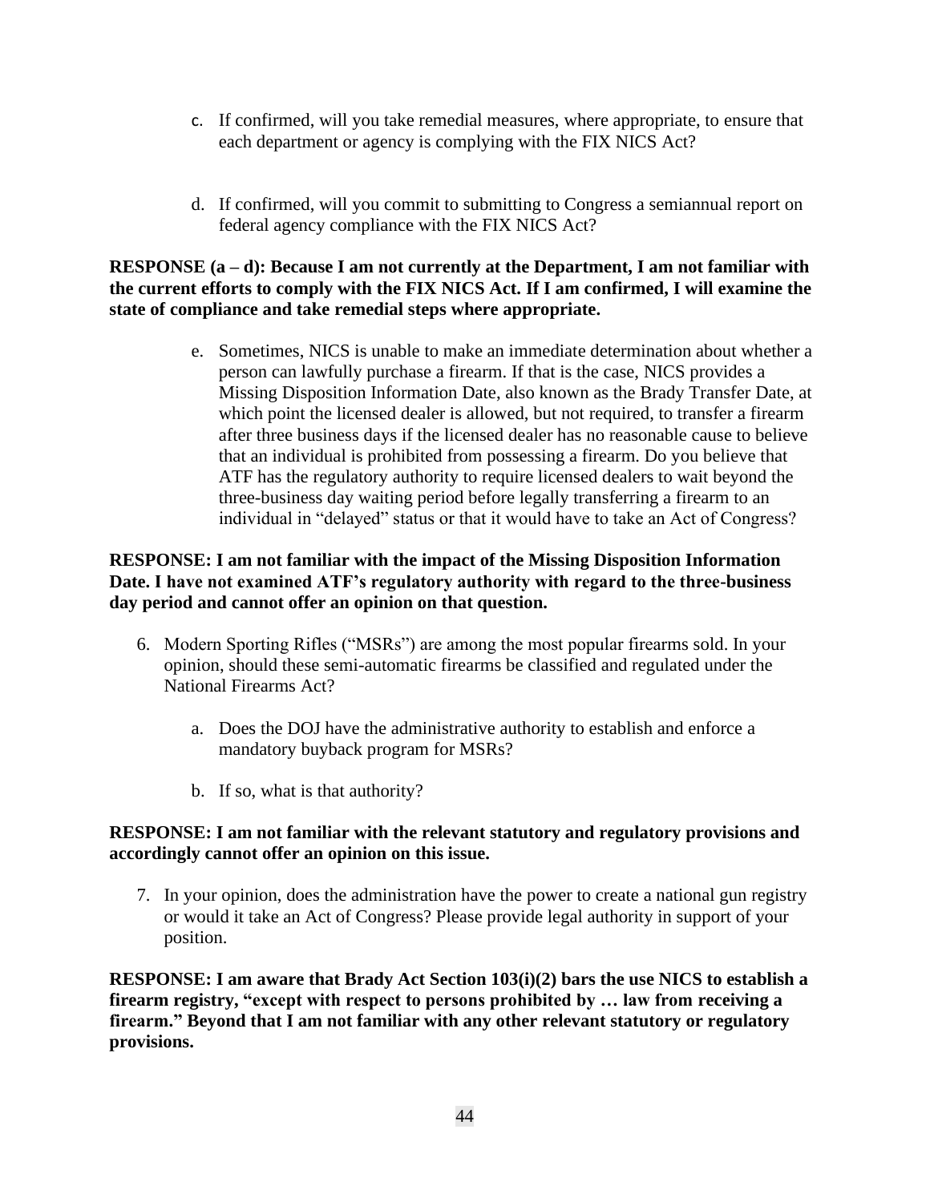c. If confirmed, will you take remedial measures, where appropriate, to ensure that each department or agency is complying with the FIX NICS Act?

d. If confirmed, will you commit to submitting to Congress a semiannual report on federal agency compliance with the FIX NICS Act?

**RESPONSE (a – d): Because I am not currently at the Department, I am not familiar with the current efforts to comply with the FIX NICS Act. If I am confirmed, I will examine the state of compliance and take remedial steps where appropriate.**

e. Sometimes, NICS is unable to make an immediate determination about whether a person can lawfully purchase a firearm. If that is the case, NICS provides a Missing Disposition Information Date, also known as the Brady Transfer Date, at which point the licensed dealer is allowed, but not required, to transfer a firearm after three business days if the licensed dealer has no reasonable cause to believe that an individual is prohibited from possessing a firearm. Do you believe that ATF has the regulatory authority to require licensed dealers to wait beyond the three-business day waiting period before legally transferring a firearm to an individual in "delayed" status or that it would have to take an Act of Congress?

**RESPONSE: I am not familiar with the impact of the Missing Disposition Information Date. I have not examined ATF's regulatory authority with regard to the three-business day period and cannot offer an opinion on that question.**

6. Modern Sporting Rifles ("MSRs") are among the most popular firearms sold. In your opinion, should these semi-automatic firearms be classified and regulated under the National Firearms Act?

   a. Does the DOJ have the administrative authority to establish and enforce a mandatory buyback program for MSRs?

   b. If so, what is that authority?

**RESPONSE: I am not familiar with the relevant statutory and regulatory provisions and accordingly cannot offer an opinion on this issue.**

7. In your opinion, does the administration have the power to create a national gun registry or would it take an Act of Congress? Please provide legal authority in support of your position.

**RESPONSE: I am aware that Brady Act Section 103(i)(2) bars the use NICS to establish a firearm registry, "except with respect to persons prohibited by … law from receiving a firearm." Beyond that I am not familiar with any other relevant statutory or regulatory provisions.**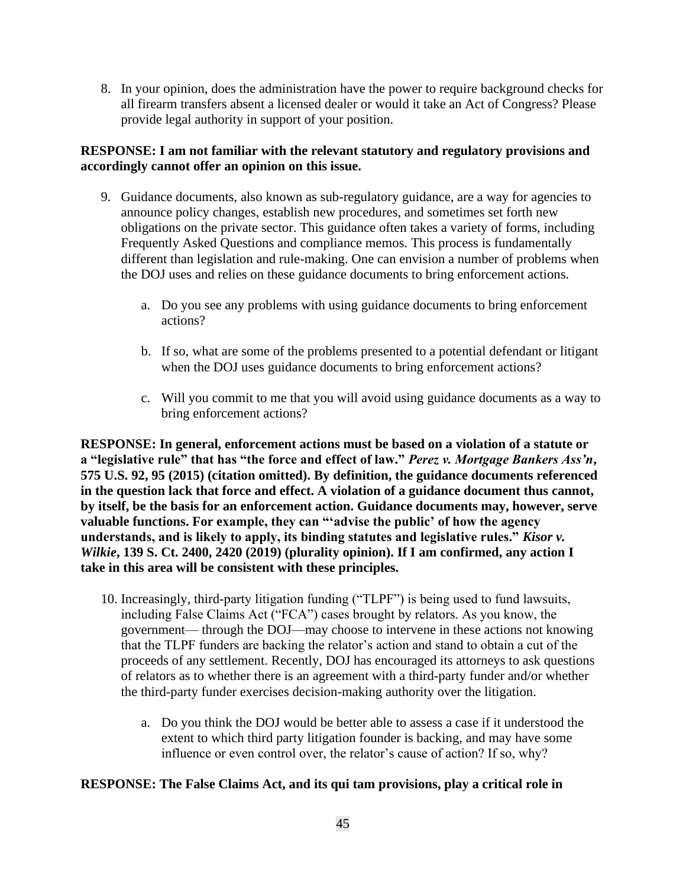8. In your opinion, does the administration have the power to require background checks for all firearm transfers absent a licensed dealer or would it take an Act of Congress? Please provide legal authority in support of your position.

**RESPONSE: I am not familiar with the relevant statutory and regulatory provisions and accordingly cannot offer an opinion on this issue.**

9. Guidance documents, also known as sub-regulatory guidance, are a way for agencies to announce policy changes, establish new procedures, and sometimes set forth new obligations on the private sector. This guidance often takes a variety of forms, including Frequently Asked Questions and compliance memos. This process is fundamentally different than legislation and rule-making. One can envision a number of problems when the DOJ uses and relies on these guidance documents to bring enforcement actions.

    a. Do you see any problems with using guidance documents to bring enforcement actions?

    b. If so, what are some of the problems presented to a potential defendant or litigant when the DOJ uses guidance documents to bring enforcement actions?

    c. Will you commit to me that you will avoid using guidance documents as a way to bring enforcement actions?

**RESPONSE: In general, enforcement actions must be based on a violation of a statute or a "legislative rule" that has "the force and effect of law."** ***Perez v. Mortgage Bankers Ass'n*****, 575 U.S. 92, 95 (2015) (citation omitted). By definition, the guidance documents referenced in the question lack that force and effect. A violation of a guidance document thus cannot, by itself, be the basis for an enforcement action. Guidance documents may, however, serve valuable functions. For example, they can "'advise the public' of how the agency understands, and is likely to apply, its binding statutes and legislative rules."** ***Kisor v. Wilkie*****, 139 S. Ct. 2400, 2420 (2019) (plurality opinion). If I am confirmed, any action I take in this area will be consistent with these principles.**

10. Increasingly, third-party litigation funding ("TLPF") is being used to fund lawsuits, including False Claims Act ("FCA") cases brought by relators. As you know, the government— through the DOJ—may choose to intervene in these actions not knowing that the TLPF funders are backing the relator's action and stand to obtain a cut of the proceeds of any settlement. Recently, DOJ has encouraged its attorneys to ask questions of relators as to whether there is an agreement with a third-party funder and/or whether the third-party funder exercises decision-making authority over the litigation.

    a. Do you think the DOJ would be better able to assess a case if it understood the extent to which third party litigation founder is backing, and may have some influence or even control over, the relator's cause of action? If so, why?

**RESPONSE: The False Claims Act, and its qui tam provisions, play a critical role in**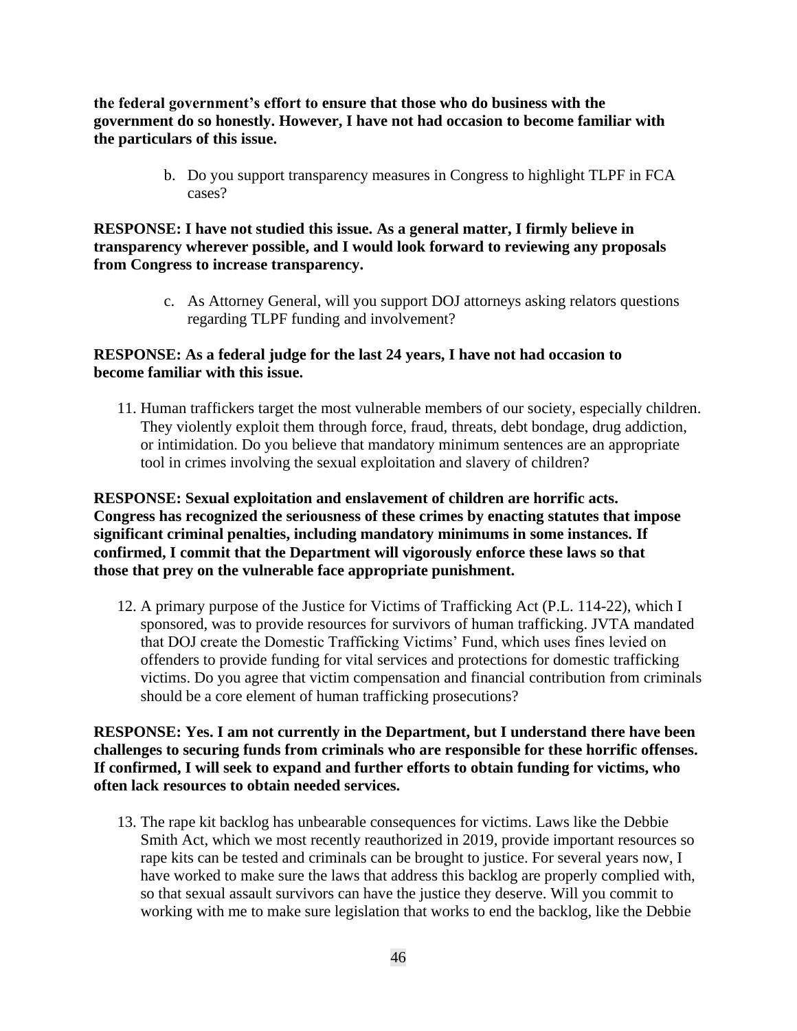**the federal government's effort to ensure that those who do business with the government do so honestly. However, I have not had occasion to become familiar with the particulars of this issue.**

b. Do you support transparency measures in Congress to highlight TLPF in FCA cases?

**RESPONSE: I have not studied this issue. As a general matter, I firmly believe in transparency wherever possible, and I would look forward to reviewing any proposals from Congress to increase transparency.**

c. As Attorney General, will you support DOJ attorneys asking relators questions regarding TLPF funding and involvement?

**RESPONSE: As a federal judge for the last 24 years, I have not had occasion to become familiar with this issue.**

11. Human traffickers target the most vulnerable members of our society, especially children. They violently exploit them through force, fraud, threats, debt bondage, drug addiction, or intimidation. Do you believe that mandatory minimum sentences are an appropriate tool in crimes involving the sexual exploitation and slavery of children?

**RESPONSE: Sexual exploitation and enslavement of children are horrific acts. Congress has recognized the seriousness of these crimes by enacting statutes that impose significant criminal penalties, including mandatory minimums in some instances. If confirmed, I commit that the Department will vigorously enforce these laws so that those that prey on the vulnerable face appropriate punishment.**

12. A primary purpose of the Justice for Victims of Trafficking Act (P.L. 114-22), which I sponsored, was to provide resources for survivors of human trafficking. JVTA mandated that DOJ create the Domestic Trafficking Victims' Fund, which uses fines levied on offenders to provide funding for vital services and protections for domestic trafficking victims. Do you agree that victim compensation and financial contribution from criminals should be a core element of human trafficking prosecutions?

**RESPONSE: Yes. I am not currently in the Department, but I understand there have been challenges to securing funds from criminals who are responsible for these horrific offenses. If confirmed, I will seek to expand and further efforts to obtain funding for victims, who often lack resources to obtain needed services.**

13. The rape kit backlog has unbearable consequences for victims. Laws like the Debbie Smith Act, which we most recently reauthorized in 2019, provide important resources so rape kits can be tested and criminals can be brought to justice. For several years now, I have worked to make sure the laws that address this backlog are properly complied with, so that sexual assault survivors can have the justice they deserve. Will you commit to working with me to make sure legislation that works to end the backlog, like the Debbie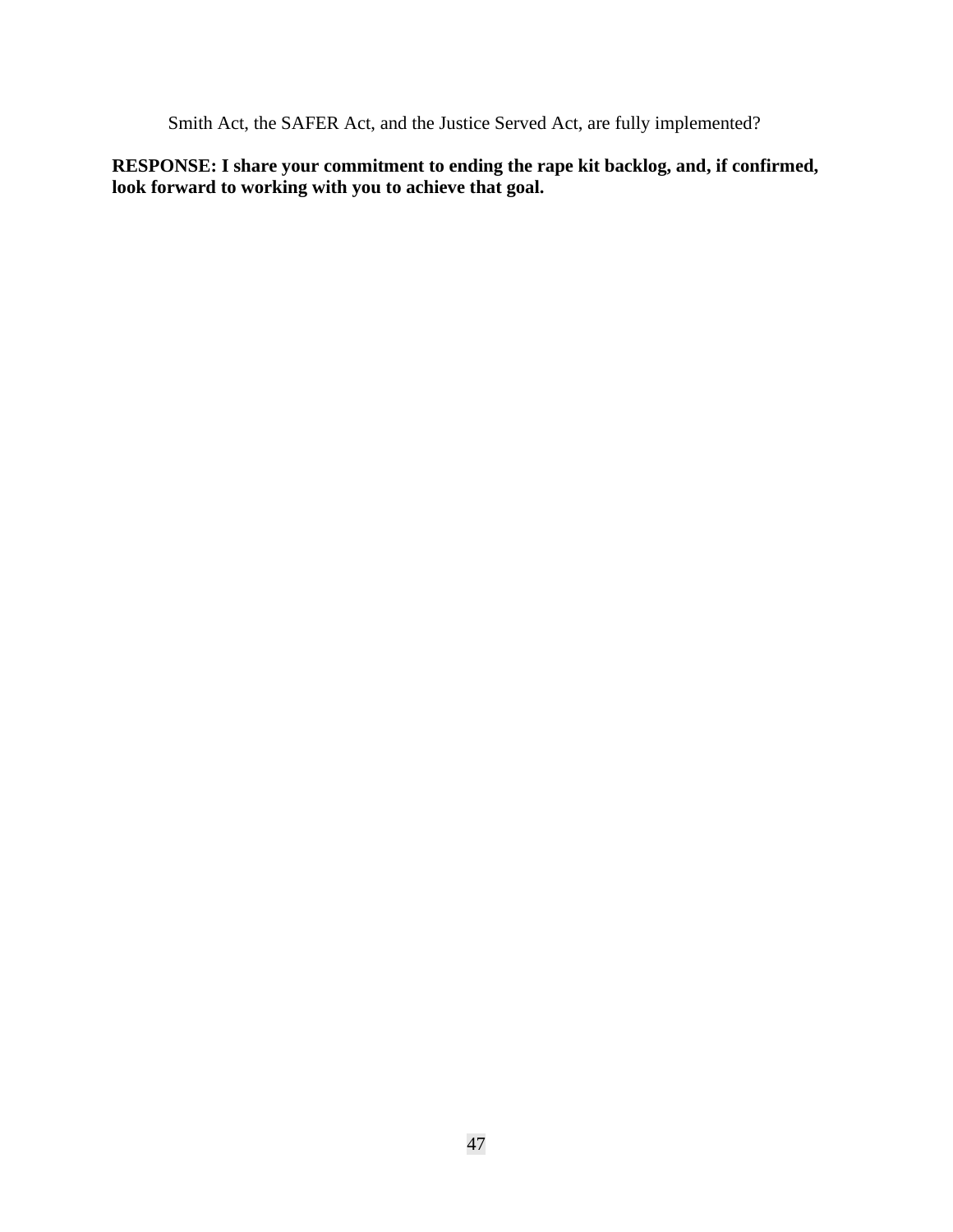Smith Act, the SAFER Act, and the Justice Served Act, are fully implemented?

**RESPONSE: I share your commitment to ending the rape kit backlog, and, if confirmed, look forward to working with you to achieve that goal.**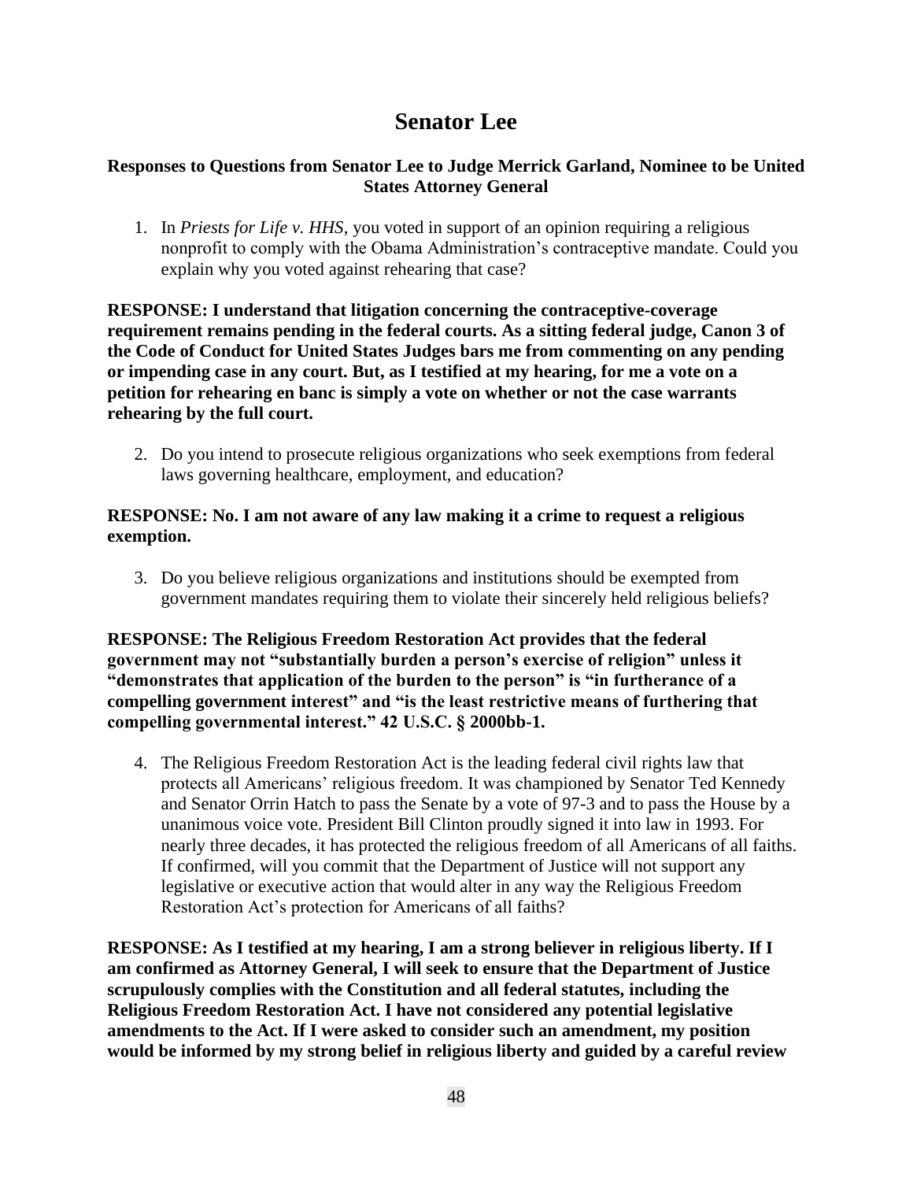# Senator Lee

**Responses to Questions from Senator Lee to Judge Merrick Garland, Nominee to be United States Attorney General**

1. In *Priests for Life v. HHS*, you voted in support of an opinion requiring a religious nonprofit to comply with the Obama Administration's contraceptive mandate. Could you explain why you voted against rehearing that case?

**RESPONSE: I understand that litigation concerning the contraceptive-coverage requirement remains pending in the federal courts. As a sitting federal judge, Canon 3 of the Code of Conduct for United States Judges bars me from commenting on any pending or impending case in any court. But, as I testified at my hearing, for me a vote on a petition for rehearing en banc is simply a vote on whether or not the case warrants rehearing by the full court.**

2. Do you intend to prosecute religious organizations who seek exemptions from federal laws governing healthcare, employment, and education?

**RESPONSE: No. I am not aware of any law making it a crime to request a religious exemption.**

3. Do you believe religious organizations and institutions should be exempted from government mandates requiring them to violate their sincerely held religious beliefs?

**RESPONSE: The Religious Freedom Restoration Act provides that the federal government may not "substantially burden a person's exercise of religion" unless it "demonstrates that application of the burden to the person" is "in furtherance of a compelling government interest" and "is the least restrictive means of furthering that compelling governmental interest." 42 U.S.C. § 2000bb-1.**

4. The Religious Freedom Restoration Act is the leading federal civil rights law that protects all Americans' religious freedom. It was championed by Senator Ted Kennedy and Senator Orrin Hatch to pass the Senate by a vote of 97-3 and to pass the House by a unanimous voice vote. President Bill Clinton proudly signed it into law in 1993. For nearly three decades, it has protected the religious freedom of all Americans of all faiths. If confirmed, will you commit that the Department of Justice will not support any legislative or executive action that would alter in any way the Religious Freedom Restoration Act's protection for Americans of all faiths?

**RESPONSE: As I testified at my hearing, I am a strong believer in religious liberty. If I am confirmed as Attorney General, I will seek to ensure that the Department of Justice scrupulously complies with the Constitution and all federal statutes, including the Religious Freedom Restoration Act. I have not considered any potential legislative amendments to the Act. If I were asked to consider such an amendment, my position would be informed by my strong belief in religious liberty and guided by a careful review**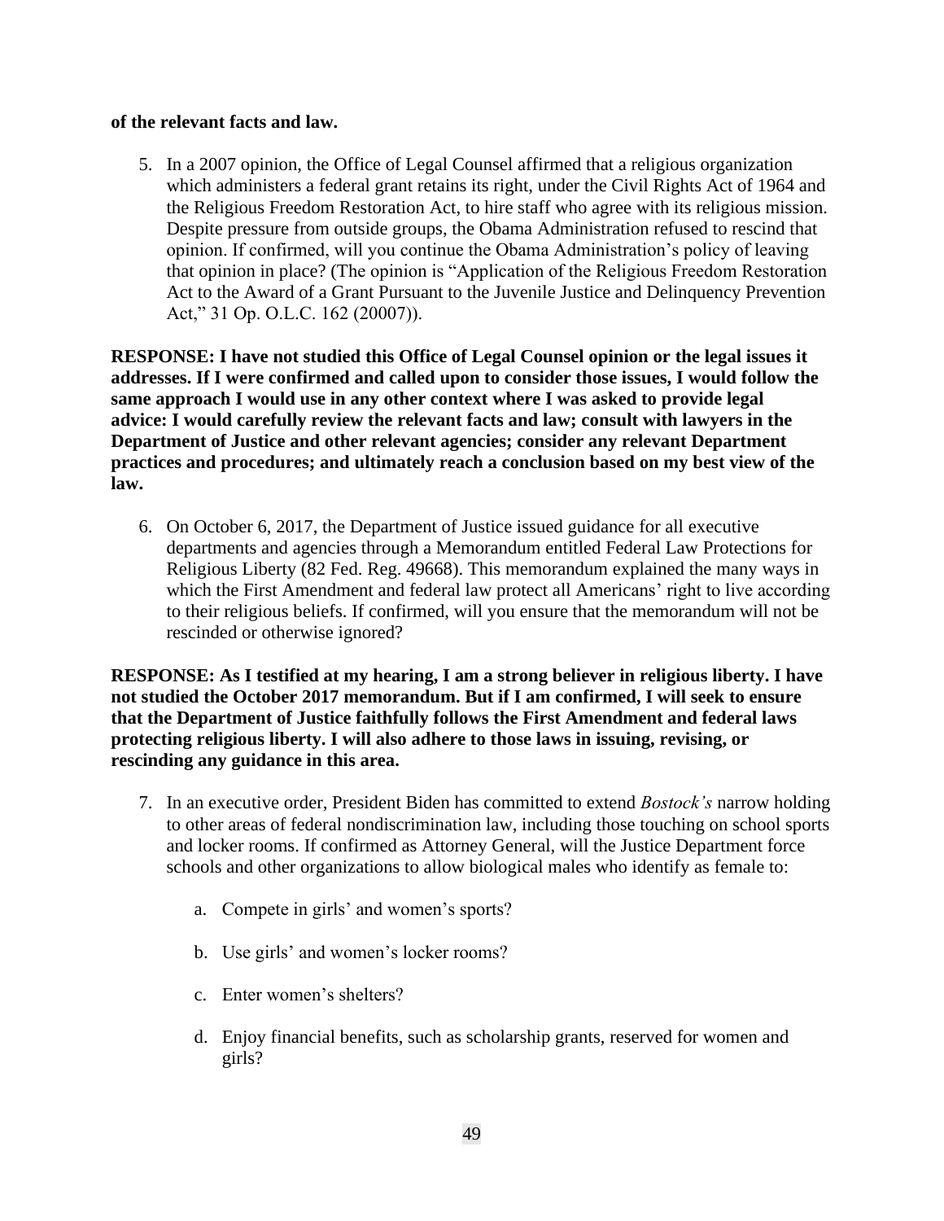**of the relevant facts and law.**

5. In a 2007 opinion, the Office of Legal Counsel affirmed that a religious organization which administers a federal grant retains its right, under the Civil Rights Act of 1964 and the Religious Freedom Restoration Act, to hire staff who agree with its religious mission. Despite pressure from outside groups, the Obama Administration refused to rescind that opinion. If confirmed, will you continue the Obama Administration's policy of leaving that opinion in place? (The opinion is "Application of the Religious Freedom Restoration Act to the Award of a Grant Pursuant to the Juvenile Justice and Delinquency Prevention Act," 31 Op. O.L.C. 162 (20007)).

**RESPONSE: I have not studied this Office of Legal Counsel opinion or the legal issues it addresses. If I were confirmed and called upon to consider those issues, I would follow the same approach I would use in any other context where I was asked to provide legal advice: I would carefully review the relevant facts and law; consult with lawyers in the Department of Justice and other relevant agencies; consider any relevant Department practices and procedures; and ultimately reach a conclusion based on my best view of the law.**

6. On October 6, 2017, the Department of Justice issued guidance for all executive departments and agencies through a Memorandum entitled Federal Law Protections for Religious Liberty (82 Fed. Reg. 49668). This memorandum explained the many ways in which the First Amendment and federal law protect all Americans' right to live according to their religious beliefs. If confirmed, will you ensure that the memorandum will not be rescinded or otherwise ignored?

**RESPONSE: As I testified at my hearing, I am a strong believer in religious liberty. I have not studied the October 2017 memorandum. But if I am confirmed, I will seek to ensure that the Department of Justice faithfully follows the First Amendment and federal laws protecting religious liberty. I will also adhere to those laws in issuing, revising, or rescinding any guidance in this area.**

7. In an executive order, President Biden has committed to extend *Bostock's* narrow holding to other areas of federal nondiscrimination law, including those touching on school sports and locker rooms. If confirmed as Attorney General, will the Justice Department force schools and other organizations to allow biological males who identify as female to:

    a. Compete in girls' and women's sports?

    b. Use girls' and women's locker rooms?

    c. Enter women's shelters?

    d. Enjoy financial benefits, such as scholarship grants, reserved for women and girls?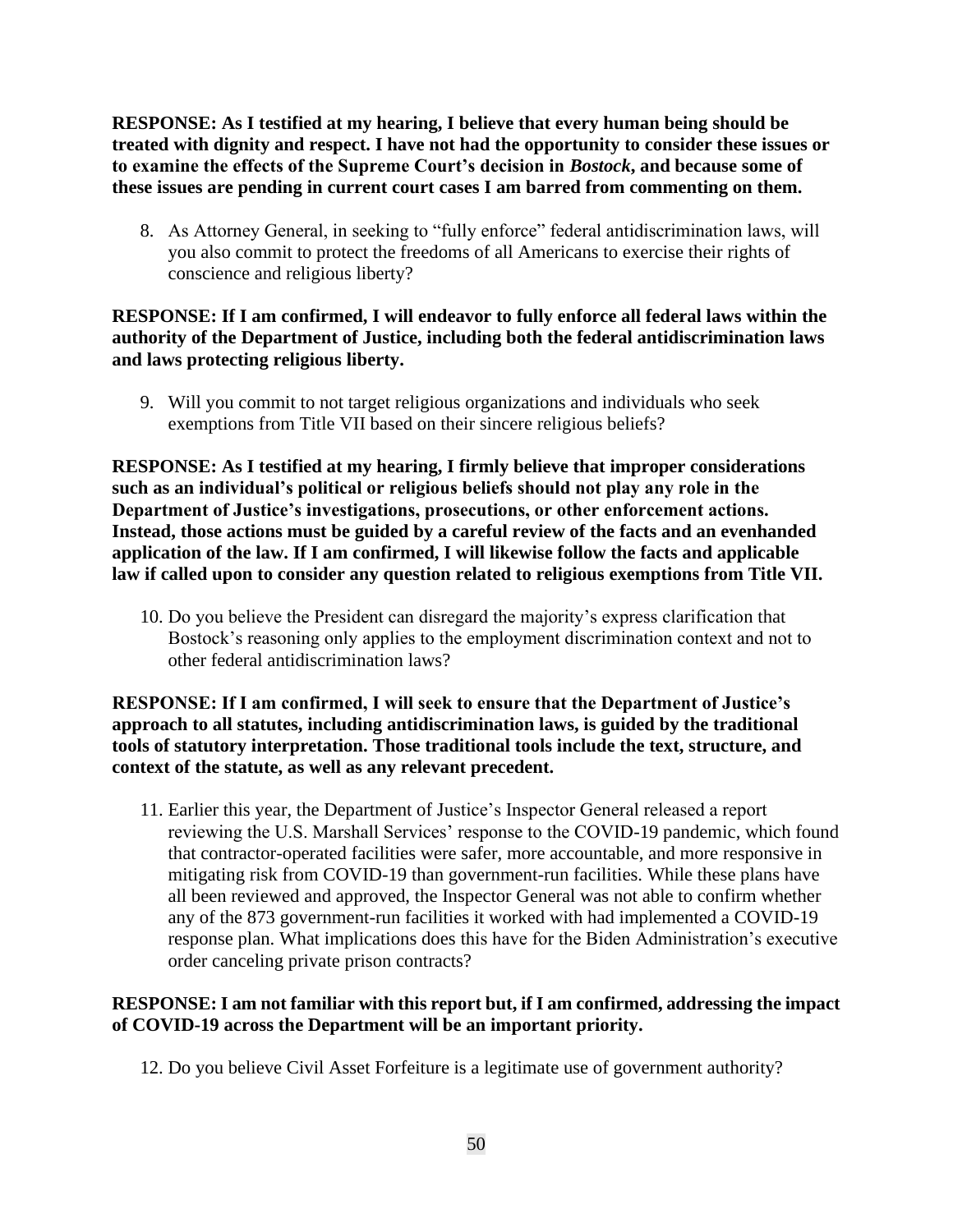**RESPONSE: As I testified at my hearing, I believe that every human being should be treated with dignity and respect. I have not had the opportunity to consider these issues or to examine the effects of the Supreme Court's decision in *Bostock*, and because some of these issues are pending in current court cases I am barred from commenting on them.**

8. As Attorney General, in seeking to "fully enforce" federal antidiscrimination laws, will you also commit to protect the freedoms of all Americans to exercise their rights of conscience and religious liberty?

**RESPONSE: If I am confirmed, I will endeavor to fully enforce all federal laws within the authority of the Department of Justice, including both the federal antidiscrimination laws and laws protecting religious liberty.**

9. Will you commit to not target religious organizations and individuals who seek exemptions from Title VII based on their sincere religious beliefs?

**RESPONSE: As I testified at my hearing, I firmly believe that improper considerations such as an individual's political or religious beliefs should not play any role in the Department of Justice's investigations, prosecutions, or other enforcement actions. Instead, those actions must be guided by a careful review of the facts and an evenhanded application of the law. If I am confirmed, I will likewise follow the facts and applicable law if called upon to consider any question related to religious exemptions from Title VII.**

10. Do you believe the President can disregard the majority's express clarification that Bostock's reasoning only applies to the employment discrimination context and not to other federal antidiscrimination laws?

**RESPONSE: If I am confirmed, I will seek to ensure that the Department of Justice's approach to all statutes, including antidiscrimination laws, is guided by the traditional tools of statutory interpretation. Those traditional tools include the text, structure, and context of the statute, as well as any relevant precedent.**

11. Earlier this year, the Department of Justice's Inspector General released a report reviewing the U.S. Marshall Services' response to the COVID-19 pandemic, which found that contractor-operated facilities were safer, more accountable, and more responsive in mitigating risk from COVID-19 than government-run facilities. While these plans have all been reviewed and approved, the Inspector General was not able to confirm whether any of the 873 government-run facilities it worked with had implemented a COVID-19 response plan. What implications does this have for the Biden Administration's executive order canceling private prison contracts?

**RESPONSE: I am not familiar with this report but, if I am confirmed, addressing the impact of COVID-19 across the Department will be an important priority.**

12. Do you believe Civil Asset Forfeiture is a legitimate use of government authority?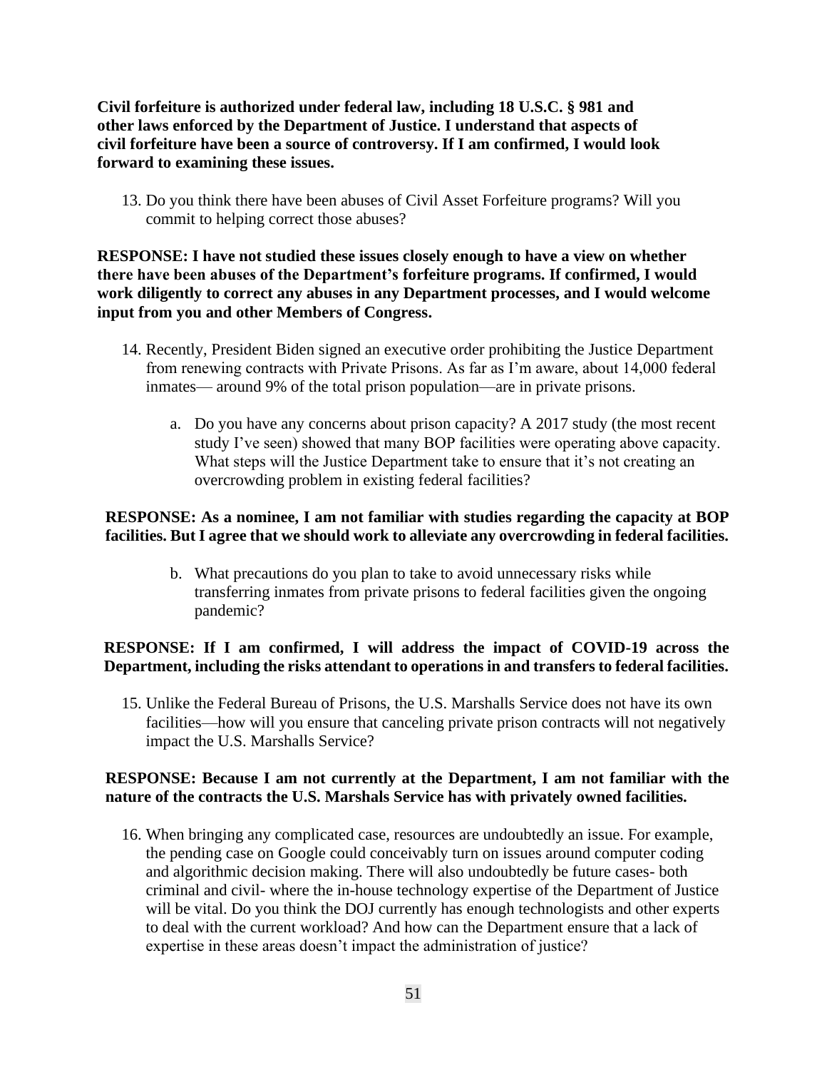**Civil forfeiture is authorized under federal law, including 18 U.S.C. § 981 and other laws enforced by the Department of Justice. I understand that aspects of civil forfeiture have been a source of controversy. If I am confirmed, I would look forward to examining these issues.**

13. Do you think there have been abuses of Civil Asset Forfeiture programs? Will you commit to helping correct those abuses?

**RESPONSE: I have not studied these issues closely enough to have a view on whether there have been abuses of the Department's forfeiture programs. If confirmed, I would work diligently to correct any abuses in any Department processes, and I would welcome input from you and other Members of Congress.**

14. Recently, President Biden signed an executive order prohibiting the Justice Department from renewing contracts with Private Prisons. As far as I'm aware, about 14,000 federal inmates— around 9% of the total prison population—are in private prisons.

    a. Do you have any concerns about prison capacity? A 2017 study (the most recent study I've seen) showed that many BOP facilities were operating above capacity. What steps will the Justice Department take to ensure that it's not creating an overcrowding problem in existing federal facilities?

**RESPONSE: As a nominee, I am not familiar with studies regarding the capacity at BOP facilities. But I agree that we should work to alleviate any overcrowding in federal facilities.**

    b. What precautions do you plan to take to avoid unnecessary risks while transferring inmates from private prisons to federal facilities given the ongoing pandemic?

**RESPONSE: If I am confirmed, I will address the impact of COVID-19 across the Department, including the risks attendant to operations in and transfers to federal facilities.**

15. Unlike the Federal Bureau of Prisons, the U.S. Marshalls Service does not have its own facilities—how will you ensure that canceling private prison contracts will not negatively impact the U.S. Marshalls Service?

**RESPONSE: Because I am not currently at the Department, I am not familiar with the nature of the contracts the U.S. Marshals Service has with privately owned facilities.**

16. When bringing any complicated case, resources are undoubtedly an issue. For example, the pending case on Google could conceivably turn on issues around computer coding and algorithmic decision making. There will also undoubtedly be future cases- both criminal and civil- where the in-house technology expertise of the Department of Justice will be vital. Do you think the DOJ currently has enough technologists and other experts to deal with the current workload? And how can the Department ensure that a lack of expertise in these areas doesn't impact the administration of justice?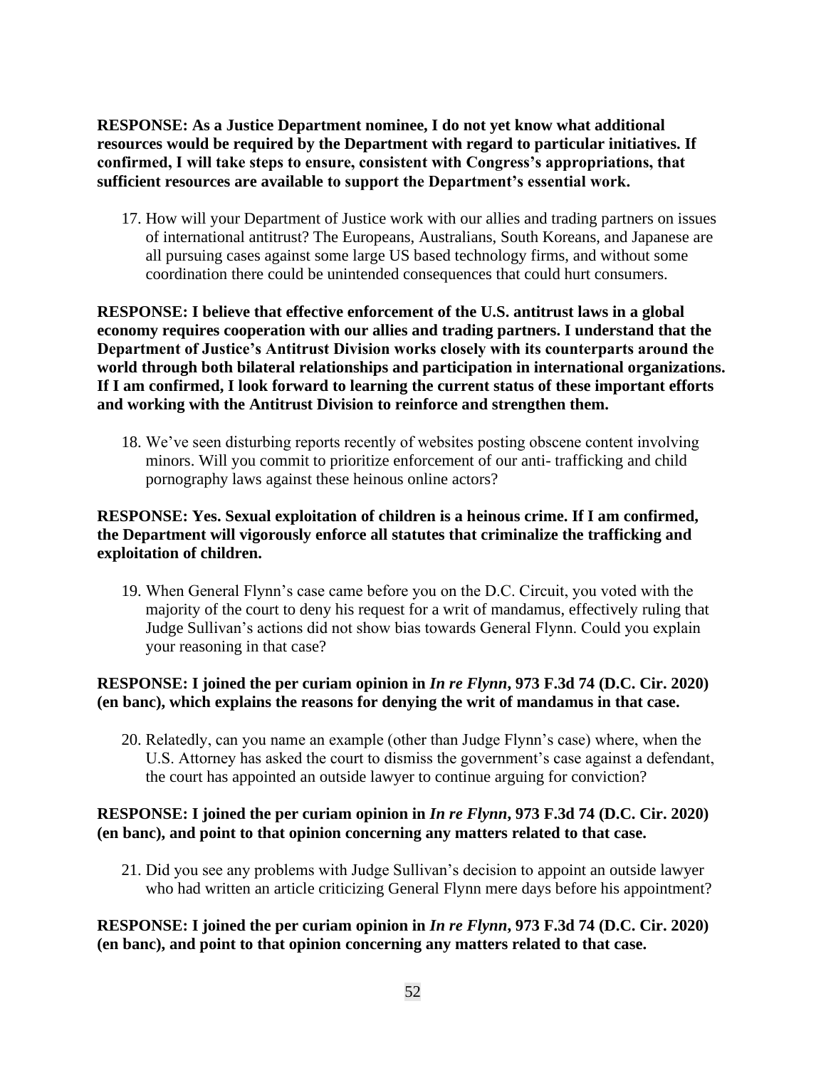**RESPONSE: As a Justice Department nominee, I do not yet know what additional resources would be required by the Department with regard to particular initiatives. If confirmed, I will take steps to ensure, consistent with Congress's appropriations, that sufficient resources are available to support the Department's essential work.**

17. How will your Department of Justice work with our allies and trading partners on issues of international antitrust? The Europeans, Australians, South Koreans, and Japanese are all pursuing cases against some large US based technology firms, and without some coordination there could be unintended consequences that could hurt consumers.

**RESPONSE: I believe that effective enforcement of the U.S. antitrust laws in a global economy requires cooperation with our allies and trading partners. I understand that the Department of Justice's Antitrust Division works closely with its counterparts around the world through both bilateral relationships and participation in international organizations. If I am confirmed, I look forward to learning the current status of these important efforts and working with the Antitrust Division to reinforce and strengthen them.**

18. We've seen disturbing reports recently of websites posting obscene content involving minors. Will you commit to prioritize enforcement of our anti- trafficking and child pornography laws against these heinous online actors?

**RESPONSE: Yes. Sexual exploitation of children is a heinous crime. If I am confirmed, the Department will vigorously enforce all statutes that criminalize the trafficking and exploitation of children.**

19. When General Flynn's case came before you on the D.C. Circuit, you voted with the majority of the court to deny his request for a writ of mandamus, effectively ruling that Judge Sullivan's actions did not show bias towards General Flynn. Could you explain your reasoning in that case?

**RESPONSE: I joined the per curiam opinion in *In re Flynn*, 973 F.3d 74 (D.C. Cir. 2020) (en banc), which explains the reasons for denying the writ of mandamus in that case.**

20. Relatedly, can you name an example (other than Judge Flynn's case) where, when the U.S. Attorney has asked the court to dismiss the government's case against a defendant, the court has appointed an outside lawyer to continue arguing for conviction?

**RESPONSE: I joined the per curiam opinion in *In re Flynn*, 973 F.3d 74 (D.C. Cir. 2020) (en banc), and point to that opinion concerning any matters related to that case.**

21. Did you see any problems with Judge Sullivan's decision to appoint an outside lawyer who had written an article criticizing General Flynn mere days before his appointment?

**RESPONSE: I joined the per curiam opinion in *In re Flynn*, 973 F.3d 74 (D.C. Cir. 2020) (en banc), and point to that opinion concerning any matters related to that case.**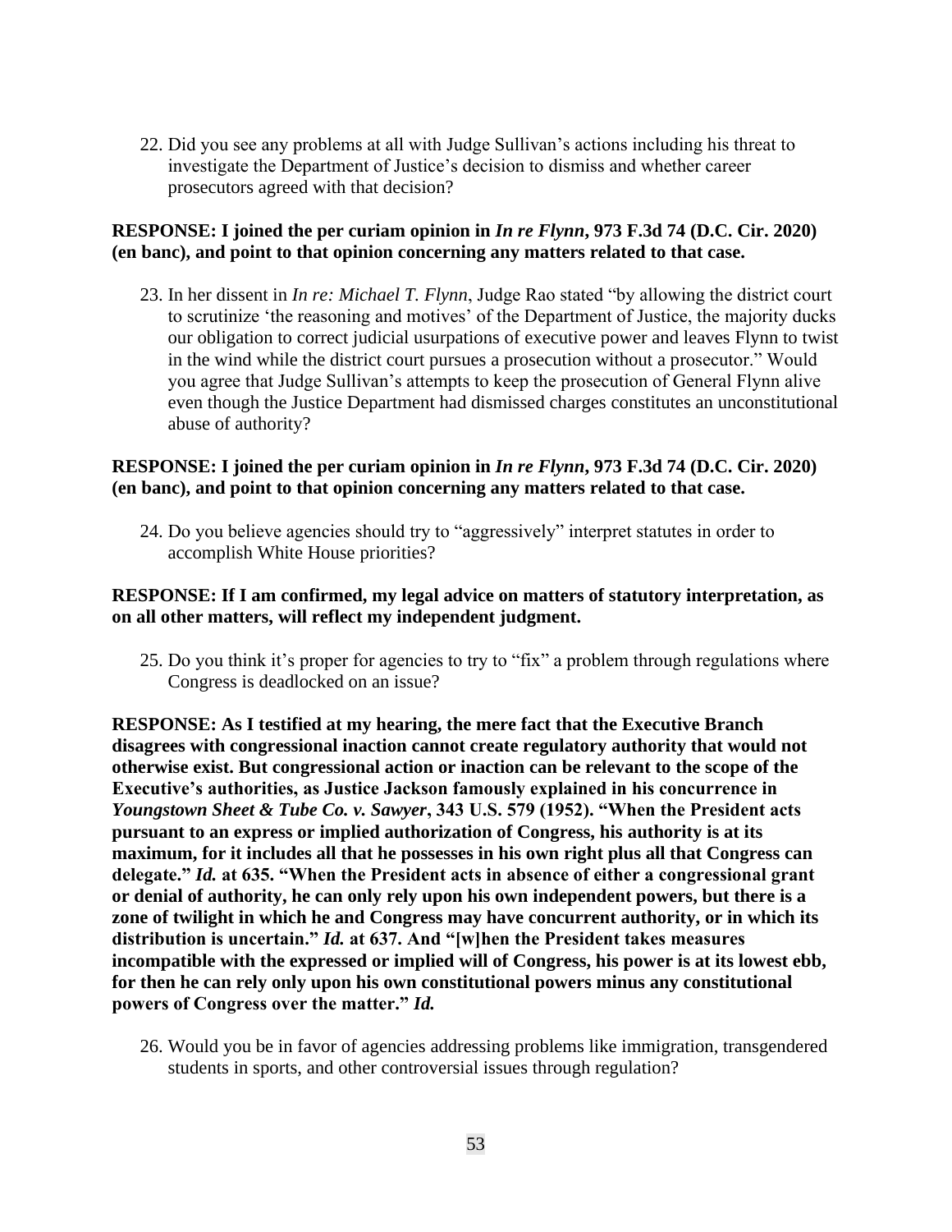22. Did you see any problems at all with Judge Sullivan's actions including his threat to investigate the Department of Justice's decision to dismiss and whether career prosecutors agreed with that decision?

**RESPONSE: I joined the per curiam opinion in *In re Flynn*, 973 F.3d 74 (D.C. Cir. 2020) (en banc), and point to that opinion concerning any matters related to that case.**

23. In her dissent in *In re: Michael T. Flynn*, Judge Rao stated "by allowing the district court to scrutinize 'the reasoning and motives' of the Department of Justice, the majority ducks our obligation to correct judicial usurpations of executive power and leaves Flynn to twist in the wind while the district court pursues a prosecution without a prosecutor." Would you agree that Judge Sullivan's attempts to keep the prosecution of General Flynn alive even though the Justice Department had dismissed charges constitutes an unconstitutional abuse of authority?

**RESPONSE: I joined the per curiam opinion in *In re Flynn*, 973 F.3d 74 (D.C. Cir. 2020) (en banc), and point to that opinion concerning any matters related to that case.**

24. Do you believe agencies should try to "aggressively" interpret statutes in order to accomplish White House priorities?

**RESPONSE: If I am confirmed, my legal advice on matters of statutory interpretation, as on all other matters, will reflect my independent judgment.**

25. Do you think it's proper for agencies to try to "fix" a problem through regulations where Congress is deadlocked on an issue?

**RESPONSE: As I testified at my hearing, the mere fact that the Executive Branch disagrees with congressional inaction cannot create regulatory authority that would not otherwise exist. But congressional action or inaction can be relevant to the scope of the Executive's authorities, as Justice Jackson famously explained in his concurrence in *Youngstown Sheet & Tube Co. v. Sawyer*, 343 U.S. 579 (1952). "When the President acts pursuant to an express or implied authorization of Congress, his authority is at its maximum, for it includes all that he possesses in his own right plus all that Congress can delegate." *Id.* at 635. "When the President acts in absence of either a congressional grant or denial of authority, he can only rely upon his own independent powers, but there is a zone of twilight in which he and Congress may have concurrent authority, or in which its distribution is uncertain." *Id.* at 637. And "[w]hen the President takes measures incompatible with the expressed or implied will of Congress, his power is at its lowest ebb, for then he can rely only upon his own constitutional powers minus any constitutional powers of Congress over the matter." *Id.***

26. Would you be in favor of agencies addressing problems like immigration, transgendered students in sports, and other controversial issues through regulation?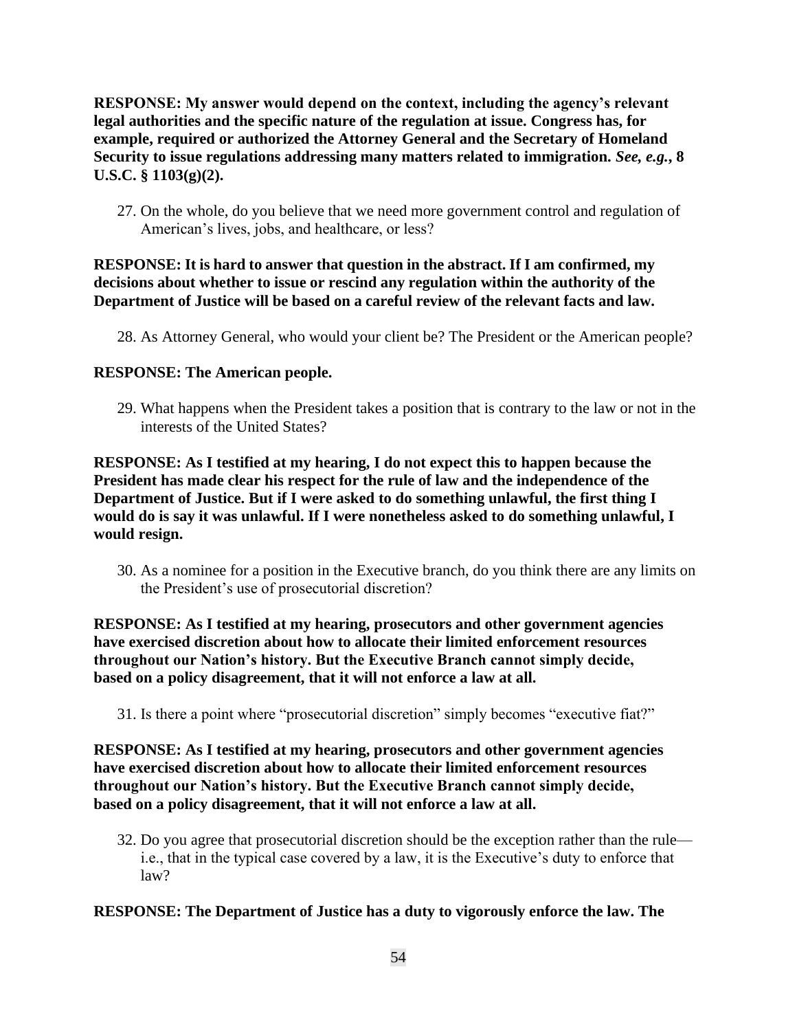**RESPONSE: My answer would depend on the context, including the agency's relevant legal authorities and the specific nature of the regulation at issue. Congress has, for example, required or authorized the Attorney General and the Secretary of Homeland Security to issue regulations addressing many matters related to immigration. *See, e.g.*, 8 U.S.C. § 1103(g)(2).**

27. On the whole, do you believe that we need more government control and regulation of American's lives, jobs, and healthcare, or less?

**RESPONSE: It is hard to answer that question in the abstract. If I am confirmed, my decisions about whether to issue or rescind any regulation within the authority of the Department of Justice will be based on a careful review of the relevant facts and law.**

28. As Attorney General, who would your client be? The President or the American people?

**RESPONSE: The American people.**

29. What happens when the President takes a position that is contrary to the law or not in the interests of the United States?

**RESPONSE: As I testified at my hearing, I do not expect this to happen because the President has made clear his respect for the rule of law and the independence of the Department of Justice. But if I were asked to do something unlawful, the first thing I would do is say it was unlawful. If I were nonetheless asked to do something unlawful, I would resign.**

30. As a nominee for a position in the Executive branch, do you think there are any limits on the President's use of prosecutorial discretion?

**RESPONSE: As I testified at my hearing, prosecutors and other government agencies have exercised discretion about how to allocate their limited enforcement resources throughout our Nation's history. But the Executive Branch cannot simply decide, based on a policy disagreement, that it will not enforce a law at all.**

31. Is there a point where "prosecutorial discretion" simply becomes "executive fiat?"

**RESPONSE: As I testified at my hearing, prosecutors and other government agencies have exercised discretion about how to allocate their limited enforcement resources throughout our Nation's history. But the Executive Branch cannot simply decide, based on a policy disagreement, that it will not enforce a law at all.**

32. Do you agree that prosecutorial discretion should be the exception rather than the rule— i.e., that in the typical case covered by a law, it is the Executive's duty to enforce that law?

**RESPONSE: The Department of Justice has a duty to vigorously enforce the law. The**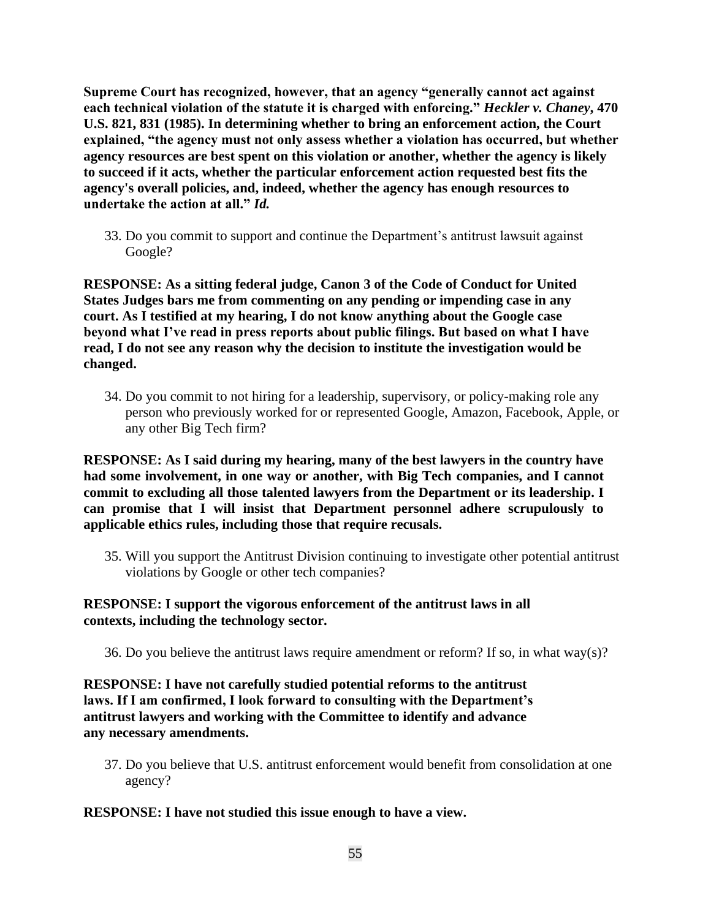**Supreme Court has recognized, however, that an agency "generally cannot act against each technical violation of the statute it is charged with enforcing."** ***Heckler v. Chaney*****, 470 U.S. 821, 831 (1985). In determining whether to bring an enforcement action, the Court explained, "the agency must not only assess whether a violation has occurred, but whether agency resources are best spent on this violation or another, whether the agency is likely to succeed if it acts, whether the particular enforcement action requested best fits the agency's overall policies, and, indeed, whether the agency has enough resources to undertake the action at all."** ***Id.***

33. Do you commit to support and continue the Department's antitrust lawsuit against Google?

**RESPONSE: As a sitting federal judge, Canon 3 of the Code of Conduct for United States Judges bars me from commenting on any pending or impending case in any court. As I testified at my hearing, I do not know anything about the Google case beyond what I've read in press reports about public filings. But based on what I have read, I do not see any reason why the decision to institute the investigation would be changed.**

34. Do you commit to not hiring for a leadership, supervisory, or policy-making role any person who previously worked for or represented Google, Amazon, Facebook, Apple, or any other Big Tech firm?

**RESPONSE: As I said during my hearing, many of the best lawyers in the country have had some involvement, in one way or another, with Big Tech companies, and I cannot commit to excluding all those talented lawyers from the Department or its leadership. I can promise that I will insist that Department personnel adhere scrupulously to applicable ethics rules, including those that require recusals.**

35. Will you support the Antitrust Division continuing to investigate other potential antitrust violations by Google or other tech companies?

**RESPONSE: I support the vigorous enforcement of the antitrust laws in all contexts, including the technology sector.**

36. Do you believe the antitrust laws require amendment or reform? If so, in what way(s)?

**RESPONSE: I have not carefully studied potential reforms to the antitrust laws. If I am confirmed, I look forward to consulting with the Department's antitrust lawyers and working with the Committee to identify and advance any necessary amendments.**

37. Do you believe that U.S. antitrust enforcement would benefit from consolidation at one agency?

**RESPONSE: I have not studied this issue enough to have a view.**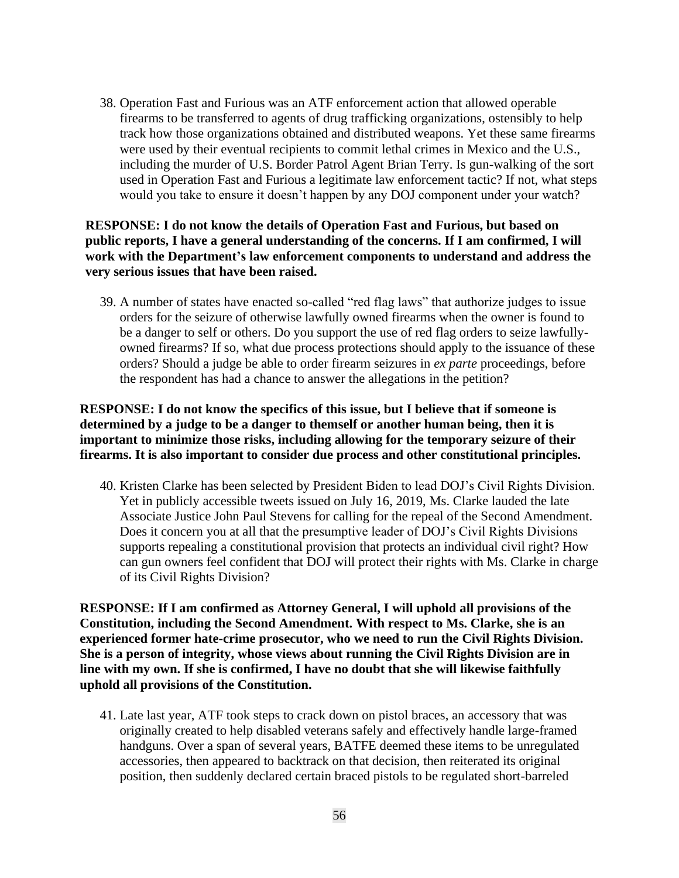38. Operation Fast and Furious was an ATF enforcement action that allowed operable firearms to be transferred to agents of drug trafficking organizations, ostensibly to help track how those organizations obtained and distributed weapons. Yet these same firearms were used by their eventual recipients to commit lethal crimes in Mexico and the U.S., including the murder of U.S. Border Patrol Agent Brian Terry. Is gun-walking of the sort used in Operation Fast and Furious a legitimate law enforcement tactic? If not, what steps would you take to ensure it doesn't happen by any DOJ component under your watch?

**RESPONSE: I do not know the details of Operation Fast and Furious, but based on public reports, I have a general understanding of the concerns. If I am confirmed, I will work with the Department's law enforcement components to understand and address the very serious issues that have been raised.**

39. A number of states have enacted so-called "red flag laws" that authorize judges to issue orders for the seizure of otherwise lawfully owned firearms when the owner is found to be a danger to self or others. Do you support the use of red flag orders to seize lawfully-owned firearms? If so, what due process protections should apply to the issuance of these orders? Should a judge be able to order firearm seizures in *ex parte* proceedings, before the respondent has had a chance to answer the allegations in the petition?

**RESPONSE: I do not know the specifics of this issue, but I believe that if someone is determined by a judge to be a danger to themself or another human being, then it is important to minimize those risks, including allowing for the temporary seizure of their firearms. It is also important to consider due process and other constitutional principles.**

40. Kristen Clarke has been selected by President Biden to lead DOJ's Civil Rights Division. Yet in publicly accessible tweets issued on July 16, 2019, Ms. Clarke lauded the late Associate Justice John Paul Stevens for calling for the repeal of the Second Amendment. Does it concern you at all that the presumptive leader of DOJ's Civil Rights Divisions supports repealing a constitutional provision that protects an individual civil right? How can gun owners feel confident that DOJ will protect their rights with Ms. Clarke in charge of its Civil Rights Division?

**RESPONSE: If I am confirmed as Attorney General, I will uphold all provisions of the Constitution, including the Second Amendment. With respect to Ms. Clarke, she is an experienced former hate-crime prosecutor, who we need to run the Civil Rights Division. She is a person of integrity, whose views about running the Civil Rights Division are in line with my own. If she is confirmed, I have no doubt that she will likewise faithfully uphold all provisions of the Constitution.**

41. Late last year, ATF took steps to crack down on pistol braces, an accessory that was originally created to help disabled veterans safely and effectively handle large-framed handguns. Over a span of several years, BATFE deemed these items to be unregulated accessories, then appeared to backtrack on that decision, then reiterated its original position, then suddenly declared certain braced pistols to be regulated short-barreled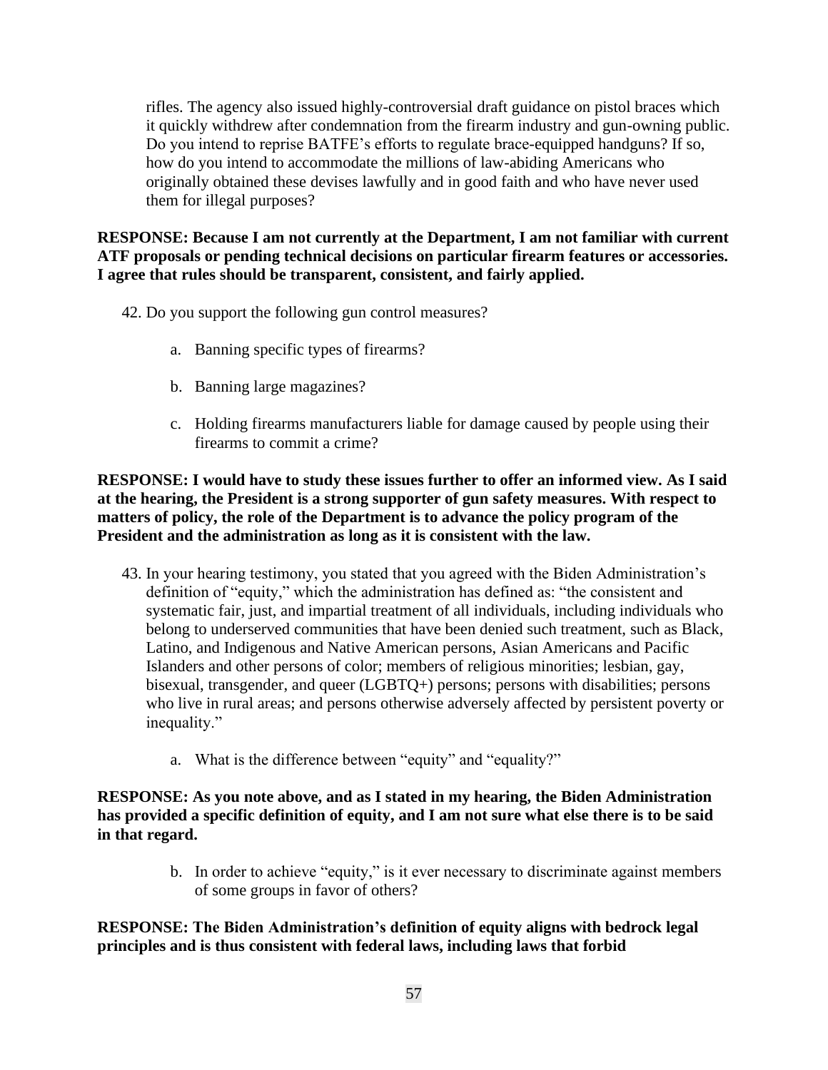rifles. The agency also issued highly-controversial draft guidance on pistol braces which it quickly withdrew after condemnation from the firearm industry and gun-owning public. Do you intend to reprise BATFE's efforts to regulate brace-equipped handguns? If so, how do you intend to accommodate the millions of law-abiding Americans who originally obtained these devises lawfully and in good faith and who have never used them for illegal purposes?

**RESPONSE: Because I am not currently at the Department, I am not familiar with current ATF proposals or pending technical decisions on particular firearm features or accessories. I agree that rules should be transparent, consistent, and fairly applied.**

42. Do you support the following gun control measures?

    a. Banning specific types of firearms?

    b. Banning large magazines?

    c. Holding firearms manufacturers liable for damage caused by people using their firearms to commit a crime?

**RESPONSE: I would have to study these issues further to offer an informed view. As I said at the hearing, the President is a strong supporter of gun safety measures. With respect to matters of policy, the role of the Department is to advance the policy program of the President and the administration as long as it is consistent with the law.**

43. In your hearing testimony, you stated that you agreed with the Biden Administration's definition of "equity," which the administration has defined as: "the consistent and systematic fair, just, and impartial treatment of all individuals, including individuals who belong to underserved communities that have been denied such treatment, such as Black, Latino, and Indigenous and Native American persons, Asian Americans and Pacific Islanders and other persons of color; members of religious minorities; lesbian, gay, bisexual, transgender, and queer (LGBTQ+) persons; persons with disabilities; persons who live in rural areas; and persons otherwise adversely affected by persistent poverty or inequality."

    a. What is the difference between "equity" and "equality?"

**RESPONSE: As you note above, and as I stated in my hearing, the Biden Administration has provided a specific definition of equity, and I am not sure what else there is to be said in that regard.**

    b. In order to achieve "equity," is it ever necessary to discriminate against members of some groups in favor of others?

**RESPONSE: The Biden Administration's definition of equity aligns with bedrock legal principles and is thus consistent with federal laws, including laws that forbid**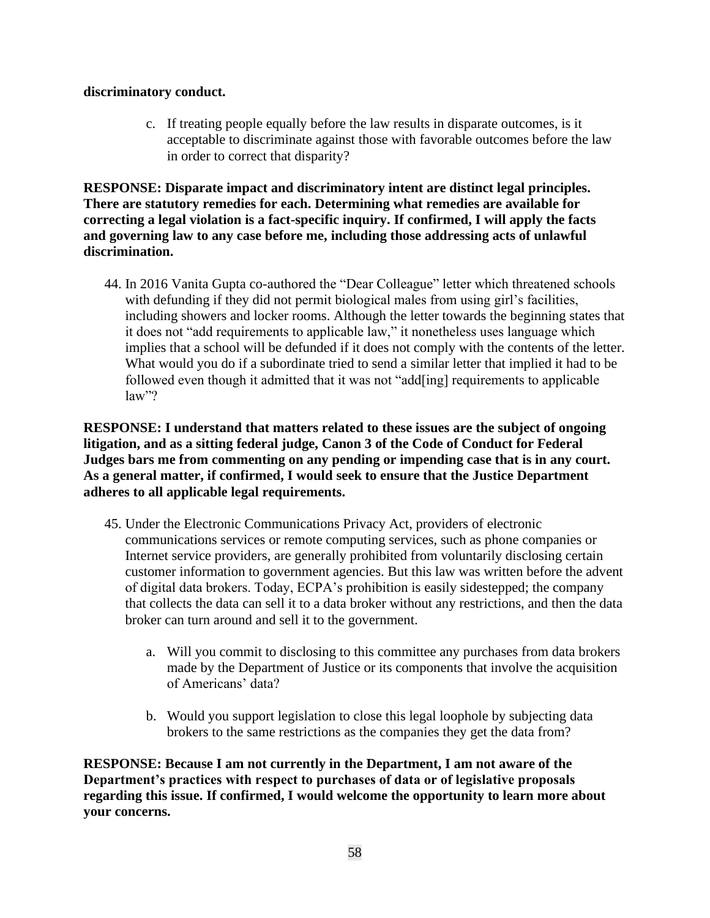**discriminatory conduct.**

c. If treating people equally before the law results in disparate outcomes, is it acceptable to discriminate against those with favorable outcomes before the law in order to correct that disparity?

**RESPONSE: Disparate impact and discriminatory intent are distinct legal principles. There are statutory remedies for each. Determining what remedies are available for correcting a legal violation is a fact-specific inquiry. If confirmed, I will apply the facts and governing law to any case before me, including those addressing acts of unlawful discrimination.**

44. In 2016 Vanita Gupta co-authored the "Dear Colleague" letter which threatened schools with defunding if they did not permit biological males from using girl's facilities, including showers and locker rooms. Although the letter towards the beginning states that it does not "add requirements to applicable law," it nonetheless uses language which implies that a school will be defunded if it does not comply with the contents of the letter. What would you do if a subordinate tried to send a similar letter that implied it had to be followed even though it admitted that it was not "add[ing] requirements to applicable law"?

**RESPONSE: I understand that matters related to these issues are the subject of ongoing litigation, and as a sitting federal judge, Canon 3 of the Code of Conduct for Federal Judges bars me from commenting on any pending or impending case that is in any court. As a general matter, if confirmed, I would seek to ensure that the Justice Department adheres to all applicable legal requirements.**

45. Under the Electronic Communications Privacy Act, providers of electronic communications services or remote computing services, such as phone companies or Internet service providers, are generally prohibited from voluntarily disclosing certain customer information to government agencies. But this law was written before the advent of digital data brokers. Today, ECPA's prohibition is easily sidestepped; the company that collects the data can sell it to a data broker without any restrictions, and then the data broker can turn around and sell it to the government.

    a. Will you commit to disclosing to this committee any purchases from data brokers made by the Department of Justice or its components that involve the acquisition of Americans' data?

    b. Would you support legislation to close this legal loophole by subjecting data brokers to the same restrictions as the companies they get the data from?

**RESPONSE: Because I am not currently in the Department, I am not aware of the Department's practices with respect to purchases of data or of legislative proposals regarding this issue. If confirmed, I would welcome the opportunity to learn more about your concerns.**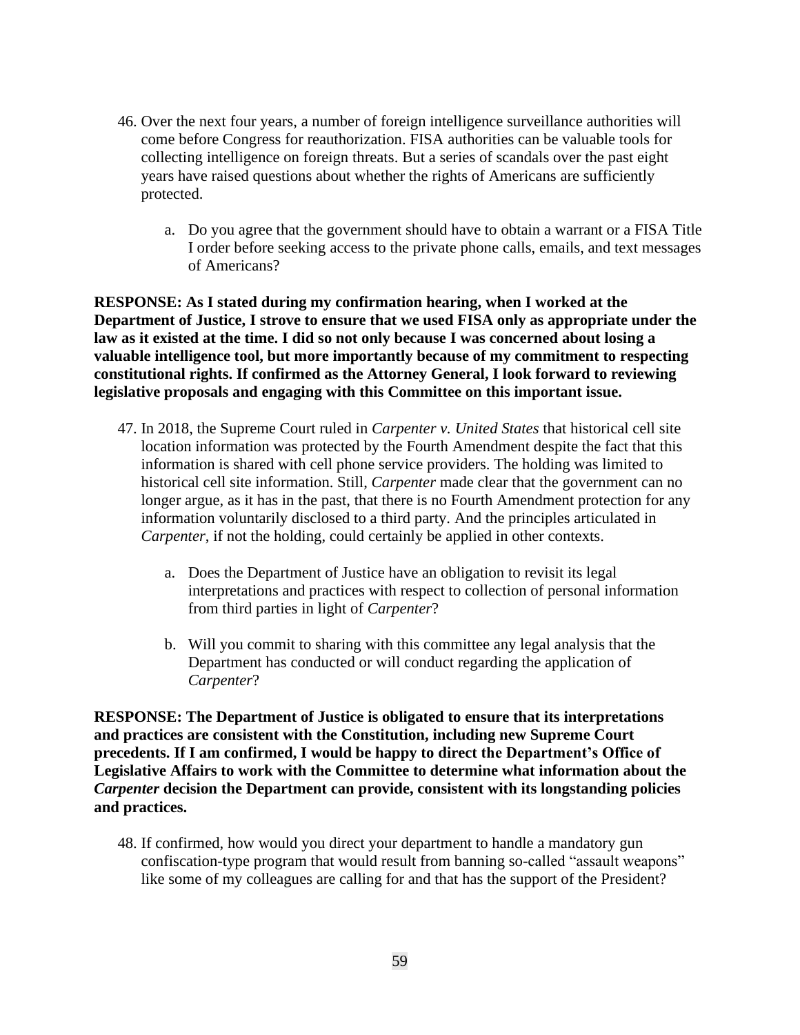46. Over the next four years, a number of foreign intelligence surveillance authorities will come before Congress for reauthorization. FISA authorities can be valuable tools for collecting intelligence on foreign threats. But a series of scandals over the past eight years have raised questions about whether the rights of Americans are sufficiently protected.

    a. Do you agree that the government should have to obtain a warrant or a FISA Title I order before seeking access to the private phone calls, emails, and text messages of Americans?

**RESPONSE: As I stated during my confirmation hearing, when I worked at the Department of Justice, I strove to ensure that we used FISA only as appropriate under the law as it existed at the time. I did so not only because I was concerned about losing a valuable intelligence tool, but more importantly because of my commitment to respecting constitutional rights. If confirmed as the Attorney General, I look forward to reviewing legislative proposals and engaging with this Committee on this important issue.**

47. In 2018, the Supreme Court ruled in *Carpenter v. United States* that historical cell site location information was protected by the Fourth Amendment despite the fact that this information is shared with cell phone service providers. The holding was limited to historical cell site information. Still, *Carpenter* made clear that the government can no longer argue, as it has in the past, that there is no Fourth Amendment protection for any information voluntarily disclosed to a third party. And the principles articulated in *Carpenter*, if not the holding, could certainly be applied in other contexts.

    a. Does the Department of Justice have an obligation to revisit its legal interpretations and practices with respect to collection of personal information from third parties in light of *Carpenter*?

    b. Will you commit to sharing with this committee any legal analysis that the Department has conducted or will conduct regarding the application of *Carpenter*?

**RESPONSE: The Department of Justice is obligated to ensure that its interpretations and practices are consistent with the Constitution, including new Supreme Court precedents. If I am confirmed, I would be happy to direct the Department's Office of Legislative Affairs to work with the Committee to determine what information about the *Carpenter* decision the Department can provide, consistent with its longstanding policies and practices.**

48. If confirmed, how would you direct your department to handle a mandatory gun confiscation-type program that would result from banning so-called "assault weapons" like some of my colleagues are calling for and that has the support of the President?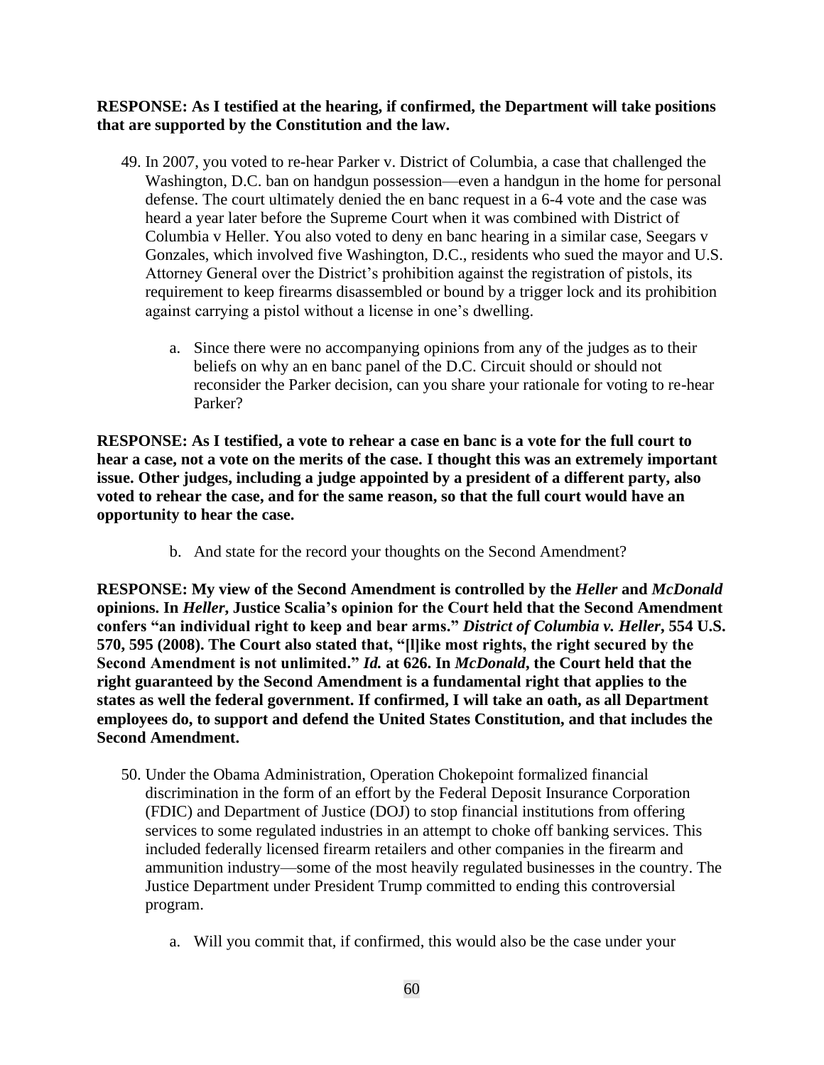**RESPONSE: As I testified at the hearing, if confirmed, the Department will take positions that are supported by the Constitution and the law.**

49. In 2007, you voted to re-hear Parker v. District of Columbia, a case that challenged the Washington, D.C. ban on handgun possession—even a handgun in the home for personal defense. The court ultimately denied the en banc request in a 6-4 vote and the case was heard a year later before the Supreme Court when it was combined with District of Columbia v Heller. You also voted to deny en banc hearing in a similar case, Seegars v Gonzales, which involved five Washington, D.C., residents who sued the mayor and U.S. Attorney General over the District's prohibition against the registration of pistols, its requirement to keep firearms disassembled or bound by a trigger lock and its prohibition against carrying a pistol without a license in one's dwelling.

    a. Since there were no accompanying opinions from any of the judges as to their beliefs on why an en banc panel of the D.C. Circuit should or should not reconsider the Parker decision, can you share your rationale for voting to re-hear Parker?

**RESPONSE: As I testified, a vote to rehear a case en banc is a vote for the full court to hear a case, not a vote on the merits of the case. I thought this was an extremely important issue. Other judges, including a judge appointed by a president of a different party, also voted to rehear the case, and for the same reason, so that the full court would have an opportunity to hear the case.**

    b. And state for the record your thoughts on the Second Amendment?

**RESPONSE: My view of the Second Amendment is controlled by the *Heller* and *McDonald* opinions. In *Heller*, Justice Scalia's opinion for the Court held that the Second Amendment confers "an individual right to keep and bear arms." *District of Columbia v. Heller*, 554 U.S. 570, 595 (2008). The Court also stated that, "[l]ike most rights, the right secured by the Second Amendment is not unlimited." *Id.* at 626. In *McDonald*, the Court held that the right guaranteed by the Second Amendment is a fundamental right that applies to the states as well the federal government. If confirmed, I will take an oath, as all Department employees do, to support and defend the United States Constitution, and that includes the Second Amendment.**

50. Under the Obama Administration, Operation Chokepoint formalized financial discrimination in the form of an effort by the Federal Deposit Insurance Corporation (FDIC) and Department of Justice (DOJ) to stop financial institutions from offering services to some regulated industries in an attempt to choke off banking services. This included federally licensed firearm retailers and other companies in the firearm and ammunition industry—some of the most heavily regulated businesses in the country. The Justice Department under President Trump committed to ending this controversial program.

    a. Will you commit that, if confirmed, this would also be the case under your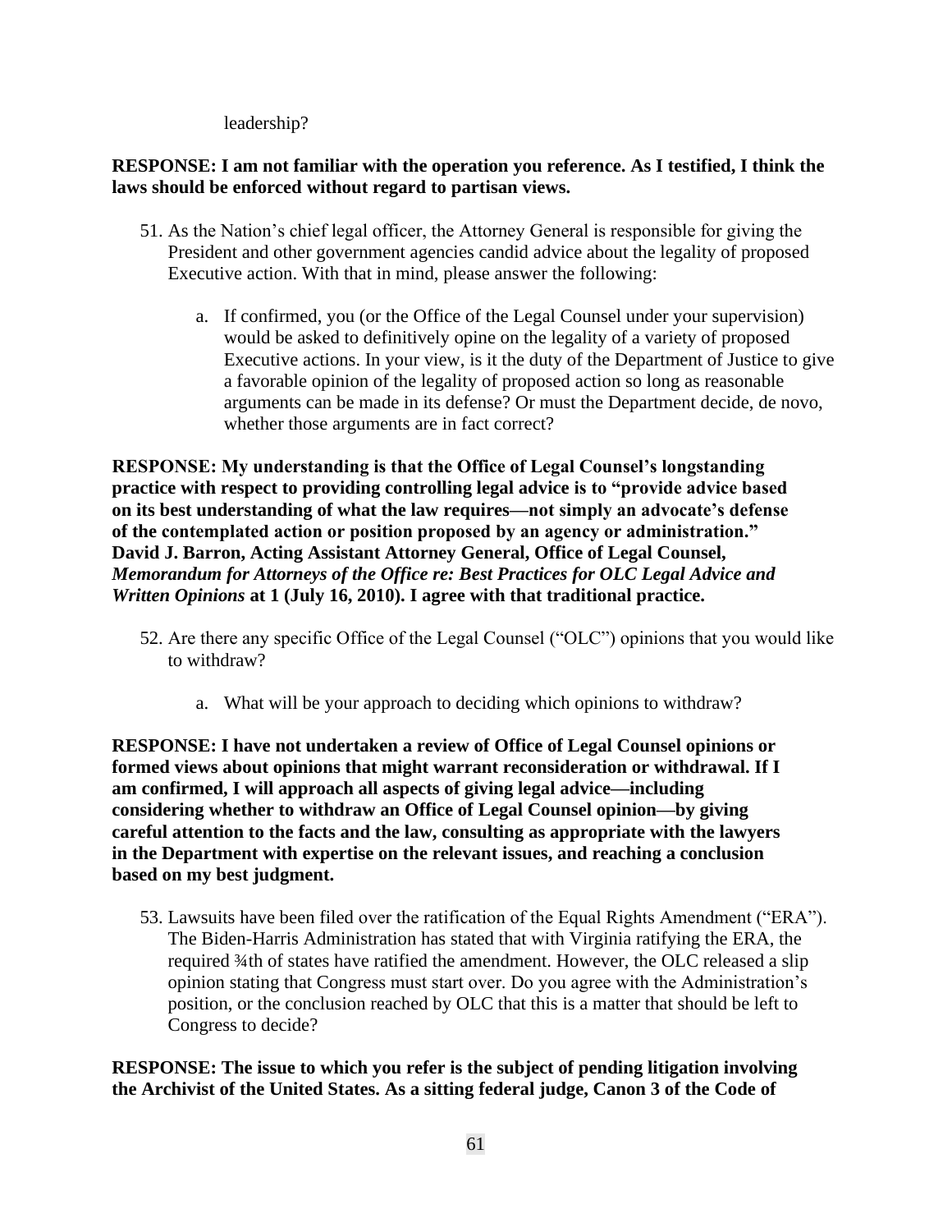leadership?

**RESPONSE: I am not familiar with the operation you reference. As I testified, I think the laws should be enforced without regard to partisan views.**

51. As the Nation's chief legal officer, the Attorney General is responsible for giving the President and other government agencies candid advice about the legality of proposed Executive action. With that in mind, please answer the following:

    a. If confirmed, you (or the Office of the Legal Counsel under your supervision) would be asked to definitively opine on the legality of a variety of proposed Executive actions. In your view, is it the duty of the Department of Justice to give a favorable opinion of the legality of proposed action so long as reasonable arguments can be made in its defense? Or must the Department decide, de novo, whether those arguments are in fact correct?

**RESPONSE: My understanding is that the Office of Legal Counsel's longstanding practice with respect to providing controlling legal advice is to "provide advice based on its best understanding of what the law requires—not simply an advocate's defense of the contemplated action or position proposed by an agency or administration." David J. Barron, Acting Assistant Attorney General, Office of Legal Counsel, *Memorandum for Attorneys of the Office re: Best Practices for OLC Legal Advice and Written Opinions* at 1 (July 16, 2010). I agree with that traditional practice.**

52. Are there any specific Office of the Legal Counsel ("OLC") opinions that you would like to withdraw?

    a. What will be your approach to deciding which opinions to withdraw?

**RESPONSE: I have not undertaken a review of Office of Legal Counsel opinions or formed views about opinions that might warrant reconsideration or withdrawal. If I am confirmed, I will approach all aspects of giving legal advice—including considering whether to withdraw an Office of Legal Counsel opinion—by giving careful attention to the facts and the law, consulting as appropriate with the lawyers in the Department with expertise on the relevant issues, and reaching a conclusion based on my best judgment.**

53. Lawsuits have been filed over the ratification of the Equal Rights Amendment ("ERA"). The Biden-Harris Administration has stated that with Virginia ratifying the ERA, the required ¾th of states have ratified the amendment. However, the OLC released a slip opinion stating that Congress must start over. Do you agree with the Administration's position, or the conclusion reached by OLC that this is a matter that should be left to Congress to decide?

**RESPONSE: The issue to which you refer is the subject of pending litigation involving the Archivist of the United States. As a sitting federal judge, Canon 3 of the Code of**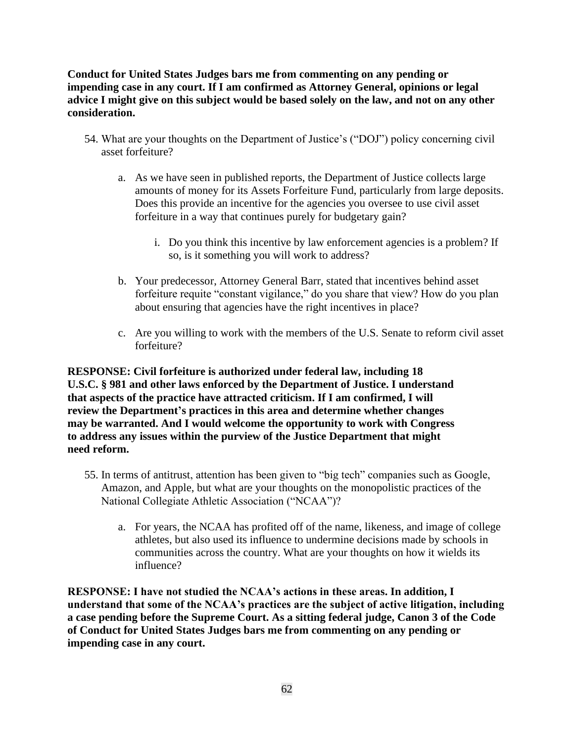**Conduct for United States Judges bars me from commenting on any pending or impending case in any court. If I am confirmed as Attorney General, opinions or legal advice I might give on this subject would be based solely on the law, and not on any other consideration.**

54. What are your thoughts on the Department of Justice's ("DOJ") policy concerning civil asset forfeiture?

    a. As we have seen in published reports, the Department of Justice collects large amounts of money for its Assets Forfeiture Fund, particularly from large deposits. Does this provide an incentive for the agencies you oversee to use civil asset forfeiture in a way that continues purely for budgetary gain?

        i. Do you think this incentive by law enforcement agencies is a problem? If so, is it something you will work to address?

    b. Your predecessor, Attorney General Barr, stated that incentives behind asset forfeiture requite "constant vigilance," do you share that view? How do you plan about ensuring that agencies have the right incentives in place?

    c. Are you willing to work with the members of the U.S. Senate to reform civil asset forfeiture?

**RESPONSE: Civil forfeiture is authorized under federal law, including 18 U.S.C. § 981 and other laws enforced by the Department of Justice. I understand that aspects of the practice have attracted criticism. If I am confirmed, I will review the Department's practices in this area and determine whether changes may be warranted. And I would welcome the opportunity to work with Congress to address any issues within the purview of the Justice Department that might need reform.**

55. In terms of antitrust, attention has been given to "big tech" companies such as Google, Amazon, and Apple, but what are your thoughts on the monopolistic practices of the National Collegiate Athletic Association ("NCAA")?

    a. For years, the NCAA has profited off of the name, likeness, and image of college athletes, but also used its influence to undermine decisions made by schools in communities across the country. What are your thoughts on how it wields its influence?

**RESPONSE: I have not studied the NCAA's actions in these areas. In addition, I understand that some of the NCAA's practices are the subject of active litigation, including a case pending before the Supreme Court. As a sitting federal judge, Canon 3 of the Code of Conduct for United States Judges bars me from commenting on any pending or impending case in any court.**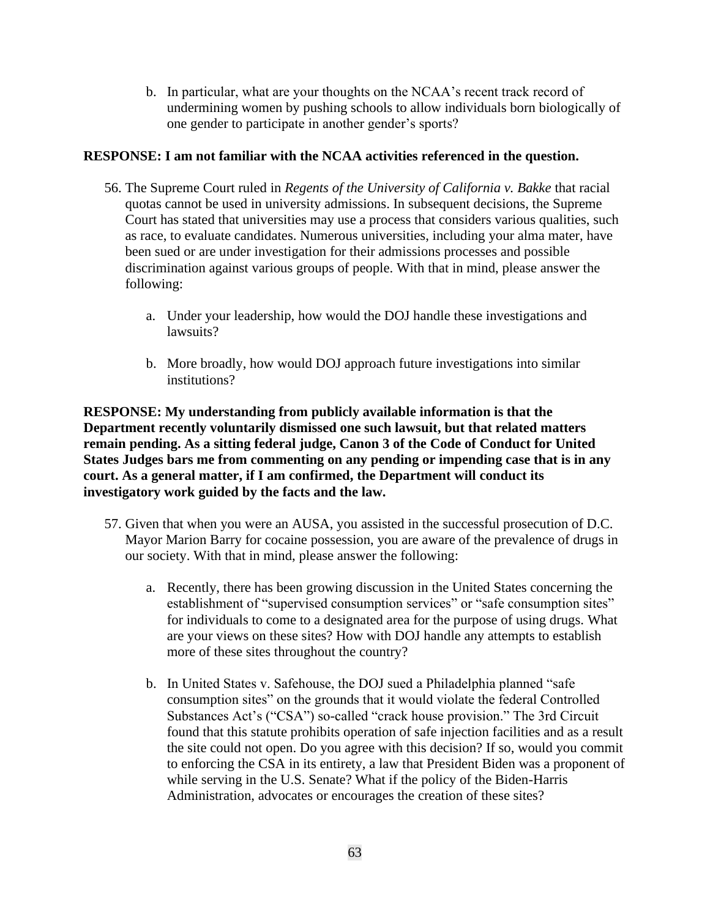b. In particular, what are your thoughts on the NCAA's recent track record of undermining women by pushing schools to allow individuals born biologically of one gender to participate in another gender's sports?

**RESPONSE: I am not familiar with the NCAA activities referenced in the question.**

56. The Supreme Court ruled in *Regents of the University of California v. Bakke* that racial quotas cannot be used in university admissions. In subsequent decisions, the Supreme Court has stated that universities may use a process that considers various qualities, such as race, to evaluate candidates. Numerous universities, including your alma mater, have been sued or are under investigation for their admissions processes and possible discrimination against various groups of people. With that in mind, please answer the following:

    a. Under your leadership, how would the DOJ handle these investigations and lawsuits?

    b. More broadly, how would DOJ approach future investigations into similar institutions?

**RESPONSE: My understanding from publicly available information is that the Department recently voluntarily dismissed one such lawsuit, but that related matters remain pending. As a sitting federal judge, Canon 3 of the Code of Conduct for United States Judges bars me from commenting on any pending or impending case that is in any court. As a general matter, if I am confirmed, the Department will conduct its investigatory work guided by the facts and the law.**

57. Given that when you were an AUSA, you assisted in the successful prosecution of D.C. Mayor Marion Barry for cocaine possession, you are aware of the prevalence of drugs in our society. With that in mind, please answer the following:

    a. Recently, there has been growing discussion in the United States concerning the establishment of "supervised consumption services" or "safe consumption sites" for individuals to come to a designated area for the purpose of using drugs. What are your views on these sites? How with DOJ handle any attempts to establish more of these sites throughout the country?

    b. In United States v. Safehouse, the DOJ sued a Philadelphia planned "safe consumption sites" on the grounds that it would violate the federal Controlled Substances Act's ("CSA") so-called "crack house provision." The 3rd Circuit found that this statute prohibits operation of safe injection facilities and as a result the site could not open. Do you agree with this decision? If so, would you commit to enforcing the CSA in its entirety, a law that President Biden was a proponent of while serving in the U.S. Senate? What if the policy of the Biden-Harris Administration, advocates or encourages the creation of these sites?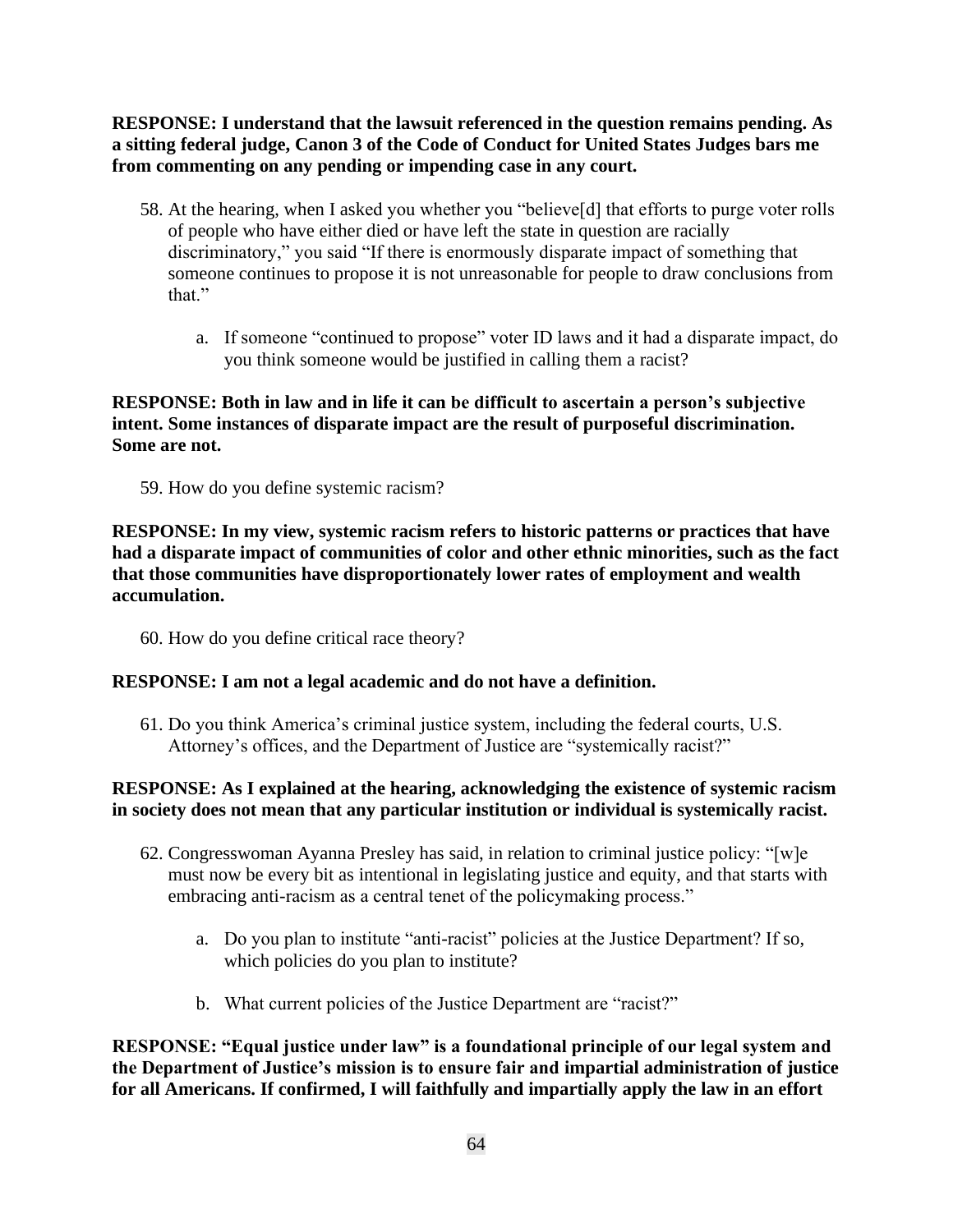**RESPONSE: I understand that the lawsuit referenced in the question remains pending. As a sitting federal judge, Canon 3 of the Code of Conduct for United States Judges bars me from commenting on any pending or impending case in any court.**

58. At the hearing, when I asked you whether you "believe[d] that efforts to purge voter rolls of people who have either died or have left the state in question are racially discriminatory," you said "If there is enormously disparate impact of something that someone continues to propose it is not unreasonable for people to draw conclusions from that."

    a. If someone "continued to propose" voter ID laws and it had a disparate impact, do you think someone would be justified in calling them a racist?

**RESPONSE: Both in law and in life it can be difficult to ascertain a person's subjective intent. Some instances of disparate impact are the result of purposeful discrimination. Some are not.**

59. How do you define systemic racism?

**RESPONSE: In my view, systemic racism refers to historic patterns or practices that have had a disparate impact of communities of color and other ethnic minorities, such as the fact that those communities have disproportionately lower rates of employment and wealth accumulation.**

60. How do you define critical race theory?

**RESPONSE: I am not a legal academic and do not have a definition.**

61. Do you think America's criminal justice system, including the federal courts, U.S. Attorney's offices, and the Department of Justice are "systemically racist?"

**RESPONSE: As I explained at the hearing, acknowledging the existence of systemic racism in society does not mean that any particular institution or individual is systemically racist.**

62. Congresswoman Ayanna Presley has said, in relation to criminal justice policy: "[w]e must now be every bit as intentional in legislating justice and equity, and that starts with embracing anti-racism as a central tenet of the policymaking process."

    a. Do you plan to institute "anti-racist" policies at the Justice Department? If so, which policies do you plan to institute?

    b. What current policies of the Justice Department are "racist?"

**RESPONSE: "Equal justice under law" is a foundational principle of our legal system and the Department of Justice's mission is to ensure fair and impartial administration of justice for all Americans. If confirmed, I will faithfully and impartially apply the law in an effort**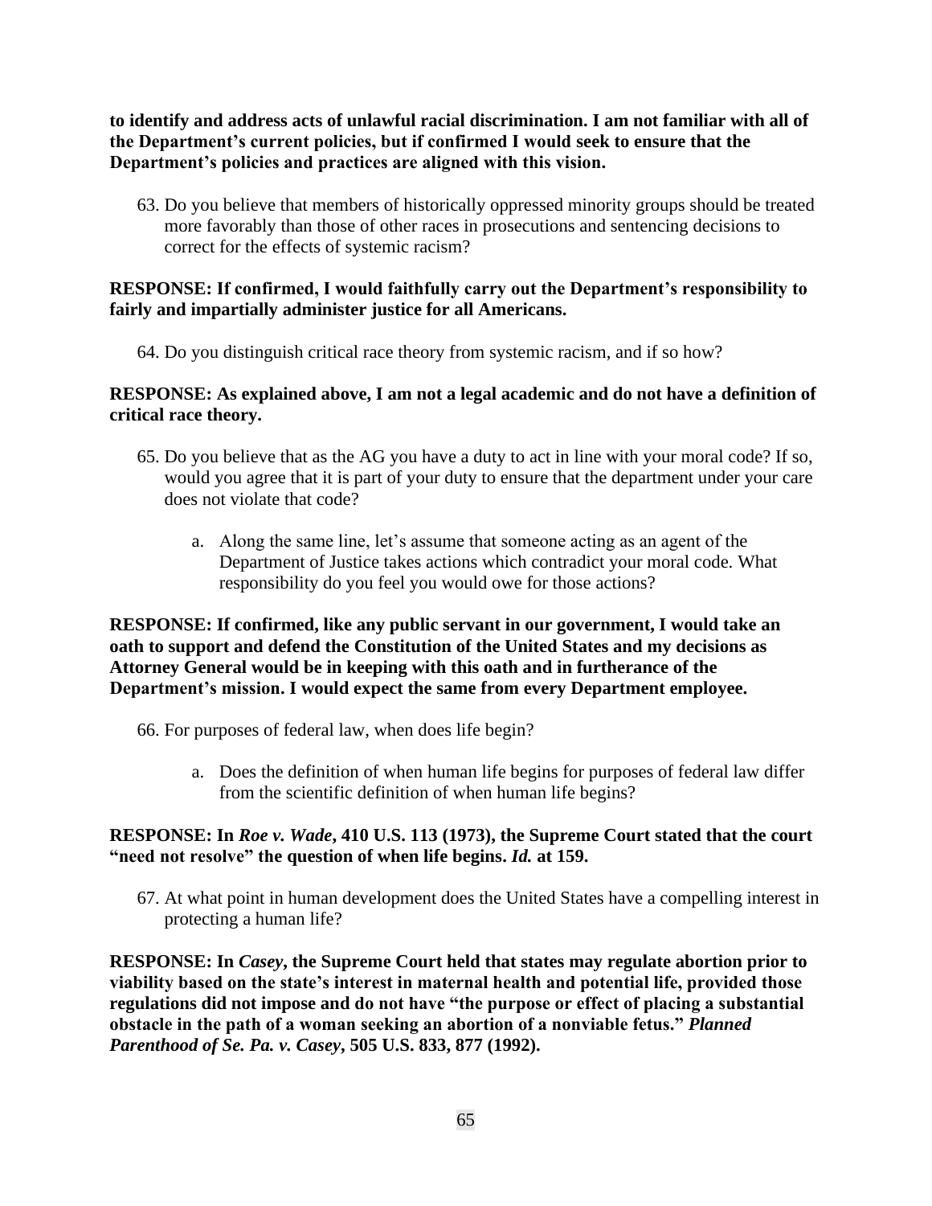**to identify and address acts of unlawful racial discrimination. I am not familiar with all of the Department's current policies, but if confirmed I would seek to ensure that the Department's policies and practices are aligned with this vision.**

63. Do you believe that members of historically oppressed minority groups should be treated more favorably than those of other races in prosecutions and sentencing decisions to correct for the effects of systemic racism?

**RESPONSE: If confirmed, I would faithfully carry out the Department's responsibility to fairly and impartially administer justice for all Americans.**

64. Do you distinguish critical race theory from systemic racism, and if so how?

**RESPONSE: As explained above, I am not a legal academic and do not have a definition of critical race theory.**

65. Do you believe that as the AG you have a duty to act in line with your moral code? If so, would you agree that it is part of your duty to ensure that the department under your care does not violate that code?

    a. Along the same line, let's assume that someone acting as an agent of the Department of Justice takes actions which contradict your moral code. What responsibility do you feel you would owe for those actions?

**RESPONSE: If confirmed, like any public servant in our government, I would take an oath to support and defend the Constitution of the United States and my decisions as Attorney General would be in keeping with this oath and in furtherance of the Department's mission. I would expect the same from every Department employee.**

66. For purposes of federal law, when does life begin?

    a. Does the definition of when human life begins for purposes of federal law differ from the scientific definition of when human life begins?

**RESPONSE: In *Roe v. Wade*, 410 U.S. 113 (1973), the Supreme Court stated that the court "need not resolve" the question of when life begins. *Id.* at 159.**

67. At what point in human development does the United States have a compelling interest in protecting a human life?

**RESPONSE: In *Casey*, the Supreme Court held that states may regulate abortion prior to viability based on the state's interest in maternal health and potential life, provided those regulations did not impose and do not have "the purpose or effect of placing a substantial obstacle in the path of a woman seeking an abortion of a nonviable fetus." *Planned Parenthood of Se. Pa. v. Casey*, 505 U.S. 833, 877 (1992).**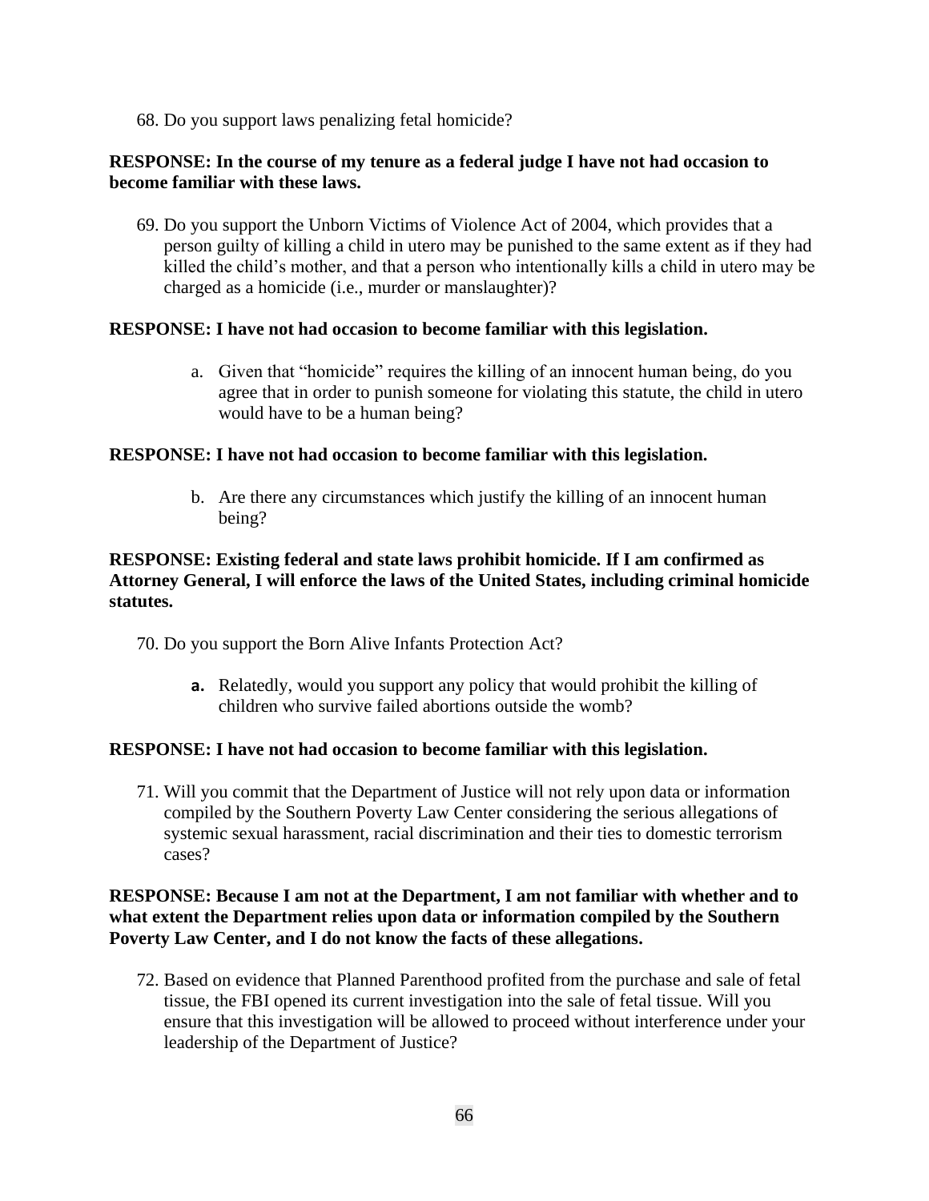68. Do you support laws penalizing fetal homicide?

**RESPONSE: In the course of my tenure as a federal judge I have not had occasion to become familiar with these laws.**

69. Do you support the Unborn Victims of Violence Act of 2004, which provides that a person guilty of killing a child in utero may be punished to the same extent as if they had killed the child's mother, and that a person who intentionally kills a child in utero may be charged as a homicide (i.e., murder or manslaughter)?

**RESPONSE: I have not had occasion to become familiar with this legislation.**

   a. Given that "homicide" requires the killing of an innocent human being, do you agree that in order to punish someone for violating this statute, the child in utero would have to be a human being?

**RESPONSE: I have not had occasion to become familiar with this legislation.**

   b. Are there any circumstances which justify the killing of an innocent human being?

**RESPONSE: Existing federal and state laws prohibit homicide. If I am confirmed as Attorney General, I will enforce the laws of the United States, including criminal homicide statutes.**

70. Do you support the Born Alive Infants Protection Act?

   **a.** Relatedly, would you support any policy that would prohibit the killing of children who survive failed abortions outside the womb?

**RESPONSE: I have not had occasion to become familiar with this legislation.**

71. Will you commit that the Department of Justice will not rely upon data or information compiled by the Southern Poverty Law Center considering the serious allegations of systemic sexual harassment, racial discrimination and their ties to domestic terrorism cases?

**RESPONSE: Because I am not at the Department, I am not familiar with whether and to what extent the Department relies upon data or information compiled by the Southern Poverty Law Center, and I do not know the facts of these allegations.**

72. Based on evidence that Planned Parenthood profited from the purchase and sale of fetal tissue, the FBI opened its current investigation into the sale of fetal tissue. Will you ensure that this investigation will be allowed to proceed without interference under your leadership of the Department of Justice?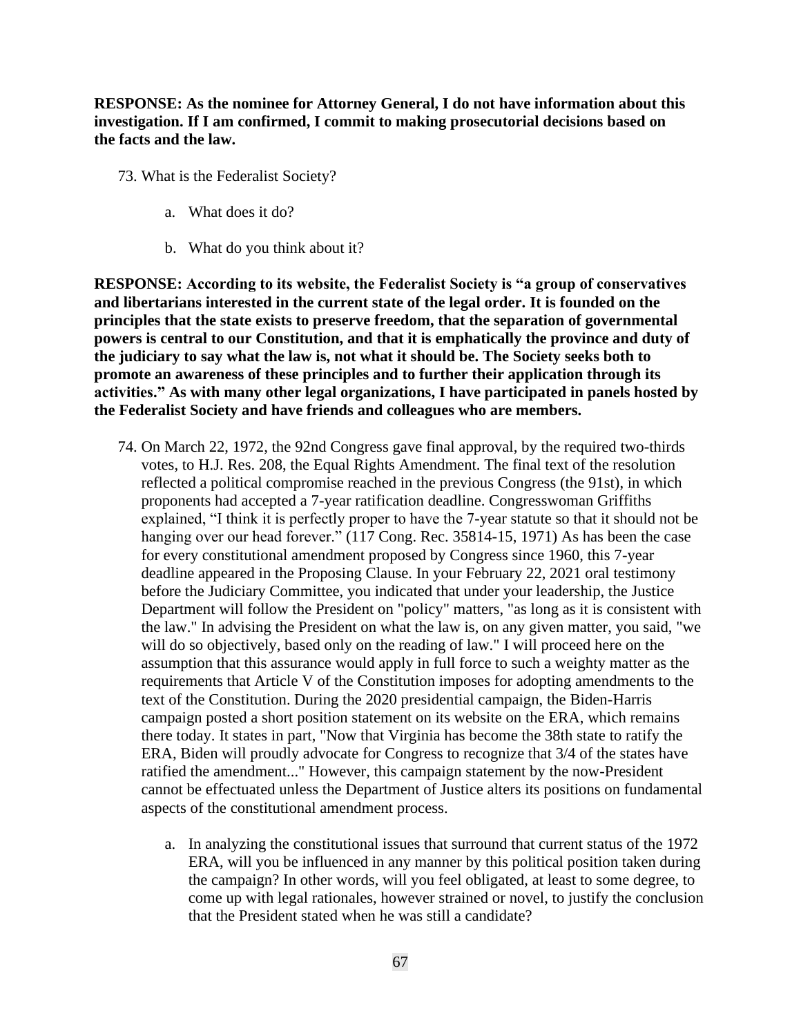**RESPONSE: As the nominee for Attorney General, I do not have information about this investigation. If I am confirmed, I commit to making prosecutorial decisions based on the facts and the law.**

73. What is the Federalist Society?

    a. What does it do?

    b. What do you think about it?

**RESPONSE: According to its website, the Federalist Society is "a group of conservatives and libertarians interested in the current state of the legal order. It is founded on the principles that the state exists to preserve freedom, that the separation of governmental powers is central to our Constitution, and that it is emphatically the province and duty of the judiciary to say what the law is, not what it should be. The Society seeks both to promote an awareness of these principles and to further their application through its activities." As with many other legal organizations, I have participated in panels hosted by the Federalist Society and have friends and colleagues who are members.**

74. On March 22, 1972, the 92nd Congress gave final approval, by the required two-thirds votes, to H.J. Res. 208, the Equal Rights Amendment. The final text of the resolution reflected a political compromise reached in the previous Congress (the 91st), in which proponents had accepted a 7-year ratification deadline. Congresswoman Griffiths explained, "I think it is perfectly proper to have the 7-year statute so that it should not be hanging over our head forever." (117 Cong. Rec. 35814-15, 1971) As has been the case for every constitutional amendment proposed by Congress since 1960, this 7-year deadline appeared in the Proposing Clause. In your February 22, 2021 oral testimony before the Judiciary Committee, you indicated that under your leadership, the Justice Department will follow the President on "policy" matters, "as long as it is consistent with the law." In advising the President on what the law is, on any given matter, you said, "we will do so objectively, based only on the reading of law." I will proceed here on the assumption that this assurance would apply in full force to such a weighty matter as the requirements that Article V of the Constitution imposes for adopting amendments to the text of the Constitution. During the 2020 presidential campaign, the Biden-Harris campaign posted a short position statement on its website on the ERA, which remains there today. It states in part, "Now that Virginia has become the 38th state to ratify the ERA, Biden will proudly advocate for Congress to recognize that 3/4 of the states have ratified the amendment..." However, this campaign statement by the now-President cannot be effectuated unless the Department of Justice alters its positions on fundamental aspects of the constitutional amendment process.

    a. In analyzing the constitutional issues that surround that current status of the 1972 ERA, will you be influenced in any manner by this political position taken during the campaign? In other words, will you feel obligated, at least to some degree, to come up with legal rationales, however strained or novel, to justify the conclusion that the President stated when he was still a candidate?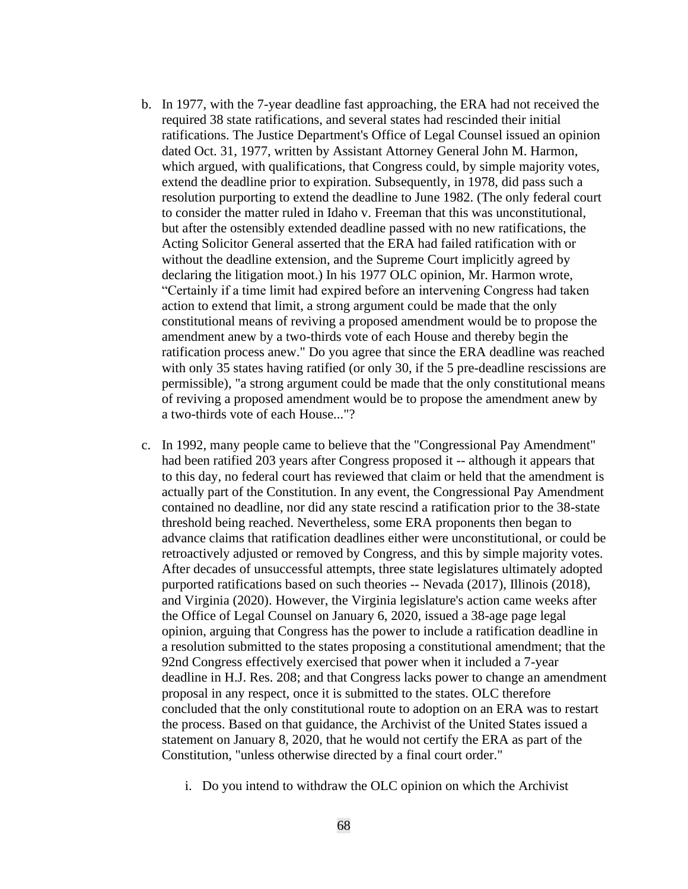b. In 1977, with the 7-year deadline fast approaching, the ERA had not received the required 38 state ratifications, and several states had rescinded their initial ratifications. The Justice Department's Office of Legal Counsel issued an opinion dated Oct. 31, 1977, written by Assistant Attorney General John M. Harmon, which argued, with qualifications, that Congress could, by simple majority votes, extend the deadline prior to expiration. Subsequently, in 1978, did pass such a resolution purporting to extend the deadline to June 1982. (The only federal court to consider the matter ruled in Idaho v. Freeman that this was unconstitutional, but after the ostensibly extended deadline passed with no new ratifications, the Acting Solicitor General asserted that the ERA had failed ratification with or without the deadline extension, and the Supreme Court implicitly agreed by declaring the litigation moot.) In his 1977 OLC opinion, Mr. Harmon wrote, "Certainly if a time limit had expired before an intervening Congress had taken action to extend that limit, a strong argument could be made that the only constitutional means of reviving a proposed amendment would be to propose the amendment anew by a two-thirds vote of each House and thereby begin the ratification process anew." Do you agree that since the ERA deadline was reached with only 35 states having ratified (or only 30, if the 5 pre-deadline rescissions are permissible), "a strong argument could be made that the only constitutional means of reviving a proposed amendment would be to propose the amendment anew by a two-thirds vote of each House..."?

c. In 1992, many people came to believe that the "Congressional Pay Amendment" had been ratified 203 years after Congress proposed it -- although it appears that to this day, no federal court has reviewed that claim or held that the amendment is actually part of the Constitution. In any event, the Congressional Pay Amendment contained no deadline, nor did any state rescind a ratification prior to the 38-state threshold being reached. Nevertheless, some ERA proponents then began to advance claims that ratification deadlines either were unconstitutional, or could be retroactively adjusted or removed by Congress, and this by simple majority votes. After decades of unsuccessful attempts, three state legislatures ultimately adopted purported ratifications based on such theories -- Nevada (2017), Illinois (2018), and Virginia (2020). However, the Virginia legislature's action came weeks after the Office of Legal Counsel on January 6, 2020, issued a 38-age page legal opinion, arguing that Congress has the power to include a ratification deadline in a resolution submitted to the states proposing a constitutional amendment; that the 92nd Congress effectively exercised that power when it included a 7-year deadline in H.J. Res. 208; and that Congress lacks power to change an amendment proposal in any respect, once it is submitted to the states. OLC therefore concluded that the only constitutional route to adoption on an ERA was to restart the process. Based on that guidance, the Archivist of the United States issued a statement on January 8, 2020, that he would not certify the ERA as part of the Constitution, "unless otherwise directed by a final court order."

    i. Do you intend to withdraw the OLC opinion on which the Archivist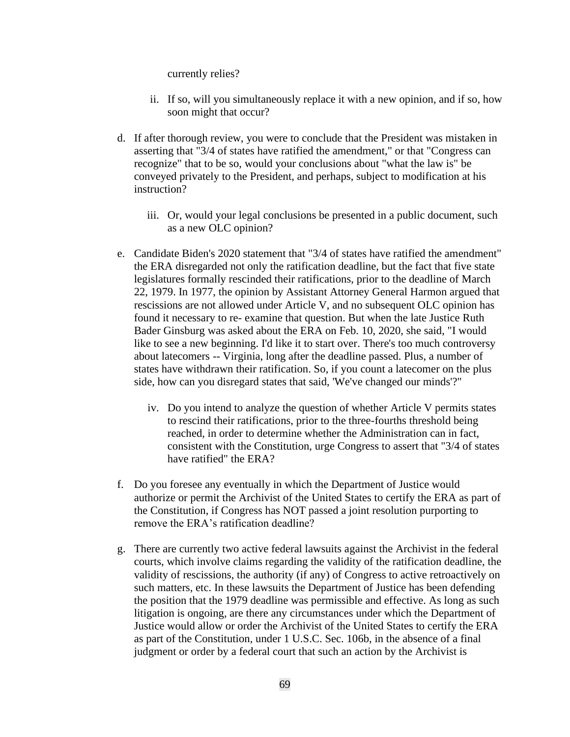currently relies?

   ii. If so, will you simultaneously replace it with a new opinion, and if so, how soon might that occur?

d. If after thorough review, you were to conclude that the President was mistaken in asserting that "3/4 of states have ratified the amendment," or that "Congress can recognize" that to be so, would your conclusions about "what the law is" be conveyed privately to the President, and perhaps, subject to modification at his instruction?

   iii. Or, would your legal conclusions be presented in a public document, such as a new OLC opinion?

e. Candidate Biden's 2020 statement that "3/4 of states have ratified the amendment" the ERA disregarded not only the ratification deadline, but the fact that five state legislatures formally rescinded their ratifications, prior to the deadline of March 22, 1979. In 1977, the opinion by Assistant Attorney General Harmon argued that rescissions are not allowed under Article V, and no subsequent OLC opinion has found it necessary to re- examine that question. But when the late Justice Ruth Bader Ginsburg was asked about the ERA on Feb. 10, 2020, she said, "I would like to see a new beginning. I'd like it to start over. There's too much controversy about latecomers -- Virginia, long after the deadline passed. Plus, a number of states have withdrawn their ratification. So, if you count a latecomer on the plus side, how can you disregard states that said, 'We've changed our minds'?"

   iv. Do you intend to analyze the question of whether Article V permits states to rescind their ratifications, prior to the three-fourths threshold being reached, in order to determine whether the Administration can in fact, consistent with the Constitution, urge Congress to assert that "3/4 of states have ratified" the ERA?

f. Do you foresee any eventually in which the Department of Justice would authorize or permit the Archivist of the United States to certify the ERA as part of the Constitution, if Congress has NOT passed a joint resolution purporting to remove the ERA's ratification deadline?

g. There are currently two active federal lawsuits against the Archivist in the federal courts, which involve claims regarding the validity of the ratification deadline, the validity of rescissions, the authority (if any) of Congress to active retroactively on such matters, etc. In these lawsuits the Department of Justice has been defending the position that the 1979 deadline was permissible and effective. As long as such litigation is ongoing, are there any circumstances under which the Department of Justice would allow or order the Archivist of the United States to certify the ERA as part of the Constitution, under 1 U.S.C. Sec. 106b, in the absence of a final judgment or order by a federal court that such an action by the Archivist is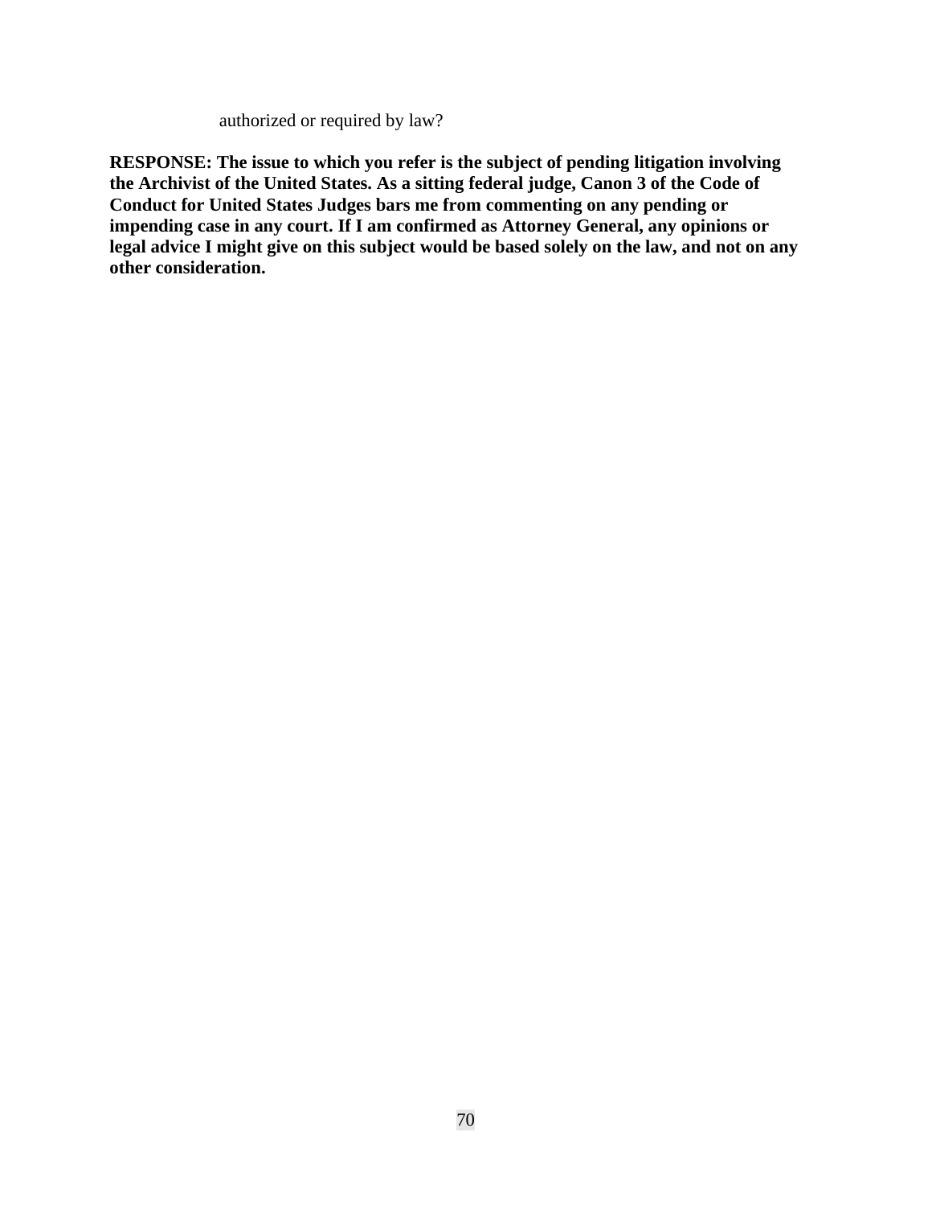authorized or required by law?

**RESPONSE: The issue to which you refer is the subject of pending litigation involving the Archivist of the United States. As a sitting federal judge, Canon 3 of the Code of Conduct for United States Judges bars me from commenting on any pending or impending case in any court. If I am confirmed as Attorney General, any opinions or legal advice I might give on this subject would be based solely on the law, and not on any other consideration.**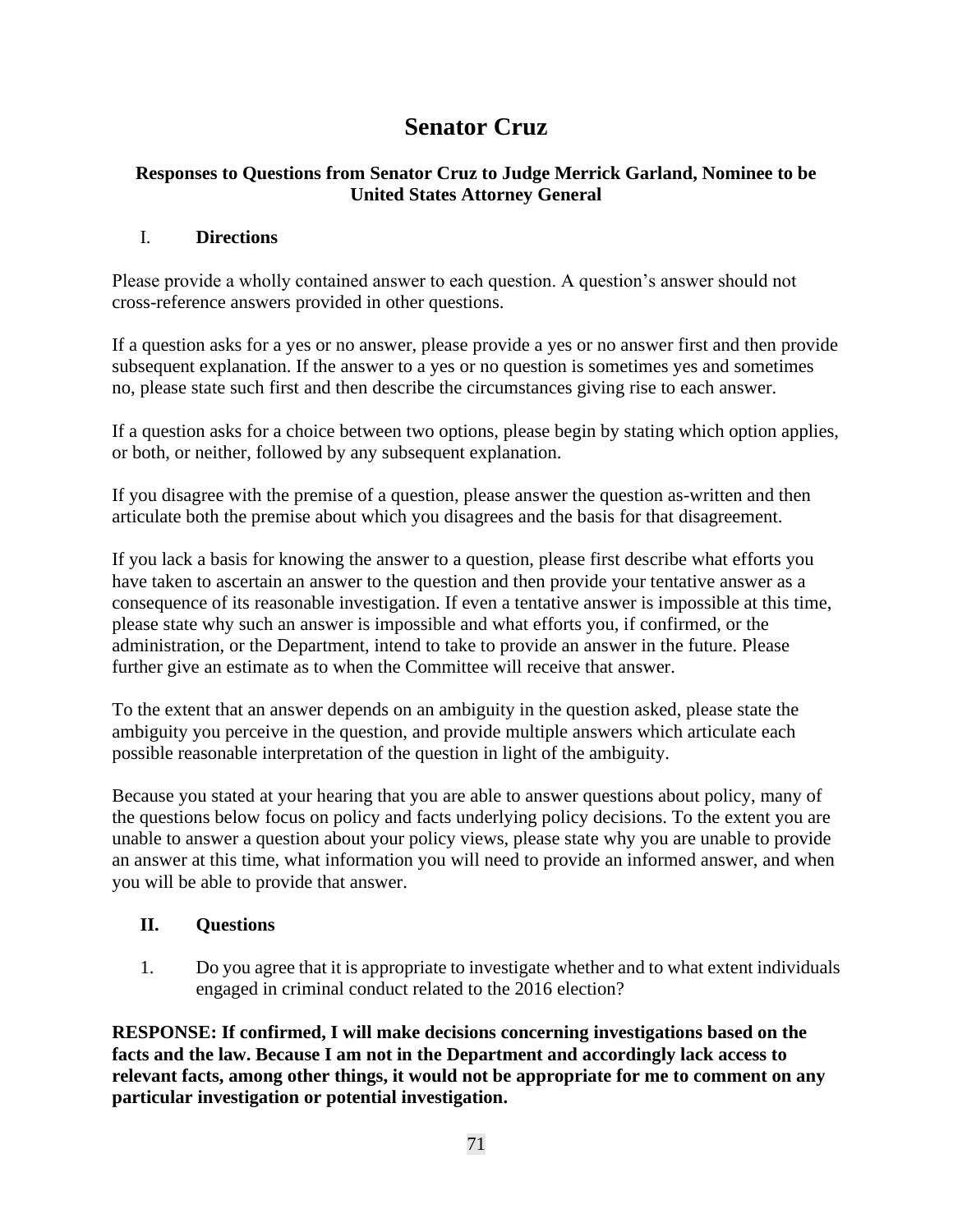# Senator Cruz

### Responses to Questions from Senator Cruz to Judge Merrick Garland, Nominee to be United States Attorney General

## I. Directions

Please provide a wholly contained answer to each question. A question's answer should not cross-reference answers provided in other questions.

If a question asks for a yes or no answer, please provide a yes or no answer first and then provide subsequent explanation. If the answer to a yes or no question is sometimes yes and sometimes no, please state such first and then describe the circumstances giving rise to each answer.

If a question asks for a choice between two options, please begin by stating which option applies, or both, or neither, followed by any subsequent explanation.

If you disagree with the premise of a question, please answer the question as-written and then articulate both the premise about which you disagrees and the basis for that disagreement.

If you lack a basis for knowing the answer to a question, please first describe what efforts you have taken to ascertain an answer to the question and then provide your tentative answer as a consequence of its reasonable investigation. If even a tentative answer is impossible at this time, please state why such an answer is impossible and what efforts you, if confirmed, or the administration, or the Department, intend to take to provide an answer in the future. Please further give an estimate as to when the Committee will receive that answer.

To the extent that an answer depends on an ambiguity in the question asked, please state the ambiguity you perceive in the question, and provide multiple answers which articulate each possible reasonable interpretation of the question in light of the ambiguity.

Because you stated at your hearing that you are able to answer questions about policy, many of the questions below focus on policy and facts underlying policy decisions. To the extent you are unable to answer a question about your policy views, please state why you are unable to provide an answer at this time, what information you will need to provide an informed answer, and when you will be able to provide that answer.

## II. Questions

1. Do you agree that it is appropriate to investigate whether and to what extent individuals engaged in criminal conduct related to the 2016 election?

**RESPONSE: If confirmed, I will make decisions concerning investigations based on the facts and the law. Because I am not in the Department and accordingly lack access to relevant facts, among other things, it would not be appropriate for me to comment on any particular investigation or potential investigation.**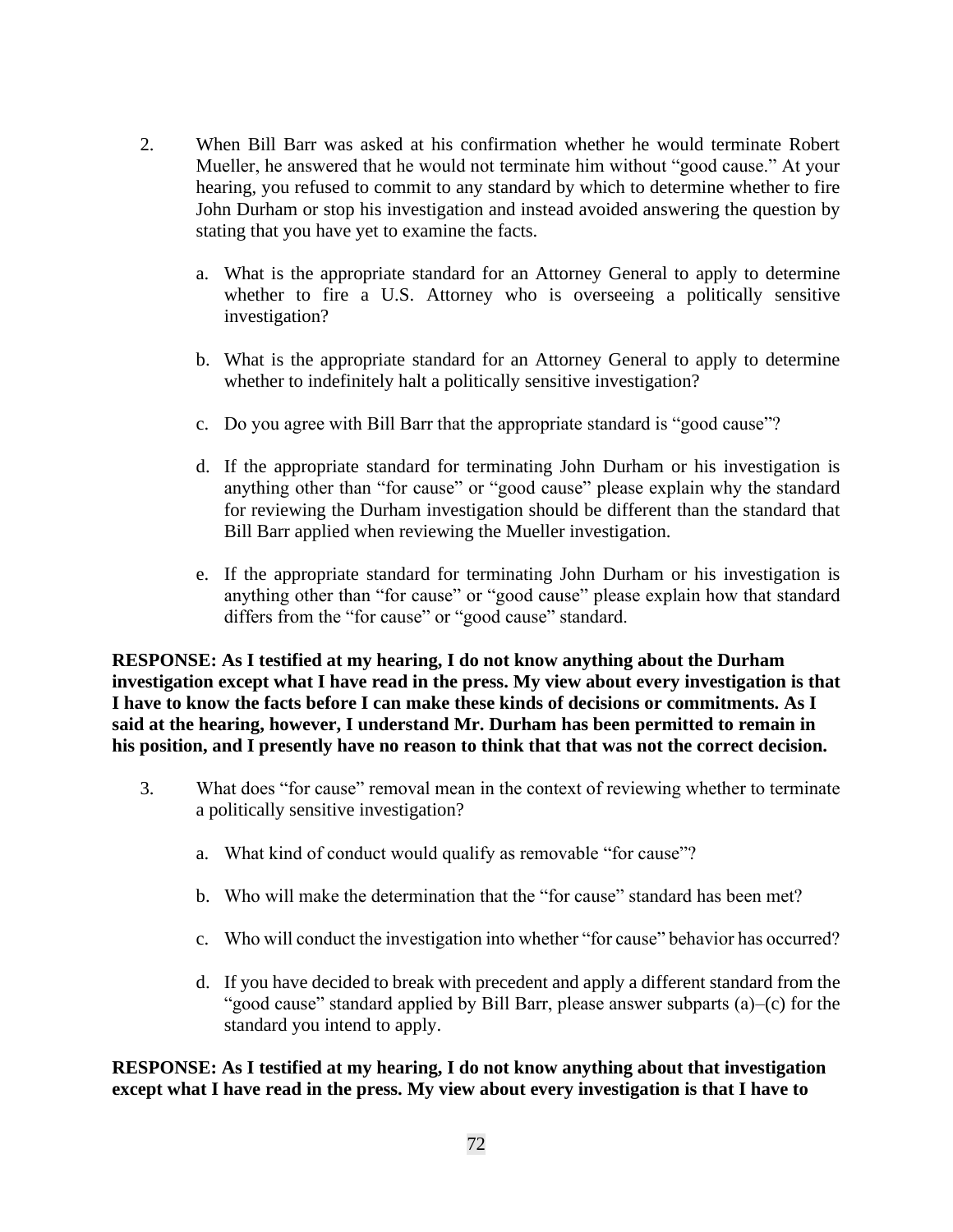2. When Bill Barr was asked at his confirmation whether he would terminate Robert Mueller, he answered that he would not terminate him without "good cause." At your hearing, you refused to commit to any standard by which to determine whether to fire John Durham or stop his investigation and instead avoided answering the question by stating that you have yet to examine the facts.

   a. What is the appropriate standard for an Attorney General to apply to determine whether to fire a U.S. Attorney who is overseeing a politically sensitive investigation?

   b. What is the appropriate standard for an Attorney General to apply to determine whether to indefinitely halt a politically sensitive investigation?

   c. Do you agree with Bill Barr that the appropriate standard is "good cause"?

   d. If the appropriate standard for terminating John Durham or his investigation is anything other than "for cause" or "good cause" please explain why the standard for reviewing the Durham investigation should be different than the standard that Bill Barr applied when reviewing the Mueller investigation.

   e. If the appropriate standard for terminating John Durham or his investigation is anything other than "for cause" or "good cause" please explain how that standard differs from the "for cause" or "good cause" standard.

**RESPONSE: As I testified at my hearing, I do not know anything about the Durham investigation except what I have read in the press. My view about every investigation is that I have to know the facts before I can make these kinds of decisions or commitments. As I said at the hearing, however, I understand Mr. Durham has been permitted to remain in his position, and I presently have no reason to think that that was not the correct decision.**

3. What does "for cause" removal mean in the context of reviewing whether to terminate a politically sensitive investigation?

   a. What kind of conduct would qualify as removable "for cause"?

   b. Who will make the determination that the "for cause" standard has been met?

   c. Who will conduct the investigation into whether "for cause" behavior has occurred?

   d. If you have decided to break with precedent and apply a different standard from the "good cause" standard applied by Bill Barr, please answer subparts (a)–(c) for the standard you intend to apply.

**RESPONSE: As I testified at my hearing, I do not know anything about that investigation except what I have read in the press. My view about every investigation is that I have to**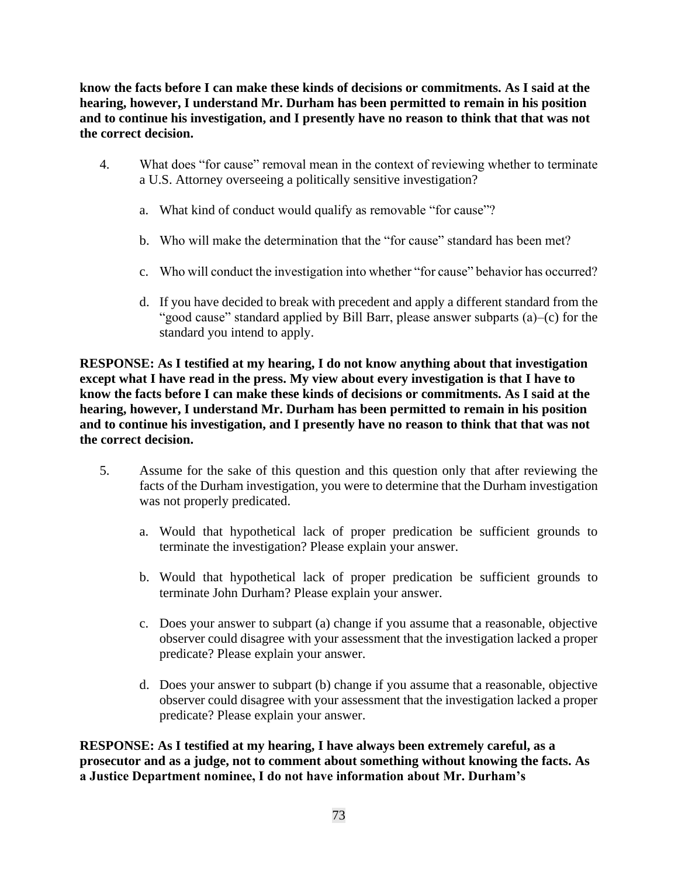**know the facts before I can make these kinds of decisions or commitments. As I said at the hearing, however, I understand Mr. Durham has been permitted to remain in his position and to continue his investigation, and I presently have no reason to think that that was not the correct decision.**

4. What does "for cause" removal mean in the context of reviewing whether to terminate a U.S. Attorney overseeing a politically sensitive investigation?

   a. What kind of conduct would qualify as removable "for cause"?

   b. Who will make the determination that the "for cause" standard has been met?

   c. Who will conduct the investigation into whether "for cause" behavior has occurred?

   d. If you have decided to break with precedent and apply a different standard from the "good cause" standard applied by Bill Barr, please answer subparts (a)–(c) for the standard you intend to apply.

**RESPONSE: As I testified at my hearing, I do not know anything about that investigation except what I have read in the press. My view about every investigation is that I have to know the facts before I can make these kinds of decisions or commitments. As I said at the hearing, however, I understand Mr. Durham has been permitted to remain in his position and to continue his investigation, and I presently have no reason to think that that was not the correct decision.**

5. Assume for the sake of this question and this question only that after reviewing the facts of the Durham investigation, you were to determine that the Durham investigation was not properly predicated.

   a. Would that hypothetical lack of proper predication be sufficient grounds to terminate the investigation? Please explain your answer.

   b. Would that hypothetical lack of proper predication be sufficient grounds to terminate John Durham? Please explain your answer.

   c. Does your answer to subpart (a) change if you assume that a reasonable, objective observer could disagree with your assessment that the investigation lacked a proper predicate? Please explain your answer.

   d. Does your answer to subpart (b) change if you assume that a reasonable, objective observer could disagree with your assessment that the investigation lacked a proper predicate? Please explain your answer.

**RESPONSE: As I testified at my hearing, I have always been extremely careful, as a prosecutor and as a judge, not to comment about something without knowing the facts. As a Justice Department nominee, I do not have information about Mr. Durham's**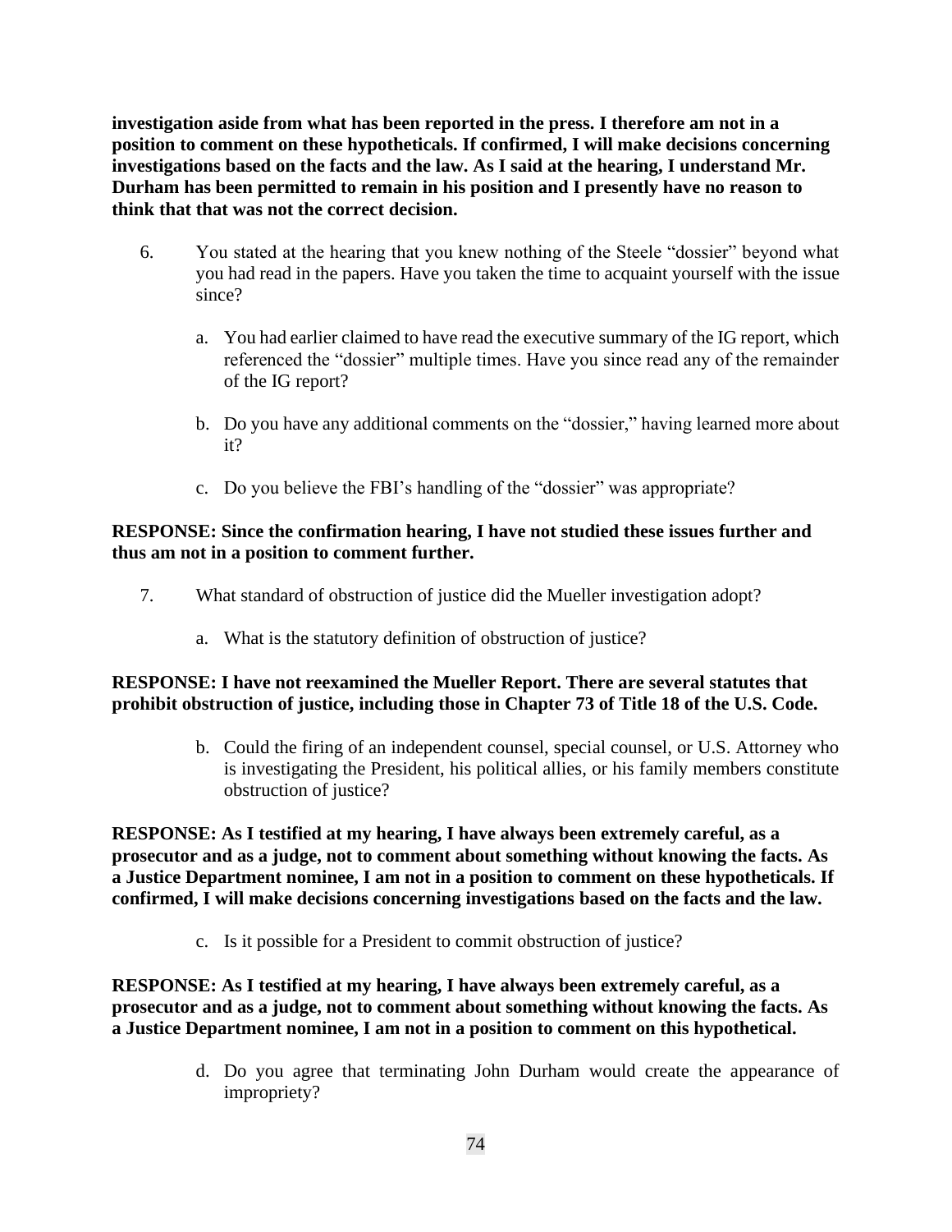**investigation aside from what has been reported in the press. I therefore am not in a position to comment on these hypotheticals. If confirmed, I will make decisions concerning investigations based on the facts and the law. As I said at the hearing, I understand Mr. Durham has been permitted to remain in his position and I presently have no reason to think that that was not the correct decision.**

6. You stated at the hearing that you knew nothing of the Steele "dossier" beyond what you had read in the papers. Have you taken the time to acquaint yourself with the issue since?

    a. You had earlier claimed to have read the executive summary of the IG report, which referenced the "dossier" multiple times. Have you since read any of the remainder of the IG report?

    b. Do you have any additional comments on the "dossier," having learned more about it?

    c. Do you believe the FBI's handling of the "dossier" was appropriate?

**RESPONSE: Since the confirmation hearing, I have not studied these issues further and thus am not in a position to comment further.**

7. What standard of obstruction of justice did the Mueller investigation adopt?

    a. What is the statutory definition of obstruction of justice?

**RESPONSE: I have not reexamined the Mueller Report. There are several statutes that prohibit obstruction of justice, including those in Chapter 73 of Title 18 of the U.S. Code.**

    b. Could the firing of an independent counsel, special counsel, or U.S. Attorney who is investigating the President, his political allies, or his family members constitute obstruction of justice?

**RESPONSE: As I testified at my hearing, I have always been extremely careful, as a prosecutor and as a judge, not to comment about something without knowing the facts. As a Justice Department nominee, I am not in a position to comment on these hypotheticals. If confirmed, I will make decisions concerning investigations based on the facts and the law.**

    c. Is it possible for a President to commit obstruction of justice?

**RESPONSE: As I testified at my hearing, I have always been extremely careful, as a prosecutor and as a judge, not to comment about something without knowing the facts. As a Justice Department nominee, I am not in a position to comment on this hypothetical.**

    d. Do you agree that terminating John Durham would create the appearance of impropriety?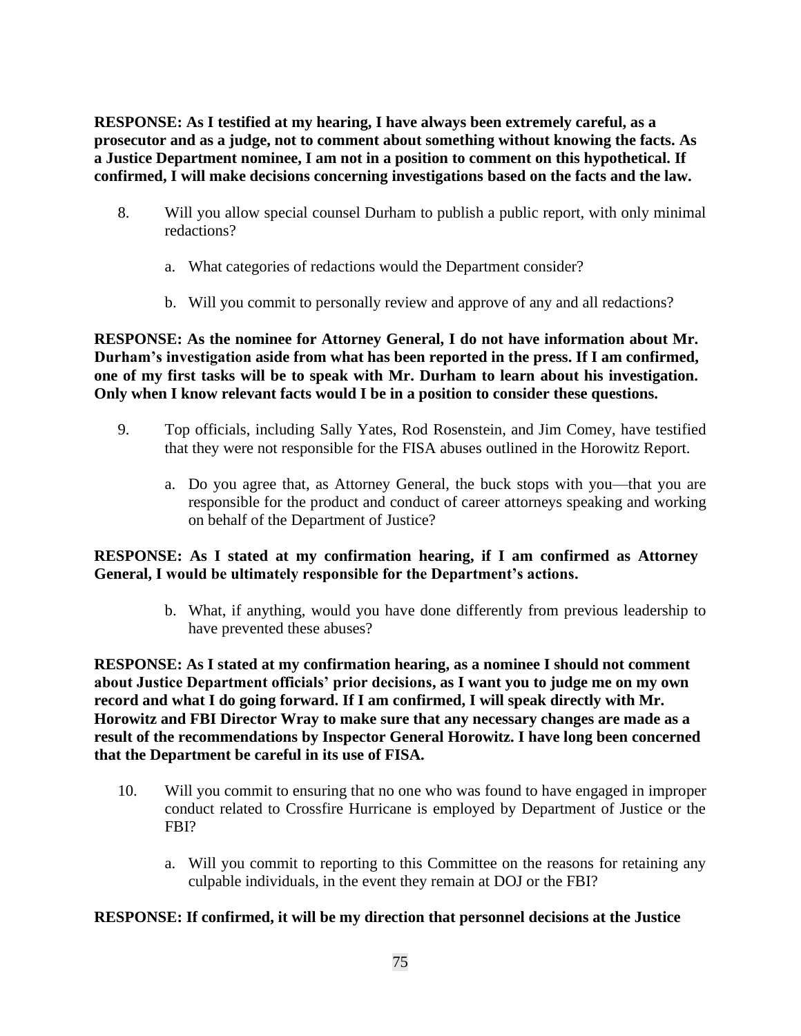**RESPONSE: As I testified at my hearing, I have always been extremely careful, as a prosecutor and as a judge, not to comment about something without knowing the facts. As a Justice Department nominee, I am not in a position to comment on this hypothetical. If confirmed, I will make decisions concerning investigations based on the facts and the law.**

8. Will you allow special counsel Durham to publish a public report, with only minimal redactions?

    a. What categories of redactions would the Department consider?

    b. Will you commit to personally review and approve of any and all redactions?

**RESPONSE: As the nominee for Attorney General, I do not have information about Mr. Durham's investigation aside from what has been reported in the press. If I am confirmed, one of my first tasks will be to speak with Mr. Durham to learn about his investigation. Only when I know relevant facts would I be in a position to consider these questions.**

9. Top officials, including Sally Yates, Rod Rosenstein, and Jim Comey, have testified that they were not responsible for the FISA abuses outlined in the Horowitz Report.

    a. Do you agree that, as Attorney General, the buck stops with you—that you are responsible for the product and conduct of career attorneys speaking and working on behalf of the Department of Justice?

**RESPONSE: As I stated at my confirmation hearing, if I am confirmed as Attorney General, I would be ultimately responsible for the Department's actions.**

    b. What, if anything, would you have done differently from previous leadership to have prevented these abuses?

**RESPONSE: As I stated at my confirmation hearing, as a nominee I should not comment about Justice Department officials' prior decisions, as I want you to judge me on my own record and what I do going forward. If I am confirmed, I will speak directly with Mr. Horowitz and FBI Director Wray to make sure that any necessary changes are made as a result of the recommendations by Inspector General Horowitz. I have long been concerned that the Department be careful in its use of FISA.**

10. Will you commit to ensuring that no one who was found to have engaged in improper conduct related to Crossfire Hurricane is employed by Department of Justice or the FBI?

    a. Will you commit to reporting to this Committee on the reasons for retaining any culpable individuals, in the event they remain at DOJ or the FBI?

**RESPONSE: If confirmed, it will be my direction that personnel decisions at the Justice**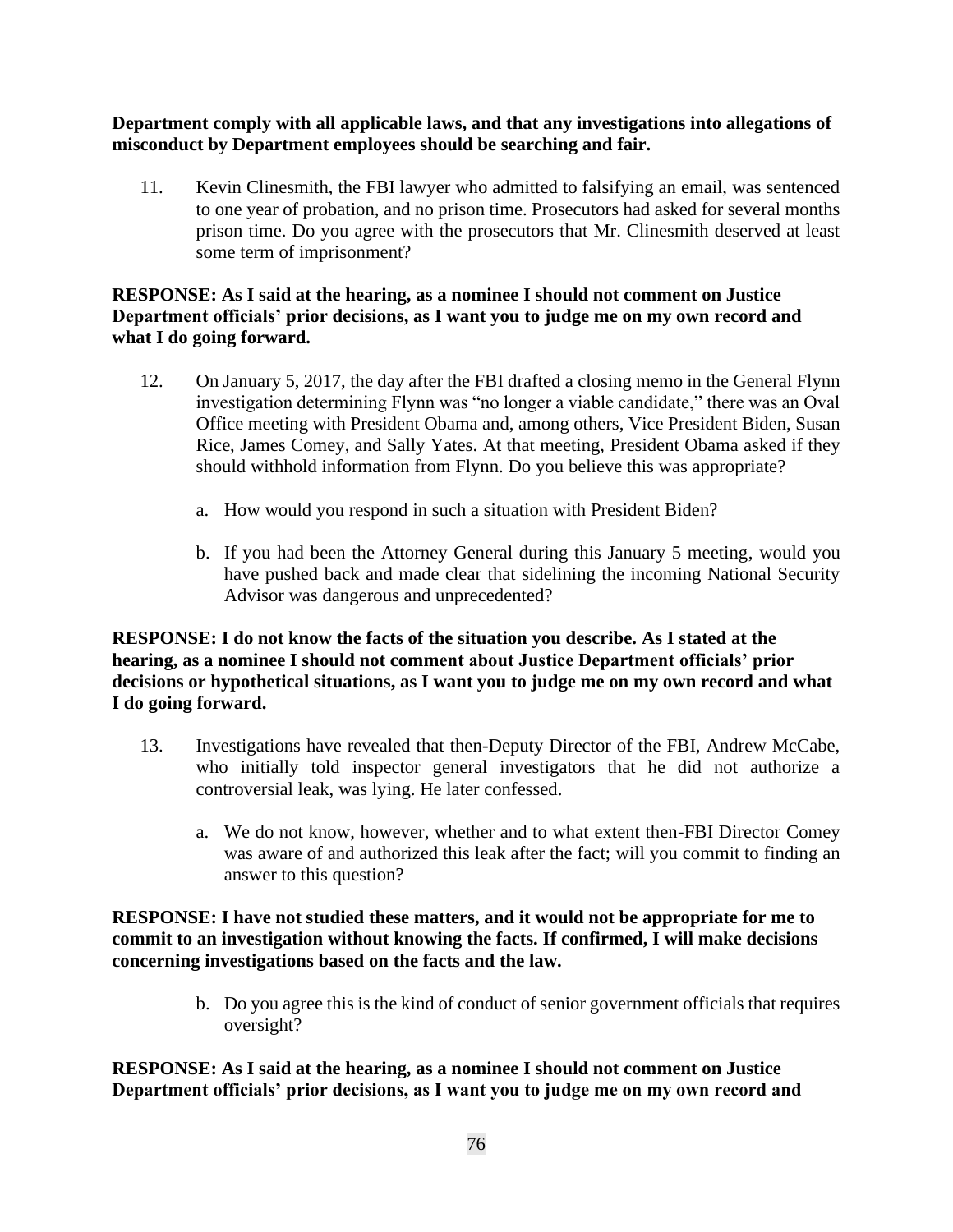**Department comply with all applicable laws, and that any investigations into allegations of misconduct by Department employees should be searching and fair.**

11. Kevin Clinesmith, the FBI lawyer who admitted to falsifying an email, was sentenced to one year of probation, and no prison time. Prosecutors had asked for several months prison time. Do you agree with the prosecutors that Mr. Clinesmith deserved at least some term of imprisonment?

**RESPONSE: As I said at the hearing, as a nominee I should not comment on Justice Department officials' prior decisions, as I want you to judge me on my own record and what I do going forward.**

12. On January 5, 2017, the day after the FBI drafted a closing memo in the General Flynn investigation determining Flynn was "no longer a viable candidate," there was an Oval Office meeting with President Obama and, among others, Vice President Biden, Susan Rice, James Comey, and Sally Yates. At that meeting, President Obama asked if they should withhold information from Flynn. Do you believe this was appropriate?

    a. How would you respond in such a situation with President Biden?

    b. If you had been the Attorney General during this January 5 meeting, would you have pushed back and made clear that sidelining the incoming National Security Advisor was dangerous and unprecedented?

**RESPONSE: I do not know the facts of the situation you describe. As I stated at the hearing, as a nominee I should not comment about Justice Department officials' prior decisions or hypothetical situations, as I want you to judge me on my own record and what I do going forward.**

13. Investigations have revealed that then-Deputy Director of the FBI, Andrew McCabe, who initially told inspector general investigators that he did not authorize a controversial leak, was lying. He later confessed.

    a. We do not know, however, whether and to what extent then-FBI Director Comey was aware of and authorized this leak after the fact; will you commit to finding an answer to this question?

**RESPONSE: I have not studied these matters, and it would not be appropriate for me to commit to an investigation without knowing the facts. If confirmed, I will make decisions concerning investigations based on the facts and the law.**

    b. Do you agree this is the kind of conduct of senior government officials that requires oversight?

**RESPONSE: As I said at the hearing, as a nominee I should not comment on Justice Department officials' prior decisions, as I want you to judge me on my own record and**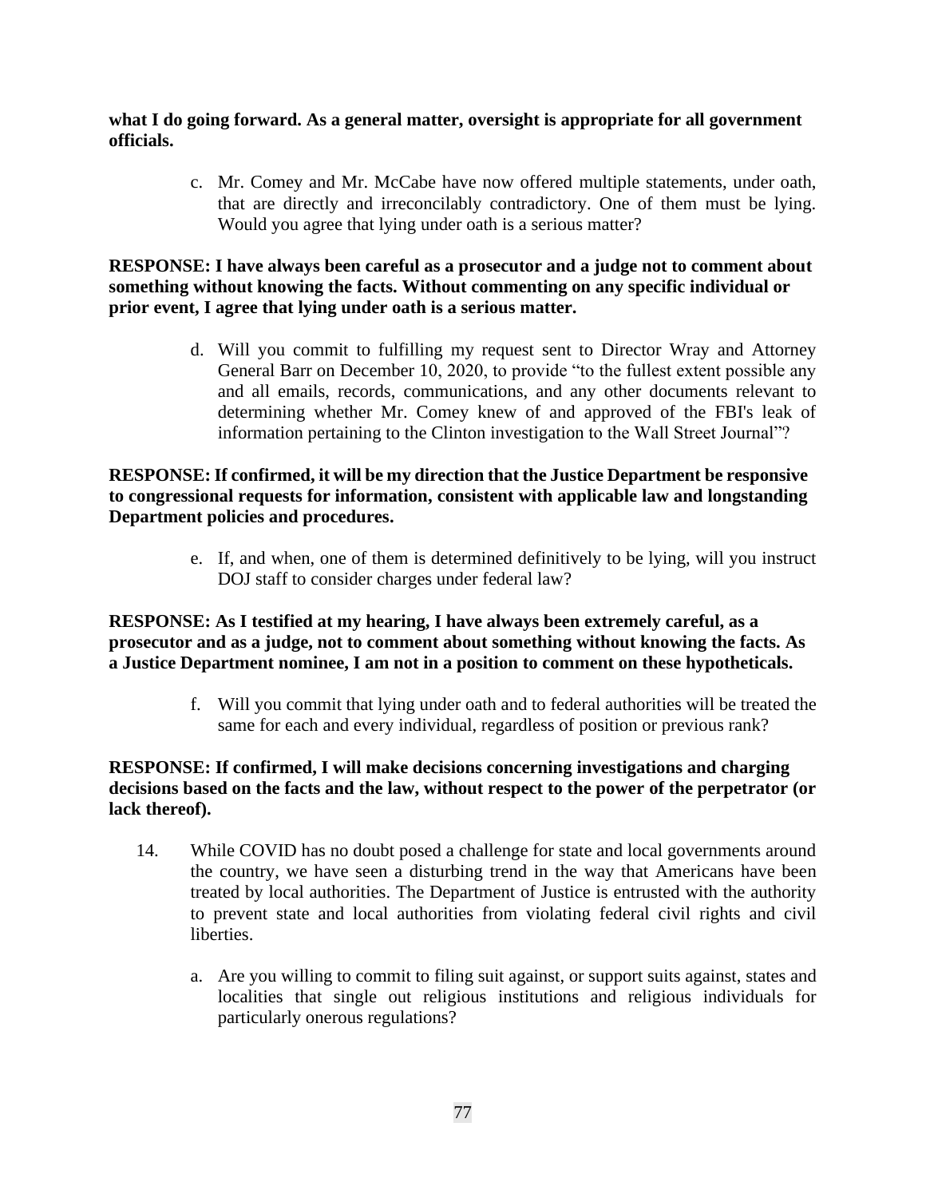**what I do going forward. As a general matter, oversight is appropriate for all government officials.**

c. Mr. Comey and Mr. McCabe have now offered multiple statements, under oath, that are directly and irreconcilably contradictory. One of them must be lying. Would you agree that lying under oath is a serious matter?

**RESPONSE: I have always been careful as a prosecutor and a judge not to comment about something without knowing the facts. Without commenting on any specific individual or prior event, I agree that lying under oath is a serious matter.**

d. Will you commit to fulfilling my request sent to Director Wray and Attorney General Barr on December 10, 2020, to provide "to the fullest extent possible any and all emails, records, communications, and any other documents relevant to determining whether Mr. Comey knew of and approved of the FBI's leak of information pertaining to the Clinton investigation to the Wall Street Journal"?

**RESPONSE: If confirmed, it will be my direction that the Justice Department be responsive to congressional requests for information, consistent with applicable law and longstanding Department policies and procedures.**

e. If, and when, one of them is determined definitively to be lying, will you instruct DOJ staff to consider charges under federal law?

**RESPONSE: As I testified at my hearing, I have always been extremely careful, as a prosecutor and as a judge, not to comment about something without knowing the facts. As a Justice Department nominee, I am not in a position to comment on these hypotheticals.**

f. Will you commit that lying under oath and to federal authorities will be treated the same for each and every individual, regardless of position or previous rank?

**RESPONSE: If confirmed, I will make decisions concerning investigations and charging decisions based on the facts and the law, without respect to the power of the perpetrator (or lack thereof).**

14. While COVID has no doubt posed a challenge for state and local governments around the country, we have seen a disturbing trend in the way that Americans have been treated by local authorities. The Department of Justice is entrusted with the authority to prevent state and local authorities from violating federal civil rights and civil liberties.

    a. Are you willing to commit to filing suit against, or support suits against, states and localities that single out religious institutions and religious individuals for particularly onerous regulations?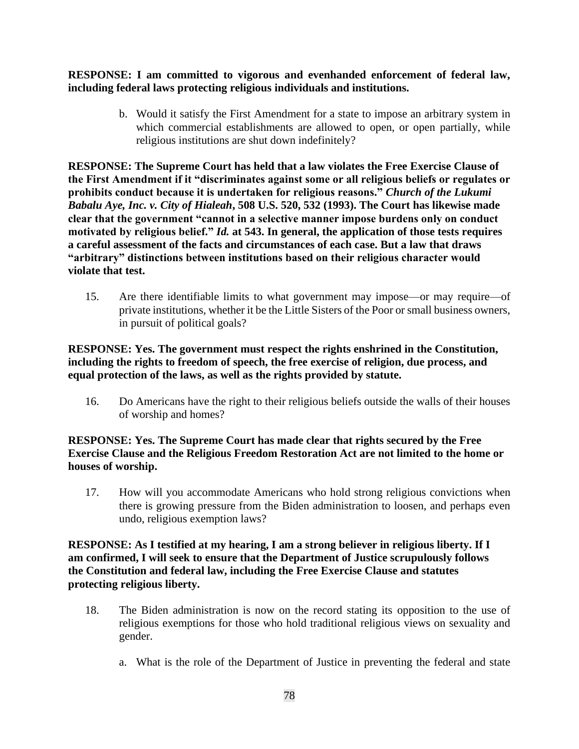**RESPONSE: I am committed to vigorous and evenhanded enforcement of federal law, including federal laws protecting religious individuals and institutions.**

b. Would it satisfy the First Amendment for a state to impose an arbitrary system in which commercial establishments are allowed to open, or open partially, while religious institutions are shut down indefinitely?

**RESPONSE: The Supreme Court has held that a law violates the Free Exercise Clause of the First Amendment if it "discriminates against some or all religious beliefs or regulates or prohibits conduct because it is undertaken for religious reasons."** ***Church of the Lukumi Babalu Aye, Inc. v. City of Hialeah*****, 508 U.S. 520, 532 (1993). The Court has likewise made clear that the government "cannot in a selective manner impose burdens only on conduct motivated by religious belief."** ***Id.*** **at 543. In general, the application of those tests requires a careful assessment of the facts and circumstances of each case. But a law that draws "arbitrary" distinctions between institutions based on their religious character would violate that test.**

15. Are there identifiable limits to what government may impose—or may require—of private institutions, whether it be the Little Sisters of the Poor or small business owners, in pursuit of political goals?

**RESPONSE: Yes. The government must respect the rights enshrined in the Constitution, including the rights to freedom of speech, the free exercise of religion, due process, and equal protection of the laws, as well as the rights provided by statute.**

16. Do Americans have the right to their religious beliefs outside the walls of their houses of worship and homes?

**RESPONSE: Yes. The Supreme Court has made clear that rights secured by the Free Exercise Clause and the Religious Freedom Restoration Act are not limited to the home or houses of worship.**

17. How will you accommodate Americans who hold strong religious convictions when there is growing pressure from the Biden administration to loosen, and perhaps even undo, religious exemption laws?

**RESPONSE: As I testified at my hearing, I am a strong believer in religious liberty. If I am confirmed, I will seek to ensure that the Department of Justice scrupulously follows the Constitution and federal law, including the Free Exercise Clause and statutes protecting religious liberty.**

18. The Biden administration is now on the record stating its opposition to the use of religious exemptions for those who hold traditional religious views on sexuality and gender.

a. What is the role of the Department of Justice in preventing the federal and state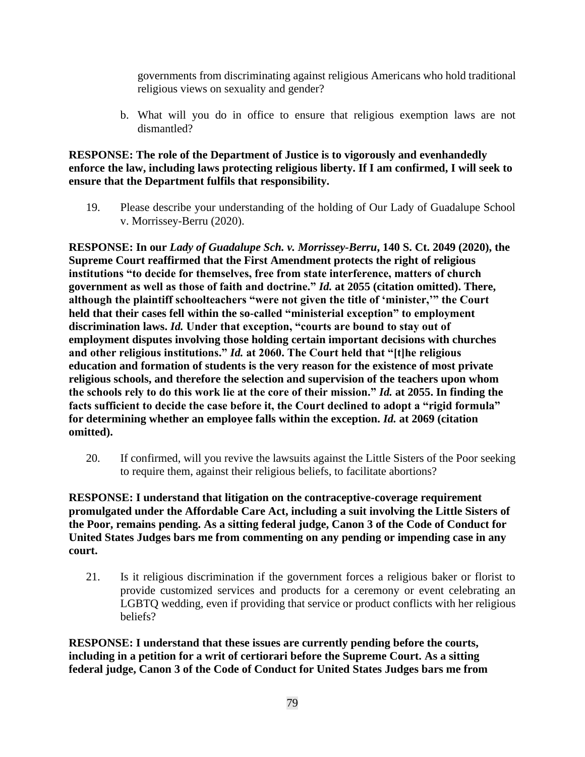governments from discriminating against religious Americans who hold traditional religious views on sexuality and gender?

b. What will you do in office to ensure that religious exemption laws are not dismantled?

**RESPONSE: The role of the Department of Justice is to vigorously and evenhandedly enforce the law, including laws protecting religious liberty. If I am confirmed, I will seek to ensure that the Department fulfils that responsibility.**

19. Please describe your understanding of the holding of Our Lady of Guadalupe School v. Morrissey-Berru (2020).

**RESPONSE: In our *Lady of Guadalupe Sch. v. Morrissey-Berru*, 140 S. Ct. 2049 (2020), the Supreme Court reaffirmed that the First Amendment protects the right of religious institutions "to decide for themselves, free from state interference, matters of church government as well as those of faith and doctrine." *Id.* at 2055 (citation omitted). There, although the plaintiff schoolteachers "were not given the title of 'minister,'" the Court held that their cases fell within the so-called "ministerial exception" to employment discrimination laws. *Id.* Under that exception, "courts are bound to stay out of employment disputes involving those holding certain important decisions with churches and other religious institutions." *Id.* at 2060. The Court held that "[t]he religious education and formation of students is the very reason for the existence of most private religious schools, and therefore the selection and supervision of the teachers upon whom the schools rely to do this work lie at the core of their mission." *Id.* at 2055. In finding the facts sufficient to decide the case before it, the Court declined to adopt a "rigid formula" for determining whether an employee falls within the exception. *Id.* at 2069 (citation omitted).**

20. If confirmed, will you revive the lawsuits against the Little Sisters of the Poor seeking to require them, against their religious beliefs, to facilitate abortions?

**RESPONSE: I understand that litigation on the contraceptive-coverage requirement promulgated under the Affordable Care Act, including a suit involving the Little Sisters of the Poor, remains pending. As a sitting federal judge, Canon 3 of the Code of Conduct for United States Judges bars me from commenting on any pending or impending case in any court.**

21. Is it religious discrimination if the government forces a religious baker or florist to provide customized services and products for a ceremony or event celebrating an LGBTQ wedding, even if providing that service or product conflicts with her religious beliefs?

**RESPONSE: I understand that these issues are currently pending before the courts, including in a petition for a writ of certiorari before the Supreme Court. As a sitting federal judge, Canon 3 of the Code of Conduct for United States Judges bars me from**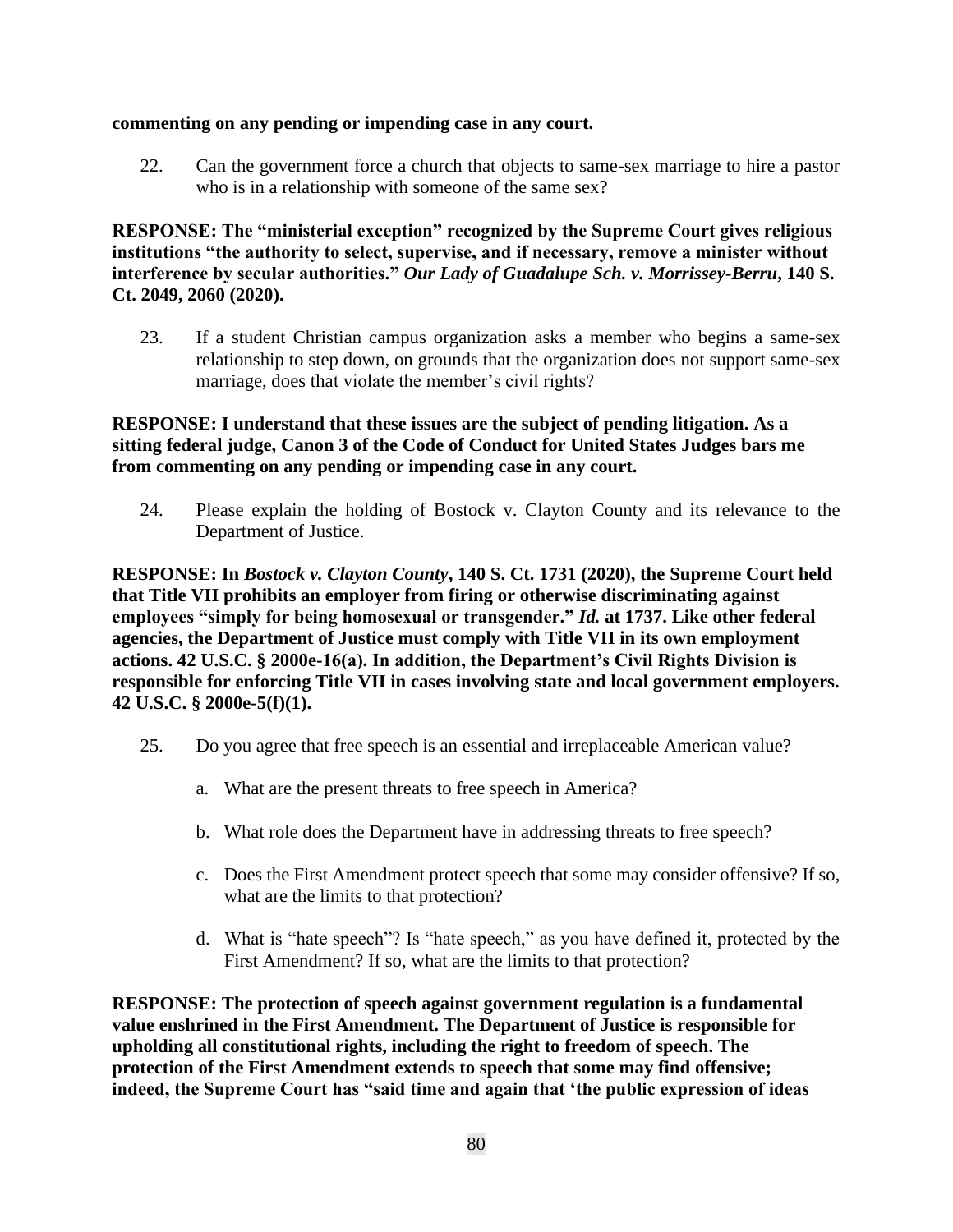**commenting on any pending or impending case in any court.**

22. Can the government force a church that objects to same-sex marriage to hire a pastor who is in a relationship with someone of the same sex?

**RESPONSE: The "ministerial exception" recognized by the Supreme Court gives religious institutions "the authority to select, supervise, and if necessary, remove a minister without interference by secular authorities."** ***Our Lady of Guadalupe Sch. v. Morrissey-Berru*****, 140 S. Ct. 2049, 2060 (2020).**

23. If a student Christian campus organization asks a member who begins a same-sex relationship to step down, on grounds that the organization does not support same-sex marriage, does that violate the member's civil rights?

**RESPONSE: I understand that these issues are the subject of pending litigation. As a sitting federal judge, Canon 3 of the Code of Conduct for United States Judges bars me from commenting on any pending or impending case in any court.**

24. Please explain the holding of Bostock v. Clayton County and its relevance to the Department of Justice.

**RESPONSE: In** ***Bostock v. Clayton County*****, 140 S. Ct. 1731 (2020), the Supreme Court held that Title VII prohibits an employer from firing or otherwise discriminating against employees "simply for being homosexual or transgender."** ***Id.*** **at 1737. Like other federal agencies, the Department of Justice must comply with Title VII in its own employment actions. 42 U.S.C. § 2000e-16(a). In addition, the Department's Civil Rights Division is responsible for enforcing Title VII in cases involving state and local government employers. 42 U.S.C. § 2000e-5(f)(1).**

25. Do you agree that free speech is an essential and irreplaceable American value?

   a. What are the present threats to free speech in America?

   b. What role does the Department have in addressing threats to free speech?

   c. Does the First Amendment protect speech that some may consider offensive? If so, what are the limits to that protection?

   d. What is "hate speech"? Is "hate speech," as you have defined it, protected by the First Amendment? If so, what are the limits to that protection?

**RESPONSE: The protection of speech against government regulation is a fundamental value enshrined in the First Amendment. The Department of Justice is responsible for upholding all constitutional rights, including the right to freedom of speech. The protection of the First Amendment extends to speech that some may find offensive; indeed, the Supreme Court has "said time and again that 'the public expression of ideas**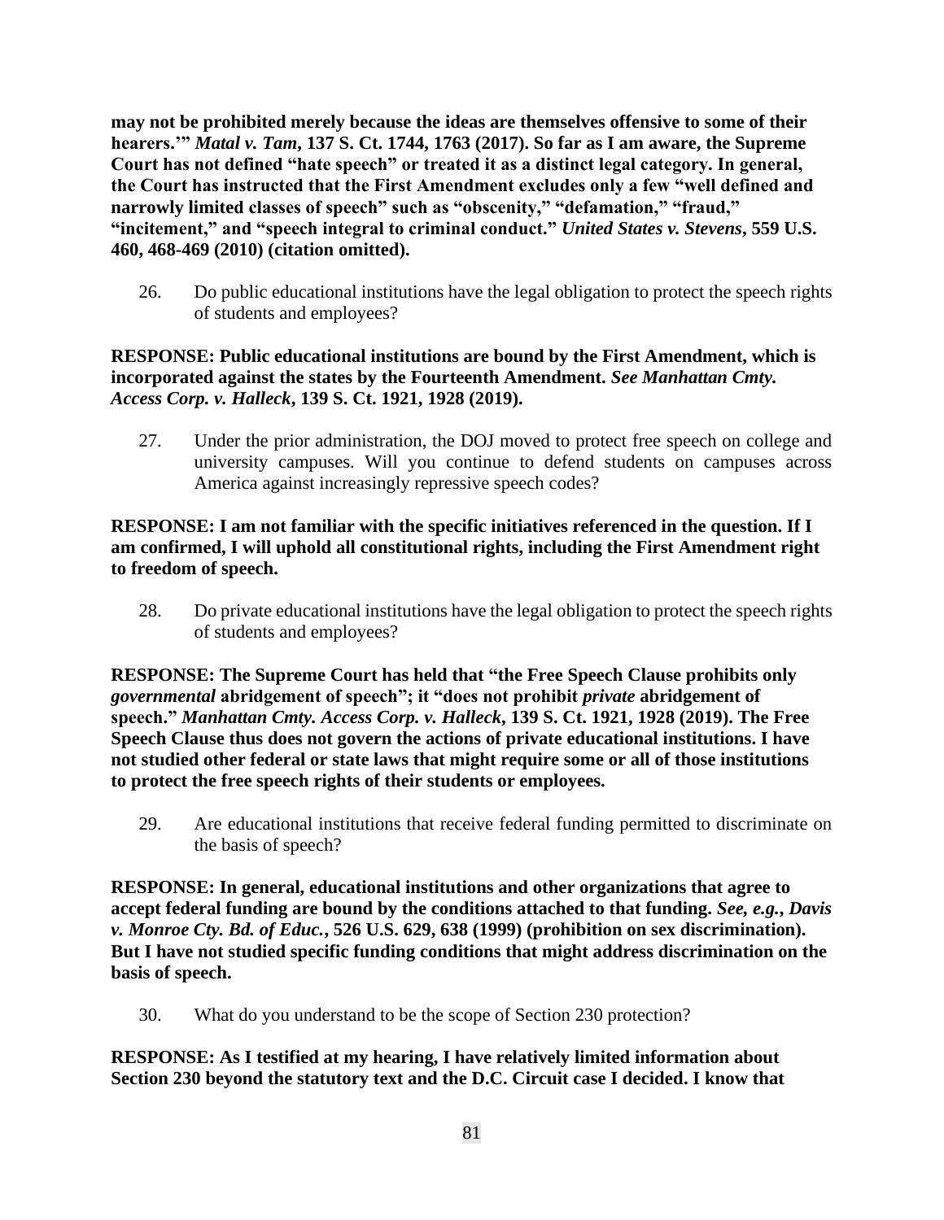**may not be prohibited merely because the ideas are themselves offensive to some of their hearers.'"** ***Matal v. Tam*****, 137 S. Ct. 1744, 1763 (2017). So far as I am aware, the Supreme Court has not defined "hate speech" or treated it as a distinct legal category. In general, the Court has instructed that the First Amendment excludes only a few "well defined and narrowly limited classes of speech" such as "obscenity," "defamation," "fraud," "incitement," and "speech integral to criminal conduct."** ***United States v. Stevens*****, 559 U.S. 460, 468-469 (2010) (citation omitted).**

26. Do public educational institutions have the legal obligation to protect the speech rights of students and employees?

**RESPONSE: Public educational institutions are bound by the First Amendment, which is incorporated against the states by the Fourteenth Amendment.** ***See Manhattan Cmty. Access Corp. v. Halleck*****, 139 S. Ct. 1921, 1928 (2019).**

27. Under the prior administration, the DOJ moved to protect free speech on college and university campuses. Will you continue to defend students on campuses across America against increasingly repressive speech codes?

**RESPONSE: I am not familiar with the specific initiatives referenced in the question. If I am confirmed, I will uphold all constitutional rights, including the First Amendment right to freedom of speech.**

28. Do private educational institutions have the legal obligation to protect the speech rights of students and employees?

**RESPONSE: The Supreme Court has held that "the Free Speech Clause prohibits only** ***governmental*** **abridgement of speech"; it "does not prohibit** ***private*** **abridgement of speech."** ***Manhattan Cmty. Access Corp. v. Halleck*****, 139 S. Ct. 1921, 1928 (2019). The Free Speech Clause thus does not govern the actions of private educational institutions. I have not studied other federal or state laws that might require some or all of those institutions to protect the free speech rights of their students or employees.**

29. Are educational institutions that receive federal funding permitted to discriminate on the basis of speech?

**RESPONSE: In general, educational institutions and other organizations that agree to accept federal funding are bound by the conditions attached to that funding.** ***See, e.g.*****,** ***Davis v. Monroe Cty. Bd. of Educ.*****, 526 U.S. 629, 638 (1999) (prohibition on sex discrimination). But I have not studied specific funding conditions that might address discrimination on the basis of speech.**

30. What do you understand to be the scope of Section 230 protection?

**RESPONSE: As I testified at my hearing, I have relatively limited information about Section 230 beyond the statutory text and the D.C. Circuit case I decided. I know that**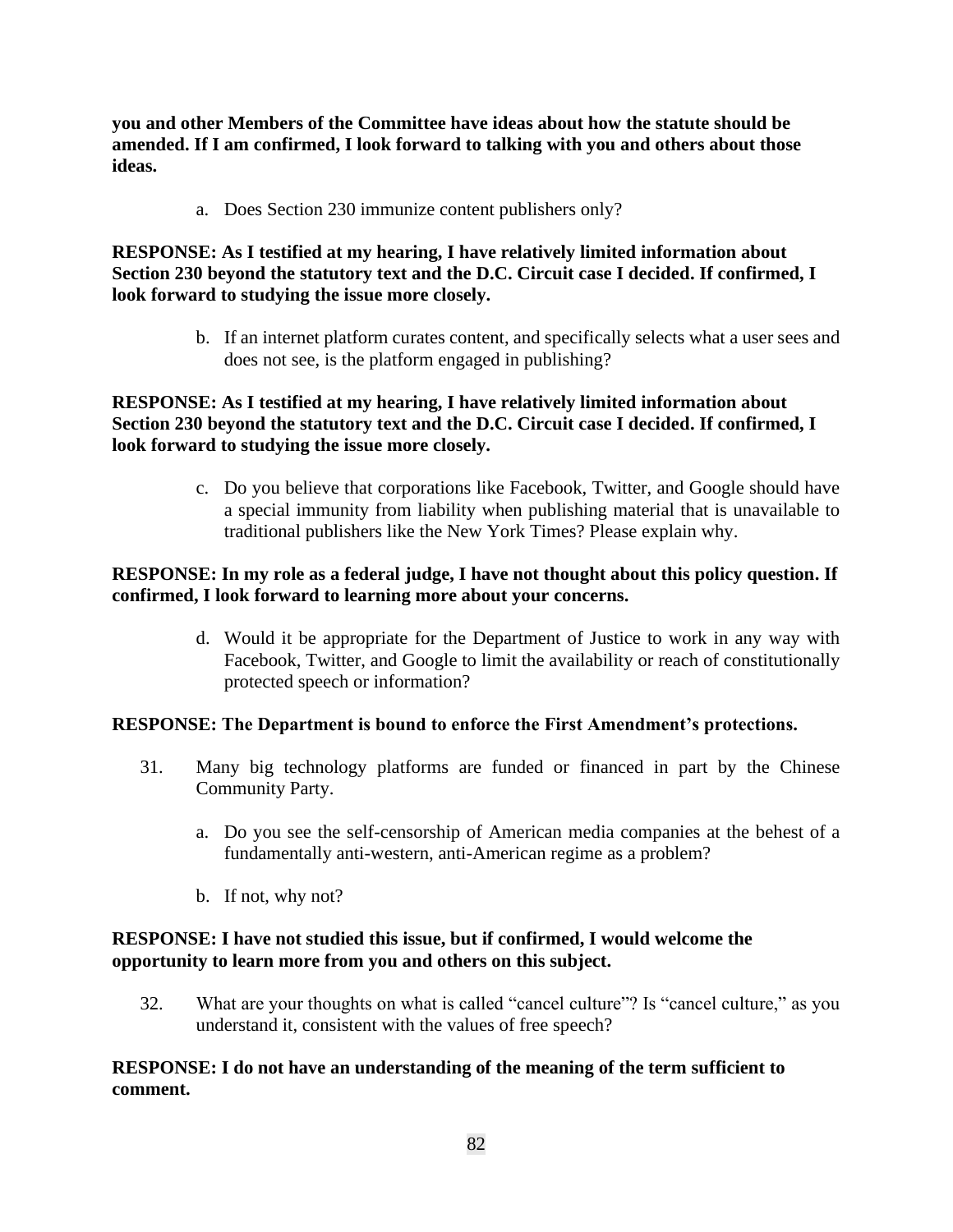**you and other Members of the Committee have ideas about how the statute should be amended. If I am confirmed, I look forward to talking with you and others about those ideas.**

a. Does Section 230 immunize content publishers only?

**RESPONSE: As I testified at my hearing, I have relatively limited information about Section 230 beyond the statutory text and the D.C. Circuit case I decided. If confirmed, I look forward to studying the issue more closely.**

b. If an internet platform curates content, and specifically selects what a user sees and does not see, is the platform engaged in publishing?

**RESPONSE: As I testified at my hearing, I have relatively limited information about Section 230 beyond the statutory text and the D.C. Circuit case I decided. If confirmed, I look forward to studying the issue more closely.**

c. Do you believe that corporations like Facebook, Twitter, and Google should have a special immunity from liability when publishing material that is unavailable to traditional publishers like the New York Times? Please explain why.

**RESPONSE: In my role as a federal judge, I have not thought about this policy question. If confirmed, I look forward to learning more about your concerns.**

d. Would it be appropriate for the Department of Justice to work in any way with Facebook, Twitter, and Google to limit the availability or reach of constitutionally protected speech or information?

**RESPONSE: The Department is bound to enforce the First Amendment's protections.**

31. Many big technology platforms are funded or financed in part by the Chinese Community Party.

    a. Do you see the self-censorship of American media companies at the behest of a fundamentally anti-western, anti-American regime as a problem?

    b. If not, why not?

**RESPONSE: I have not studied this issue, but if confirmed, I would welcome the opportunity to learn more from you and others on this subject.**

32. What are your thoughts on what is called "cancel culture"? Is "cancel culture," as you understand it, consistent with the values of free speech?

**RESPONSE: I do not have an understanding of the meaning of the term sufficient to comment.**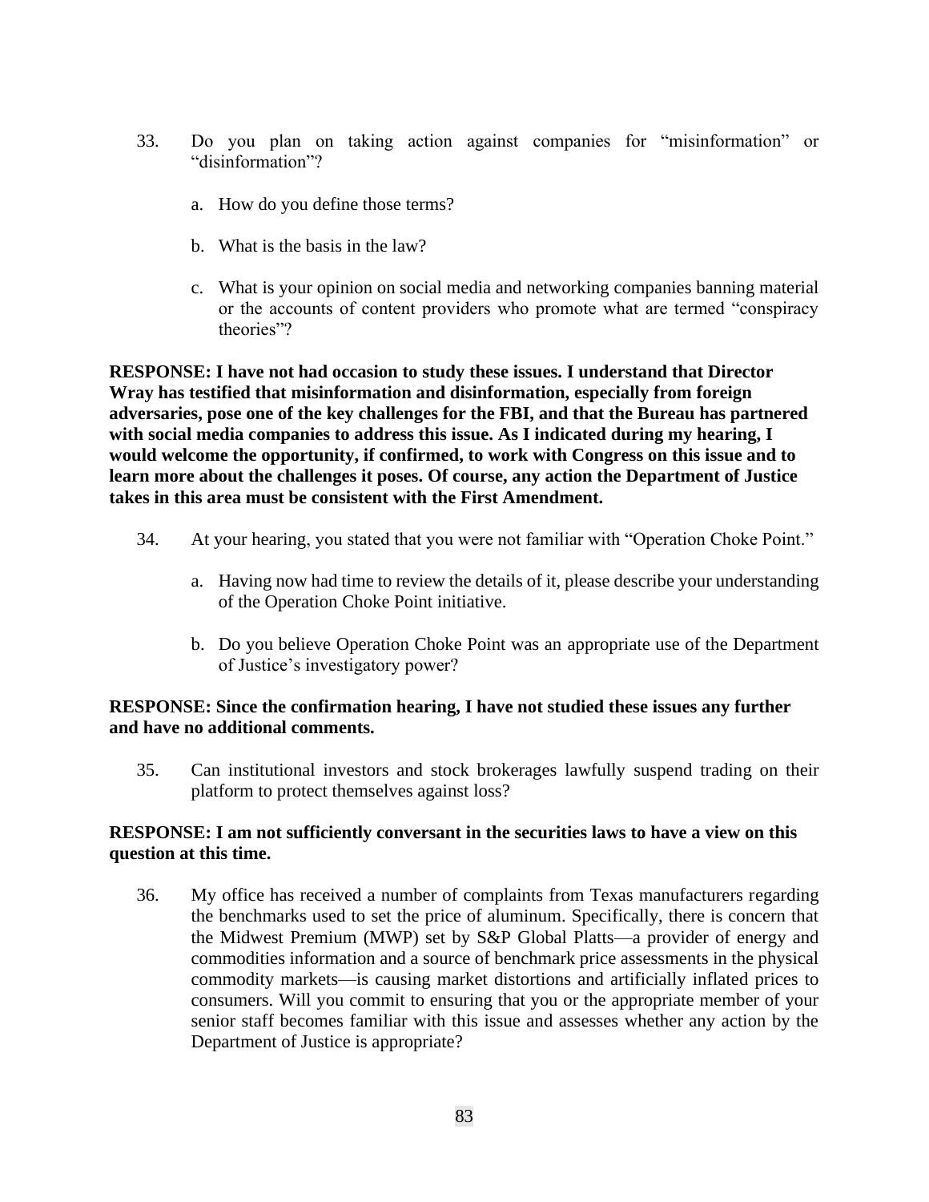33. Do you plan on taking action against companies for "misinformation" or "disinformation"?

    a. How do you define those terms?

    b. What is the basis in the law?

    c. What is your opinion on social media and networking companies banning material or the accounts of content providers who promote what are termed "conspiracy theories"?

**RESPONSE: I have not had occasion to study these issues. I understand that Director Wray has testified that misinformation and disinformation, especially from foreign adversaries, pose one of the key challenges for the FBI, and that the Bureau has partnered with social media companies to address this issue. As I indicated during my hearing, I would welcome the opportunity, if confirmed, to work with Congress on this issue and to learn more about the challenges it poses. Of course, any action the Department of Justice takes in this area must be consistent with the First Amendment.**

34. At your hearing, you stated that you were not familiar with "Operation Choke Point."

    a. Having now had time to review the details of it, please describe your understanding of the Operation Choke Point initiative.

    b. Do you believe Operation Choke Point was an appropriate use of the Department of Justice's investigatory power?

**RESPONSE: Since the confirmation hearing, I have not studied these issues any further and have no additional comments.**

35. Can institutional investors and stock brokerages lawfully suspend trading on their platform to protect themselves against loss?

**RESPONSE: I am not sufficiently conversant in the securities laws to have a view on this question at this time.**

36. My office has received a number of complaints from Texas manufacturers regarding the benchmarks used to set the price of aluminum. Specifically, there is concern that the Midwest Premium (MWP) set by S&P Global Platts—a provider of energy and commodities information and a source of benchmark price assessments in the physical commodity markets—is causing market distortions and artificially inflated prices to consumers. Will you commit to ensuring that you or the appropriate member of your senior staff becomes familiar with this issue and assesses whether any action by the Department of Justice is appropriate?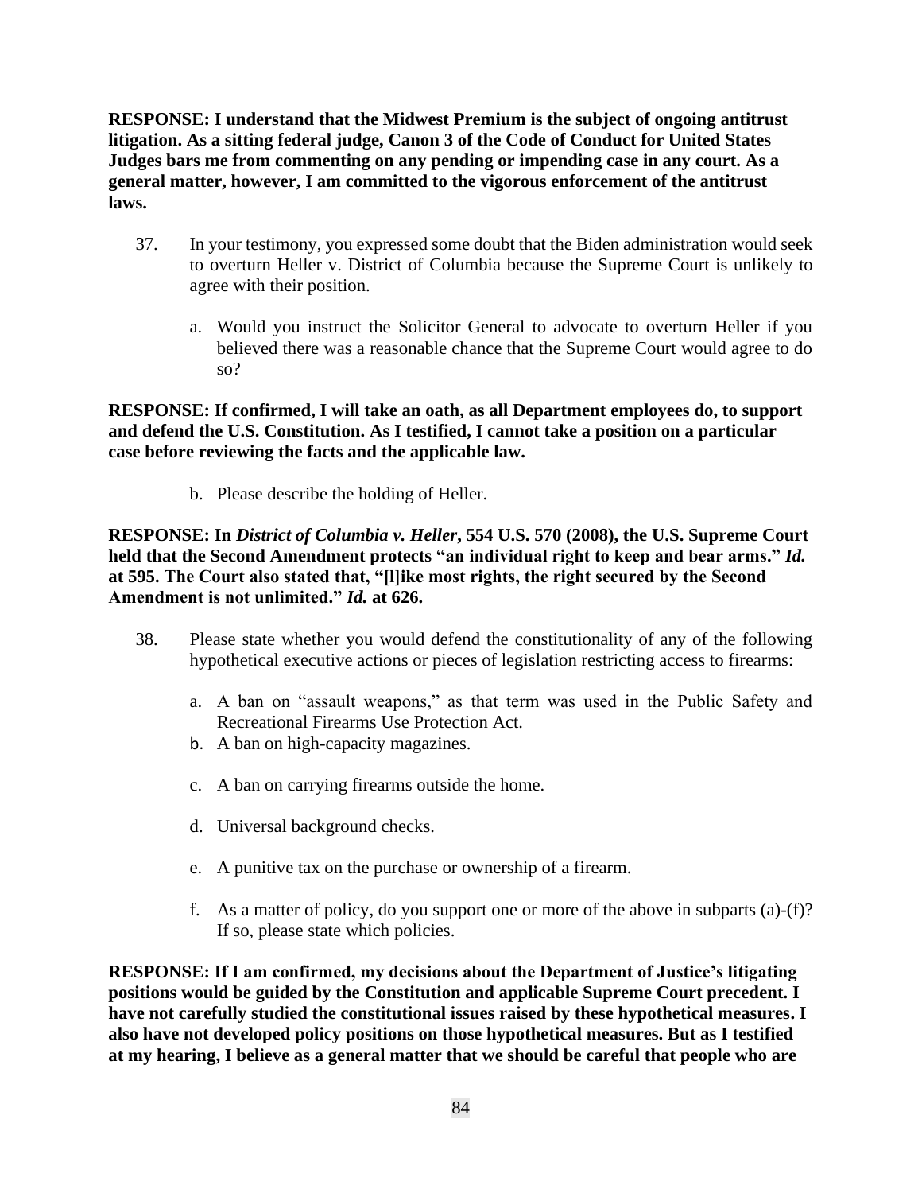**RESPONSE: I understand that the Midwest Premium is the subject of ongoing antitrust litigation. As a sitting federal judge, Canon 3 of the Code of Conduct for United States Judges bars me from commenting on any pending or impending case in any court. As a general matter, however, I am committed to the vigorous enforcement of the antitrust laws.**

37. In your testimony, you expressed some doubt that the Biden administration would seek to overturn Heller v. District of Columbia because the Supreme Court is unlikely to agree with their position.

    a. Would you instruct the Solicitor General to advocate to overturn Heller if you believed there was a reasonable chance that the Supreme Court would agree to do so?

**RESPONSE: If confirmed, I will take an oath, as all Department employees do, to support and defend the U.S. Constitution. As I testified, I cannot take a position on a particular case before reviewing the facts and the applicable law.**

    b. Please describe the holding of Heller.

**RESPONSE: In *District of Columbia v. Heller*, 554 U.S. 570 (2008), the U.S. Supreme Court held that the Second Amendment protects "an individual right to keep and bear arms." *Id.* at 595. The Court also stated that, "[l]ike most rights, the right secured by the Second Amendment is not unlimited." *Id.* at 626.**

38. Please state whether you would defend the constitutionality of any of the following hypothetical executive actions or pieces of legislation restricting access to firearms:

    a. A ban on "assault weapons," as that term was used in the Public Safety and Recreational Firearms Use Protection Act.
    b. A ban on high-capacity magazines.
    c. A ban on carrying firearms outside the home.
    d. Universal background checks.
    e. A punitive tax on the purchase or ownership of a firearm.
    f. As a matter of policy, do you support one or more of the above in subparts (a)-(f)? If so, please state which policies.

**RESPONSE: If I am confirmed, my decisions about the Department of Justice's litigating positions would be guided by the Constitution and applicable Supreme Court precedent. I have not carefully studied the constitutional issues raised by these hypothetical measures. I also have not developed policy positions on those hypothetical measures. But as I testified at my hearing, I believe as a general matter that we should be careful that people who are**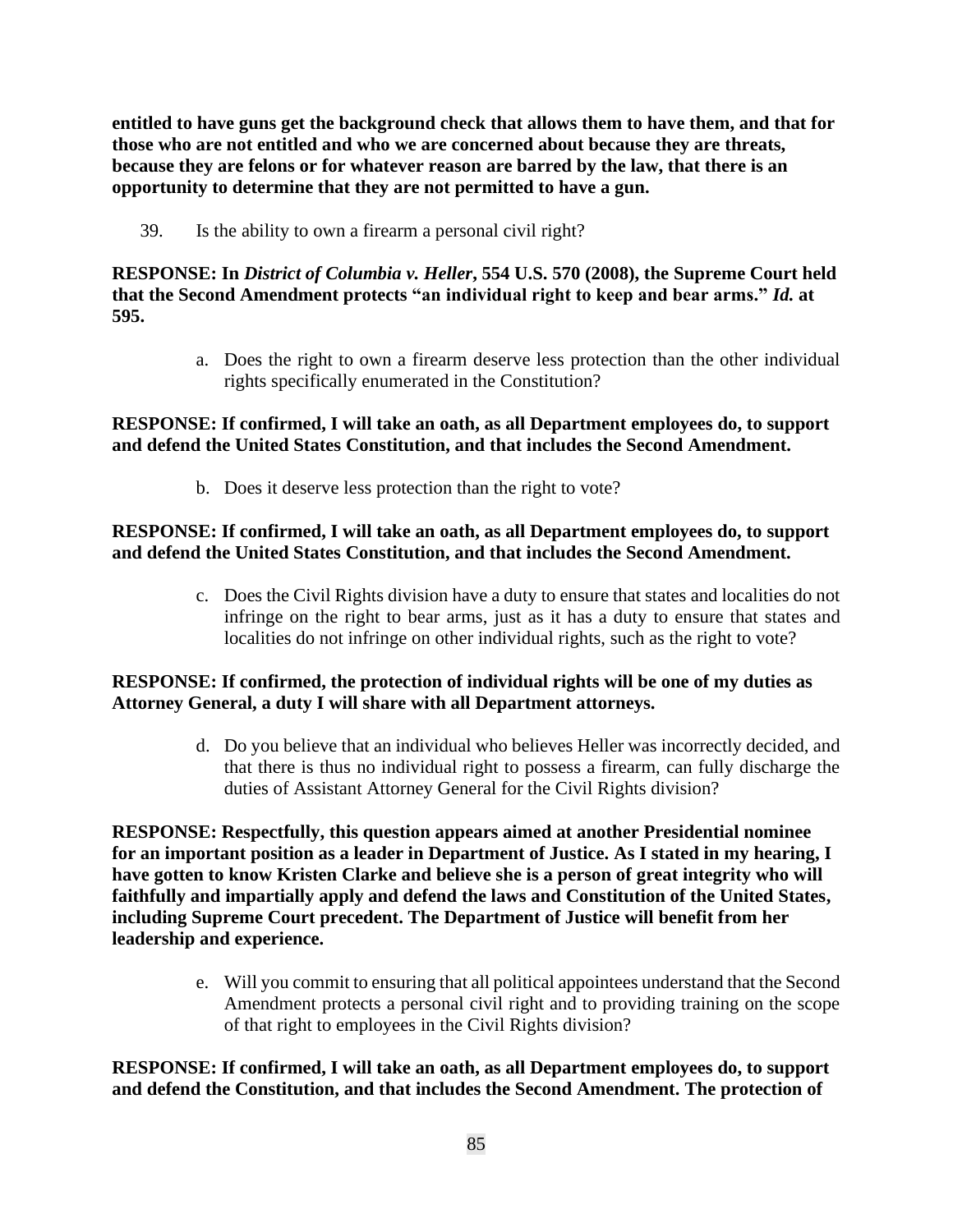**entitled to have guns get the background check that allows them to have them, and that for those who are not entitled and who we are concerned about because they are threats, because they are felons or for whatever reason are barred by the law, that there is an opportunity to determine that they are not permitted to have a gun.**

39. Is the ability to own a firearm a personal civil right?

**RESPONSE: In *District of Columbia v. Heller*, 554 U.S. 570 (2008), the Supreme Court held that the Second Amendment protects "an individual right to keep and bear arms."** ***Id.*** **at 595.**

a. Does the right to own a firearm deserve less protection than the other individual rights specifically enumerated in the Constitution?

**RESPONSE: If confirmed, I will take an oath, as all Department employees do, to support and defend the United States Constitution, and that includes the Second Amendment.**

b. Does it deserve less protection than the right to vote?

**RESPONSE: If confirmed, I will take an oath, as all Department employees do, to support and defend the United States Constitution, and that includes the Second Amendment.**

c. Does the Civil Rights division have a duty to ensure that states and localities do not infringe on the right to bear arms, just as it has a duty to ensure that states and localities do not infringe on other individual rights, such as the right to vote?

**RESPONSE: If confirmed, the protection of individual rights will be one of my duties as Attorney General, a duty I will share with all Department attorneys.**

d. Do you believe that an individual who believes Heller was incorrectly decided, and that there is thus no individual right to possess a firearm, can fully discharge the duties of Assistant Attorney General for the Civil Rights division?

**RESPONSE: Respectfully, this question appears aimed at another Presidential nominee for an important position as a leader in Department of Justice. As I stated in my hearing, I have gotten to know Kristen Clarke and believe she is a person of great integrity who will faithfully and impartially apply and defend the laws and Constitution of the United States, including Supreme Court precedent. The Department of Justice will benefit from her leadership and experience.**

e. Will you commit to ensuring that all political appointees understand that the Second Amendment protects a personal civil right and to providing training on the scope of that right to employees in the Civil Rights division?

**RESPONSE: If confirmed, I will take an oath, as all Department employees do, to support and defend the Constitution, and that includes the Second Amendment. The protection of**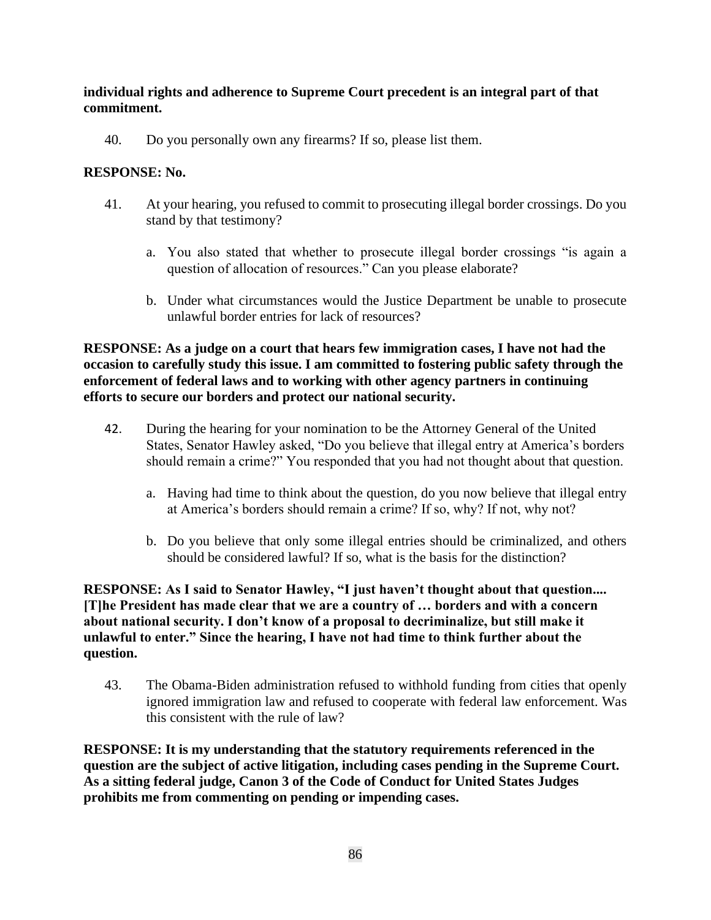**individual rights and adherence to Supreme Court precedent is an integral part of that commitment.**

40. Do you personally own any firearms? If so, please list them.

**RESPONSE: No.**

41. At your hearing, you refused to commit to prosecuting illegal border crossings. Do you stand by that testimony?

    a. You also stated that whether to prosecute illegal border crossings "is again a question of allocation of resources." Can you please elaborate?

    b. Under what circumstances would the Justice Department be unable to prosecute unlawful border entries for lack of resources?

**RESPONSE: As a judge on a court that hears few immigration cases, I have not had the occasion to carefully study this issue. I am committed to fostering public safety through the enforcement of federal laws and to working with other agency partners in continuing efforts to secure our borders and protect our national security.**

42. During the hearing for your nomination to be the Attorney General of the United States, Senator Hawley asked, "Do you believe that illegal entry at America's borders should remain a crime?" You responded that you had not thought about that question.

    a. Having had time to think about the question, do you now believe that illegal entry at America's borders should remain a crime? If so, why? If not, why not?

    b. Do you believe that only some illegal entries should be criminalized, and others should be considered lawful? If so, what is the basis for the distinction?

**RESPONSE: As I said to Senator Hawley, "I just haven't thought about that question.... [T]he President has made clear that we are a country of … borders and with a concern about national security. I don't know of a proposal to decriminalize, but still make it unlawful to enter." Since the hearing, I have not had time to think further about the question.**

43. The Obama-Biden administration refused to withhold funding from cities that openly ignored immigration law and refused to cooperate with federal law enforcement. Was this consistent with the rule of law?

**RESPONSE: It is my understanding that the statutory requirements referenced in the question are the subject of active litigation, including cases pending in the Supreme Court. As a sitting federal judge, Canon 3 of the Code of Conduct for United States Judges prohibits me from commenting on pending or impending cases.**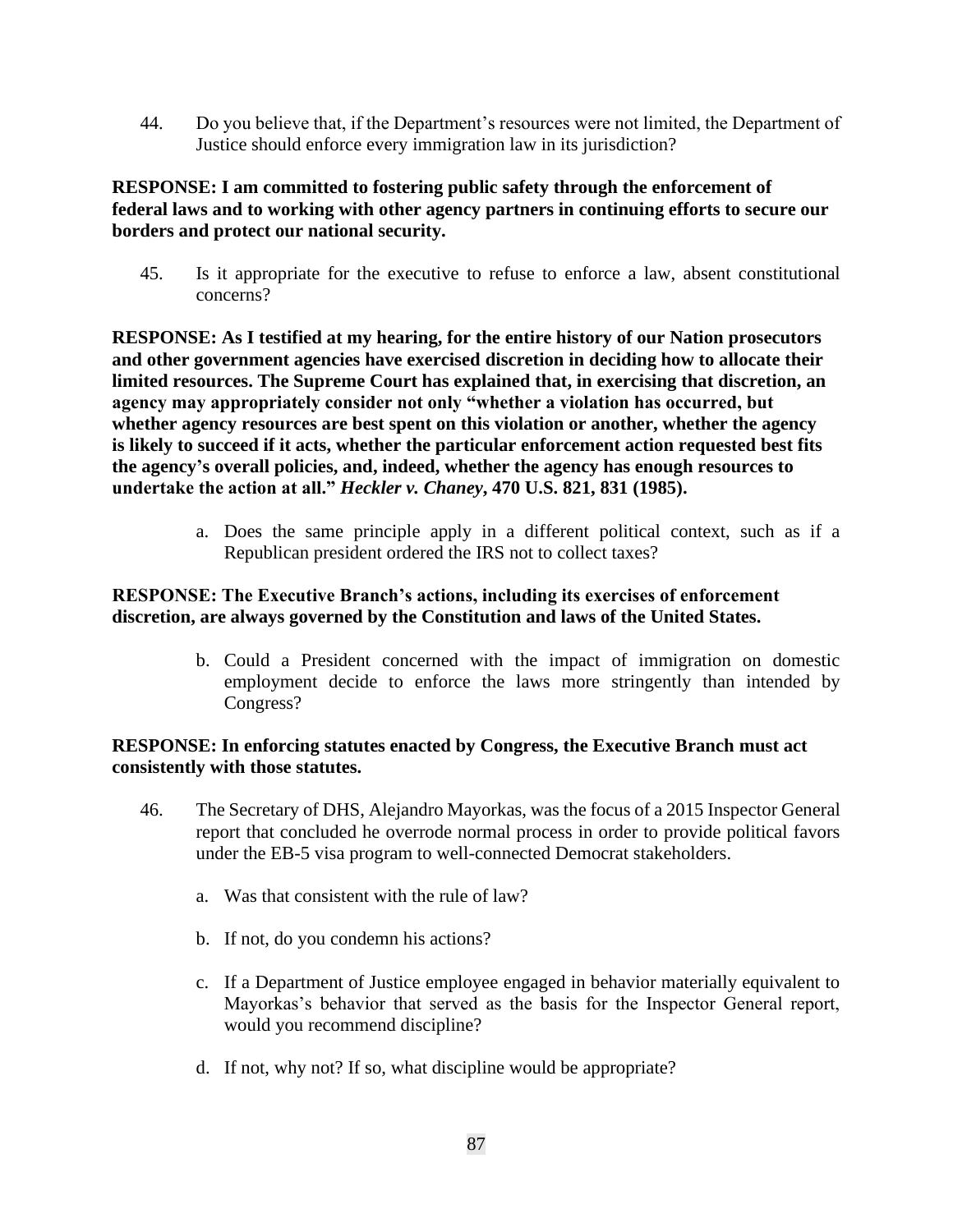44. Do you believe that, if the Department's resources were not limited, the Department of Justice should enforce every immigration law in its jurisdiction?

**RESPONSE: I am committed to fostering public safety through the enforcement of federal laws and to working with other agency partners in continuing efforts to secure our borders and protect our national security.**

45. Is it appropriate for the executive to refuse to enforce a law, absent constitutional concerns?

**RESPONSE: As I testified at my hearing, for the entire history of our Nation prosecutors and other government agencies have exercised discretion in deciding how to allocate their limited resources. The Supreme Court has explained that, in exercising that discretion, an agency may appropriately consider not only "whether a violation has occurred, but whether agency resources are best spent on this violation or another, whether the agency is likely to succeed if it acts, whether the particular enforcement action requested best fits the agency's overall policies, and, indeed, whether the agency has enough resources to undertake the action at all."** ***Heckler v. Chaney*****, 470 U.S. 821, 831 (1985).**

a. Does the same principle apply in a different political context, such as if a Republican president ordered the IRS not to collect taxes?

**RESPONSE: The Executive Branch's actions, including its exercises of enforcement discretion, are always governed by the Constitution and laws of the United States.**

b. Could a President concerned with the impact of immigration on domestic employment decide to enforce the laws more stringently than intended by Congress?

**RESPONSE: In enforcing statutes enacted by Congress, the Executive Branch must act consistently with those statutes.**

46. The Secretary of DHS, Alejandro Mayorkas, was the focus of a 2015 Inspector General report that concluded he overrode normal process in order to provide political favors under the EB-5 visa program to well-connected Democrat stakeholders.

a. Was that consistent with the rule of law?

b. If not, do you condemn his actions?

c. If a Department of Justice employee engaged in behavior materially equivalent to Mayorkas's behavior that served as the basis for the Inspector General report, would you recommend discipline?

d. If not, why not? If so, what discipline would be appropriate?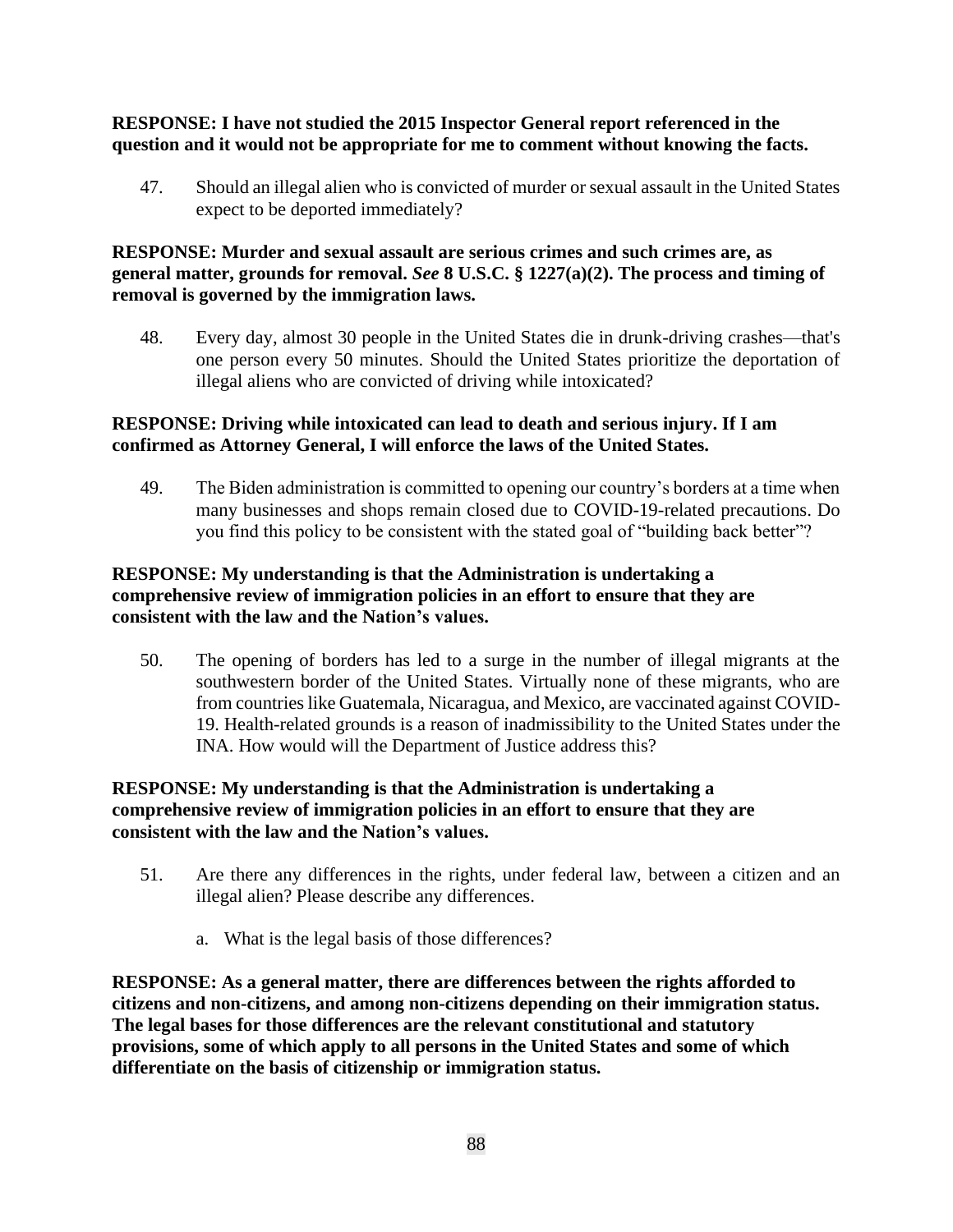**RESPONSE: I have not studied the 2015 Inspector General report referenced in the question and it would not be appropriate for me to comment without knowing the facts.**

47. Should an illegal alien who is convicted of murder or sexual assault in the United States expect to be deported immediately?

**RESPONSE: Murder and sexual assault are serious crimes and such crimes are, as general matter, grounds for removal. *See* 8 U.S.C. § 1227(a)(2). The process and timing of removal is governed by the immigration laws.**

48. Every day, almost 30 people in the United States die in drunk-driving crashes—that's one person every 50 minutes. Should the United States prioritize the deportation of illegal aliens who are convicted of driving while intoxicated?

**RESPONSE: Driving while intoxicated can lead to death and serious injury. If I am confirmed as Attorney General, I will enforce the laws of the United States.**

49. The Biden administration is committed to opening our country's borders at a time when many businesses and shops remain closed due to COVID-19-related precautions. Do you find this policy to be consistent with the stated goal of "building back better"?

**RESPONSE: My understanding is that the Administration is undertaking a comprehensive review of immigration policies in an effort to ensure that they are consistent with the law and the Nation's values.**

50. The opening of borders has led to a surge in the number of illegal migrants at the southwestern border of the United States. Virtually none of these migrants, who are from countries like Guatemala, Nicaragua, and Mexico, are vaccinated against COVID-19. Health-related grounds is a reason of inadmissibility to the United States under the INA. How would will the Department of Justice address this?

**RESPONSE: My understanding is that the Administration is undertaking a comprehensive review of immigration policies in an effort to ensure that they are consistent with the law and the Nation's values.**

51. Are there any differences in the rights, under federal law, between a citizen and an illegal alien? Please describe any differences.

    a. What is the legal basis of those differences?

**RESPONSE: As a general matter, there are differences between the rights afforded to citizens and non-citizens, and among non-citizens depending on their immigration status. The legal bases for those differences are the relevant constitutional and statutory provisions, some of which apply to all persons in the United States and some of which differentiate on the basis of citizenship or immigration status.**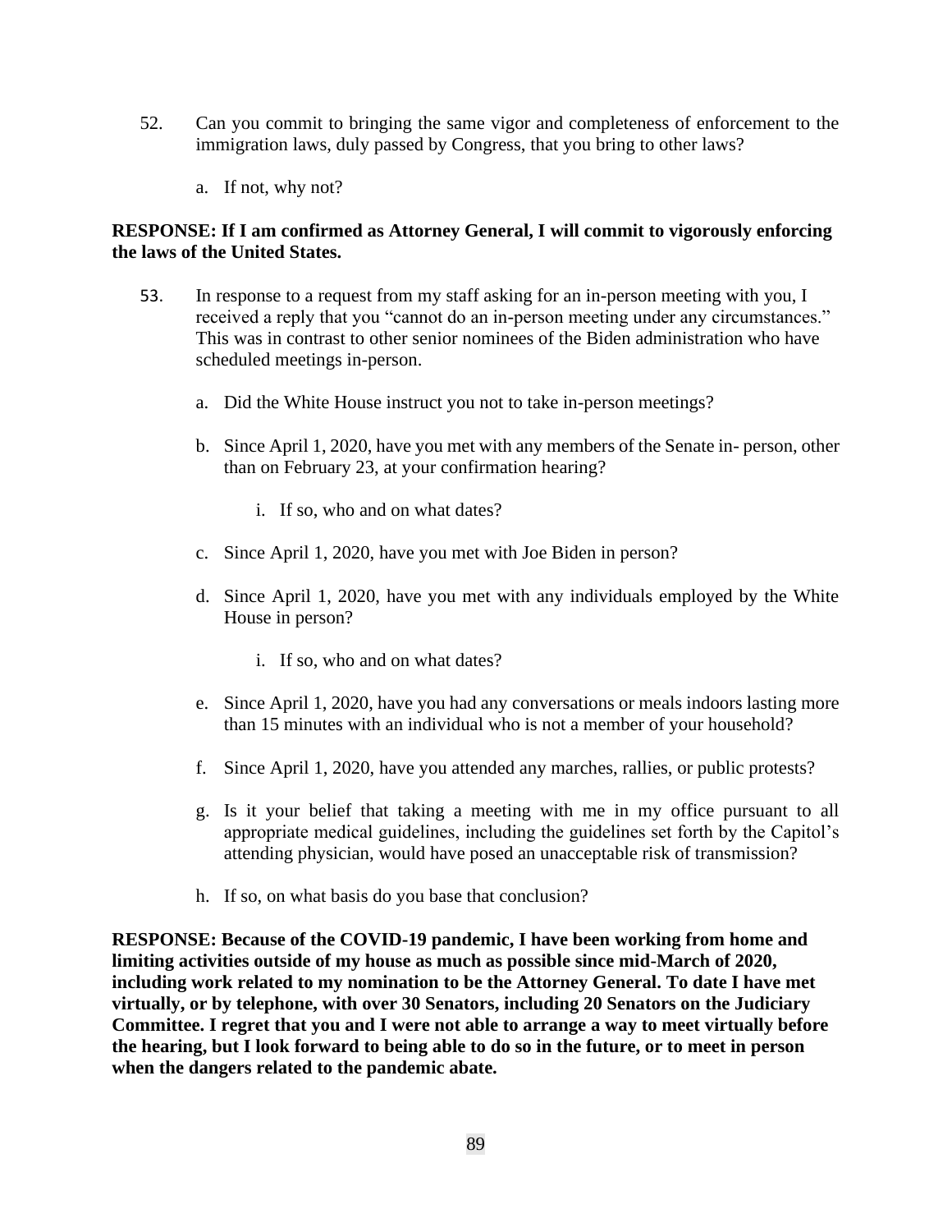52. Can you commit to bringing the same vigor and completeness of enforcement to the immigration laws, duly passed by Congress, that you bring to other laws?

    a. If not, why not?

**RESPONSE: If I am confirmed as Attorney General, I will commit to vigorously enforcing the laws of the United States.**

53. In response to a request from my staff asking for an in-person meeting with you, I received a reply that you "cannot do an in-person meeting under any circumstances." This was in contrast to other senior nominees of the Biden administration who have scheduled meetings in-person.

    a. Did the White House instruct you not to take in-person meetings?

    b. Since April 1, 2020, have you met with any members of the Senate in- person, other than on February 23, at your confirmation hearing?

        i. If so, who and on what dates?

    c. Since April 1, 2020, have you met with Joe Biden in person?

    d. Since April 1, 2020, have you met with any individuals employed by the White House in person?

        i. If so, who and on what dates?

    e. Since April 1, 2020, have you had any conversations or meals indoors lasting more than 15 minutes with an individual who is not a member of your household?

    f. Since April 1, 2020, have you attended any marches, rallies, or public protests?

    g. Is it your belief that taking a meeting with me in my office pursuant to all appropriate medical guidelines, including the guidelines set forth by the Capitol's attending physician, would have posed an unacceptable risk of transmission?

    h. If so, on what basis do you base that conclusion?

**RESPONSE: Because of the COVID-19 pandemic, I have been working from home and limiting activities outside of my house as much as possible since mid-March of 2020, including work related to my nomination to be the Attorney General. To date I have met virtually, or by telephone, with over 30 Senators, including 20 Senators on the Judiciary Committee. I regret that you and I were not able to arrange a way to meet virtually before the hearing, but I look forward to being able to do so in the future, or to meet in person when the dangers related to the pandemic abate.**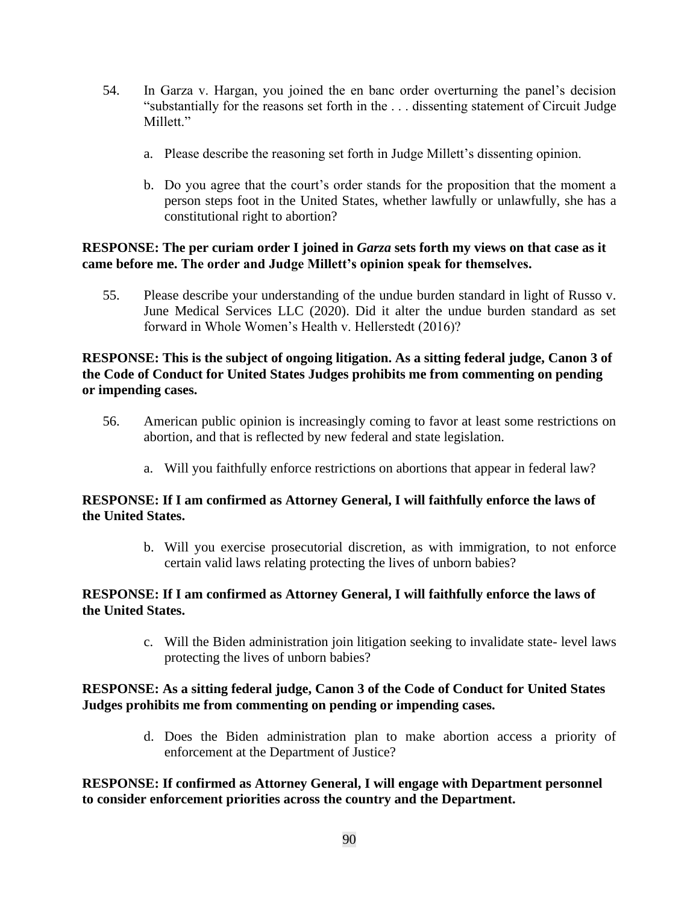54. In Garza v. Hargan, you joined the en banc order overturning the panel's decision "substantially for the reasons set forth in the . . . dissenting statement of Circuit Judge Millett."

    a. Please describe the reasoning set forth in Judge Millett's dissenting opinion.

    b. Do you agree that the court's order stands for the proposition that the moment a person steps foot in the United States, whether lawfully or unlawfully, she has a constitutional right to abortion?

**RESPONSE: The per curiam order I joined in *Garza* sets forth my views on that case as it came before me. The order and Judge Millett's opinion speak for themselves.**

55. Please describe your understanding of the undue burden standard in light of Russo v. June Medical Services LLC (2020). Did it alter the undue burden standard as set forward in Whole Women's Health v. Hellerstedt (2016)?

**RESPONSE: This is the subject of ongoing litigation. As a sitting federal judge, Canon 3 of the Code of Conduct for United States Judges prohibits me from commenting on pending or impending cases.**

56. American public opinion is increasingly coming to favor at least some restrictions on abortion, and that is reflected by new federal and state legislation.

    a. Will you faithfully enforce restrictions on abortions that appear in federal law?

**RESPONSE: If I am confirmed as Attorney General, I will faithfully enforce the laws of the United States.**

    b. Will you exercise prosecutorial discretion, as with immigration, to not enforce certain valid laws relating protecting the lives of unborn babies?

**RESPONSE: If I am confirmed as Attorney General, I will faithfully enforce the laws of the United States.**

    c. Will the Biden administration join litigation seeking to invalidate state- level laws protecting the lives of unborn babies?

**RESPONSE: As a sitting federal judge, Canon 3 of the Code of Conduct for United States Judges prohibits me from commenting on pending or impending cases.**

    d. Does the Biden administration plan to make abortion access a priority of enforcement at the Department of Justice?

**RESPONSE: If confirmed as Attorney General, I will engage with Department personnel to consider enforcement priorities across the country and the Department.**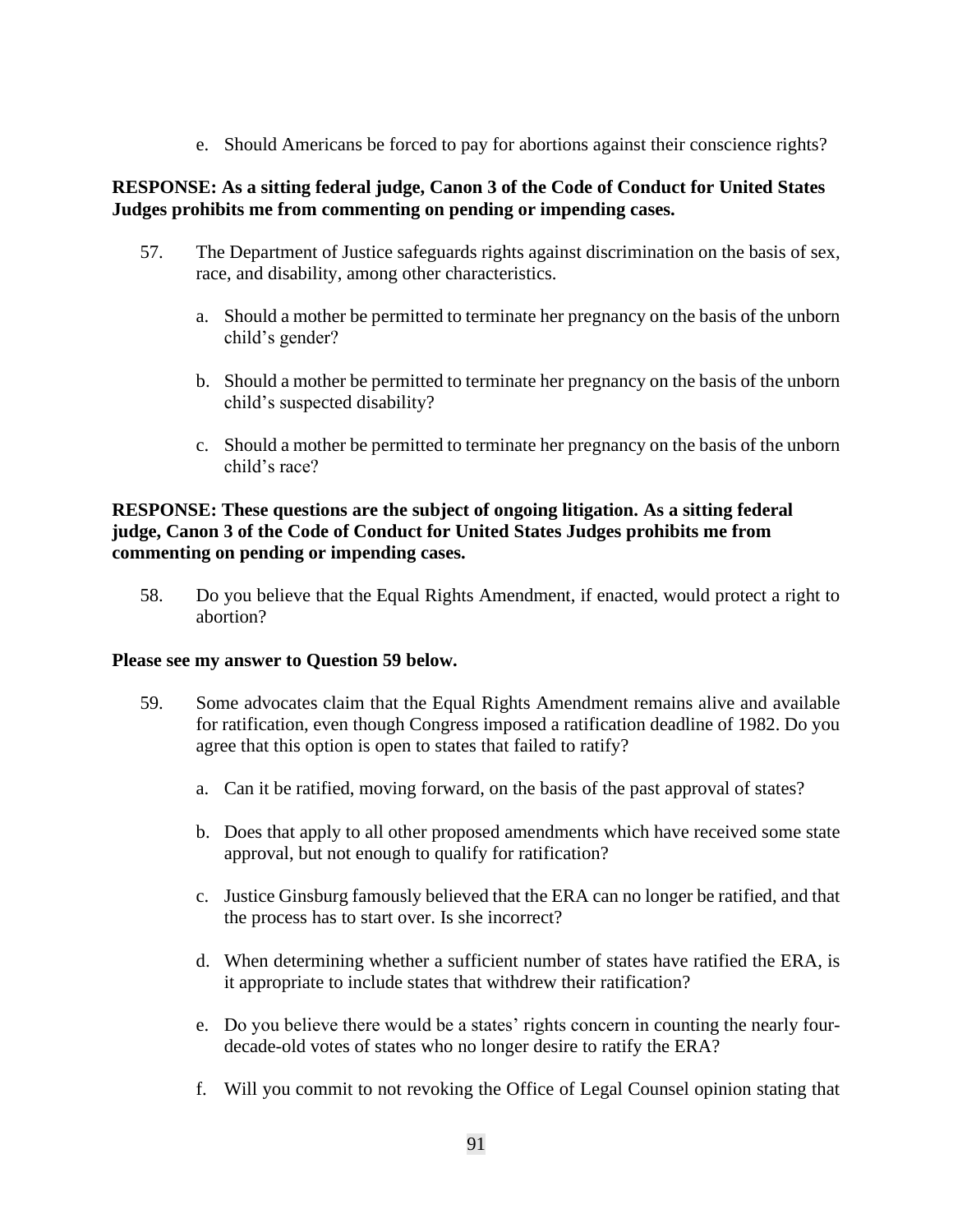e. Should Americans be forced to pay for abortions against their conscience rights?

**RESPONSE: As a sitting federal judge, Canon 3 of the Code of Conduct for United States Judges prohibits me from commenting on pending or impending cases.**

57. The Department of Justice safeguards rights against discrimination on the basis of sex, race, and disability, among other characteristics.

    a. Should a mother be permitted to terminate her pregnancy on the basis of the unborn child's gender?

    b. Should a mother be permitted to terminate her pregnancy on the basis of the unborn child's suspected disability?

    c. Should a mother be permitted to terminate her pregnancy on the basis of the unborn child's race?

**RESPONSE: These questions are the subject of ongoing litigation. As a sitting federal judge, Canon 3 of the Code of Conduct for United States Judges prohibits me from commenting on pending or impending cases.**

58. Do you believe that the Equal Rights Amendment, if enacted, would protect a right to abortion?

**Please see my answer to Question 59 below.**

59. Some advocates claim that the Equal Rights Amendment remains alive and available for ratification, even though Congress imposed a ratification deadline of 1982. Do you agree that this option is open to states that failed to ratify?

    a. Can it be ratified, moving forward, on the basis of the past approval of states?

    b. Does that apply to all other proposed amendments which have received some state approval, but not enough to qualify for ratification?

    c. Justice Ginsburg famously believed that the ERA can no longer be ratified, and that the process has to start over. Is she incorrect?

    d. When determining whether a sufficient number of states have ratified the ERA, is it appropriate to include states that withdrew their ratification?

    e. Do you believe there would be a states' rights concern in counting the nearly four-decade-old votes of states who no longer desire to ratify the ERA?

    f. Will you commit to not revoking the Office of Legal Counsel opinion stating that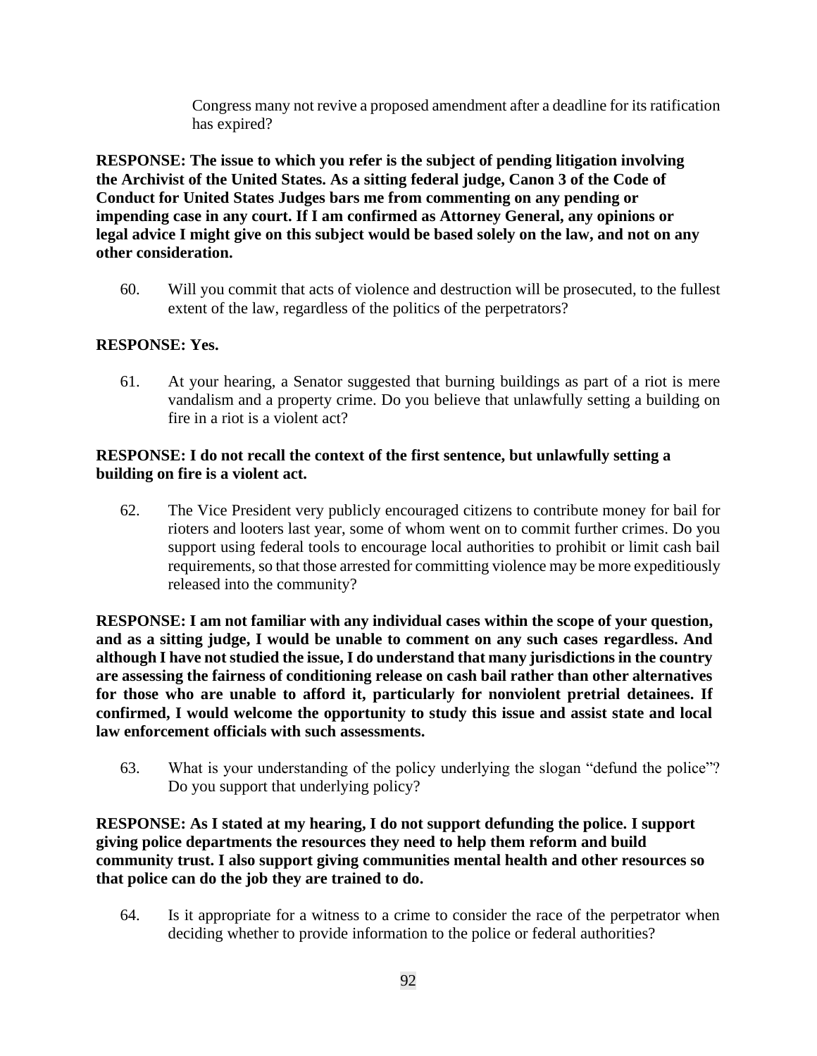Congress many not revive a proposed amendment after a deadline for its ratification has expired?

**RESPONSE: The issue to which you refer is the subject of pending litigation involving the Archivist of the United States. As a sitting federal judge, Canon 3 of the Code of Conduct for United States Judges bars me from commenting on any pending or impending case in any court. If I am confirmed as Attorney General, any opinions or legal advice I might give on this subject would be based solely on the law, and not on any other consideration.**

60. Will you commit that acts of violence and destruction will be prosecuted, to the fullest extent of the law, regardless of the politics of the perpetrators?

**RESPONSE: Yes.**

61. At your hearing, a Senator suggested that burning buildings as part of a riot is mere vandalism and a property crime. Do you believe that unlawfully setting a building on fire in a riot is a violent act?

**RESPONSE: I do not recall the context of the first sentence, but unlawfully setting a building on fire is a violent act.**

62. The Vice President very publicly encouraged citizens to contribute money for bail for rioters and looters last year, some of whom went on to commit further crimes. Do you support using federal tools to encourage local authorities to prohibit or limit cash bail requirements, so that those arrested for committing violence may be more expeditiously released into the community?

**RESPONSE: I am not familiar with any individual cases within the scope of your question, and as a sitting judge, I would be unable to comment on any such cases regardless. And although I have not studied the issue, I do understand that many jurisdictions in the country are assessing the fairness of conditioning release on cash bail rather than other alternatives for those who are unable to afford it, particularly for nonviolent pretrial detainees. If confirmed, I would welcome the opportunity to study this issue and assist state and local law enforcement officials with such assessments.**

63. What is your understanding of the policy underlying the slogan "defund the police"? Do you support that underlying policy?

**RESPONSE: As I stated at my hearing, I do not support defunding the police. I support giving police departments the resources they need to help them reform and build community trust. I also support giving communities mental health and other resources so that police can do the job they are trained to do.**

64. Is it appropriate for a witness to a crime to consider the race of the perpetrator when deciding whether to provide information to the police or federal authorities?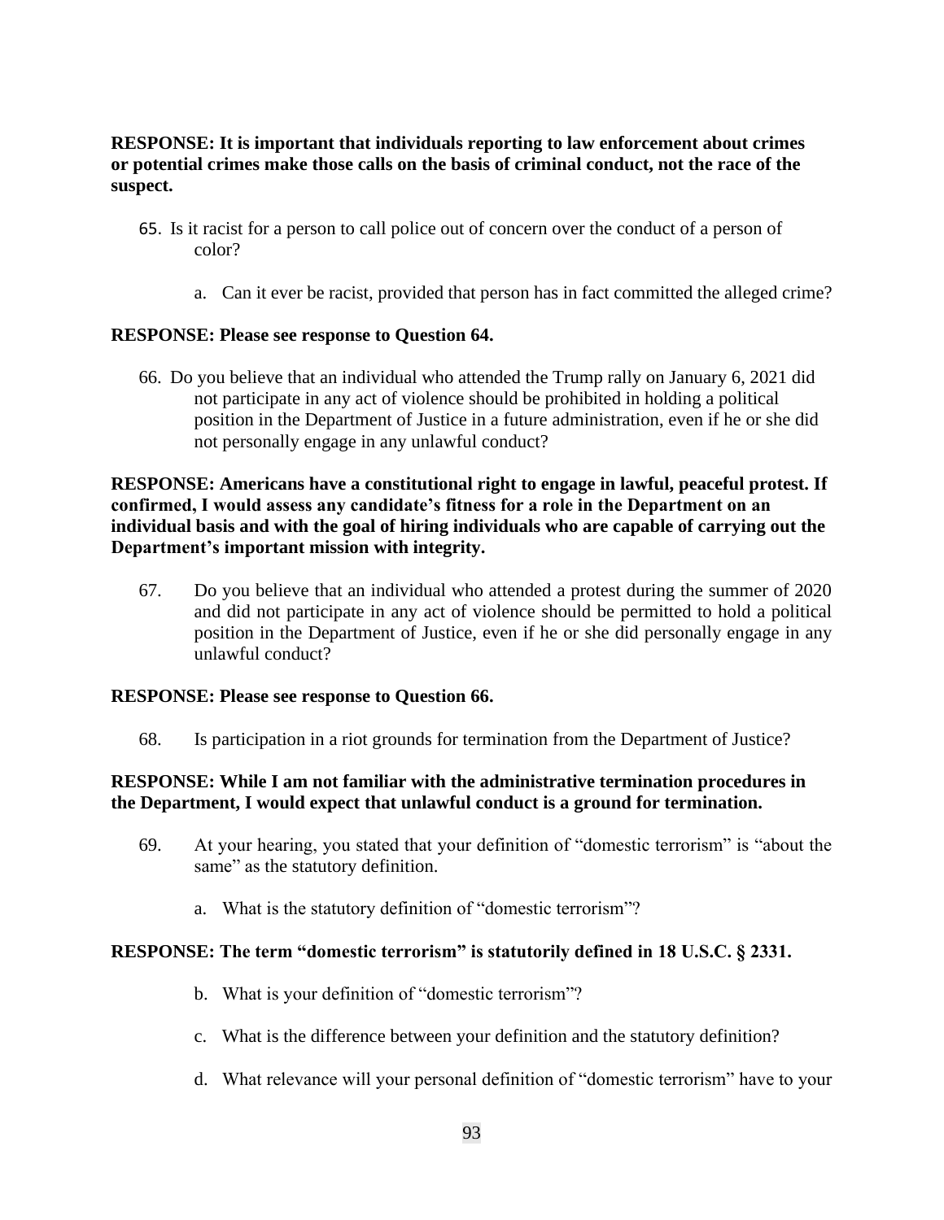**RESPONSE: It is important that individuals reporting to law enforcement about crimes or potential crimes make those calls on the basis of criminal conduct, not the race of the suspect.**

65. Is it racist for a person to call police out of concern over the conduct of a person of color?

    a. Can it ever be racist, provided that person has in fact committed the alleged crime?

**RESPONSE: Please see response to Question 64.**

66. Do you believe that an individual who attended the Trump rally on January 6, 2021 did not participate in any act of violence should be prohibited in holding a political position in the Department of Justice in a future administration, even if he or she did not personally engage in any unlawful conduct?

**RESPONSE: Americans have a constitutional right to engage in lawful, peaceful protest. If confirmed, I would assess any candidate's fitness for a role in the Department on an individual basis and with the goal of hiring individuals who are capable of carrying out the Department's important mission with integrity.**

67. Do you believe that an individual who attended a protest during the summer of 2020 and did not participate in any act of violence should be permitted to hold a political position in the Department of Justice, even if he or she did personally engage in any unlawful conduct?

**RESPONSE: Please see response to Question 66.**

68. Is participation in a riot grounds for termination from the Department of Justice?

**RESPONSE: While I am not familiar with the administrative termination procedures in the Department, I would expect that unlawful conduct is a ground for termination.**

69. At your hearing, you stated that your definition of "domestic terrorism" is "about the same" as the statutory definition.

    a. What is the statutory definition of "domestic terrorism"?

**RESPONSE: The term "domestic terrorism" is statutorily defined in 18 U.S.C. § 2331.**

    b. What is your definition of "domestic terrorism"?

    c. What is the difference between your definition and the statutory definition?

    d. What relevance will your personal definition of "domestic terrorism" have to your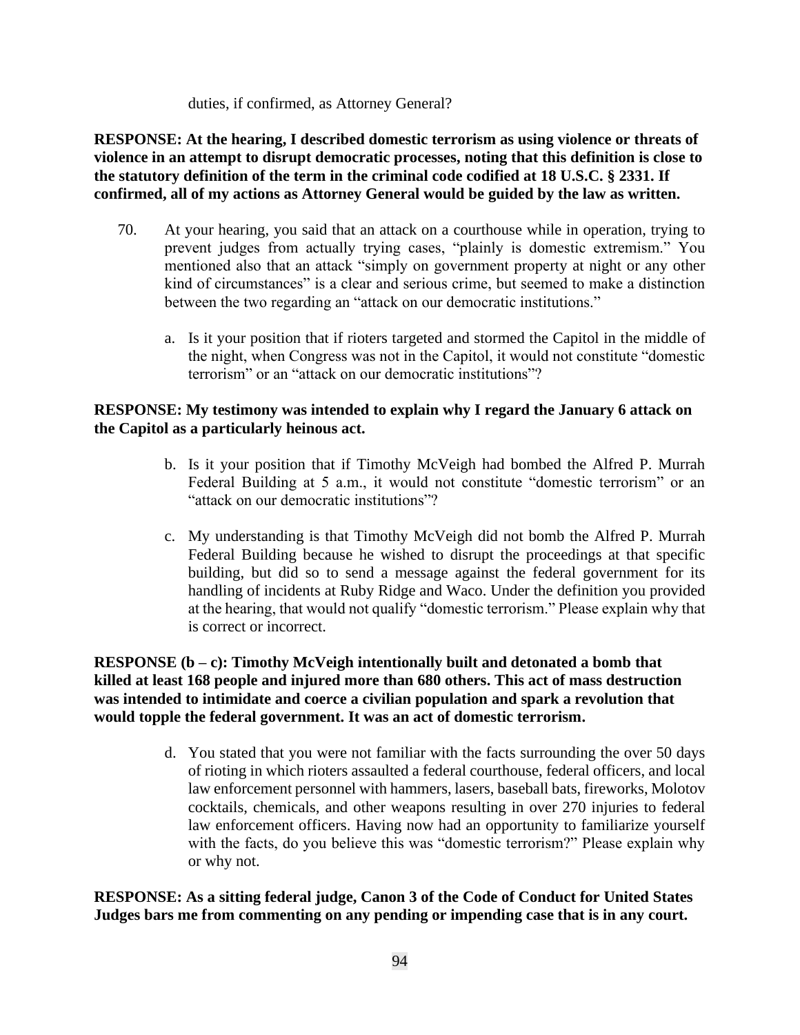duties, if confirmed, as Attorney General?

**RESPONSE: At the hearing, I described domestic terrorism as using violence or threats of violence in an attempt to disrupt democratic processes, noting that this definition is close to the statutory definition of the term in the criminal code codified at 18 U.S.C. § 2331. If confirmed, all of my actions as Attorney General would be guided by the law as written.**

70. At your hearing, you said that an attack on a courthouse while in operation, trying to prevent judges from actually trying cases, "plainly is domestic extremism." You mentioned also that an attack "simply on government property at night or any other kind of circumstances" is a clear and serious crime, but seemed to make a distinction between the two regarding an "attack on our democratic institutions."

    a. Is it your position that if rioters targeted and stormed the Capitol in the middle of the night, when Congress was not in the Capitol, it would not constitute "domestic terrorism" or an "attack on our democratic institutions"?

**RESPONSE: My testimony was intended to explain why I regard the January 6 attack on the Capitol as a particularly heinous act.**

    b. Is it your position that if Timothy McVeigh had bombed the Alfred P. Murrah Federal Building at 5 a.m., it would not constitute "domestic terrorism" or an "attack on our democratic institutions"?

    c. My understanding is that Timothy McVeigh did not bomb the Alfred P. Murrah Federal Building because he wished to disrupt the proceedings at that specific building, but did so to send a message against the federal government for its handling of incidents at Ruby Ridge and Waco. Under the definition you provided at the hearing, that would not qualify "domestic terrorism." Please explain why that is correct or incorrect.

**RESPONSE (b – c): Timothy McVeigh intentionally built and detonated a bomb that killed at least 168 people and injured more than 680 others. This act of mass destruction was intended to intimidate and coerce a civilian population and spark a revolution that would topple the federal government. It was an act of domestic terrorism.**

    d. You stated that you were not familiar with the facts surrounding the over 50 days of rioting in which rioters assaulted a federal courthouse, federal officers, and local law enforcement personnel with hammers, lasers, baseball bats, fireworks, Molotov cocktails, chemicals, and other weapons resulting in over 270 injuries to federal law enforcement officers. Having now had an opportunity to familiarize yourself with the facts, do you believe this was "domestic terrorism?" Please explain why or why not.

**RESPONSE: As a sitting federal judge, Canon 3 of the Code of Conduct for United States Judges bars me from commenting on any pending or impending case that is in any court.**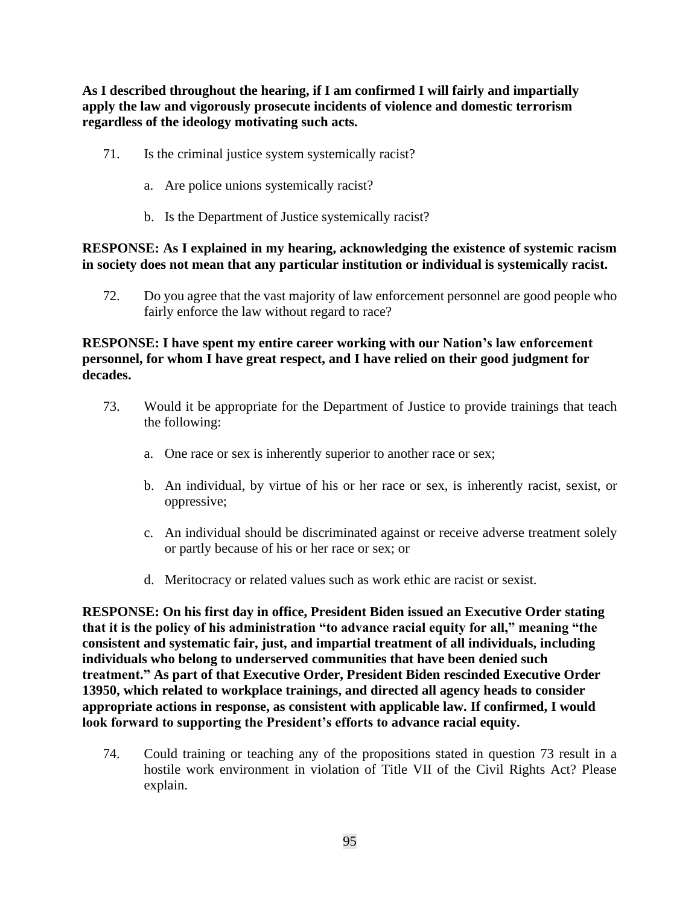**As I described throughout the hearing, if I am confirmed I will fairly and impartially apply the law and vigorously prosecute incidents of violence and domestic terrorism regardless of the ideology motivating such acts.**

71. Is the criminal justice system systemically racist?

    a. Are police unions systemically racist?

    b. Is the Department of Justice systemically racist?

**RESPONSE: As I explained in my hearing, acknowledging the existence of systemic racism in society does not mean that any particular institution or individual is systemically racist.**

72. Do you agree that the vast majority of law enforcement personnel are good people who fairly enforce the law without regard to race?

**RESPONSE: I have spent my entire career working with our Nation's law enforcement personnel, for whom I have great respect, and I have relied on their good judgment for decades.**

73. Would it be appropriate for the Department of Justice to provide trainings that teach the following:

    a. One race or sex is inherently superior to another race or sex;

    b. An individual, by virtue of his or her race or sex, is inherently racist, sexist, or oppressive;

    c. An individual should be discriminated against or receive adverse treatment solely or partly because of his or her race or sex; or

    d. Meritocracy or related values such as work ethic are racist or sexist.

**RESPONSE: On his first day in office, President Biden issued an Executive Order stating that it is the policy of his administration "to advance racial equity for all," meaning "the consistent and systematic fair, just, and impartial treatment of all individuals, including individuals who belong to underserved communities that have been denied such treatment." As part of that Executive Order, President Biden rescinded Executive Order 13950, which related to workplace trainings, and directed all agency heads to consider appropriate actions in response, as consistent with applicable law. If confirmed, I would look forward to supporting the President's efforts to advance racial equity.**

74. Could training or teaching any of the propositions stated in question 73 result in a hostile work environment in violation of Title VII of the Civil Rights Act? Please explain.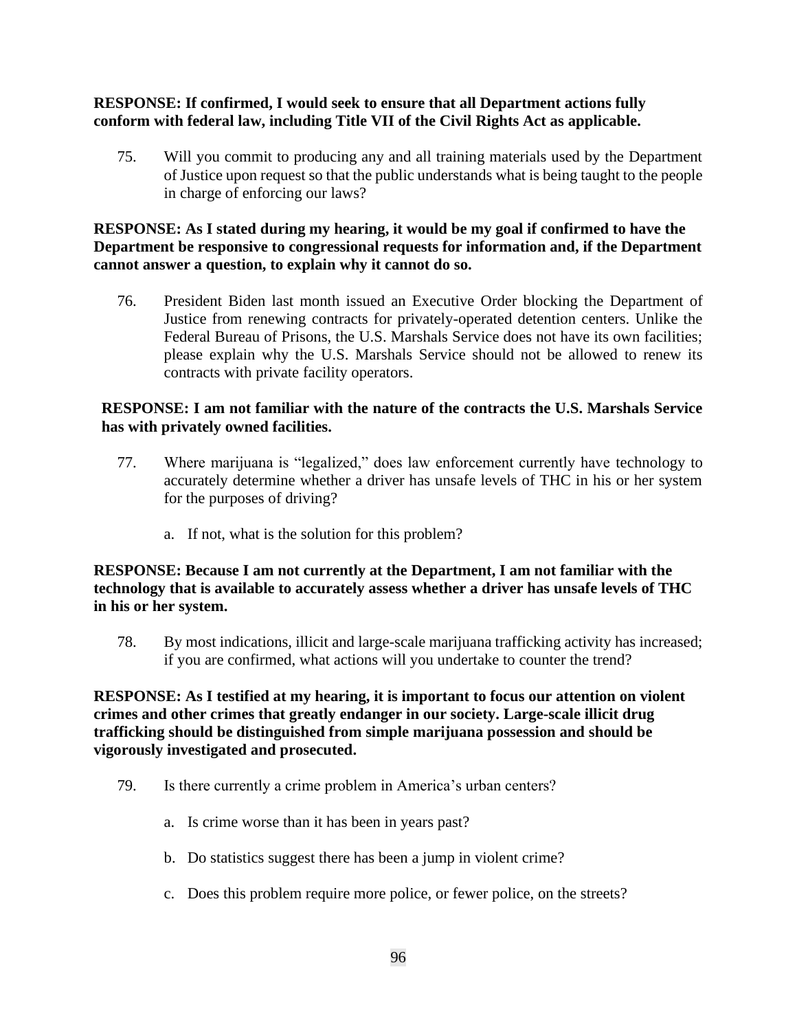**RESPONSE: If confirmed, I would seek to ensure that all Department actions fully conform with federal law, including Title VII of the Civil Rights Act as applicable.**

75. Will you commit to producing any and all training materials used by the Department of Justice upon request so that the public understands what is being taught to the people in charge of enforcing our laws?

**RESPONSE: As I stated during my hearing, it would be my goal if confirmed to have the Department be responsive to congressional requests for information and, if the Department cannot answer a question, to explain why it cannot do so.**

76. President Biden last month issued an Executive Order blocking the Department of Justice from renewing contracts for privately-operated detention centers. Unlike the Federal Bureau of Prisons, the U.S. Marshals Service does not have its own facilities; please explain why the U.S. Marshals Service should not be allowed to renew its contracts with private facility operators.

**RESPONSE: I am not familiar with the nature of the contracts the U.S. Marshals Service has with privately owned facilities.**

77. Where marijuana is "legalized," does law enforcement currently have technology to accurately determine whether a driver has unsafe levels of THC in his or her system for the purposes of driving?

    a. If not, what is the solution for this problem?

**RESPONSE: Because I am not currently at the Department, I am not familiar with the technology that is available to accurately assess whether a driver has unsafe levels of THC in his or her system.**

78. By most indications, illicit and large-scale marijuana trafficking activity has increased; if you are confirmed, what actions will you undertake to counter the trend?

**RESPONSE: As I testified at my hearing, it is important to focus our attention on violent crimes and other crimes that greatly endanger in our society. Large-scale illicit drug trafficking should be distinguished from simple marijuana possession and should be vigorously investigated and prosecuted.**

79. Is there currently a crime problem in America's urban centers?

    a. Is crime worse than it has been in years past?

    b. Do statistics suggest there has been a jump in violent crime?

    c. Does this problem require more police, or fewer police, on the streets?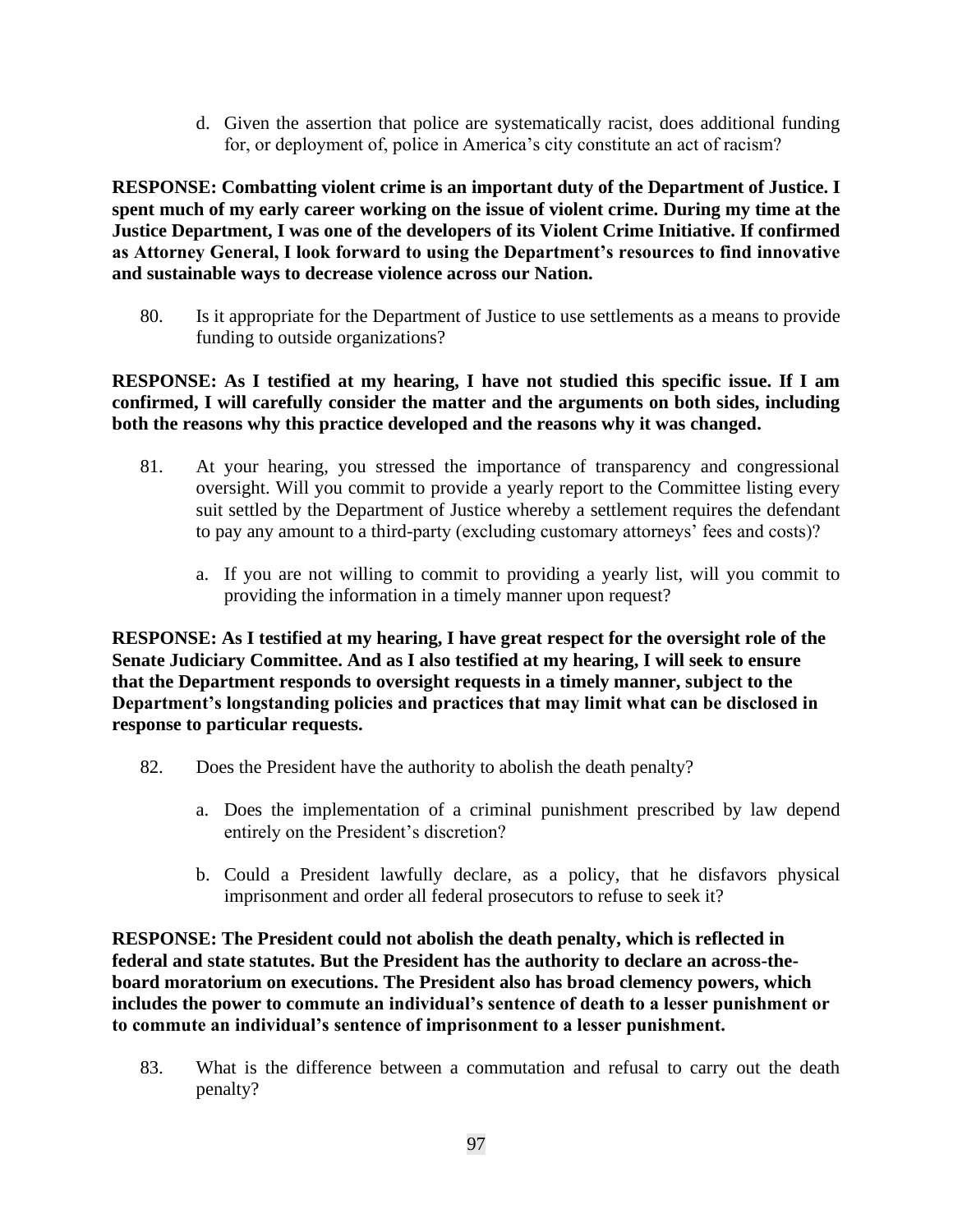d. Given the assertion that police are systematically racist, does additional funding for, or deployment of, police in America's city constitute an act of racism?

**RESPONSE: Combatting violent crime is an important duty of the Department of Justice. I spent much of my early career working on the issue of violent crime. During my time at the Justice Department, I was one of the developers of its Violent Crime Initiative. If confirmed as Attorney General, I look forward to using the Department's resources to find innovative and sustainable ways to decrease violence across our Nation.**

80. Is it appropriate for the Department of Justice to use settlements as a means to provide funding to outside organizations?

**RESPONSE: As I testified at my hearing, I have not studied this specific issue. If I am confirmed, I will carefully consider the matter and the arguments on both sides, including both the reasons why this practice developed and the reasons why it was changed.**

81. At your hearing, you stressed the importance of transparency and congressional oversight. Will you commit to provide a yearly report to the Committee listing every suit settled by the Department of Justice whereby a settlement requires the defendant to pay any amount to a third-party (excluding customary attorneys' fees and costs)?

    a. If you are not willing to commit to providing a yearly list, will you commit to providing the information in a timely manner upon request?

**RESPONSE: As I testified at my hearing, I have great respect for the oversight role of the Senate Judiciary Committee. And as I also testified at my hearing, I will seek to ensure that the Department responds to oversight requests in a timely manner, subject to the Department's longstanding policies and practices that may limit what can be disclosed in response to particular requests.**

82. Does the President have the authority to abolish the death penalty?

    a. Does the implementation of a criminal punishment prescribed by law depend entirely on the President's discretion?

    b. Could a President lawfully declare, as a policy, that he disfavors physical imprisonment and order all federal prosecutors to refuse to seek it?

**RESPONSE: The President could not abolish the death penalty, which is reflected in federal and state statutes. But the President has the authority to declare an across-the-board moratorium on executions. The President also has broad clemency powers, which includes the power to commute an individual's sentence of death to a lesser punishment or to commute an individual's sentence of imprisonment to a lesser punishment.**

83. What is the difference between a commutation and refusal to carry out the death penalty?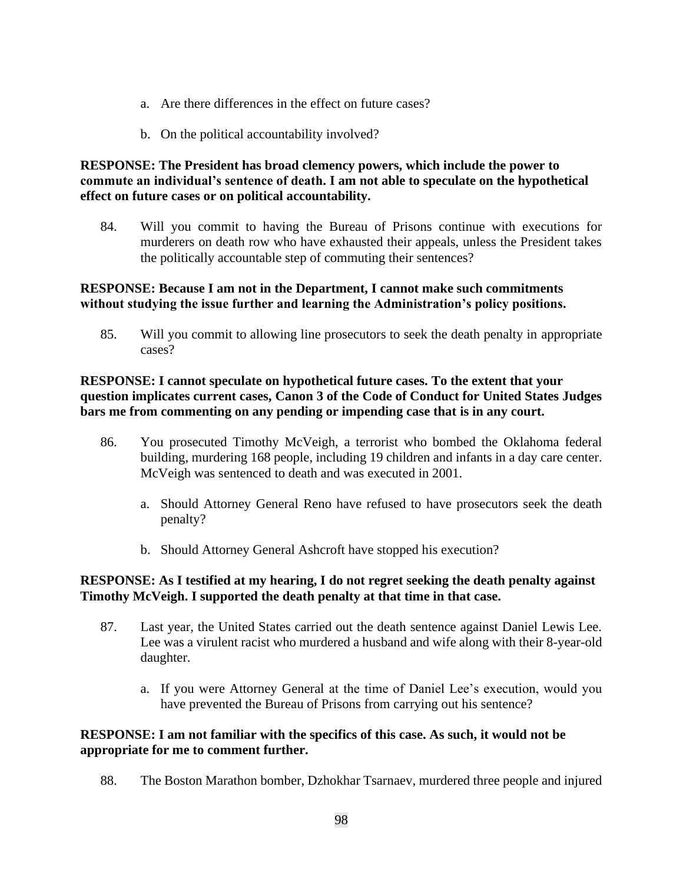a. Are there differences in the effect on future cases?

b. On the political accountability involved?

**RESPONSE: The President has broad clemency powers, which include the power to commute an individual's sentence of death. I am not able to speculate on the hypothetical effect on future cases or on political accountability.**

84. Will you commit to having the Bureau of Prisons continue with executions for murderers on death row who have exhausted their appeals, unless the President takes the politically accountable step of commuting their sentences?

**RESPONSE: Because I am not in the Department, I cannot make such commitments without studying the issue further and learning the Administration's policy positions.**

85. Will you commit to allowing line prosecutors to seek the death penalty in appropriate cases?

**RESPONSE: I cannot speculate on hypothetical future cases. To the extent that your question implicates current cases, Canon 3 of the Code of Conduct for United States Judges bars me from commenting on any pending or impending case that is in any court.**

86. You prosecuted Timothy McVeigh, a terrorist who bombed the Oklahoma federal building, murdering 168 people, including 19 children and infants in a day care center. McVeigh was sentenced to death and was executed in 2001.

    a. Should Attorney General Reno have refused to have prosecutors seek the death penalty?

    b. Should Attorney General Ashcroft have stopped his execution?

**RESPONSE: As I testified at my hearing, I do not regret seeking the death penalty against Timothy McVeigh. I supported the death penalty at that time in that case.**

87. Last year, the United States carried out the death sentence against Daniel Lewis Lee. Lee was a virulent racist who murdered a husband and wife along with their 8-year-old daughter.

    a. If you were Attorney General at the time of Daniel Lee's execution, would you have prevented the Bureau of Prisons from carrying out his sentence?

**RESPONSE: I am not familiar with the specifics of this case. As such, it would not be appropriate for me to comment further.**

88. The Boston Marathon bomber, Dzhokhar Tsarnaev, murdered three people and injured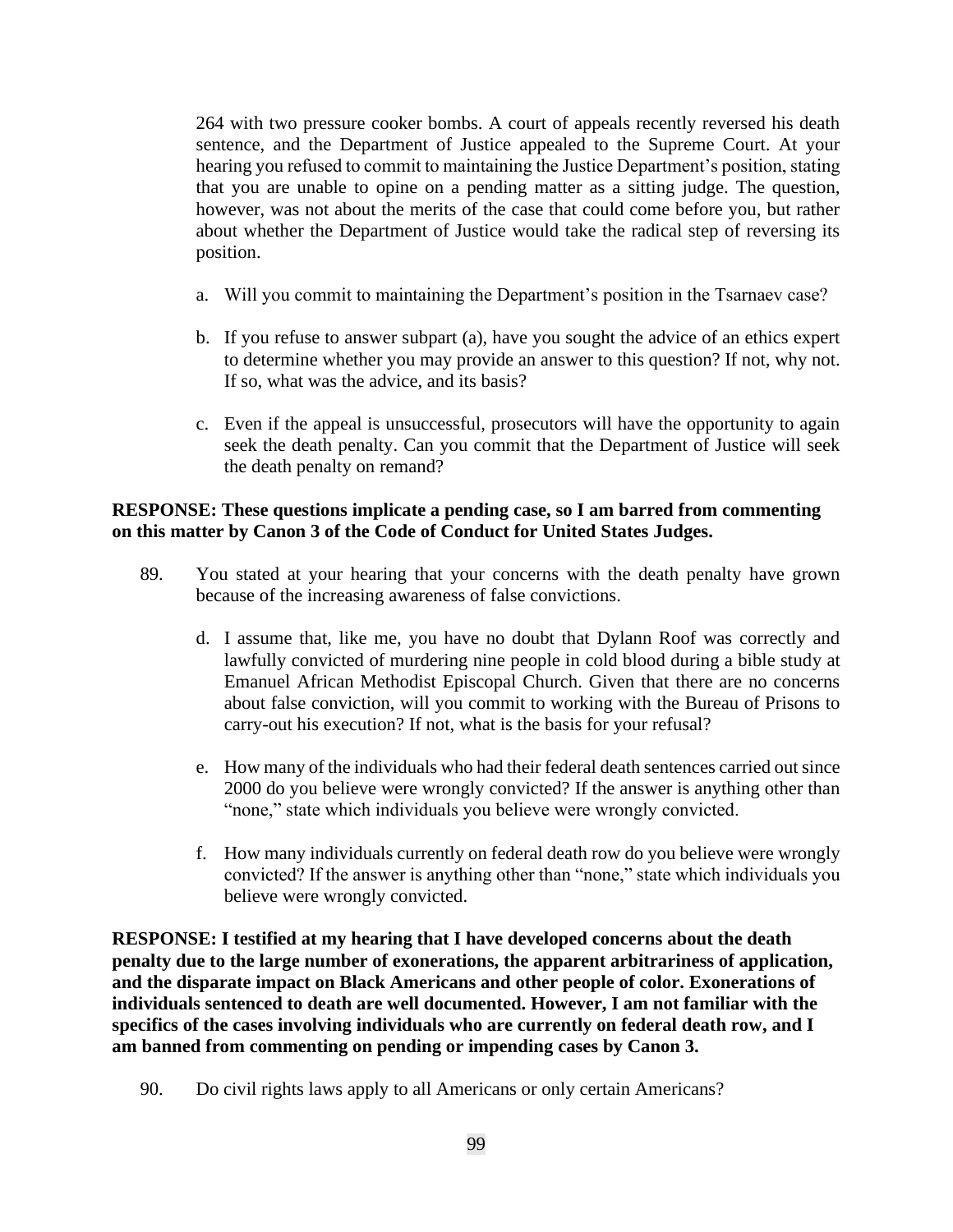264 with two pressure cooker bombs. A court of appeals recently reversed his death sentence, and the Department of Justice appealed to the Supreme Court. At your hearing you refused to commit to maintaining the Justice Department's position, stating that you are unable to opine on a pending matter as a sitting judge. The question, however, was not about the merits of the case that could come before you, but rather about whether the Department of Justice would take the radical step of reversing its position.

a. Will you commit to maintaining the Department's position in the Tsarnaev case?

b. If you refuse to answer subpart (a), have you sought the advice of an ethics expert to determine whether you may provide an answer to this question? If not, why not. If so, what was the advice, and its basis?

c. Even if the appeal is unsuccessful, prosecutors will have the opportunity to again seek the death penalty. Can you commit that the Department of Justice will seek the death penalty on remand?

**RESPONSE: These questions implicate a pending case, so I am barred from commenting on this matter by Canon 3 of the Code of Conduct for United States Judges.**

89. You stated at your hearing that your concerns with the death penalty have grown because of the increasing awareness of false convictions.

d. I assume that, like me, you have no doubt that Dylann Roof was correctly and lawfully convicted of murdering nine people in cold blood during a bible study at Emanuel African Methodist Episcopal Church. Given that there are no concerns about false conviction, will you commit to working with the Bureau of Prisons to carry-out his execution? If not, what is the basis for your refusal?

e. How many of the individuals who had their federal death sentences carried out since 2000 do you believe were wrongly convicted? If the answer is anything other than "none," state which individuals you believe were wrongly convicted.

f. How many individuals currently on federal death row do you believe were wrongly convicted? If the answer is anything other than "none," state which individuals you believe were wrongly convicted.

**RESPONSE: I testified at my hearing that I have developed concerns about the death penalty due to the large number of exonerations, the apparent arbitrariness of application, and the disparate impact on Black Americans and other people of color. Exonerations of individuals sentenced to death are well documented. However, I am not familiar with the specifics of the cases involving individuals who are currently on federal death row, and I am banned from commenting on pending or impending cases by Canon 3.**

90. Do civil rights laws apply to all Americans or only certain Americans?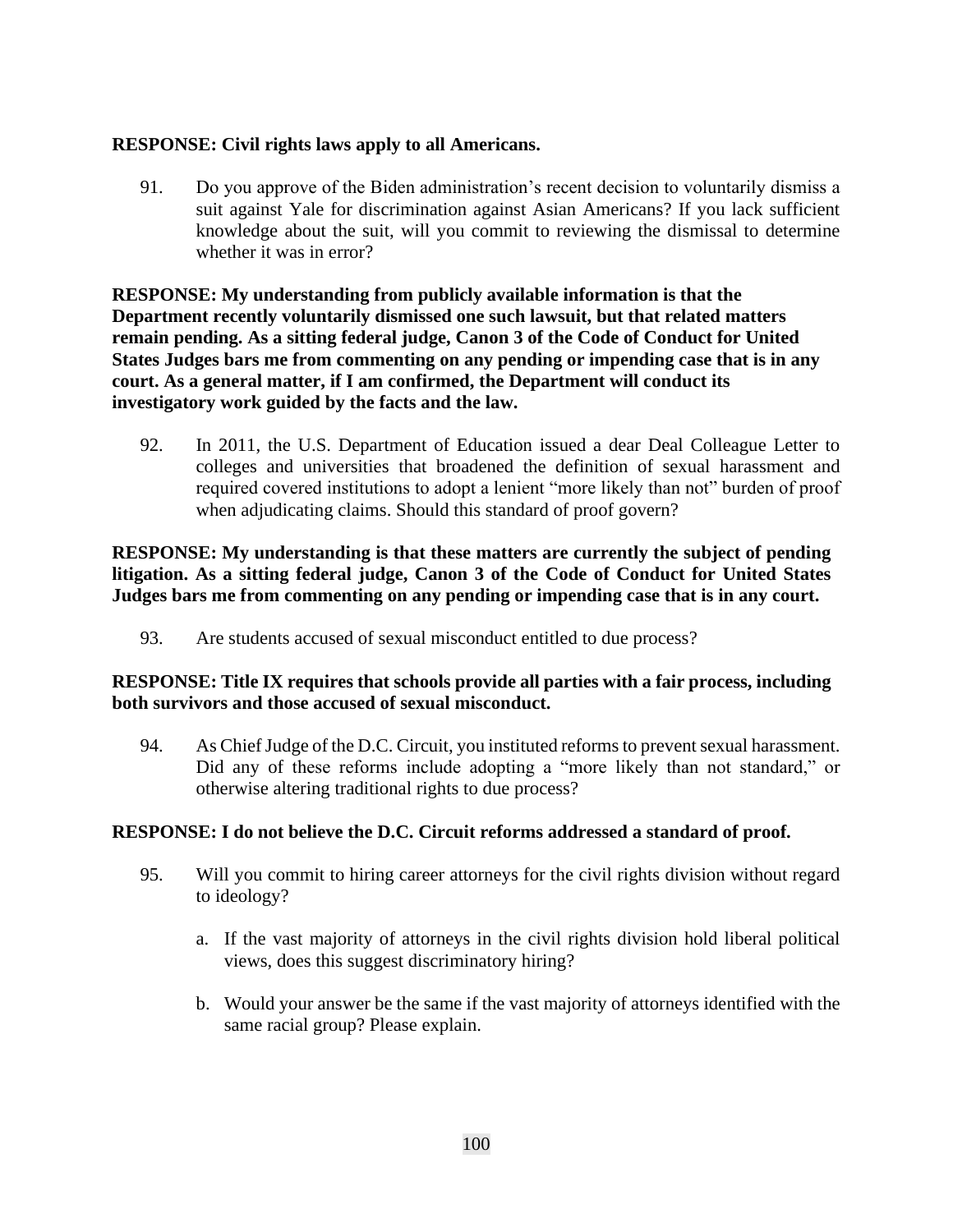**RESPONSE: Civil rights laws apply to all Americans.**

91. Do you approve of the Biden administration's recent decision to voluntarily dismiss a suit against Yale for discrimination against Asian Americans? If you lack sufficient knowledge about the suit, will you commit to reviewing the dismissal to determine whether it was in error?

**RESPONSE: My understanding from publicly available information is that the Department recently voluntarily dismissed one such lawsuit, but that related matters remain pending. As a sitting federal judge, Canon 3 of the Code of Conduct for United States Judges bars me from commenting on any pending or impending case that is in any court. As a general matter, if I am confirmed, the Department will conduct its investigatory work guided by the facts and the law.**

92. In 2011, the U.S. Department of Education issued a dear Deal Colleague Letter to colleges and universities that broadened the definition of sexual harassment and required covered institutions to adopt a lenient "more likely than not" burden of proof when adjudicating claims. Should this standard of proof govern?

**RESPONSE: My understanding is that these matters are currently the subject of pending litigation. As a sitting federal judge, Canon 3 of the Code of Conduct for United States Judges bars me from commenting on any pending or impending case that is in any court.**

93. Are students accused of sexual misconduct entitled to due process?

**RESPONSE: Title IX requires that schools provide all parties with a fair process, including both survivors and those accused of sexual misconduct.**

94. As Chief Judge of the D.C. Circuit, you instituted reforms to prevent sexual harassment. Did any of these reforms include adopting a "more likely than not standard," or otherwise altering traditional rights to due process?

**RESPONSE: I do not believe the D.C. Circuit reforms addressed a standard of proof.**

95. Will you commit to hiring career attorneys for the civil rights division without regard to ideology?

    a. If the vast majority of attorneys in the civil rights division hold liberal political views, does this suggest discriminatory hiring?

    b. Would your answer be the same if the vast majority of attorneys identified with the same racial group? Please explain.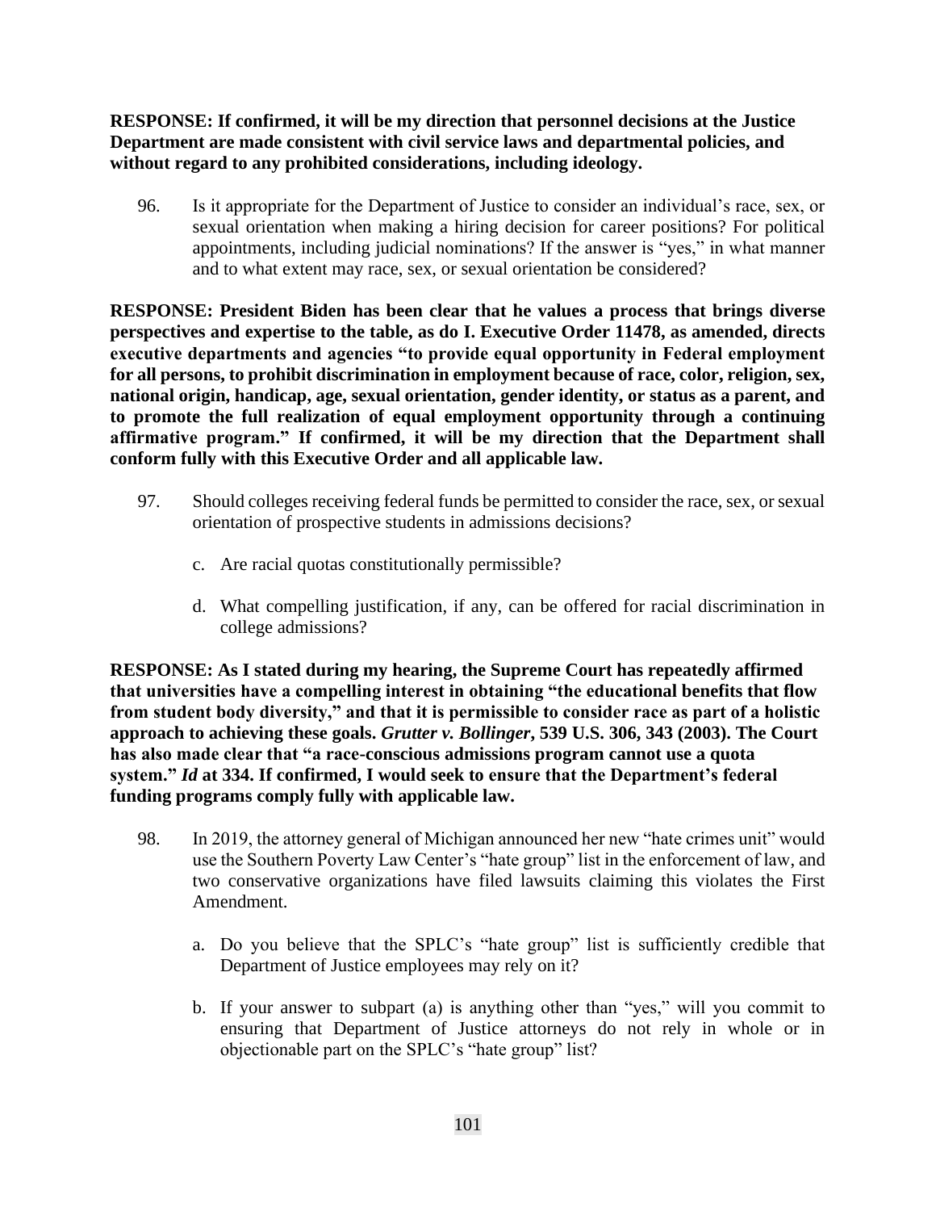**RESPONSE: If confirmed, it will be my direction that personnel decisions at the Justice Department are made consistent with civil service laws and departmental policies, and without regard to any prohibited considerations, including ideology.**

96. Is it appropriate for the Department of Justice to consider an individual's race, sex, or sexual orientation when making a hiring decision for career positions? For political appointments, including judicial nominations? If the answer is "yes," in what manner and to what extent may race, sex, or sexual orientation be considered?

**RESPONSE: President Biden has been clear that he values a process that brings diverse perspectives and expertise to the table, as do I. Executive Order 11478, as amended, directs executive departments and agencies "to provide equal opportunity in Federal employment for all persons, to prohibit discrimination in employment because of race, color, religion, sex, national origin, handicap, age, sexual orientation, gender identity, or status as a parent, and to promote the full realization of equal employment opportunity through a continuing affirmative program." If confirmed, it will be my direction that the Department shall conform fully with this Executive Order and all applicable law.**

97. Should colleges receiving federal funds be permitted to consider the race, sex, or sexual orientation of prospective students in admissions decisions?

    c. Are racial quotas constitutionally permissible?

    d. What compelling justification, if any, can be offered for racial discrimination in college admissions?

**RESPONSE: As I stated during my hearing, the Supreme Court has repeatedly affirmed that universities have a compelling interest in obtaining "the educational benefits that flow from student body diversity," and that it is permissible to consider race as part of a holistic approach to achieving these goals. *Grutter v. Bollinger*, 539 U.S. 306, 343 (2003). The Court has also made clear that "a race-conscious admissions program cannot use a quota system." *Id* at 334. If confirmed, I would seek to ensure that the Department's federal funding programs comply fully with applicable law.**

98. In 2019, the attorney general of Michigan announced her new "hate crimes unit" would use the Southern Poverty Law Center's "hate group" list in the enforcement of law, and two conservative organizations have filed lawsuits claiming this violates the First Amendment.

    a. Do you believe that the SPLC's "hate group" list is sufficiently credible that Department of Justice employees may rely on it?

    b. If your answer to subpart (a) is anything other than "yes," will you commit to ensuring that Department of Justice attorneys do not rely in whole or in objectionable part on the SPLC's "hate group" list?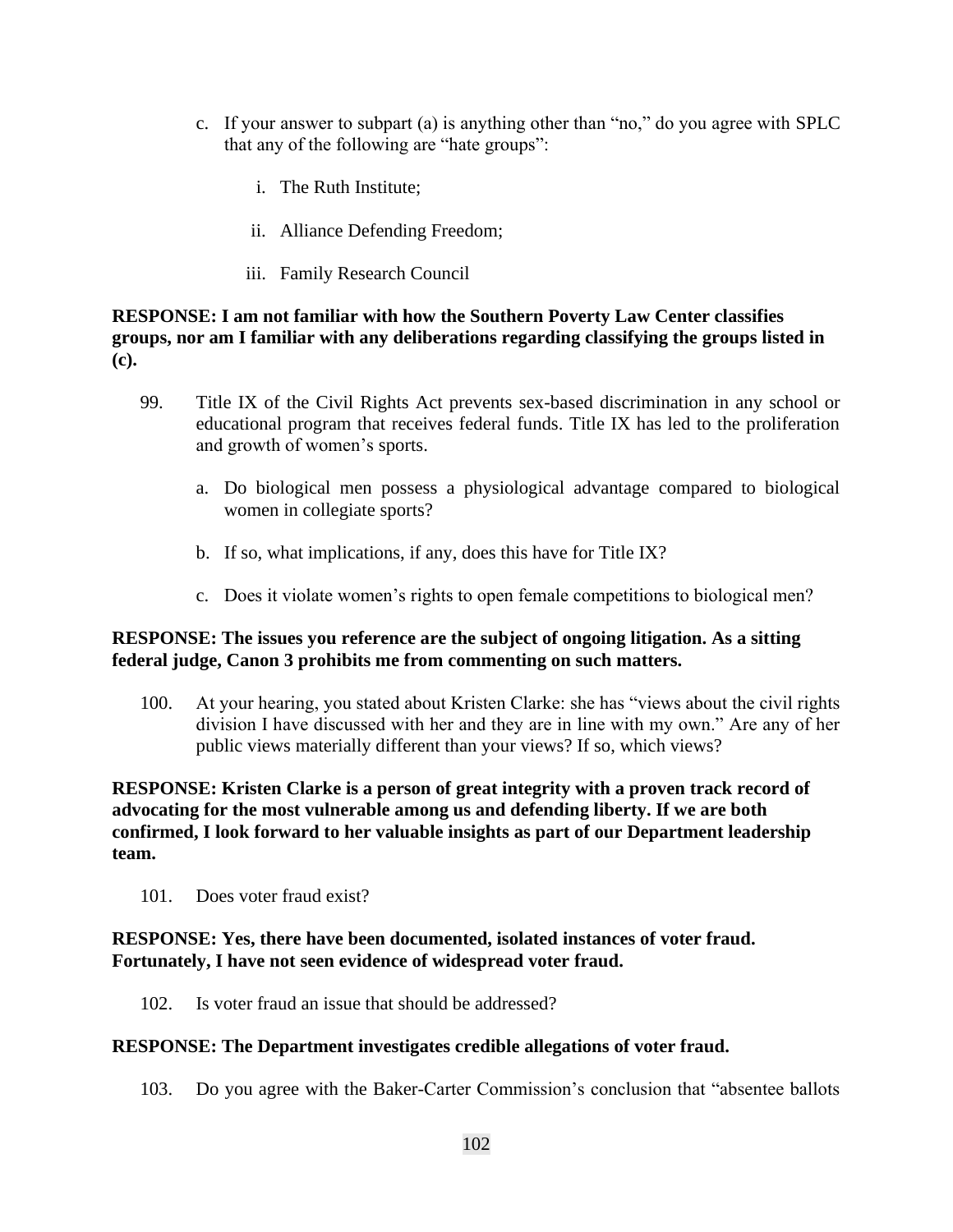c. If your answer to subpart (a) is anything other than "no," do you agree with SPLC that any of the following are "hate groups":

   i. The Ruth Institute;

   ii. Alliance Defending Freedom;

   iii. Family Research Council

**RESPONSE: I am not familiar with how the Southern Poverty Law Center classifies groups, nor am I familiar with any deliberations regarding classifying the groups listed in (c).**

99. Title IX of the Civil Rights Act prevents sex-based discrimination in any school or educational program that receives federal funds. Title IX has led to the proliferation and growth of women's sports.

   a. Do biological men possess a physiological advantage compared to biological women in collegiate sports?

   b. If so, what implications, if any, does this have for Title IX?

   c. Does it violate women's rights to open female competitions to biological men?

**RESPONSE: The issues you reference are the subject of ongoing litigation. As a sitting federal judge, Canon 3 prohibits me from commenting on such matters.**

100. At your hearing, you stated about Kristen Clarke: she has "views about the civil rights division I have discussed with her and they are in line with my own." Are any of her public views materially different than your views? If so, which views?

**RESPONSE: Kristen Clarke is a person of great integrity with a proven track record of advocating for the most vulnerable among us and defending liberty. If we are both confirmed, I look forward to her valuable insights as part of our Department leadership team.**

101. Does voter fraud exist?

**RESPONSE: Yes, there have been documented, isolated instances of voter fraud. Fortunately, I have not seen evidence of widespread voter fraud.**

102. Is voter fraud an issue that should be addressed?

**RESPONSE: The Department investigates credible allegations of voter fraud.**

103. Do you agree with the Baker-Carter Commission's conclusion that "absentee ballots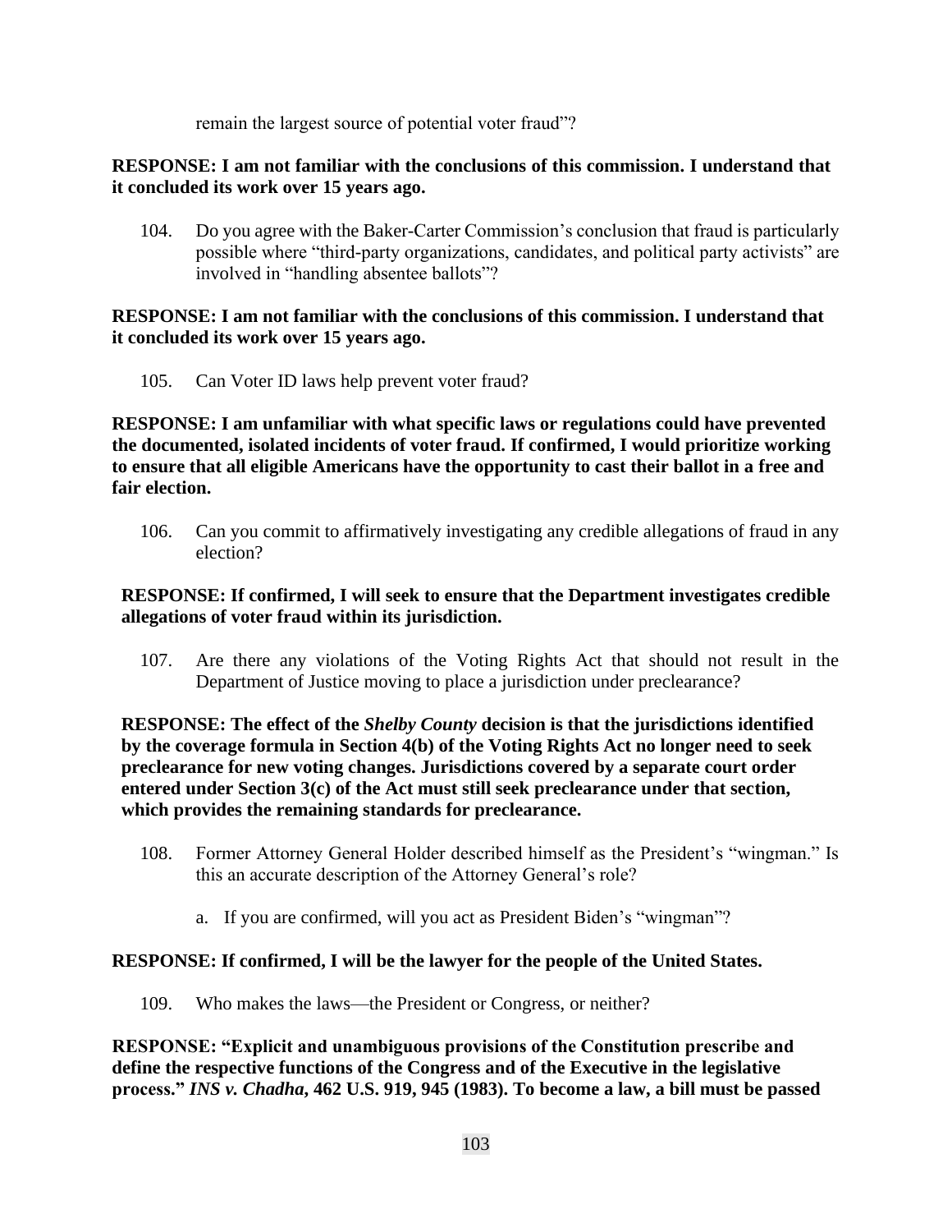remain the largest source of potential voter fraud"?

**RESPONSE: I am not familiar with the conclusions of this commission. I understand that it concluded its work over 15 years ago.**

104. Do you agree with the Baker-Carter Commission's conclusion that fraud is particularly possible where "third-party organizations, candidates, and political party activists" are involved in "handling absentee ballots"?

**RESPONSE: I am not familiar with the conclusions of this commission. I understand that it concluded its work over 15 years ago.**

105. Can Voter ID laws help prevent voter fraud?

**RESPONSE: I am unfamiliar with what specific laws or regulations could have prevented the documented, isolated incidents of voter fraud. If confirmed, I would prioritize working to ensure that all eligible Americans have the opportunity to cast their ballot in a free and fair election.**

106. Can you commit to affirmatively investigating any credible allegations of fraud in any election?

**RESPONSE: If confirmed, I will seek to ensure that the Department investigates credible allegations of voter fraud within its jurisdiction.**

107. Are there any violations of the Voting Rights Act that should not result in the Department of Justice moving to place a jurisdiction under preclearance?

**RESPONSE: The effect of the *Shelby County* decision is that the jurisdictions identified by the coverage formula in Section 4(b) of the Voting Rights Act no longer need to seek preclearance for new voting changes. Jurisdictions covered by a separate court order entered under Section 3(c) of the Act must still seek preclearance under that section, which provides the remaining standards for preclearance.**

108. Former Attorney General Holder described himself as the President's "wingman." Is this an accurate description of the Attorney General's role?

    a. If you are confirmed, will you act as President Biden's "wingman"?

**RESPONSE: If confirmed, I will be the lawyer for the people of the United States.**

109. Who makes the laws—the President or Congress, or neither?

**RESPONSE: "Explicit and unambiguous provisions of the Constitution prescribe and define the respective functions of the Congress and of the Executive in the legislative process." *INS v. Chadha*, 462 U.S. 919, 945 (1983). To become a law, a bill must be passed**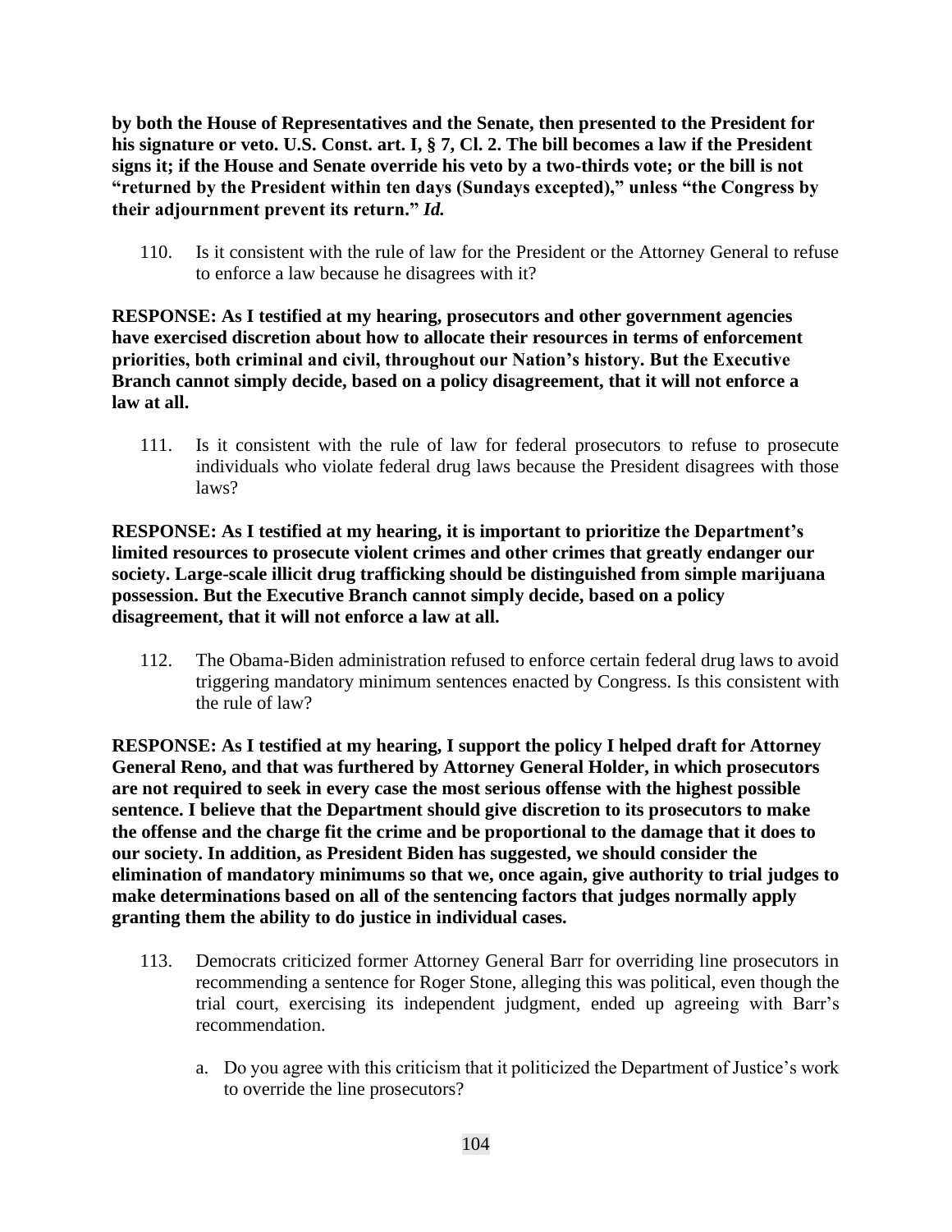**by both the House of Representatives and the Senate, then presented to the President for his signature or veto. U.S. Const. art. I, § 7, Cl. 2. The bill becomes a law if the President signs it; if the House and Senate override his veto by a two-thirds vote; or the bill is not "returned by the President within ten days (Sundays excepted)," unless "the Congress by their adjournment prevent its return."** ***Id.***

110. Is it consistent with the rule of law for the President or the Attorney General to refuse to enforce a law because he disagrees with it?

**RESPONSE: As I testified at my hearing, prosecutors and other government agencies have exercised discretion about how to allocate their resources in terms of enforcement priorities, both criminal and civil, throughout our Nation's history. But the Executive Branch cannot simply decide, based on a policy disagreement, that it will not enforce a law at all.**

111. Is it consistent with the rule of law for federal prosecutors to refuse to prosecute individuals who violate federal drug laws because the President disagrees with those laws?

**RESPONSE: As I testified at my hearing, it is important to prioritize the Department's limited resources to prosecute violent crimes and other crimes that greatly endanger our society. Large-scale illicit drug trafficking should be distinguished from simple marijuana possession. But the Executive Branch cannot simply decide, based on a policy disagreement, that it will not enforce a law at all.**

112. The Obama-Biden administration refused to enforce certain federal drug laws to avoid triggering mandatory minimum sentences enacted by Congress. Is this consistent with the rule of law?

**RESPONSE: As I testified at my hearing, I support the policy I helped draft for Attorney General Reno, and that was furthered by Attorney General Holder, in which prosecutors are not required to seek in every case the most serious offense with the highest possible sentence. I believe that the Department should give discretion to its prosecutors to make the offense and the charge fit the crime and be proportional to the damage that it does to our society. In addition, as President Biden has suggested, we should consider the elimination of mandatory minimums so that we, once again, give authority to trial judges to make determinations based on all of the sentencing factors that judges normally apply granting them the ability to do justice in individual cases.**

113. Democrats criticized former Attorney General Barr for overriding line prosecutors in recommending a sentence for Roger Stone, alleging this was political, even though the trial court, exercising its independent judgment, ended up agreeing with Barr's recommendation.

    a. Do you agree with this criticism that it politicized the Department of Justice's work to override the line prosecutors?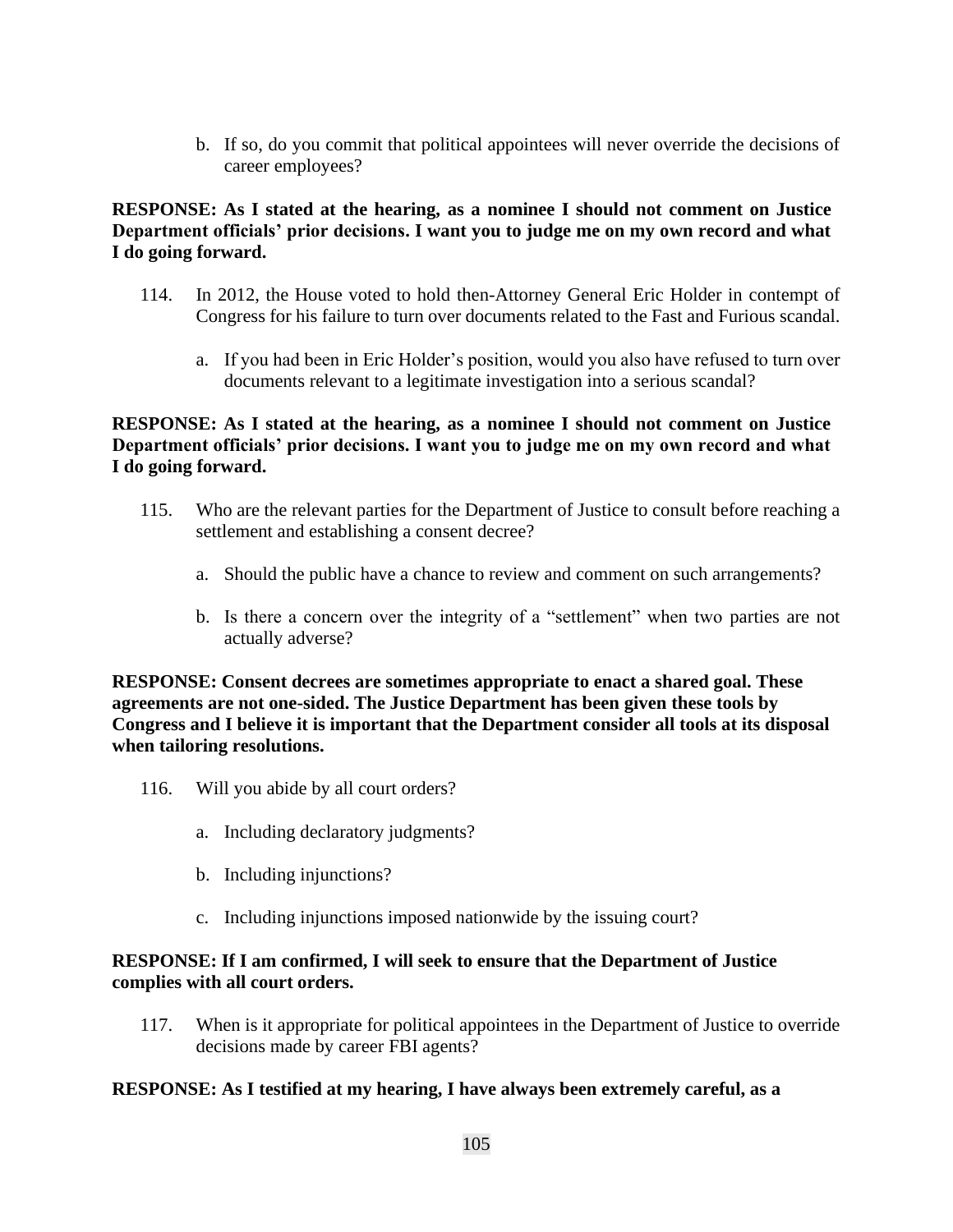b. If so, do you commit that political appointees will never override the decisions of career employees?

**RESPONSE: As I stated at the hearing, as a nominee I should not comment on Justice Department officials' prior decisions. I want you to judge me on my own record and what I do going forward.**

114. In 2012, the House voted to hold then-Attorney General Eric Holder in contempt of Congress for his failure to turn over documents related to the Fast and Furious scandal.

    a. If you had been in Eric Holder's position, would you also have refused to turn over documents relevant to a legitimate investigation into a serious scandal?

**RESPONSE: As I stated at the hearing, as a nominee I should not comment on Justice Department officials' prior decisions. I want you to judge me on my own record and what I do going forward.**

115. Who are the relevant parties for the Department of Justice to consult before reaching a settlement and establishing a consent decree?

    a. Should the public have a chance to review and comment on such arrangements?

    b. Is there a concern over the integrity of a "settlement" when two parties are not actually adverse?

**RESPONSE: Consent decrees are sometimes appropriate to enact a shared goal. These agreements are not one-sided. The Justice Department has been given these tools by Congress and I believe it is important that the Department consider all tools at its disposal when tailoring resolutions.**

116. Will you abide by all court orders?

    a. Including declaratory judgments?

    b. Including injunctions?

    c. Including injunctions imposed nationwide by the issuing court?

**RESPONSE: If I am confirmed, I will seek to ensure that the Department of Justice complies with all court orders.**

117. When is it appropriate for political appointees in the Department of Justice to override decisions made by career FBI agents?

**RESPONSE: As I testified at my hearing, I have always been extremely careful, as a**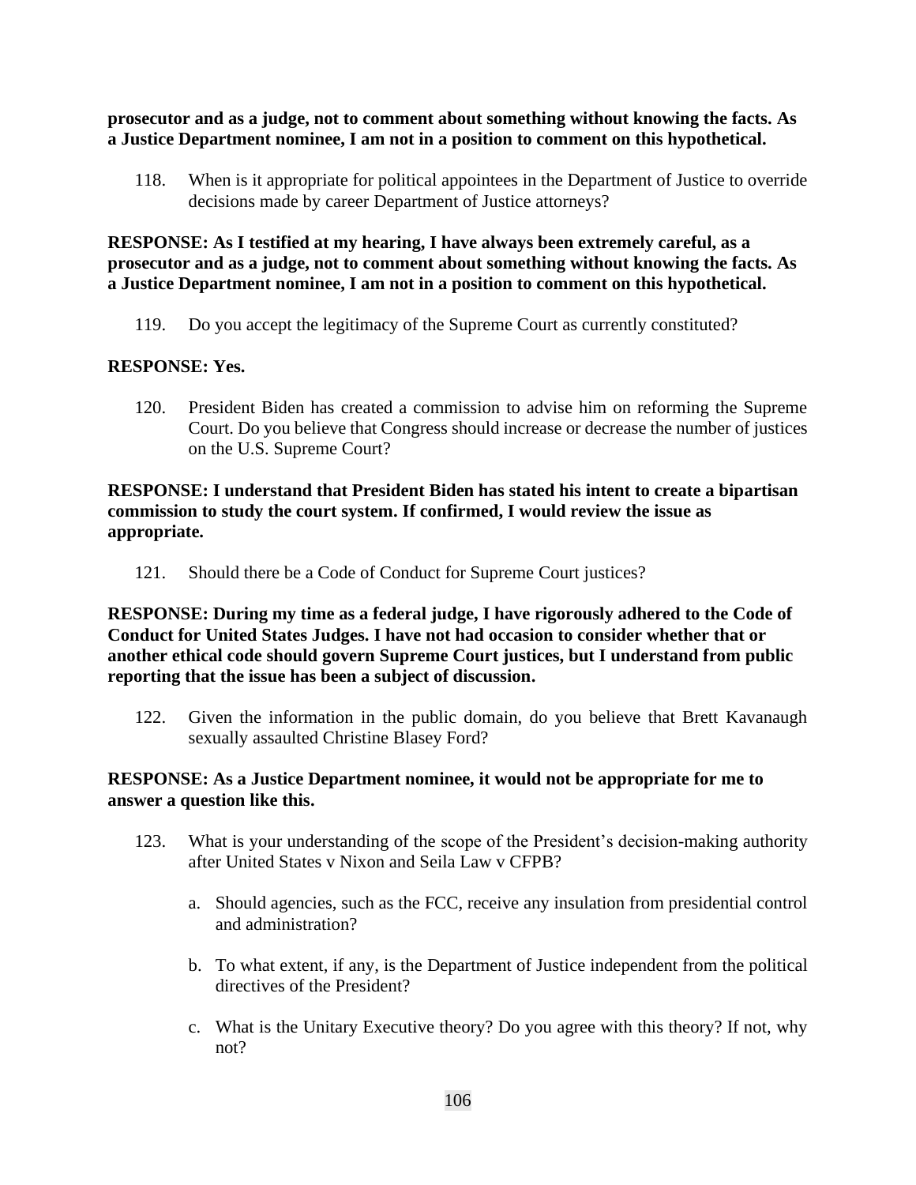**prosecutor and as a judge, not to comment about something without knowing the facts. As a Justice Department nominee, I am not in a position to comment on this hypothetical.**

118. When is it appropriate for political appointees in the Department of Justice to override decisions made by career Department of Justice attorneys?

**RESPONSE: As I testified at my hearing, I have always been extremely careful, as a prosecutor and as a judge, not to comment about something without knowing the facts. As a Justice Department nominee, I am not in a position to comment on this hypothetical.**

119. Do you accept the legitimacy of the Supreme Court as currently constituted?

**RESPONSE: Yes.**

120. President Biden has created a commission to advise him on reforming the Supreme Court. Do you believe that Congress should increase or decrease the number of justices on the U.S. Supreme Court?

**RESPONSE: I understand that President Biden has stated his intent to create a bipartisan commission to study the court system. If confirmed, I would review the issue as appropriate.**

121. Should there be a Code of Conduct for Supreme Court justices?

**RESPONSE: During my time as a federal judge, I have rigorously adhered to the Code of Conduct for United States Judges. I have not had occasion to consider whether that or another ethical code should govern Supreme Court justices, but I understand from public reporting that the issue has been a subject of discussion.**

122. Given the information in the public domain, do you believe that Brett Kavanaugh sexually assaulted Christine Blasey Ford?

**RESPONSE: As a Justice Department nominee, it would not be appropriate for me to answer a question like this.**

123. What is your understanding of the scope of the President's decision-making authority after United States v Nixon and Seila Law v CFPB?

    a. Should agencies, such as the FCC, receive any insulation from presidential control and administration?

    b. To what extent, if any, is the Department of Justice independent from the political directives of the President?

    c. What is the Unitary Executive theory? Do you agree with this theory? If not, why not?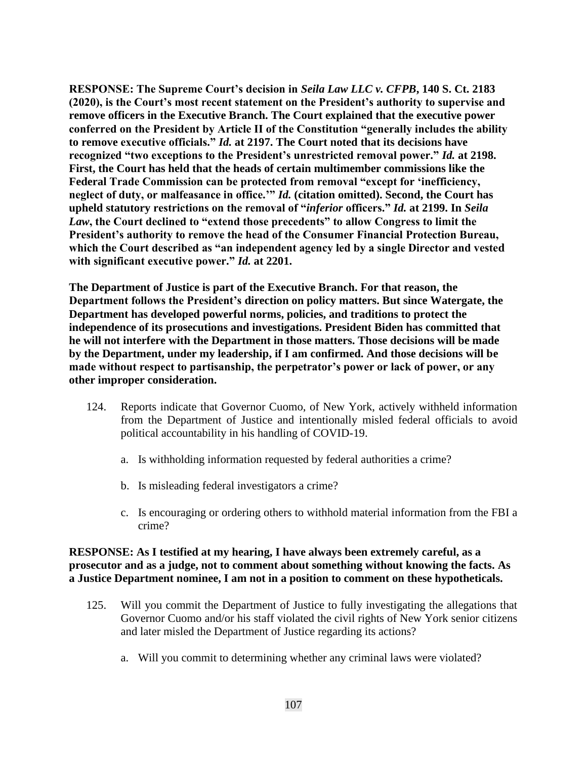**RESPONSE: The Supreme Court's decision in *Seila Law LLC v. CFPB*, 140 S. Ct. 2183 (2020), is the Court's most recent statement on the President's authority to supervise and remove officers in the Executive Branch. The Court explained that the executive power conferred on the President by Article II of the Constitution "generally includes the ability to remove executive officials." *Id.* at 2197. The Court noted that its decisions have recognized "two exceptions to the President's unrestricted removal power." *Id.* at 2198. First, the Court has held that the heads of certain multimember commissions like the Federal Trade Commission can be protected from removal "except for 'inefficiency, neglect of duty, or malfeasance in office.'" *Id.* (citation omitted). Second, the Court has upheld statutory restrictions on the removal of "*inferior* officers." *Id.* at 2199. In *Seila Law*, the Court declined to "extend those precedents" to allow Congress to limit the President's authority to remove the head of the Consumer Financial Protection Bureau, which the Court described as "an independent agency led by a single Director and vested with significant executive power." *Id.* at 2201.**

**The Department of Justice is part of the Executive Branch. For that reason, the Department follows the President's direction on policy matters. But since Watergate, the Department has developed powerful norms, policies, and traditions to protect the independence of its prosecutions and investigations. President Biden has committed that he will not interfere with the Department in those matters. Those decisions will be made by the Department, under my leadership, if I am confirmed. And those decisions will be made without respect to partisanship, the perpetrator's power or lack of power, or any other improper consideration.**

124. Reports indicate that Governor Cuomo, of New York, actively withheld information from the Department of Justice and intentionally misled federal officials to avoid political accountability in his handling of COVID-19.

    a. Is withholding information requested by federal authorities a crime?

    b. Is misleading federal investigators a crime?

    c. Is encouraging or ordering others to withhold material information from the FBI a crime?

**RESPONSE: As I testified at my hearing, I have always been extremely careful, as a prosecutor and as a judge, not to comment about something without knowing the facts. As a Justice Department nominee, I am not in a position to comment on these hypotheticals.**

125. Will you commit the Department of Justice to fully investigating the allegations that Governor Cuomo and/or his staff violated the civil rights of New York senior citizens and later misled the Department of Justice regarding its actions?

    a. Will you commit to determining whether any criminal laws were violated?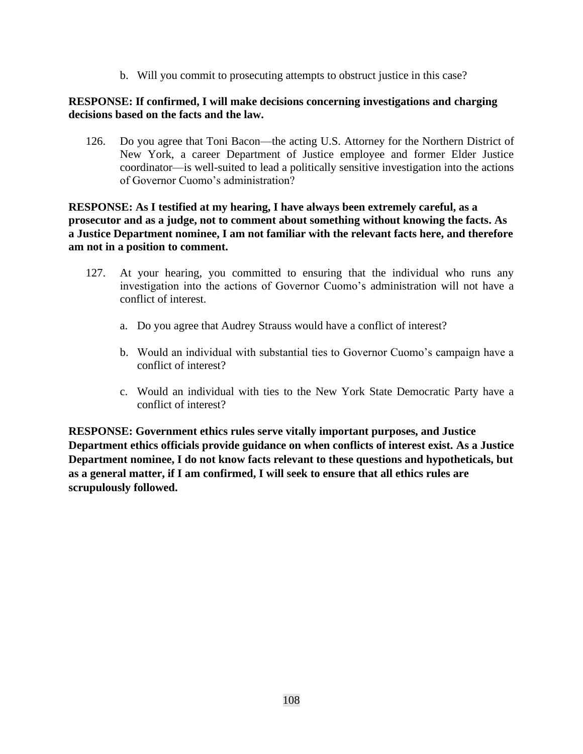b. Will you commit to prosecuting attempts to obstruct justice in this case?

**RESPONSE: If confirmed, I will make decisions concerning investigations and charging decisions based on the facts and the law.**

126. Do you agree that Toni Bacon—the acting U.S. Attorney for the Northern District of New York, a career Department of Justice employee and former Elder Justice coordinator—is well-suited to lead a politically sensitive investigation into the actions of Governor Cuomo's administration?

**RESPONSE: As I testified at my hearing, I have always been extremely careful, as a prosecutor and as a judge, not to comment about something without knowing the facts. As a Justice Department nominee, I am not familiar with the relevant facts here, and therefore am not in a position to comment.**

127. At your hearing, you committed to ensuring that the individual who runs any investigation into the actions of Governor Cuomo's administration will not have a conflict of interest.

  a. Do you agree that Audrey Strauss would have a conflict of interest?

  b. Would an individual with substantial ties to Governor Cuomo's campaign have a conflict of interest?

  c. Would an individual with ties to the New York State Democratic Party have a conflict of interest?

**RESPONSE: Government ethics rules serve vitally important purposes, and Justice Department ethics officials provide guidance on when conflicts of interest exist. As a Justice Department nominee, I do not know facts relevant to these questions and hypotheticals, but as a general matter, if I am confirmed, I will seek to ensure that all ethics rules are scrupulously followed.**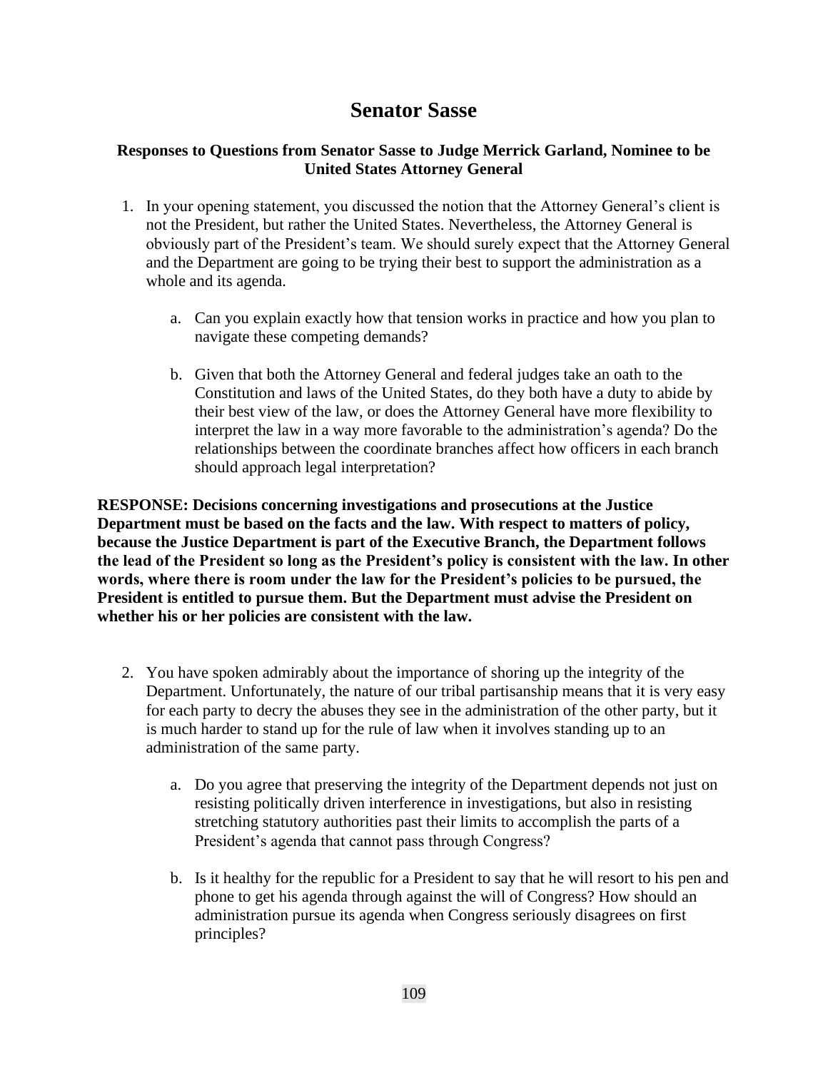# Senator Sasse

**Responses to Questions from Senator Sasse to Judge Merrick Garland, Nominee to be United States Attorney General**

1. In your opening statement, you discussed the notion that the Attorney General's client is not the President, but rather the United States. Nevertheless, the Attorney General is obviously part of the President's team. We should surely expect that the Attorney General and the Department are going to be trying their best to support the administration as a whole and its agenda.

    a. Can you explain exactly how that tension works in practice and how you plan to navigate these competing demands?

    b. Given that both the Attorney General and federal judges take an oath to the Constitution and laws of the United States, do they both have a duty to abide by their best view of the law, or does the Attorney General have more flexibility to interpret the law in a way more favorable to the administration's agenda? Do the relationships between the coordinate branches affect how officers in each branch should approach legal interpretation?

**RESPONSE: Decisions concerning investigations and prosecutions at the Justice Department must be based on the facts and the law. With respect to matters of policy, because the Justice Department is part of the Executive Branch, the Department follows the lead of the President so long as the President's policy is consistent with the law. In other words, where there is room under the law for the President's policies to be pursued, the President is entitled to pursue them. But the Department must advise the President on whether his or her policies are consistent with the law.**

2. You have spoken admirably about the importance of shoring up the integrity of the Department. Unfortunately, the nature of our tribal partisanship means that it is very easy for each party to decry the abuses they see in the administration of the other party, but it is much harder to stand up for the rule of law when it involves standing up to an administration of the same party.

    a. Do you agree that preserving the integrity of the Department depends not just on resisting politically driven interference in investigations, but also in resisting stretching statutory authorities past their limits to accomplish the parts of a President's agenda that cannot pass through Congress?

    b. Is it healthy for the republic for a President to say that he will resort to his pen and phone to get his agenda through against the will of Congress? How should an administration pursue its agenda when Congress seriously disagrees on first principles?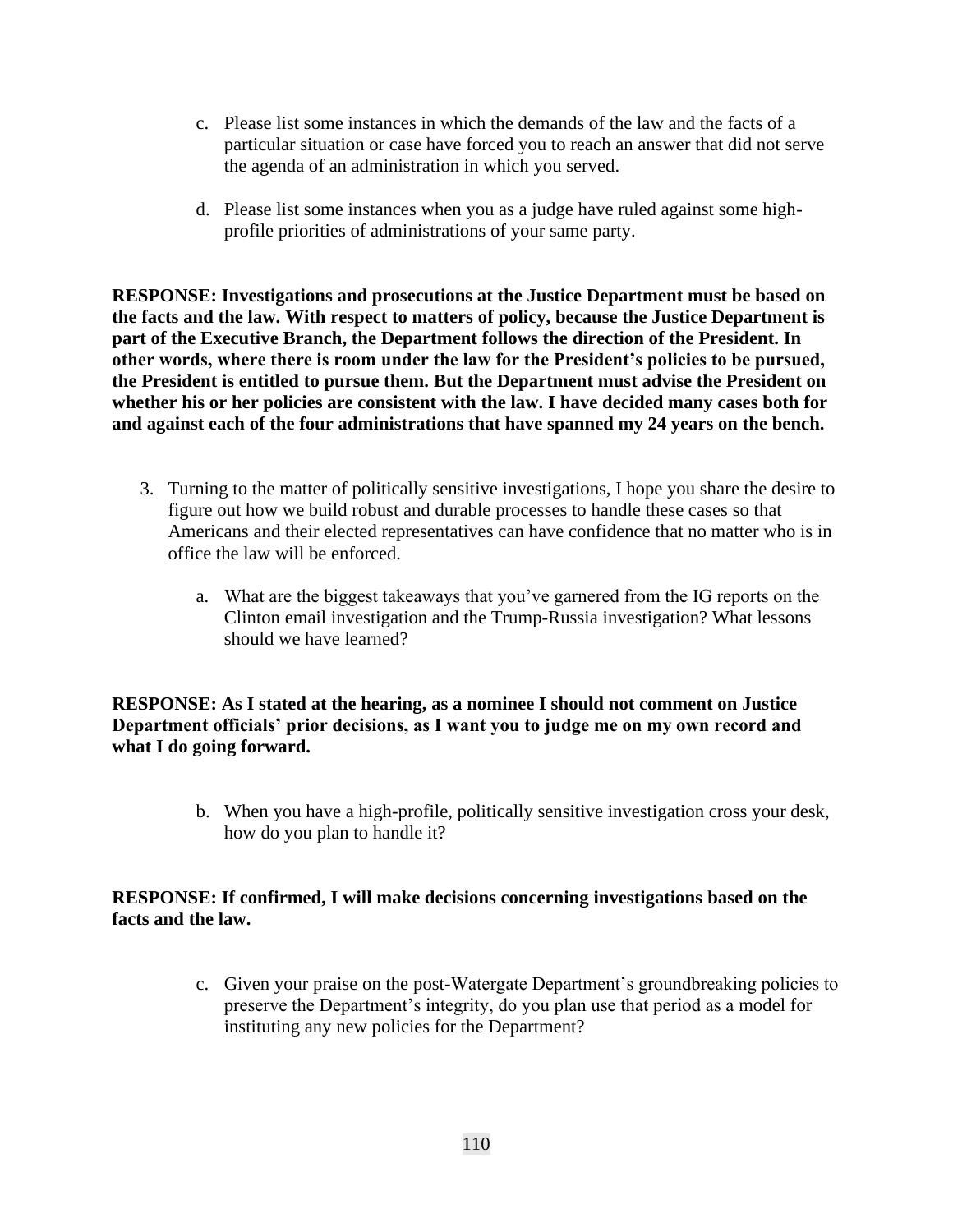c. Please list some instances in which the demands of the law and the facts of a particular situation or case have forced you to reach an answer that did not serve the agenda of an administration in which you served.

d. Please list some instances when you as a judge have ruled against some high-profile priorities of administrations of your same party.

**RESPONSE: Investigations and prosecutions at the Justice Department must be based on the facts and the law. With respect to matters of policy, because the Justice Department is part of the Executive Branch, the Department follows the direction of the President. In other words, where there is room under the law for the President's policies to be pursued, the President is entitled to pursue them. But the Department must advise the President on whether his or her policies are consistent with the law. I have decided many cases both for and against each of the four administrations that have spanned my 24 years on the bench.**

3. Turning to the matter of politically sensitive investigations, I hope you share the desire to figure out how we build robust and durable processes to handle these cases so that Americans and their elected representatives can have confidence that no matter who is in office the law will be enforced.

   a. What are the biggest takeaways that you've garnered from the IG reports on the Clinton email investigation and the Trump-Russia investigation? What lessons should we have learned?

**RESPONSE: As I stated at the hearing, as a nominee I should not comment on Justice Department officials' prior decisions, as I want you to judge me on my own record and what I do going forward.**

   b. When you have a high-profile, politically sensitive investigation cross your desk, how do you plan to handle it?

**RESPONSE: If confirmed, I will make decisions concerning investigations based on the facts and the law.**

   c. Given your praise on the post-Watergate Department's groundbreaking policies to preserve the Department's integrity, do you plan use that period as a model for instituting any new policies for the Department?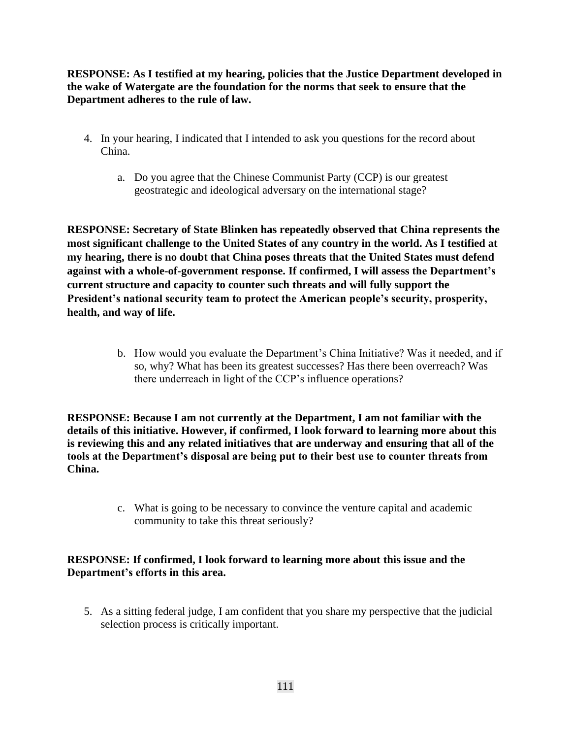**RESPONSE: As I testified at my hearing, policies that the Justice Department developed in the wake of Watergate are the foundation for the norms that seek to ensure that the Department adheres to the rule of law.**

4. In your hearing, I indicated that I intended to ask you questions for the record about China.

    a. Do you agree that the Chinese Communist Party (CCP) is our greatest geostrategic and ideological adversary on the international stage?

**RESPONSE: Secretary of State Blinken has repeatedly observed that China represents the most significant challenge to the United States of any country in the world. As I testified at my hearing, there is no doubt that China poses threats that the United States must defend against with a whole-of-government response. If confirmed, I will assess the Department's current structure and capacity to counter such threats and will fully support the President's national security team to protect the American people's security, prosperity, health, and way of life.**

    b. How would you evaluate the Department's China Initiative? Was it needed, and if so, why? What has been its greatest successes? Has there been overreach? Was there underreach in light of the CCP's influence operations?

**RESPONSE: Because I am not currently at the Department, I am not familiar with the details of this initiative. However, if confirmed, I look forward to learning more about this is reviewing this and any related initiatives that are underway and ensuring that all of the tools at the Department's disposal are being put to their best use to counter threats from China.**

    c. What is going to be necessary to convince the venture capital and academic community to take this threat seriously?

**RESPONSE: If confirmed, I look forward to learning more about this issue and the Department's efforts in this area.**

5. As a sitting federal judge, I am confident that you share my perspective that the judicial selection process is critically important.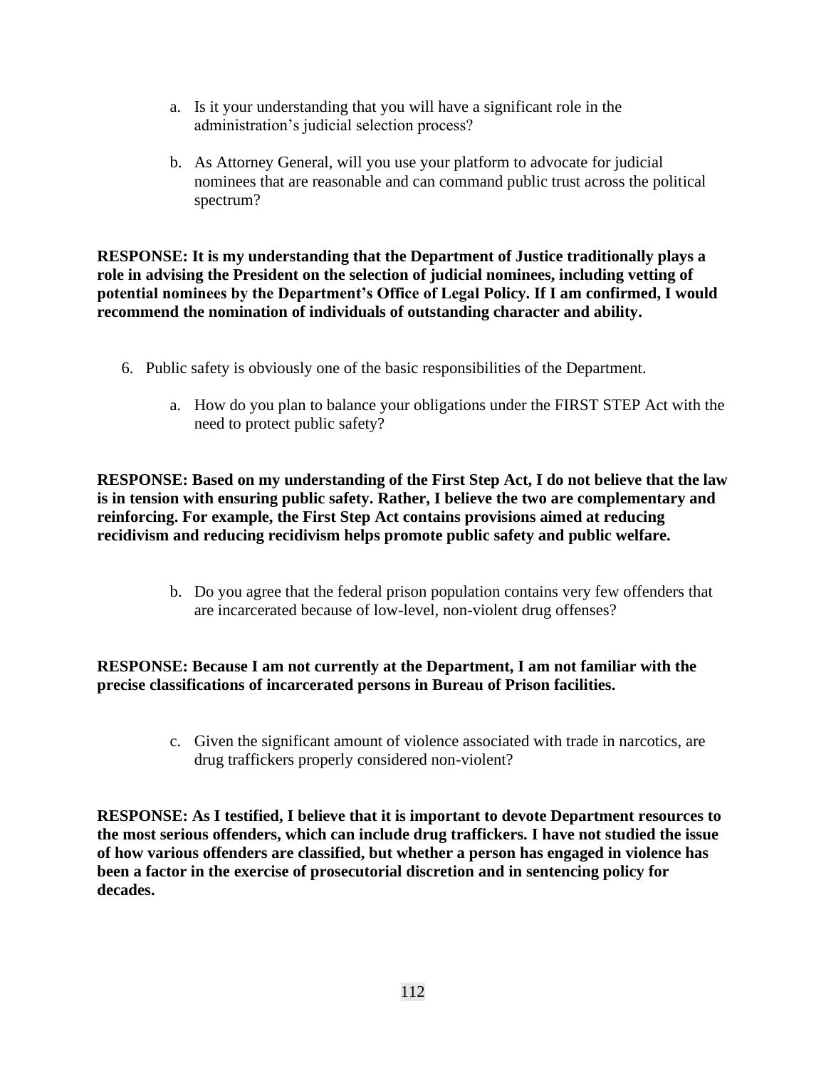a. Is it your understanding that you will have a significant role in the administration's judicial selection process?

b. As Attorney General, will you use your platform to advocate for judicial nominees that are reasonable and can command public trust across the political spectrum?

**RESPONSE: It is my understanding that the Department of Justice traditionally plays a role in advising the President on the selection of judicial nominees, including vetting of potential nominees by the Department's Office of Legal Policy. If I am confirmed, I would recommend the nomination of individuals of outstanding character and ability.**

6. Public safety is obviously one of the basic responsibilities of the Department.

    a. How do you plan to balance your obligations under the FIRST STEP Act with the need to protect public safety?

**RESPONSE: Based on my understanding of the First Step Act, I do not believe that the law is in tension with ensuring public safety. Rather, I believe the two are complementary and reinforcing. For example, the First Step Act contains provisions aimed at reducing recidivism and reducing recidivism helps promote public safety and public welfare.**

    b. Do you agree that the federal prison population contains very few offenders that are incarcerated because of low-level, non-violent drug offenses?

**RESPONSE: Because I am not currently at the Department, I am not familiar with the precise classifications of incarcerated persons in Bureau of Prison facilities.**

    c. Given the significant amount of violence associated with trade in narcotics, are drug traffickers properly considered non-violent?

**RESPONSE: As I testified, I believe that it is important to devote Department resources to the most serious offenders, which can include drug traffickers. I have not studied the issue of how various offenders are classified, but whether a person has engaged in violence has been a factor in the exercise of prosecutorial discretion and in sentencing policy for decades.**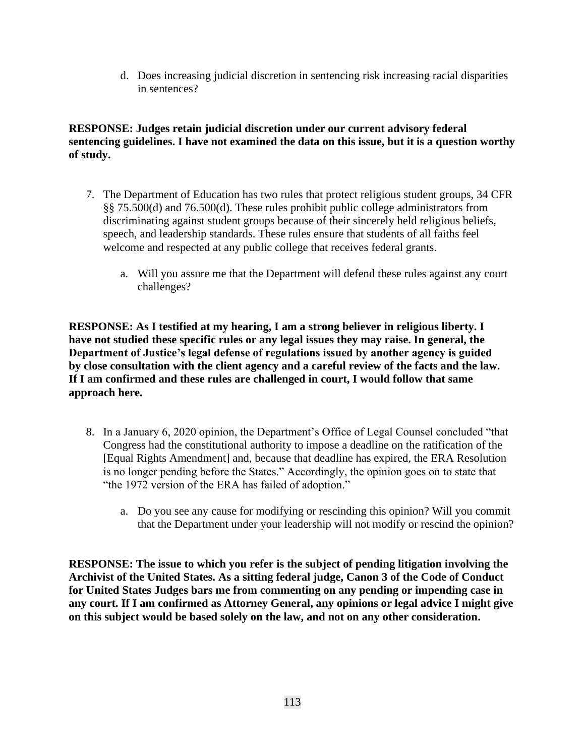d. Does increasing judicial discretion in sentencing risk increasing racial disparities in sentences?

**RESPONSE: Judges retain judicial discretion under our current advisory federal sentencing guidelines. I have not examined the data on this issue, but it is a question worthy of study.**

7. The Department of Education has two rules that protect religious student groups, 34 CFR §§ 75.500(d) and 76.500(d). These rules prohibit public college administrators from discriminating against student groups because of their sincerely held religious beliefs, speech, and leadership standards. These rules ensure that students of all faiths feel welcome and respected at any public college that receives federal grants.

   a. Will you assure me that the Department will defend these rules against any court challenges?

**RESPONSE: As I testified at my hearing, I am a strong believer in religious liberty. I have not studied these specific rules or any legal issues they may raise. In general, the Department of Justice's legal defense of regulations issued by another agency is guided by close consultation with the client agency and a careful review of the facts and the law. If I am confirmed and these rules are challenged in court, I would follow that same approach here.**

8. In a January 6, 2020 opinion, the Department's Office of Legal Counsel concluded "that Congress had the constitutional authority to impose a deadline on the ratification of the [Equal Rights Amendment] and, because that deadline has expired, the ERA Resolution is no longer pending before the States." Accordingly, the opinion goes on to state that "the 1972 version of the ERA has failed of adoption."

   a. Do you see any cause for modifying or rescinding this opinion? Will you commit that the Department under your leadership will not modify or rescind the opinion?

**RESPONSE: The issue to which you refer is the subject of pending litigation involving the Archivist of the United States. As a sitting federal judge, Canon 3 of the Code of Conduct for United States Judges bars me from commenting on any pending or impending case in any court. If I am confirmed as Attorney General, any opinions or legal advice I might give on this subject would be based solely on the law, and not on any other consideration.**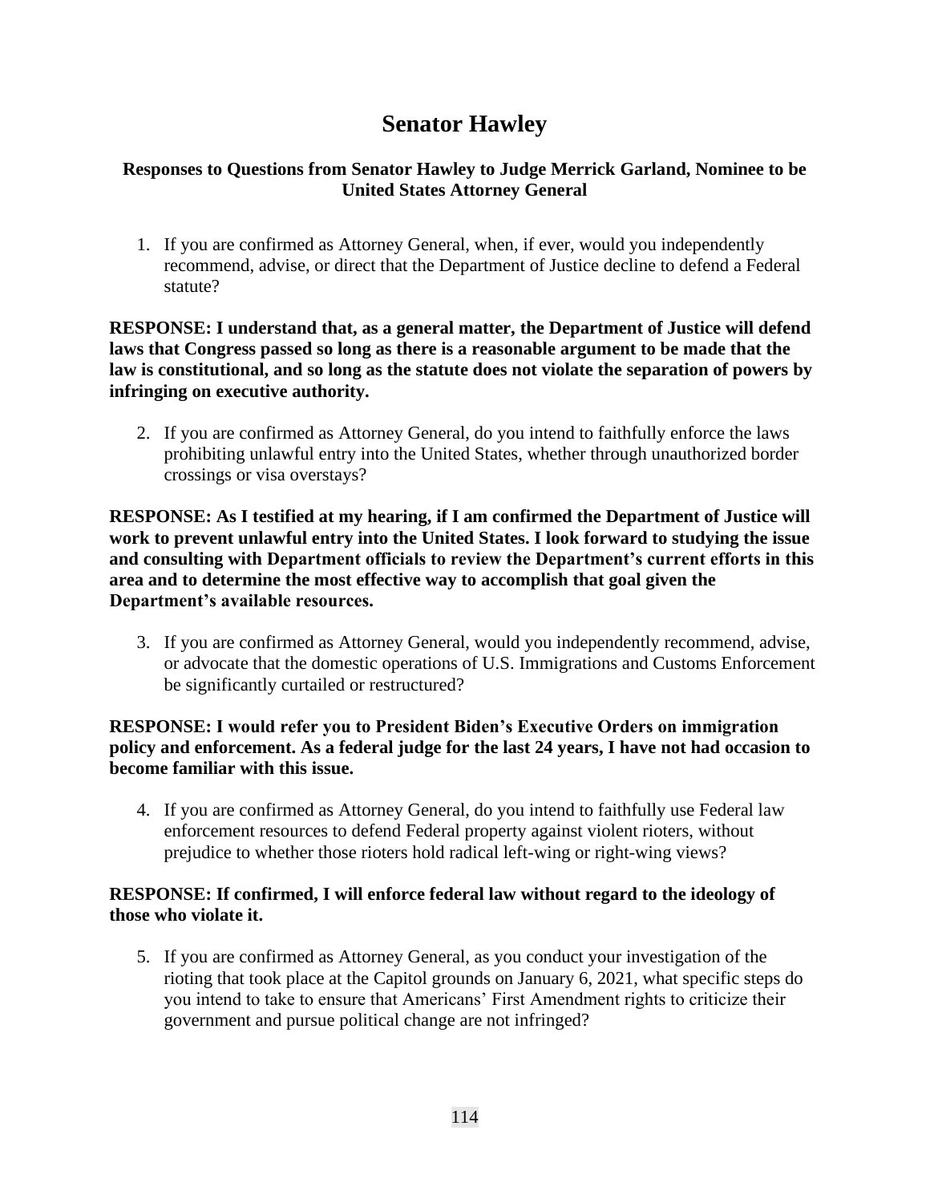# Senator Hawley

### Responses to Questions from Senator Hawley to Judge Merrick Garland, Nominee to be United States Attorney General

1. If you are confirmed as Attorney General, when, if ever, would you independently recommend, advise, or direct that the Department of Justice decline to defend a Federal statute?

**RESPONSE: I understand that, as a general matter, the Department of Justice will defend laws that Congress passed so long as there is a reasonable argument to be made that the law is constitutional, and so long as the statute does not violate the separation of powers by infringing on executive authority.**

2. If you are confirmed as Attorney General, do you intend to faithfully enforce the laws prohibiting unlawful entry into the United States, whether through unauthorized border crossings or visa overstays?

**RESPONSE: As I testified at my hearing, if I am confirmed the Department of Justice will work to prevent unlawful entry into the United States. I look forward to studying the issue and consulting with Department officials to review the Department's current efforts in this area and to determine the most effective way to accomplish that goal given the Department's available resources.**

3. If you are confirmed as Attorney General, would you independently recommend, advise, or advocate that the domestic operations of U.S. Immigrations and Customs Enforcement be significantly curtailed or restructured?

**RESPONSE: I would refer you to President Biden's Executive Orders on immigration policy and enforcement. As a federal judge for the last 24 years, I have not had occasion to become familiar with this issue.**

4. If you are confirmed as Attorney General, do you intend to faithfully use Federal law enforcement resources to defend Federal property against violent rioters, without prejudice to whether those rioters hold radical left-wing or right-wing views?

**RESPONSE: If confirmed, I will enforce federal law without regard to the ideology of those who violate it.**

5. If you are confirmed as Attorney General, as you conduct your investigation of the rioting that took place at the Capitol grounds on January 6, 2021, what specific steps do you intend to take to ensure that Americans' First Amendment rights to criticize their government and pursue political change are not infringed?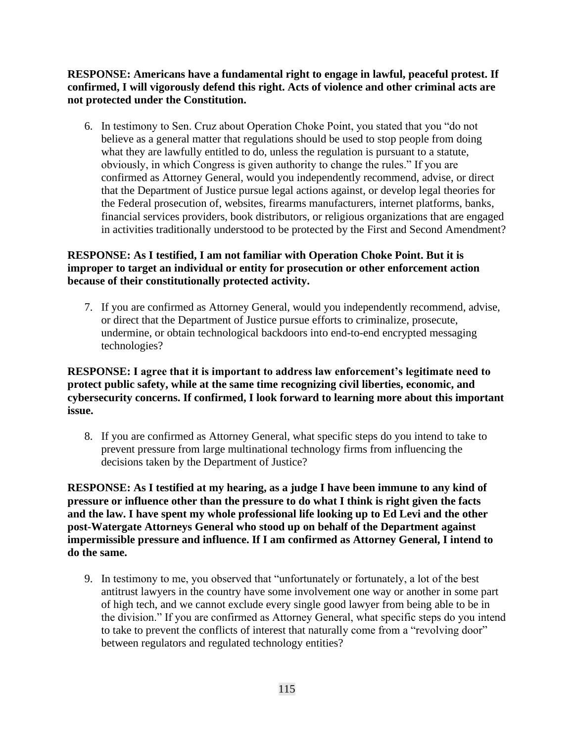**RESPONSE: Americans have a fundamental right to engage in lawful, peaceful protest. If confirmed, I will vigorously defend this right. Acts of violence and other criminal acts are not protected under the Constitution.**

6. In testimony to Sen. Cruz about Operation Choke Point, you stated that you "do not believe as a general matter that regulations should be used to stop people from doing what they are lawfully entitled to do, unless the regulation is pursuant to a statute, obviously, in which Congress is given authority to change the rules." If you are confirmed as Attorney General, would you independently recommend, advise, or direct that the Department of Justice pursue legal actions against, or develop legal theories for the Federal prosecution of, websites, firearms manufacturers, internet platforms, banks, financial services providers, book distributors, or religious organizations that are engaged in activities traditionally understood to be protected by the First and Second Amendment?

**RESPONSE: As I testified, I am not familiar with Operation Choke Point. But it is improper to target an individual or entity for prosecution or other enforcement action because of their constitutionally protected activity.**

7. If you are confirmed as Attorney General, would you independently recommend, advise, or direct that the Department of Justice pursue efforts to criminalize, prosecute, undermine, or obtain technological backdoors into end-to-end encrypted messaging technologies?

**RESPONSE: I agree that it is important to address law enforcement's legitimate need to protect public safety, while at the same time recognizing civil liberties, economic, and cybersecurity concerns. If confirmed, I look forward to learning more about this important issue.**

8. If you are confirmed as Attorney General, what specific steps do you intend to take to prevent pressure from large multinational technology firms from influencing the decisions taken by the Department of Justice?

**RESPONSE: As I testified at my hearing, as a judge I have been immune to any kind of pressure or influence other than the pressure to do what I think is right given the facts and the law. I have spent my whole professional life looking up to Ed Levi and the other post-Watergate Attorneys General who stood up on behalf of the Department against impermissible pressure and influence. If I am confirmed as Attorney General, I intend to do the same.**

9. In testimony to me, you observed that "unfortunately or fortunately, a lot of the best antitrust lawyers in the country have some involvement one way or another in some part of high tech, and we cannot exclude every single good lawyer from being able to be in the division." If you are confirmed as Attorney General, what specific steps do you intend to take to prevent the conflicts of interest that naturally come from a "revolving door" between regulators and regulated technology entities?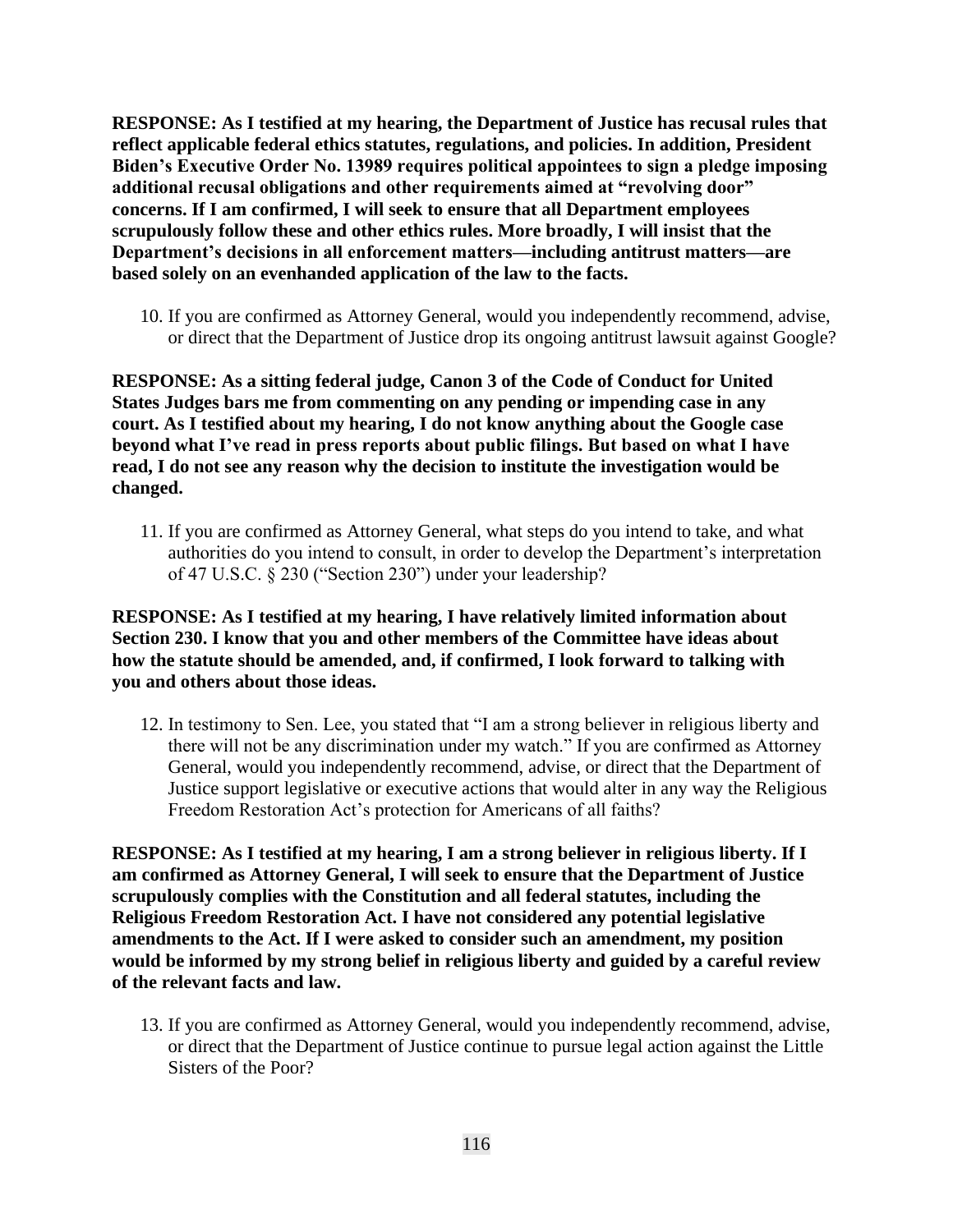**RESPONSE: As I testified at my hearing, the Department of Justice has recusal rules that reflect applicable federal ethics statutes, regulations, and policies. In addition, President Biden's Executive Order No. 13989 requires political appointees to sign a pledge imposing additional recusal obligations and other requirements aimed at "revolving door" concerns. If I am confirmed, I will seek to ensure that all Department employees scrupulously follow these and other ethics rules. More broadly, I will insist that the Department's decisions in all enforcement matters—including antitrust matters—are based solely on an evenhanded application of the law to the facts.**

10. If you are confirmed as Attorney General, would you independently recommend, advise, or direct that the Department of Justice drop its ongoing antitrust lawsuit against Google?

**RESPONSE: As a sitting federal judge, Canon 3 of the Code of Conduct for United States Judges bars me from commenting on any pending or impending case in any court. As I testified about my hearing, I do not know anything about the Google case beyond what I've read in press reports about public filings. But based on what I have read, I do not see any reason why the decision to institute the investigation would be changed.**

11. If you are confirmed as Attorney General, what steps do you intend to take, and what authorities do you intend to consult, in order to develop the Department's interpretation of 47 U.S.C. § 230 ("Section 230") under your leadership?

**RESPONSE: As I testified at my hearing, I have relatively limited information about Section 230. I know that you and other members of the Committee have ideas about how the statute should be amended, and, if confirmed, I look forward to talking with you and others about those ideas.**

12. In testimony to Sen. Lee, you stated that "I am a strong believer in religious liberty and there will not be any discrimination under my watch." If you are confirmed as Attorney General, would you independently recommend, advise, or direct that the Department of Justice support legislative or executive actions that would alter in any way the Religious Freedom Restoration Act's protection for Americans of all faiths?

**RESPONSE: As I testified at my hearing, I am a strong believer in religious liberty. If I am confirmed as Attorney General, I will seek to ensure that the Department of Justice scrupulously complies with the Constitution and all federal statutes, including the Religious Freedom Restoration Act. I have not considered any potential legislative amendments to the Act. If I were asked to consider such an amendment, my position would be informed by my strong belief in religious liberty and guided by a careful review of the relevant facts and law.**

13. If you are confirmed as Attorney General, would you independently recommend, advise, or direct that the Department of Justice continue to pursue legal action against the Little Sisters of the Poor?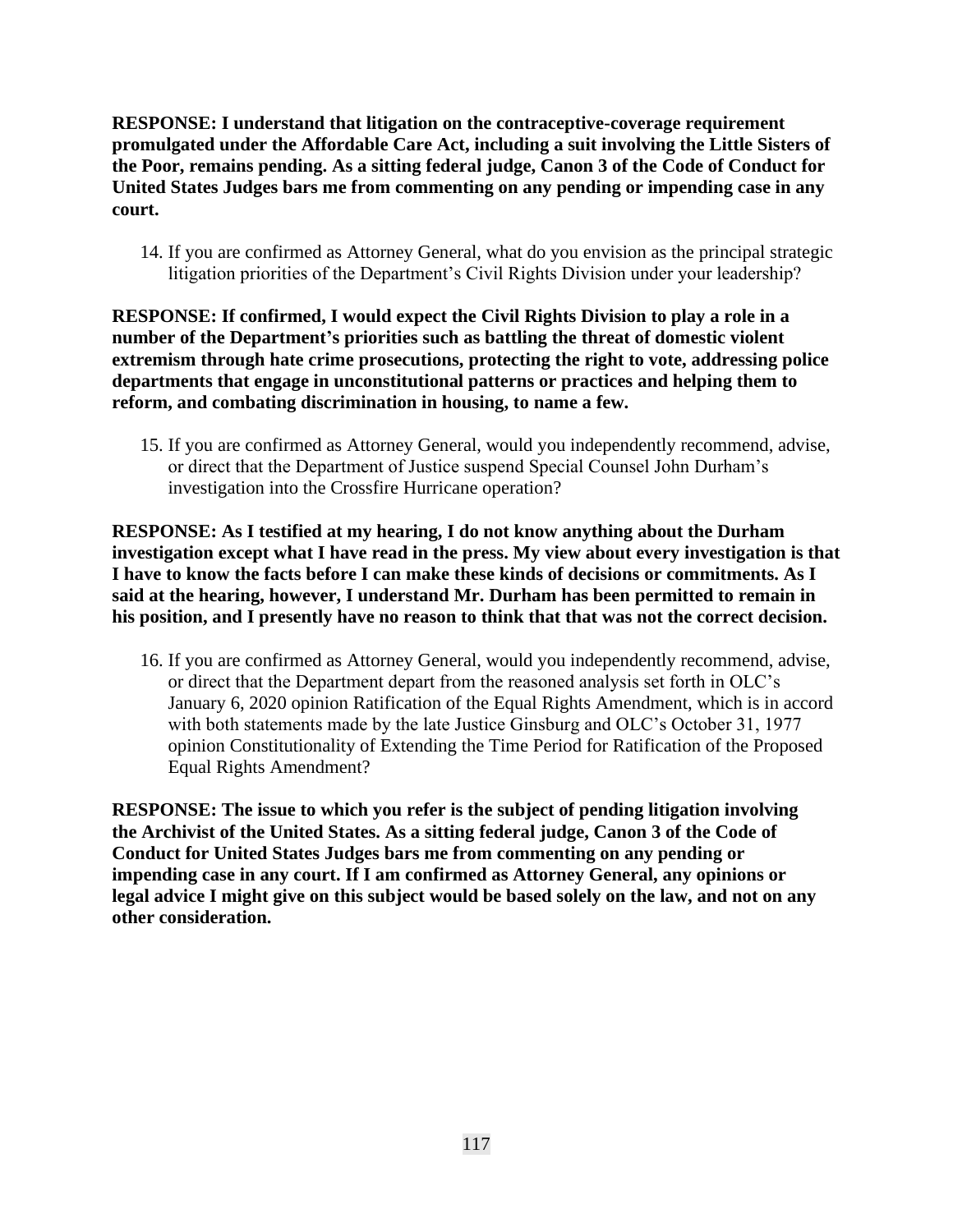**RESPONSE: I understand that litigation on the contraceptive-coverage requirement promulgated under the Affordable Care Act, including a suit involving the Little Sisters of the Poor, remains pending. As a sitting federal judge, Canon 3 of the Code of Conduct for United States Judges bars me from commenting on any pending or impending case in any court.**

14. If you are confirmed as Attorney General, what do you envision as the principal strategic litigation priorities of the Department's Civil Rights Division under your leadership?

**RESPONSE: If confirmed, I would expect the Civil Rights Division to play a role in a number of the Department's priorities such as battling the threat of domestic violent extremism through hate crime prosecutions, protecting the right to vote, addressing police departments that engage in unconstitutional patterns or practices and helping them to reform, and combating discrimination in housing, to name a few.**

15. If you are confirmed as Attorney General, would you independently recommend, advise, or direct that the Department of Justice suspend Special Counsel John Durham's investigation into the Crossfire Hurricane operation?

**RESPONSE: As I testified at my hearing, I do not know anything about the Durham investigation except what I have read in the press. My view about every investigation is that I have to know the facts before I can make these kinds of decisions or commitments. As I said at the hearing, however, I understand Mr. Durham has been permitted to remain in his position, and I presently have no reason to think that that was not the correct decision.**

16. If you are confirmed as Attorney General, would you independently recommend, advise, or direct that the Department depart from the reasoned analysis set forth in OLC's January 6, 2020 opinion Ratification of the Equal Rights Amendment, which is in accord with both statements made by the late Justice Ginsburg and OLC's October 31, 1977 opinion Constitutionality of Extending the Time Period for Ratification of the Proposed Equal Rights Amendment?

**RESPONSE: The issue to which you refer is the subject of pending litigation involving the Archivist of the United States. As a sitting federal judge, Canon 3 of the Code of Conduct for United States Judges bars me from commenting on any pending or impending case in any court. If I am confirmed as Attorney General, any opinions or legal advice I might give on this subject would be based solely on the law, and not on any other consideration.**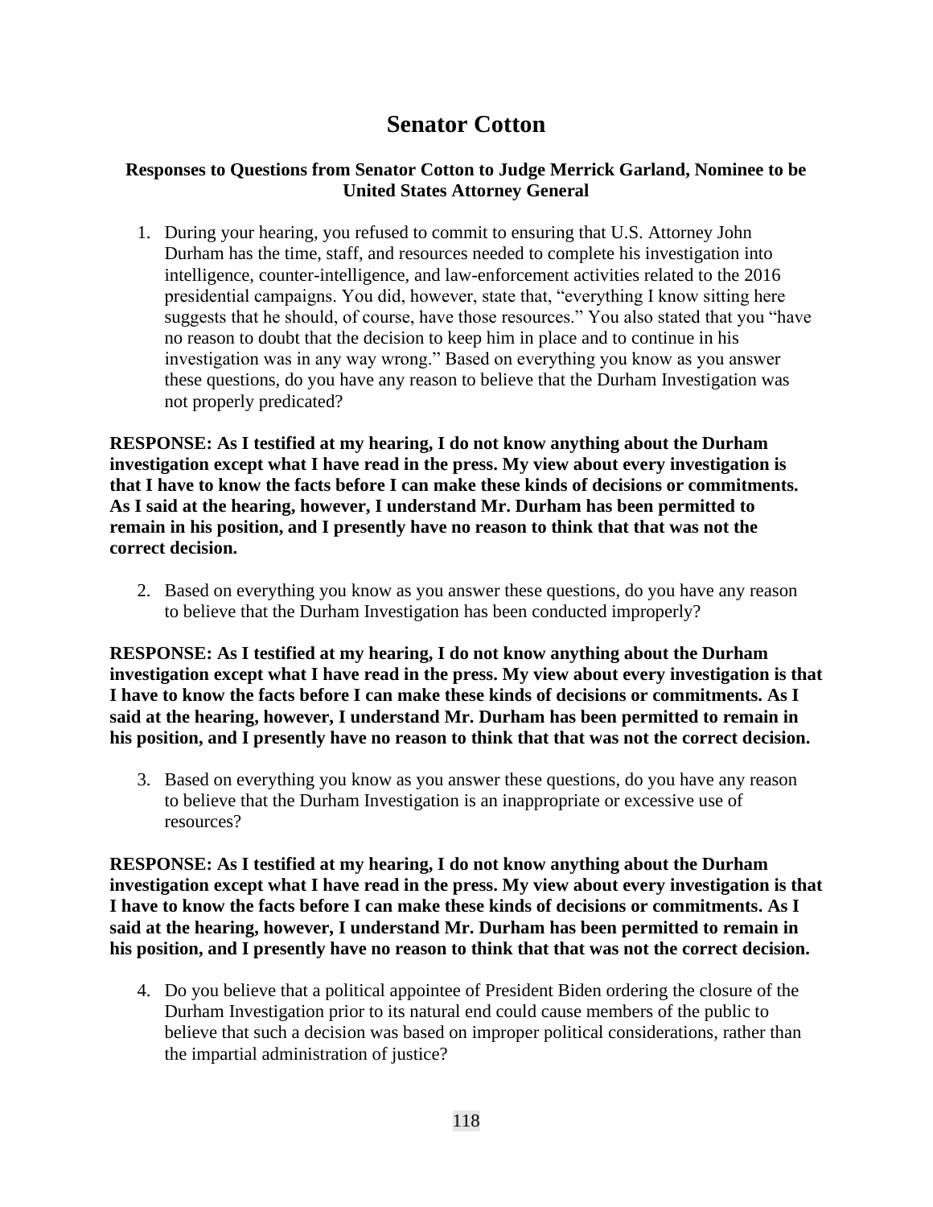# Senator Cotton

**Responses to Questions from Senator Cotton to Judge Merrick Garland, Nominee to be United States Attorney General**

1. During your hearing, you refused to commit to ensuring that U.S. Attorney John Durham has the time, staff, and resources needed to complete his investigation into intelligence, counter-intelligence, and law-enforcement activities related to the 2016 presidential campaigns. You did, however, state that, "everything I know sitting here suggests that he should, of course, have those resources." You also stated that you "have no reason to doubt that the decision to keep him in place and to continue in his investigation was in any way wrong." Based on everything you know as you answer these questions, do you have any reason to believe that the Durham Investigation was not properly predicated?

**RESPONSE: As I testified at my hearing, I do not know anything about the Durham investigation except what I have read in the press. My view about every investigation is that I have to know the facts before I can make these kinds of decisions or commitments. As I said at the hearing, however, I understand Mr. Durham has been permitted to remain in his position, and I presently have no reason to think that that was not the correct decision.**

2. Based on everything you know as you answer these questions, do you have any reason to believe that the Durham Investigation has been conducted improperly?

**RESPONSE: As I testified at my hearing, I do not know anything about the Durham investigation except what I have read in the press. My view about every investigation is that I have to know the facts before I can make these kinds of decisions or commitments. As I said at the hearing, however, I understand Mr. Durham has been permitted to remain in his position, and I presently have no reason to think that that was not the correct decision.**

3. Based on everything you know as you answer these questions, do you have any reason to believe that the Durham Investigation is an inappropriate or excessive use of resources?

**RESPONSE: As I testified at my hearing, I do not know anything about the Durham investigation except what I have read in the press. My view about every investigation is that I have to know the facts before I can make these kinds of decisions or commitments. As I said at the hearing, however, I understand Mr. Durham has been permitted to remain in his position, and I presently have no reason to think that that was not the correct decision.**

4. Do you believe that a political appointee of President Biden ordering the closure of the Durham Investigation prior to its natural end could cause members of the public to believe that such a decision was based on improper political considerations, rather than the impartial administration of justice?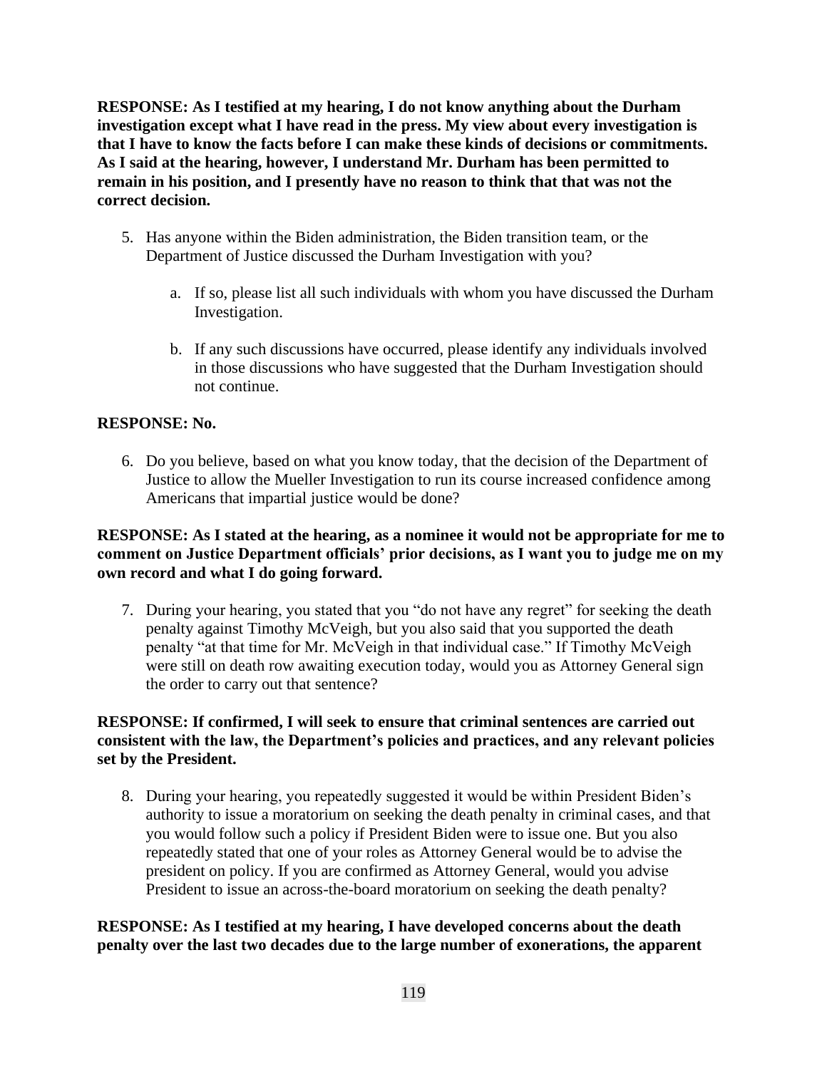**RESPONSE: As I testified at my hearing, I do not know anything about the Durham investigation except what I have read in the press. My view about every investigation is that I have to know the facts before I can make these kinds of decisions or commitments. As I said at the hearing, however, I understand Mr. Durham has been permitted to remain in his position, and I presently have no reason to think that that was not the correct decision.**

5. Has anyone within the Biden administration, the Biden transition team, or the Department of Justice discussed the Durham Investigation with you?

    a. If so, please list all such individuals with whom you have discussed the Durham Investigation.

    b. If any such discussions have occurred, please identify any individuals involved in those discussions who have suggested that the Durham Investigation should not continue.

**RESPONSE: No.**

6. Do you believe, based on what you know today, that the decision of the Department of Justice to allow the Mueller Investigation to run its course increased confidence among Americans that impartial justice would be done?

**RESPONSE: As I stated at the hearing, as a nominee it would not be appropriate for me to comment on Justice Department officials' prior decisions, as I want you to judge me on my own record and what I do going forward.**

7. During your hearing, you stated that you "do not have any regret" for seeking the death penalty against Timothy McVeigh, but you also said that you supported the death penalty "at that time for Mr. McVeigh in that individual case." If Timothy McVeigh were still on death row awaiting execution today, would you as Attorney General sign the order to carry out that sentence?

**RESPONSE: If confirmed, I will seek to ensure that criminal sentences are carried out consistent with the law, the Department's policies and practices, and any relevant policies set by the President.**

8. During your hearing, you repeatedly suggested it would be within President Biden's authority to issue a moratorium on seeking the death penalty in criminal cases, and that you would follow such a policy if President Biden were to issue one. But you also repeatedly stated that one of your roles as Attorney General would be to advise the president on policy. If you are confirmed as Attorney General, would you advise President to issue an across-the-board moratorium on seeking the death penalty?

**RESPONSE: As I testified at my hearing, I have developed concerns about the death penalty over the last two decades due to the large number of exonerations, the apparent**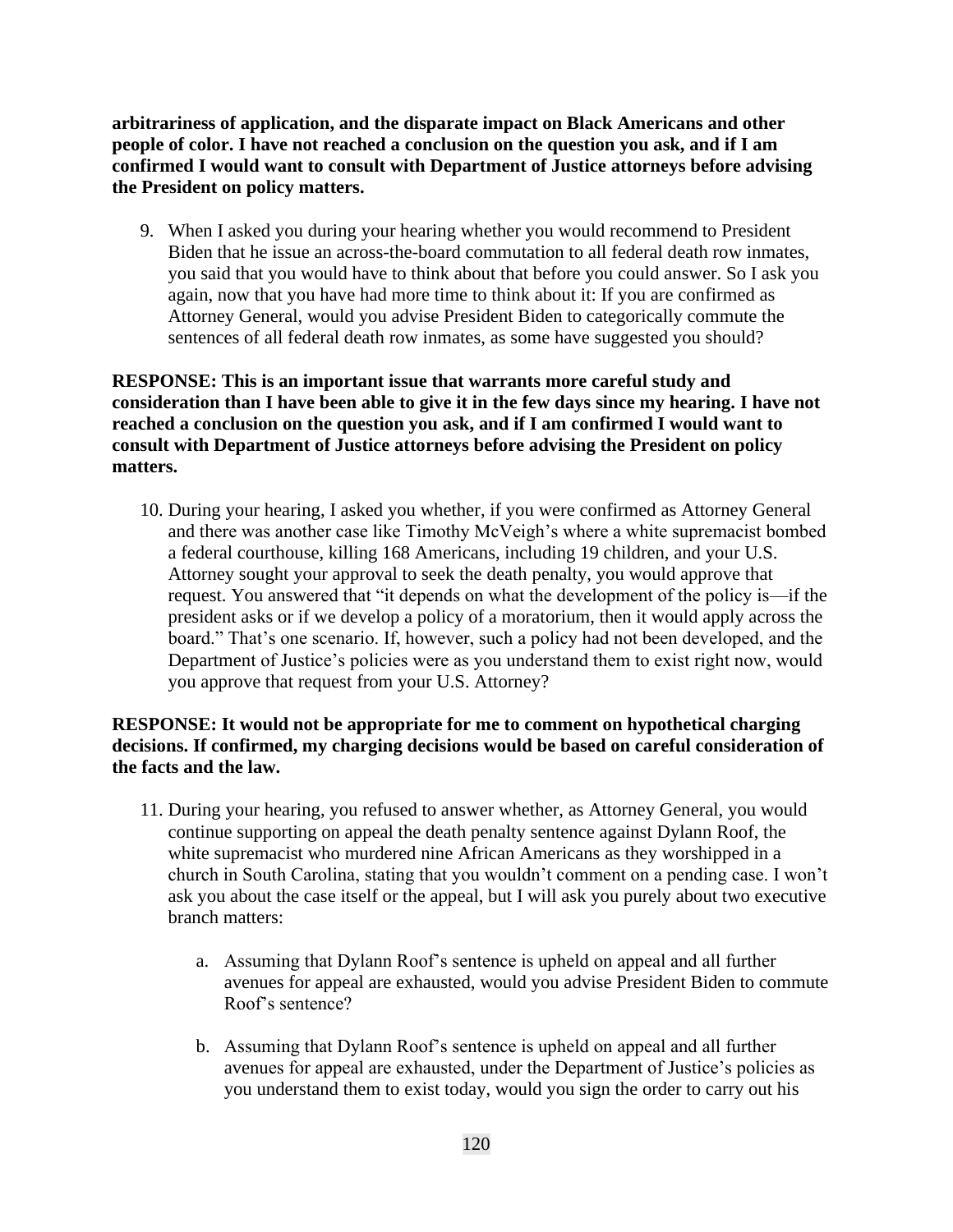**arbitrariness of application, and the disparate impact on Black Americans and other people of color. I have not reached a conclusion on the question you ask, and if I am confirmed I would want to consult with Department of Justice attorneys before advising the President on policy matters.**

9. When I asked you during your hearing whether you would recommend to President Biden that he issue an across-the-board commutation to all federal death row inmates, you said that you would have to think about that before you could answer. So I ask you again, now that you have had more time to think about it: If you are confirmed as Attorney General, would you advise President Biden to categorically commute the sentences of all federal death row inmates, as some have suggested you should?

**RESPONSE: This is an important issue that warrants more careful study and consideration than I have been able to give it in the few days since my hearing. I have not reached a conclusion on the question you ask, and if I am confirmed I would want to consult with Department of Justice attorneys before advising the President on policy matters.**

10. During your hearing, I asked you whether, if you were confirmed as Attorney General and there was another case like Timothy McVeigh's where a white supremacist bombed a federal courthouse, killing 168 Americans, including 19 children, and your U.S. Attorney sought your approval to seek the death penalty, you would approve that request. You answered that "it depends on what the development of the policy is—if the president asks or if we develop a policy of a moratorium, then it would apply across the board." That's one scenario. If, however, such a policy had not been developed, and the Department of Justice's policies were as you understand them to exist right now, would you approve that request from your U.S. Attorney?

**RESPONSE: It would not be appropriate for me to comment on hypothetical charging decisions. If confirmed, my charging decisions would be based on careful consideration of the facts and the law.**

11. During your hearing, you refused to answer whether, as Attorney General, you would continue supporting on appeal the death penalty sentence against Dylann Roof, the white supremacist who murdered nine African Americans as they worshipped in a church in South Carolina, stating that you wouldn't comment on a pending case. I won't ask you about the case itself or the appeal, but I will ask you purely about two executive branch matters:

    a. Assuming that Dylann Roof's sentence is upheld on appeal and all further avenues for appeal are exhausted, would you advise President Biden to commute Roof's sentence?

    b. Assuming that Dylann Roof's sentence is upheld on appeal and all further avenues for appeal are exhausted, under the Department of Justice's policies as you understand them to exist today, would you sign the order to carry out his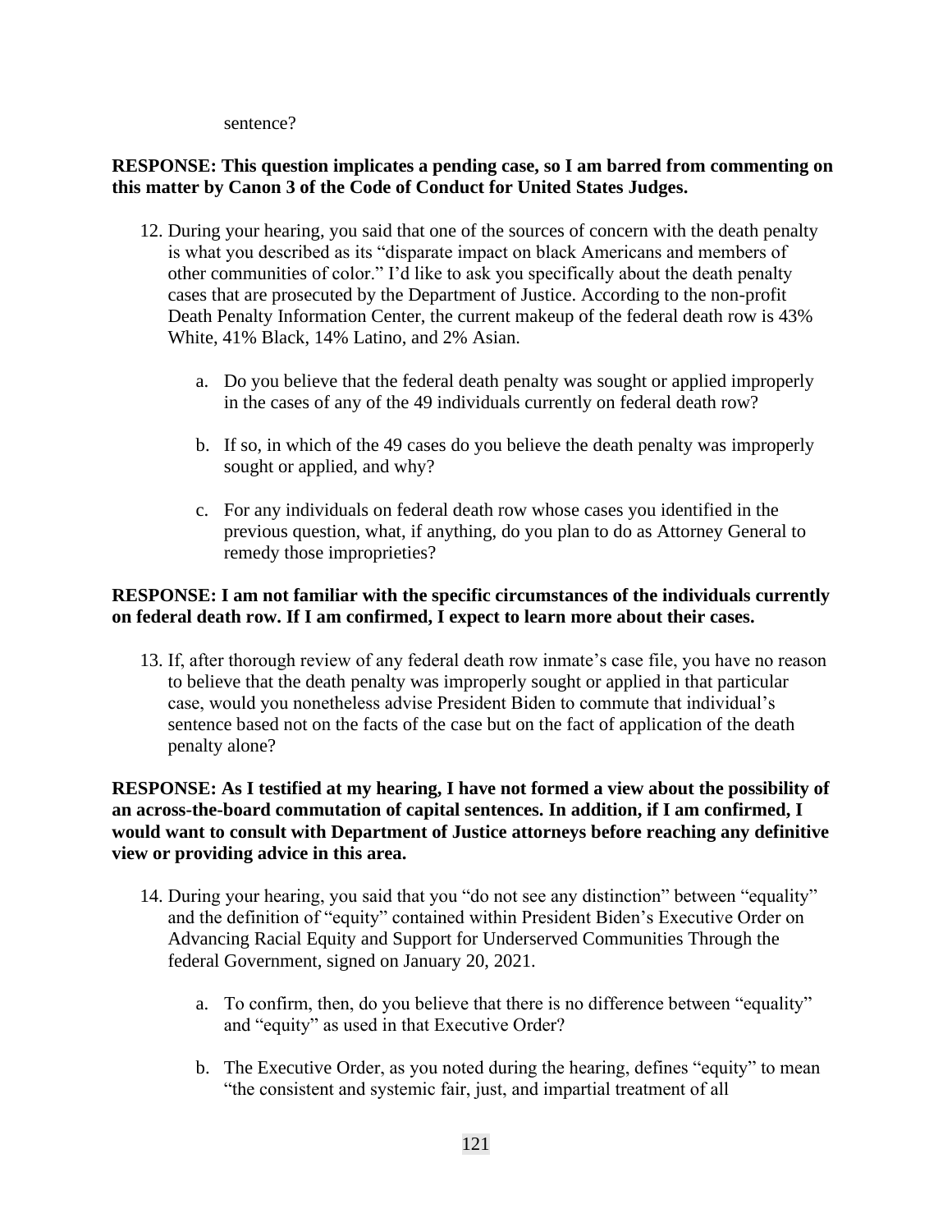sentence?

**RESPONSE: This question implicates a pending case, so I am barred from commenting on this matter by Canon 3 of the Code of Conduct for United States Judges.**

12. During your hearing, you said that one of the sources of concern with the death penalty is what you described as its "disparate impact on black Americans and members of other communities of color." I'd like to ask you specifically about the death penalty cases that are prosecuted by the Department of Justice. According to the non-profit Death Penalty Information Center, the current makeup of the federal death row is 43% White, 41% Black, 14% Latino, and 2% Asian.

    a. Do you believe that the federal death penalty was sought or applied improperly in the cases of any of the 49 individuals currently on federal death row?

    b. If so, in which of the 49 cases do you believe the death penalty was improperly sought or applied, and why?

    c. For any individuals on federal death row whose cases you identified in the previous question, what, if anything, do you plan to do as Attorney General to remedy those improprieties?

**RESPONSE: I am not familiar with the specific circumstances of the individuals currently on federal death row. If I am confirmed, I expect to learn more about their cases.**

13. If, after thorough review of any federal death row inmate's case file, you have no reason to believe that the death penalty was improperly sought or applied in that particular case, would you nonetheless advise President Biden to commute that individual's sentence based not on the facts of the case but on the fact of application of the death penalty alone?

**RESPONSE: As I testified at my hearing, I have not formed a view about the possibility of an across-the-board commutation of capital sentences. In addition, if I am confirmed, I would want to consult with Department of Justice attorneys before reaching any definitive view or providing advice in this area.**

14. During your hearing, you said that you "do not see any distinction" between "equality" and the definition of "equity" contained within President Biden's Executive Order on Advancing Racial Equity and Support for Underserved Communities Through the federal Government, signed on January 20, 2021.

    a. To confirm, then, do you believe that there is no difference between "equality" and "equity" as used in that Executive Order?

    b. The Executive Order, as you noted during the hearing, defines "equity" to mean "the consistent and systemic fair, just, and impartial treatment of all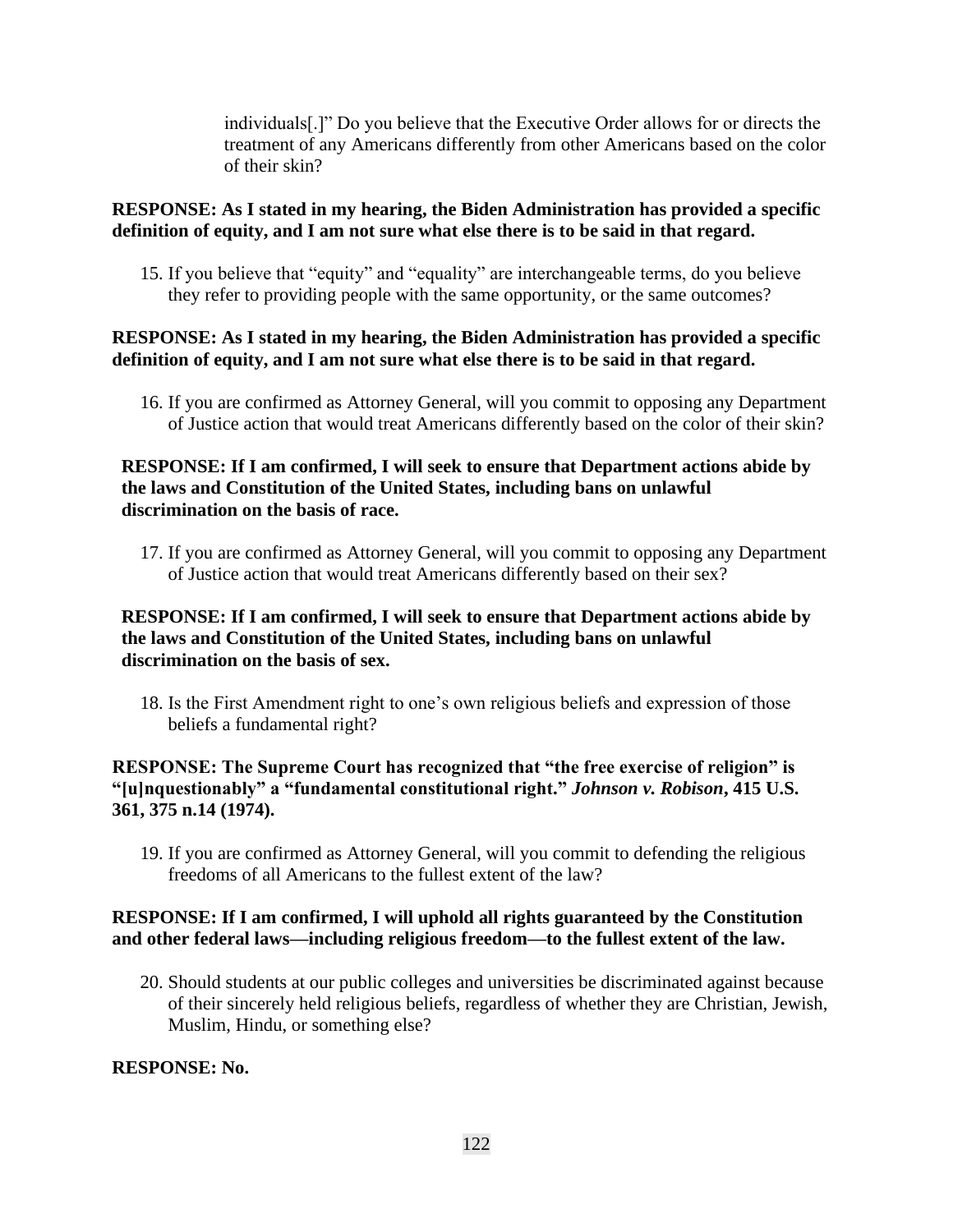individuals[.]" Do you believe that the Executive Order allows for or directs the treatment of any Americans differently from other Americans based on the color of their skin?

**RESPONSE: As I stated in my hearing, the Biden Administration has provided a specific definition of equity, and I am not sure what else there is to be said in that regard.**

15. If you believe that "equity" and "equality" are interchangeable terms, do you believe they refer to providing people with the same opportunity, or the same outcomes?

**RESPONSE: As I stated in my hearing, the Biden Administration has provided a specific definition of equity, and I am not sure what else there is to be said in that regard.**

16. If you are confirmed as Attorney General, will you commit to opposing any Department of Justice action that would treat Americans differently based on the color of their skin?

**RESPONSE: If I am confirmed, I will seek to ensure that Department actions abide by the laws and Constitution of the United States, including bans on unlawful discrimination on the basis of race.**

17. If you are confirmed as Attorney General, will you commit to opposing any Department of Justice action that would treat Americans differently based on their sex?

**RESPONSE: If I am confirmed, I will seek to ensure that Department actions abide by the laws and Constitution of the United States, including bans on unlawful discrimination on the basis of sex.**

18. Is the First Amendment right to one's own religious beliefs and expression of those beliefs a fundamental right?

**RESPONSE: The Supreme Court has recognized that "the free exercise of religion" is "[u]nquestionably" a "fundamental constitutional right."** ***Johnson v. Robison*****, 415 U.S. 361, 375 n.14 (1974).**

19. If you are confirmed as Attorney General, will you commit to defending the religious freedoms of all Americans to the fullest extent of the law?

**RESPONSE: If I am confirmed, I will uphold all rights guaranteed by the Constitution and other federal laws—including religious freedom—to the fullest extent of the law.**

20. Should students at our public colleges and universities be discriminated against because of their sincerely held religious beliefs, regardless of whether they are Christian, Jewish, Muslim, Hindu, or something else?

**RESPONSE: No.**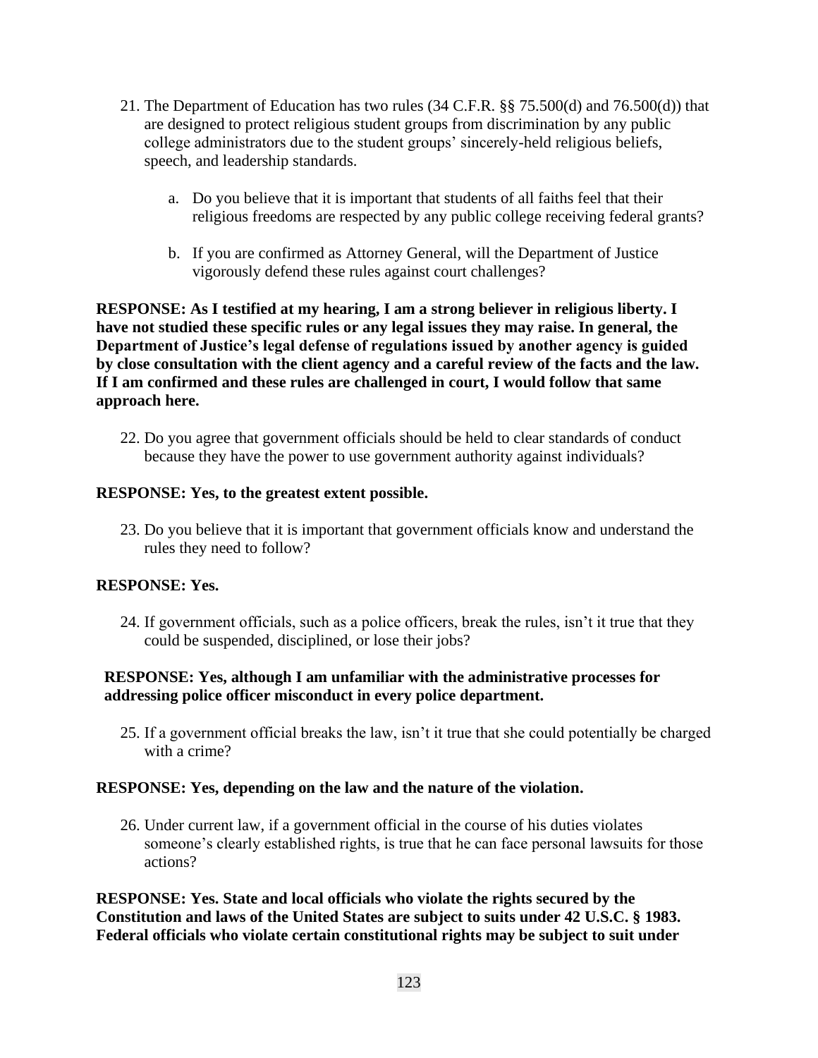21. The Department of Education has two rules (34 C.F.R. §§ 75.500(d) and 76.500(d)) that are designed to protect religious student groups from discrimination by any public college administrators due to the student groups' sincerely-held religious beliefs, speech, and leadership standards.

    a. Do you believe that it is important that students of all faiths feel that their religious freedoms are respected by any public college receiving federal grants?

    b. If you are confirmed as Attorney General, will the Department of Justice vigorously defend these rules against court challenges?

**RESPONSE: As I testified at my hearing, I am a strong believer in religious liberty. I have not studied these specific rules or any legal issues they may raise. In general, the Department of Justice's legal defense of regulations issued by another agency is guided by close consultation with the client agency and a careful review of the facts and the law. If I am confirmed and these rules are challenged in court, I would follow that same approach here.**

22. Do you agree that government officials should be held to clear standards of conduct because they have the power to use government authority against individuals?

**RESPONSE: Yes, to the greatest extent possible.**

23. Do you believe that it is important that government officials know and understand the rules they need to follow?

**RESPONSE: Yes.**

24. If government officials, such as a police officers, break the rules, isn't it true that they could be suspended, disciplined, or lose their jobs?

**RESPONSE: Yes, although I am unfamiliar with the administrative processes for addressing police officer misconduct in every police department.**

25. If a government official breaks the law, isn't it true that she could potentially be charged with a crime?

**RESPONSE: Yes, depending on the law and the nature of the violation.**

26. Under current law, if a government official in the course of his duties violates someone's clearly established rights, is true that he can face personal lawsuits for those actions?

**RESPONSE: Yes. State and local officials who violate the rights secured by the Constitution and laws of the United States are subject to suits under 42 U.S.C. § 1983. Federal officials who violate certain constitutional rights may be subject to suit under**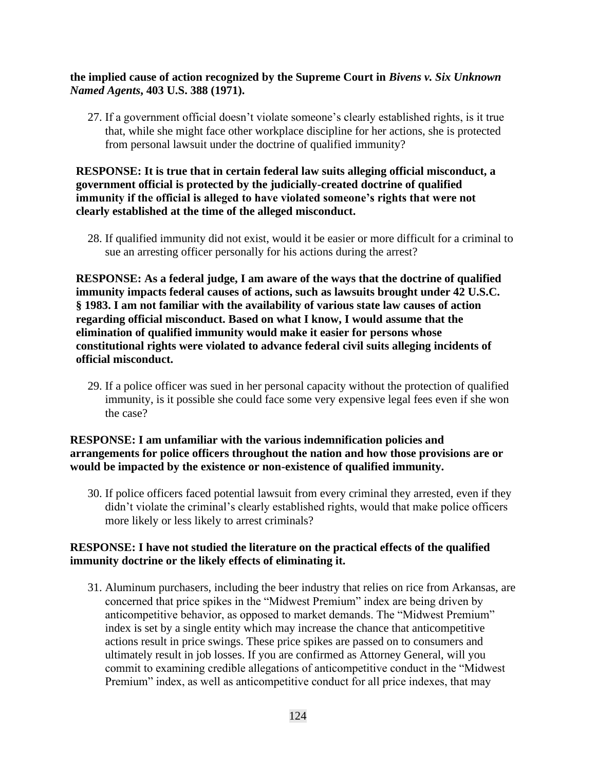**the implied cause of action recognized by the Supreme Court in *Bivens v. Six Unknown Named Agents*, 403 U.S. 388 (1971).**

27. If a government official doesn't violate someone's clearly established rights, is it true that, while she might face other workplace discipline for her actions, she is protected from personal lawsuit under the doctrine of qualified immunity?

**RESPONSE: It is true that in certain federal law suits alleging official misconduct, a government official is protected by the judicially-created doctrine of qualified immunity if the official is alleged to have violated someone's rights that were not clearly established at the time of the alleged misconduct.**

28. If qualified immunity did not exist, would it be easier or more difficult for a criminal to sue an arresting officer personally for his actions during the arrest?

**RESPONSE: As a federal judge, I am aware of the ways that the doctrine of qualified immunity impacts federal causes of actions, such as lawsuits brought under 42 U.S.C. § 1983. I am not familiar with the availability of various state law causes of action regarding official misconduct. Based on what I know, I would assume that the elimination of qualified immunity would make it easier for persons whose constitutional rights were violated to advance federal civil suits alleging incidents of official misconduct.**

29. If a police officer was sued in her personal capacity without the protection of qualified immunity, is it possible she could face some very expensive legal fees even if she won the case?

**RESPONSE: I am unfamiliar with the various indemnification policies and arrangements for police officers throughout the nation and how those provisions are or would be impacted by the existence or non-existence of qualified immunity.**

30. If police officers faced potential lawsuit from every criminal they arrested, even if they didn't violate the criminal's clearly established rights, would that make police officers more likely or less likely to arrest criminals?

**RESPONSE: I have not studied the literature on the practical effects of the qualified immunity doctrine or the likely effects of eliminating it.**

31. Aluminum purchasers, including the beer industry that relies on rice from Arkansas, are concerned that price spikes in the "Midwest Premium" index are being driven by anticompetitive behavior, as opposed to market demands. The "Midwest Premium" index is set by a single entity which may increase the chance that anticompetitive actions result in price swings. These price spikes are passed on to consumers and ultimately result in job losses. If you are confirmed as Attorney General, will you commit to examining credible allegations of anticompetitive conduct in the "Midwest Premium" index, as well as anticompetitive conduct for all price indexes, that may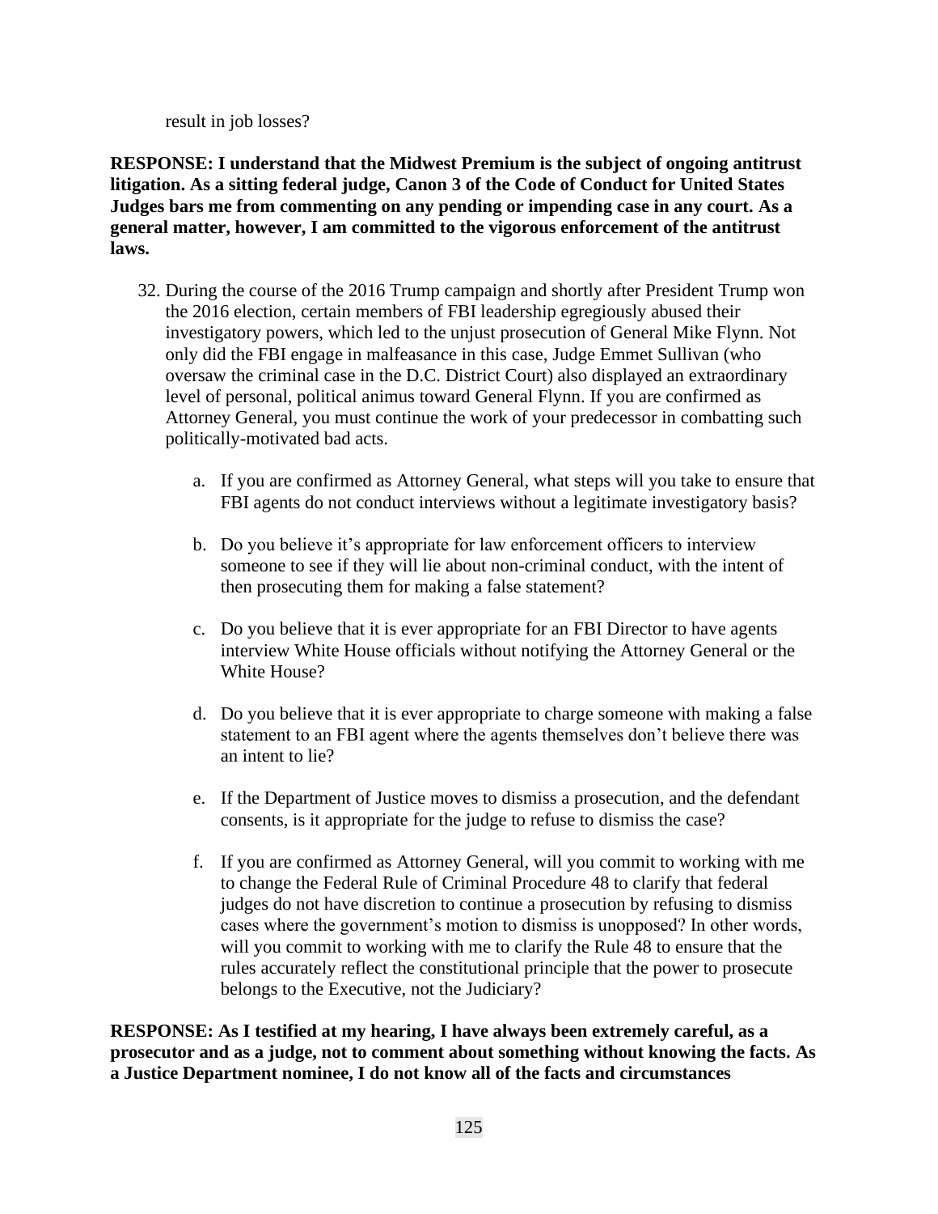result in job losses?

**RESPONSE: I understand that the Midwest Premium is the subject of ongoing antitrust litigation. As a sitting federal judge, Canon 3 of the Code of Conduct for United States Judges bars me from commenting on any pending or impending case in any court. As a general matter, however, I am committed to the vigorous enforcement of the antitrust laws.**

32. During the course of the 2016 Trump campaign and shortly after President Trump won the 2016 election, certain members of FBI leadership egregiously abused their investigatory powers, which led to the unjust prosecution of General Mike Flynn. Not only did the FBI engage in malfeasance in this case, Judge Emmet Sullivan (who oversaw the criminal case in the D.C. District Court) also displayed an extraordinary level of personal, political animus toward General Flynn. If you are confirmed as Attorney General, you must continue the work of your predecessor in combatting such politically-motivated bad acts.

    a. If you are confirmed as Attorney General, what steps will you take to ensure that FBI agents do not conduct interviews without a legitimate investigatory basis?

    b. Do you believe it's appropriate for law enforcement officers to interview someone to see if they will lie about non-criminal conduct, with the intent of then prosecuting them for making a false statement?

    c. Do you believe that it is ever appropriate for an FBI Director to have agents interview White House officials without notifying the Attorney General or the White House?

    d. Do you believe that it is ever appropriate to charge someone with making a false statement to an FBI agent where the agents themselves don't believe there was an intent to lie?

    e. If the Department of Justice moves to dismiss a prosecution, and the defendant consents, is it appropriate for the judge to refuse to dismiss the case?

    f. If you are confirmed as Attorney General, will you commit to working with me to change the Federal Rule of Criminal Procedure 48 to clarify that federal judges do not have discretion to continue a prosecution by refusing to dismiss cases where the government's motion to dismiss is unopposed? In other words, will you commit to working with me to clarify the Rule 48 to ensure that the rules accurately reflect the constitutional principle that the power to prosecute belongs to the Executive, not the Judiciary?

**RESPONSE: As I testified at my hearing, I have always been extremely careful, as a prosecutor and as a judge, not to comment about something without knowing the facts. As a Justice Department nominee, I do not know all of the facts and circumstances**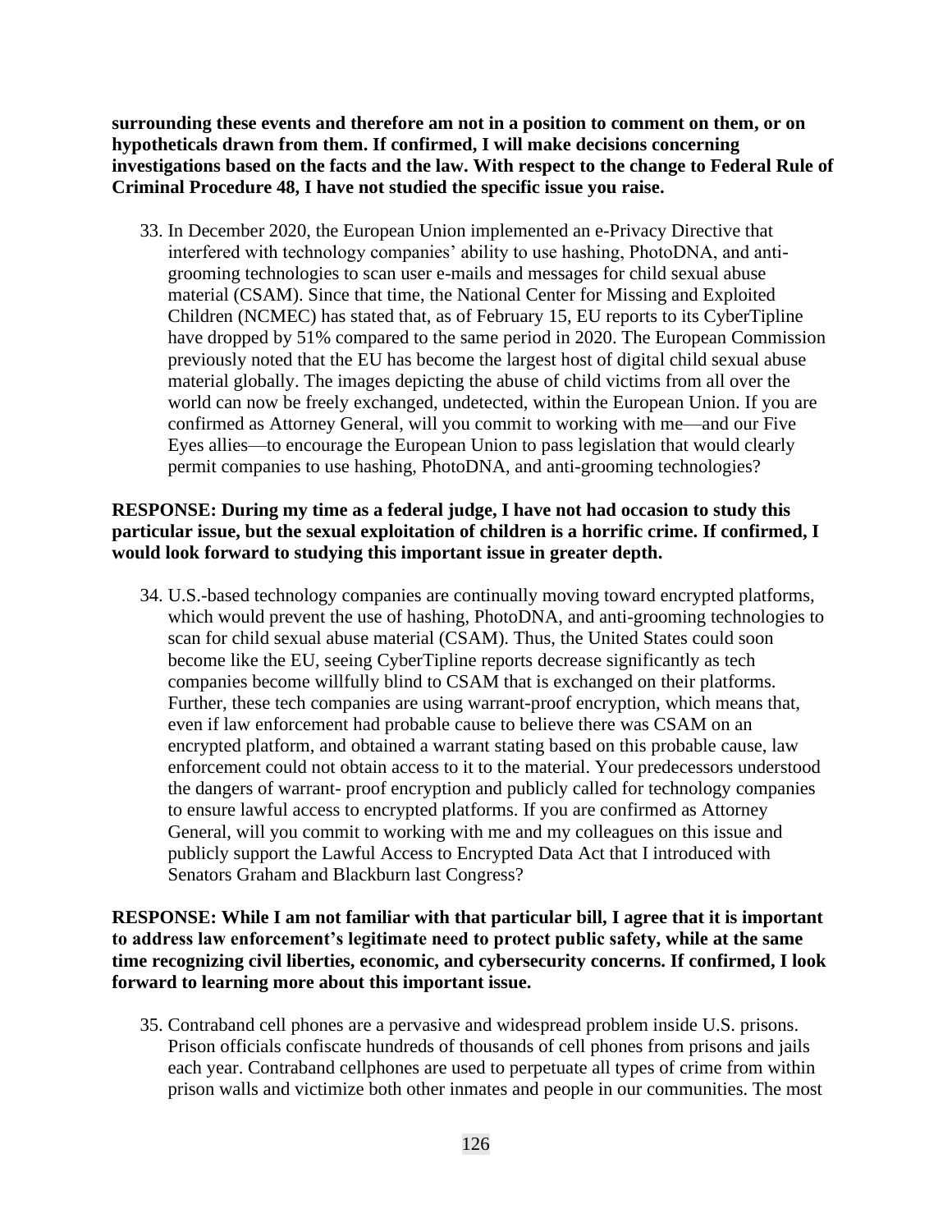**surrounding these events and therefore am not in a position to comment on them, or on hypotheticals drawn from them. If confirmed, I will make decisions concerning investigations based on the facts and the law. With respect to the change to Federal Rule of Criminal Procedure 48, I have not studied the specific issue you raise.**

33. In December 2020, the European Union implemented an e-Privacy Directive that interfered with technology companies' ability to use hashing, PhotoDNA, and anti-grooming technologies to scan user e-mails and messages for child sexual abuse material (CSAM). Since that time, the National Center for Missing and Exploited Children (NCMEC) has stated that, as of February 15, EU reports to its CyberTipline have dropped by 51% compared to the same period in 2020. The European Commission previously noted that the EU has become the largest host of digital child sexual abuse material globally. The images depicting the abuse of child victims from all over the world can now be freely exchanged, undetected, within the European Union. If you are confirmed as Attorney General, will you commit to working with me—and our Five Eyes allies—to encourage the European Union to pass legislation that would clearly permit companies to use hashing, PhotoDNA, and anti-grooming technologies?

**RESPONSE: During my time as a federal judge, I have not had occasion to study this particular issue, but the sexual exploitation of children is a horrific crime. If confirmed, I would look forward to studying this important issue in greater depth.**

34. U.S.-based technology companies are continually moving toward encrypted platforms, which would prevent the use of hashing, PhotoDNA, and anti-grooming technologies to scan for child sexual abuse material (CSAM). Thus, the United States could soon become like the EU, seeing CyberTipline reports decrease significantly as tech companies become willfully blind to CSAM that is exchanged on their platforms. Further, these tech companies are using warrant-proof encryption, which means that, even if law enforcement had probable cause to believe there was CSAM on an encrypted platform, and obtained a warrant stating based on this probable cause, law enforcement could not obtain access to it to the material. Your predecessors understood the dangers of warrant- proof encryption and publicly called for technology companies to ensure lawful access to encrypted platforms. If you are confirmed as Attorney General, will you commit to working with me and my colleagues on this issue and publicly support the Lawful Access to Encrypted Data Act that I introduced with Senators Graham and Blackburn last Congress?

**RESPONSE: While I am not familiar with that particular bill, I agree that it is important to address law enforcement's legitimate need to protect public safety, while at the same time recognizing civil liberties, economic, and cybersecurity concerns. If confirmed, I look forward to learning more about this important issue.**

35. Contraband cell phones are a pervasive and widespread problem inside U.S. prisons. Prison officials confiscate hundreds of thousands of cell phones from prisons and jails each year. Contraband cellphones are used to perpetuate all types of crime from within prison walls and victimize both other inmates and people in our communities. The most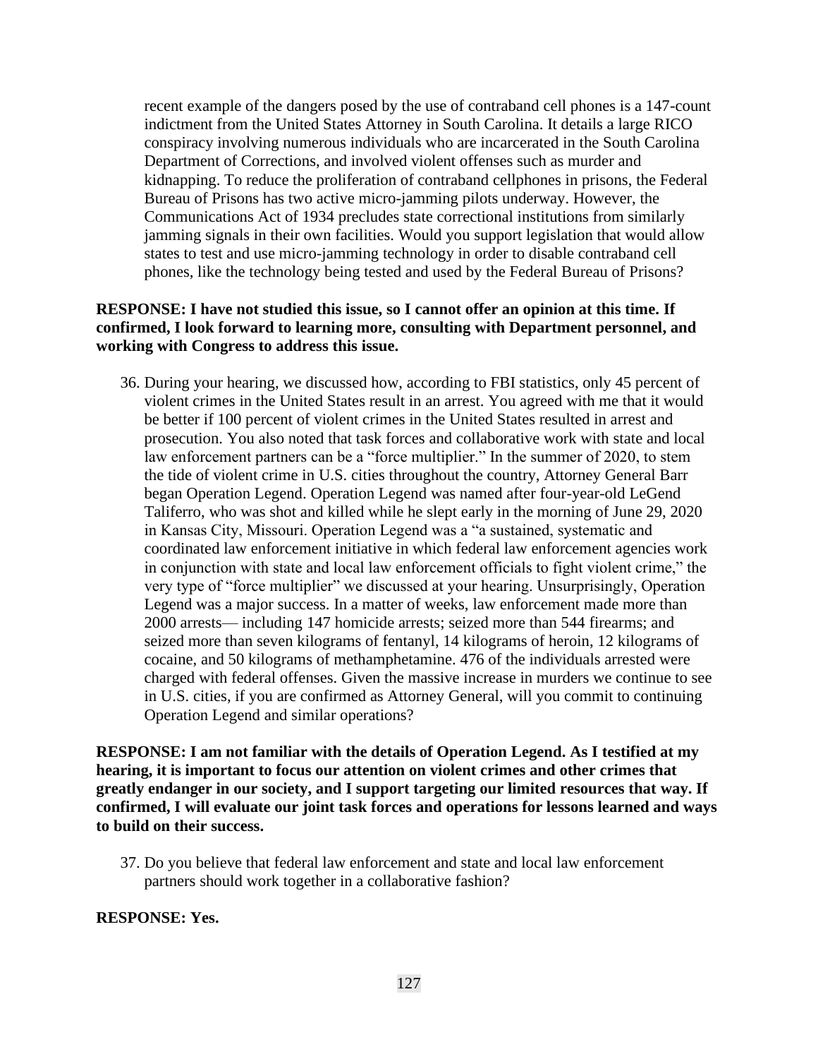recent example of the dangers posed by the use of contraband cell phones is a 147-count indictment from the United States Attorney in South Carolina. It details a large RICO conspiracy involving numerous individuals who are incarcerated in the South Carolina Department of Corrections, and involved violent offenses such as murder and kidnapping. To reduce the proliferation of contraband cellphones in prisons, the Federal Bureau of Prisons has two active micro-jamming pilots underway. However, the Communications Act of 1934 precludes state correctional institutions from similarly jamming signals in their own facilities. Would you support legislation that would allow states to test and use micro-jamming technology in order to disable contraband cell phones, like the technology being tested and used by the Federal Bureau of Prisons?

**RESPONSE: I have not studied this issue, so I cannot offer an opinion at this time. If confirmed, I look forward to learning more, consulting with Department personnel, and working with Congress to address this issue.**

36. During your hearing, we discussed how, according to FBI statistics, only 45 percent of violent crimes in the United States result in an arrest. You agreed with me that it would be better if 100 percent of violent crimes in the United States resulted in arrest and prosecution. You also noted that task forces and collaborative work with state and local law enforcement partners can be a "force multiplier." In the summer of 2020, to stem the tide of violent crime in U.S. cities throughout the country, Attorney General Barr began Operation Legend. Operation Legend was named after four-year-old LeGend Taliferro, who was shot and killed while he slept early in the morning of June 29, 2020 in Kansas City, Missouri. Operation Legend was a "a sustained, systematic and coordinated law enforcement initiative in which federal law enforcement agencies work in conjunction with state and local law enforcement officials to fight violent crime," the very type of "force multiplier" we discussed at your hearing. Unsurprisingly, Operation Legend was a major success. In a matter of weeks, law enforcement made more than 2000 arrests— including 147 homicide arrests; seized more than 544 firearms; and seized more than seven kilograms of fentanyl, 14 kilograms of heroin, 12 kilograms of cocaine, and 50 kilograms of methamphetamine. 476 of the individuals arrested were charged with federal offenses. Given the massive increase in murders we continue to see in U.S. cities, if you are confirmed as Attorney General, will you commit to continuing Operation Legend and similar operations?

**RESPONSE: I am not familiar with the details of Operation Legend. As I testified at my hearing, it is important to focus our attention on violent crimes and other crimes that greatly endanger in our society, and I support targeting our limited resources that way. If confirmed, I will evaluate our joint task forces and operations for lessons learned and ways to build on their success.**

37. Do you believe that federal law enforcement and state and local law enforcement partners should work together in a collaborative fashion?

**RESPONSE: Yes.**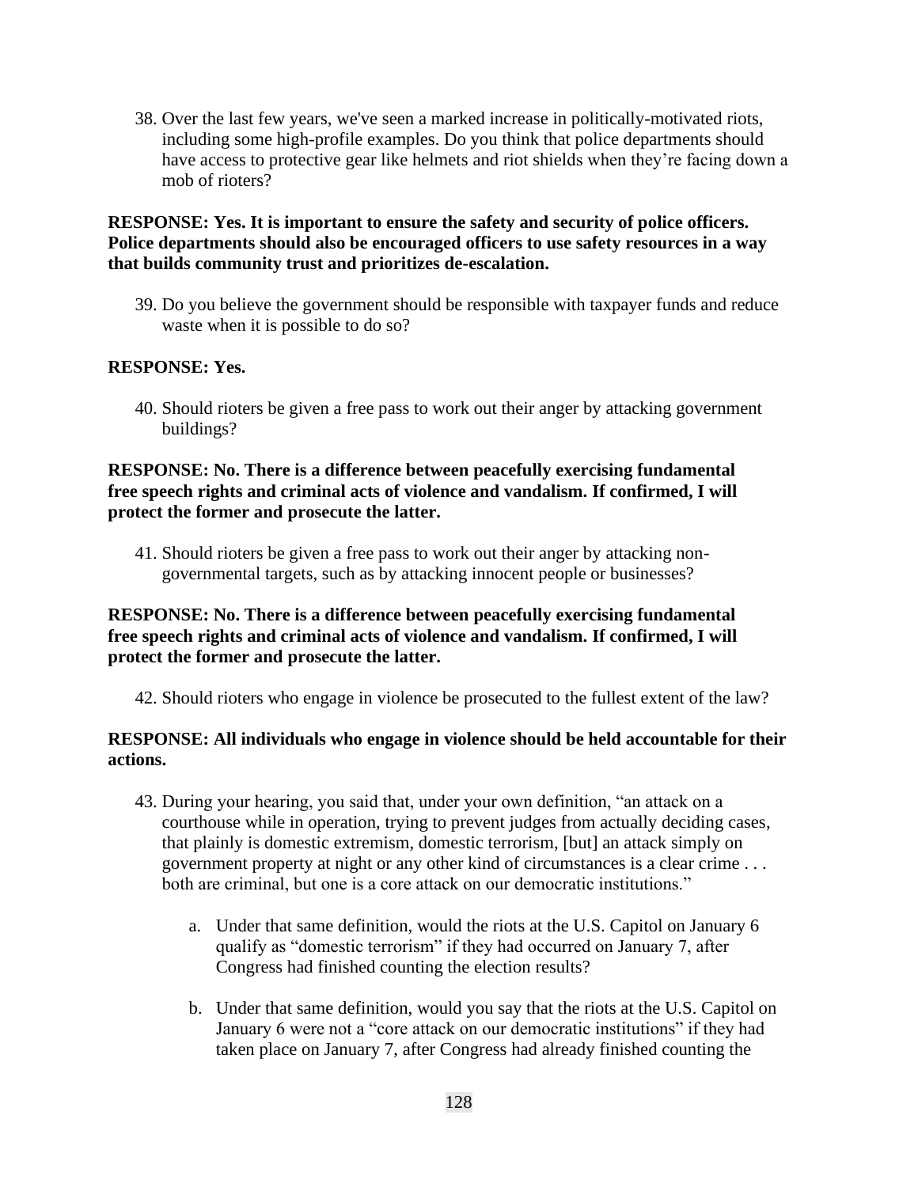38. Over the last few years, we've seen a marked increase in politically-motivated riots, including some high-profile examples. Do you think that police departments should have access to protective gear like helmets and riot shields when they're facing down a mob of rioters?

**RESPONSE: Yes. It is important to ensure the safety and security of police officers. Police departments should also be encouraged officers to use safety resources in a way that builds community trust and prioritizes de-escalation.**

39. Do you believe the government should be responsible with taxpayer funds and reduce waste when it is possible to do so?

**RESPONSE: Yes.**

40. Should rioters be given a free pass to work out their anger by attacking government buildings?

**RESPONSE: No. There is a difference between peacefully exercising fundamental free speech rights and criminal acts of violence and vandalism. If confirmed, I will protect the former and prosecute the latter.**

41. Should rioters be given a free pass to work out their anger by attacking non-governmental targets, such as by attacking innocent people or businesses?

**RESPONSE: No. There is a difference between peacefully exercising fundamental free speech rights and criminal acts of violence and vandalism. If confirmed, I will protect the former and prosecute the latter.**

42. Should rioters who engage in violence be prosecuted to the fullest extent of the law?

**RESPONSE: All individuals who engage in violence should be held accountable for their actions.**

43. During your hearing, you said that, under your own definition, "an attack on a courthouse while in operation, trying to prevent judges from actually deciding cases, that plainly is domestic extremism, domestic terrorism, [but] an attack simply on government property at night or any other kind of circumstances is a clear crime . . . both are criminal, but one is a core attack on our democratic institutions."

    a. Under that same definition, would the riots at the U.S. Capitol on January 6 qualify as "domestic terrorism" if they had occurred on January 7, after Congress had finished counting the election results?

    b. Under that same definition, would you say that the riots at the U.S. Capitol on January 6 were not a "core attack on our democratic institutions" if they had taken place on January 7, after Congress had already finished counting the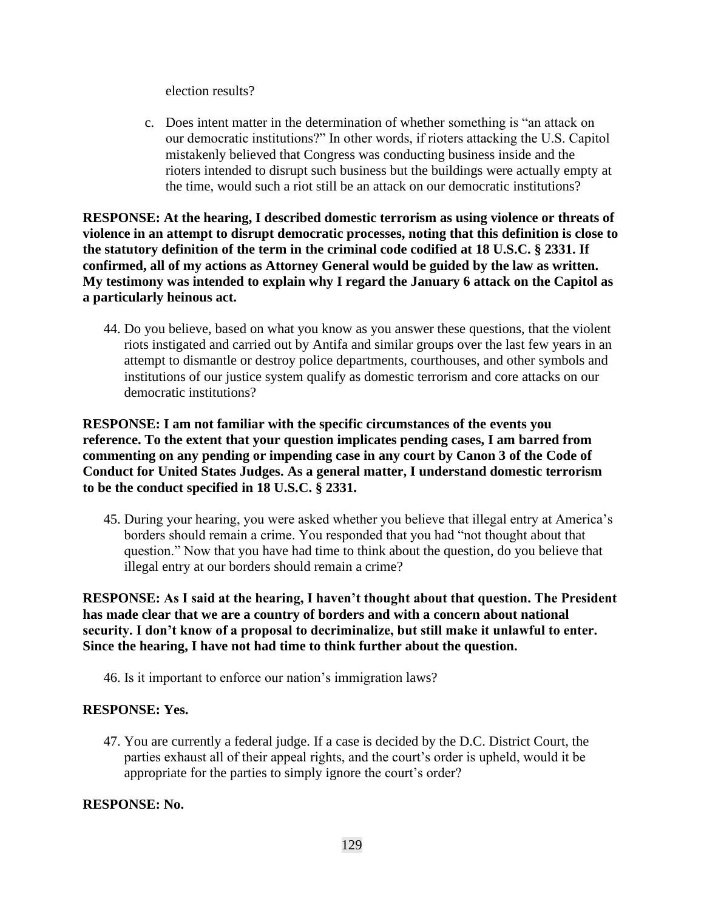election results?

c. Does intent matter in the determination of whether something is “an attack on our democratic institutions?” In other words, if rioters attacking the U.S. Capitol mistakenly believed that Congress was conducting business inside and the rioters intended to disrupt such business but the buildings were actually empty at the time, would such a riot still be an attack on our democratic institutions?

**RESPONSE: At the hearing, I described domestic terrorism as using violence or threats of violence in an attempt to disrupt democratic processes, noting that this definition is close to the statutory definition of the term in the criminal code codified at 18 U.S.C. § 2331. If confirmed, all of my actions as Attorney General would be guided by the law as written. My testimony was intended to explain why I regard the January 6 attack on the Capitol as a particularly heinous act.**

44. Do you believe, based on what you know as you answer these questions, that the violent riots instigated and carried out by Antifa and similar groups over the last few years in an attempt to dismantle or destroy police departments, courthouses, and other symbols and institutions of our justice system qualify as domestic terrorism and core attacks on our democratic institutions?

**RESPONSE: I am not familiar with the specific circumstances of the events you reference. To the extent that your question implicates pending cases, I am barred from commenting on any pending or impending case in any court by Canon 3 of the Code of Conduct for United States Judges. As a general matter, I understand domestic terrorism to be the conduct specified in 18 U.S.C. § 2331.**

45. During your hearing, you were asked whether you believe that illegal entry at America’s borders should remain a crime. You responded that you had “not thought about that question.” Now that you have had time to think about the question, do you believe that illegal entry at our borders should remain a crime?

**RESPONSE: As I said at the hearing, I haven’t thought about that question. The President has made clear that we are a country of borders and with a concern about national security. I don’t know of a proposal to decriminalize, but still make it unlawful to enter. Since the hearing, I have not had time to think further about the question.**

46. Is it important to enforce our nation’s immigration laws?

**RESPONSE: Yes.**

47. You are currently a federal judge. If a case is decided by the D.C. District Court, the parties exhaust all of their appeal rights, and the court’s order is upheld, would it be appropriate for the parties to simply ignore the court’s order?

**RESPONSE: No.**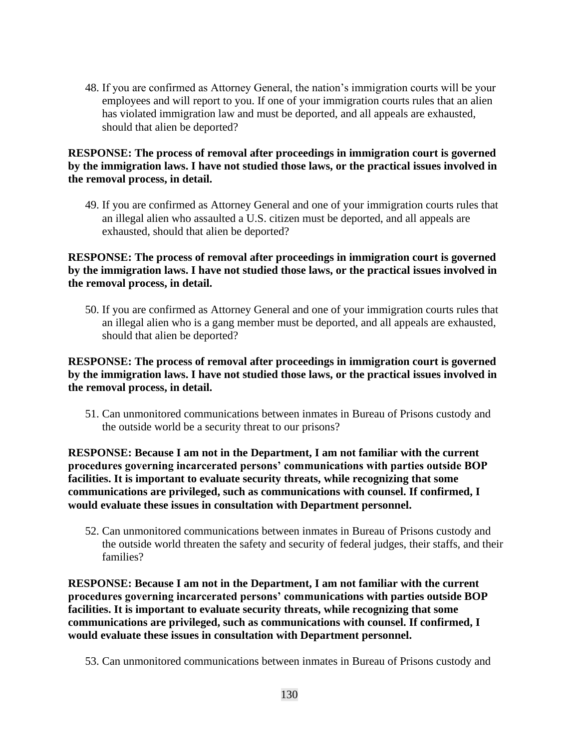48. If you are confirmed as Attorney General, the nation's immigration courts will be your employees and will report to you. If one of your immigration courts rules that an alien has violated immigration law and must be deported, and all appeals are exhausted, should that alien be deported?

**RESPONSE: The process of removal after proceedings in immigration court is governed by the immigration laws. I have not studied those laws, or the practical issues involved in the removal process, in detail.**

49. If you are confirmed as Attorney General and one of your immigration courts rules that an illegal alien who assaulted a U.S. citizen must be deported, and all appeals are exhausted, should that alien be deported?

**RESPONSE: The process of removal after proceedings in immigration court is governed by the immigration laws. I have not studied those laws, or the practical issues involved in the removal process, in detail.**

50. If you are confirmed as Attorney General and one of your immigration courts rules that an illegal alien who is a gang member must be deported, and all appeals are exhausted, should that alien be deported?

**RESPONSE: The process of removal after proceedings in immigration court is governed by the immigration laws. I have not studied those laws, or the practical issues involved in the removal process, in detail.**

51. Can unmonitored communications between inmates in Bureau of Prisons custody and the outside world be a security threat to our prisons?

**RESPONSE: Because I am not in the Department, I am not familiar with the current procedures governing incarcerated persons' communications with parties outside BOP facilities. It is important to evaluate security threats, while recognizing that some communications are privileged, such as communications with counsel. If confirmed, I would evaluate these issues in consultation with Department personnel.**

52. Can unmonitored communications between inmates in Bureau of Prisons custody and the outside world threaten the safety and security of federal judges, their staffs, and their families?

**RESPONSE: Because I am not in the Department, I am not familiar with the current procedures governing incarcerated persons' communications with parties outside BOP facilities. It is important to evaluate security threats, while recognizing that some communications are privileged, such as communications with counsel. If confirmed, I would evaluate these issues in consultation with Department personnel.**

53. Can unmonitored communications between inmates in Bureau of Prisons custody and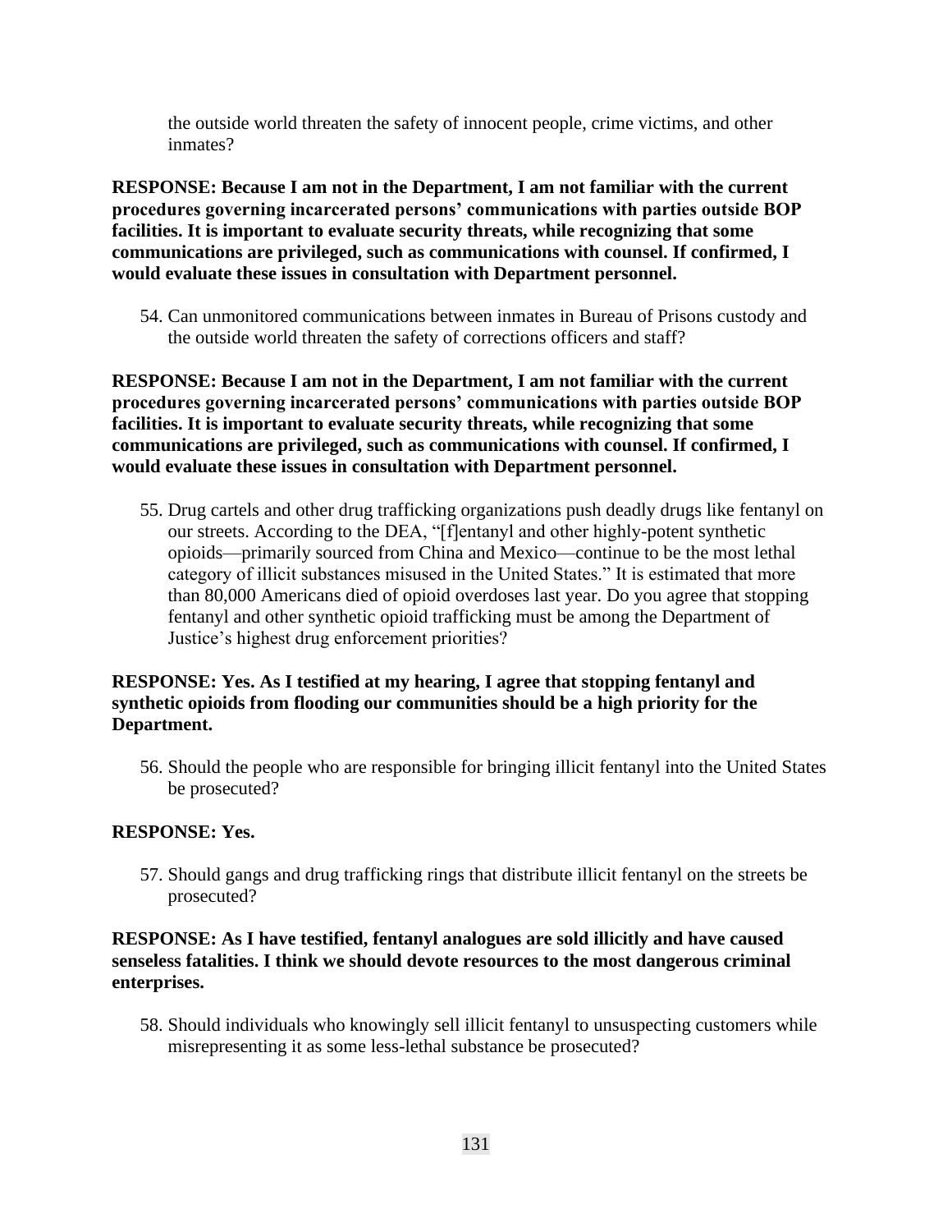the outside world threaten the safety of innocent people, crime victims, and other inmates?

**RESPONSE: Because I am not in the Department, I am not familiar with the current procedures governing incarcerated persons' communications with parties outside BOP facilities. It is important to evaluate security threats, while recognizing that some communications are privileged, such as communications with counsel. If confirmed, I would evaluate these issues in consultation with Department personnel.**

54. Can unmonitored communications between inmates in Bureau of Prisons custody and the outside world threaten the safety of corrections officers and staff?

**RESPONSE: Because I am not in the Department, I am not familiar with the current procedures governing incarcerated persons' communications with parties outside BOP facilities. It is important to evaluate security threats, while recognizing that some communications are privileged, such as communications with counsel. If confirmed, I would evaluate these issues in consultation with Department personnel.**

55. Drug cartels and other drug trafficking organizations push deadly drugs like fentanyl on our streets. According to the DEA, "[f]entanyl and other highly-potent synthetic opioids—primarily sourced from China and Mexico—continue to be the most lethal category of illicit substances misused in the United States." It is estimated that more than 80,000 Americans died of opioid overdoses last year. Do you agree that stopping fentanyl and other synthetic opioid trafficking must be among the Department of Justice's highest drug enforcement priorities?

**RESPONSE: Yes. As I testified at my hearing, I agree that stopping fentanyl and synthetic opioids from flooding our communities should be a high priority for the Department.**

56. Should the people who are responsible for bringing illicit fentanyl into the United States be prosecuted?

**RESPONSE: Yes.**

57. Should gangs and drug trafficking rings that distribute illicit fentanyl on the streets be prosecuted?

**RESPONSE: As I have testified, fentanyl analogues are sold illicitly and have caused senseless fatalities. I think we should devote resources to the most dangerous criminal enterprises.**

58. Should individuals who knowingly sell illicit fentanyl to unsuspecting customers while misrepresenting it as some less-lethal substance be prosecuted?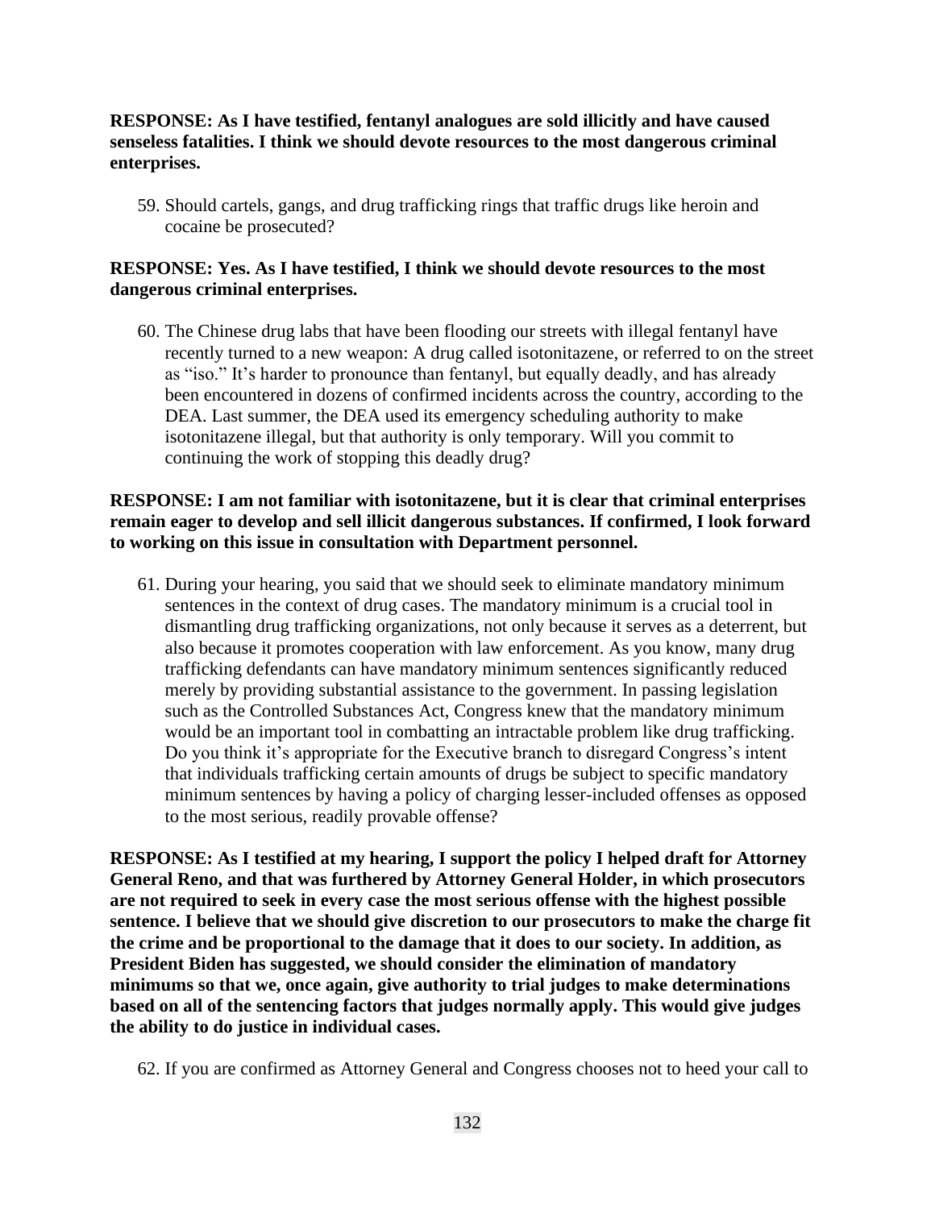**RESPONSE: As I have testified, fentanyl analogues are sold illicitly and have caused senseless fatalities. I think we should devote resources to the most dangerous criminal enterprises.**

59. Should cartels, gangs, and drug trafficking rings that traffic drugs like heroin and cocaine be prosecuted?

**RESPONSE: Yes. As I have testified, I think we should devote resources to the most dangerous criminal enterprises.**

60. The Chinese drug labs that have been flooding our streets with illegal fentanyl have recently turned to a new weapon: A drug called isotonitazene, or referred to on the street as "iso." It's harder to pronounce than fentanyl, but equally deadly, and has already been encountered in dozens of confirmed incidents across the country, according to the DEA. Last summer, the DEA used its emergency scheduling authority to make isotonitazene illegal, but that authority is only temporary. Will you commit to continuing the work of stopping this deadly drug?

**RESPONSE: I am not familiar with isotonitazene, but it is clear that criminal enterprises remain eager to develop and sell illicit dangerous substances. If confirmed, I look forward to working on this issue in consultation with Department personnel.**

61. During your hearing, you said that we should seek to eliminate mandatory minimum sentences in the context of drug cases. The mandatory minimum is a crucial tool in dismantling drug trafficking organizations, not only because it serves as a deterrent, but also because it promotes cooperation with law enforcement. As you know, many drug trafficking defendants can have mandatory minimum sentences significantly reduced merely by providing substantial assistance to the government. In passing legislation such as the Controlled Substances Act, Congress knew that the mandatory minimum would be an important tool in combatting an intractable problem like drug trafficking. Do you think it's appropriate for the Executive branch to disregard Congress's intent that individuals trafficking certain amounts of drugs be subject to specific mandatory minimum sentences by having a policy of charging lesser-included offenses as opposed to the most serious, readily provable offense?

**RESPONSE: As I testified at my hearing, I support the policy I helped draft for Attorney General Reno, and that was furthered by Attorney General Holder, in which prosecutors are not required to seek in every case the most serious offense with the highest possible sentence. I believe that we should give discretion to our prosecutors to make the charge fit the crime and be proportional to the damage that it does to our society. In addition, as President Biden has suggested, we should consider the elimination of mandatory minimums so that we, once again, give authority to trial judges to make determinations based on all of the sentencing factors that judges normally apply. This would give judges the ability to do justice in individual cases.**

62. If you are confirmed as Attorney General and Congress chooses not to heed your call to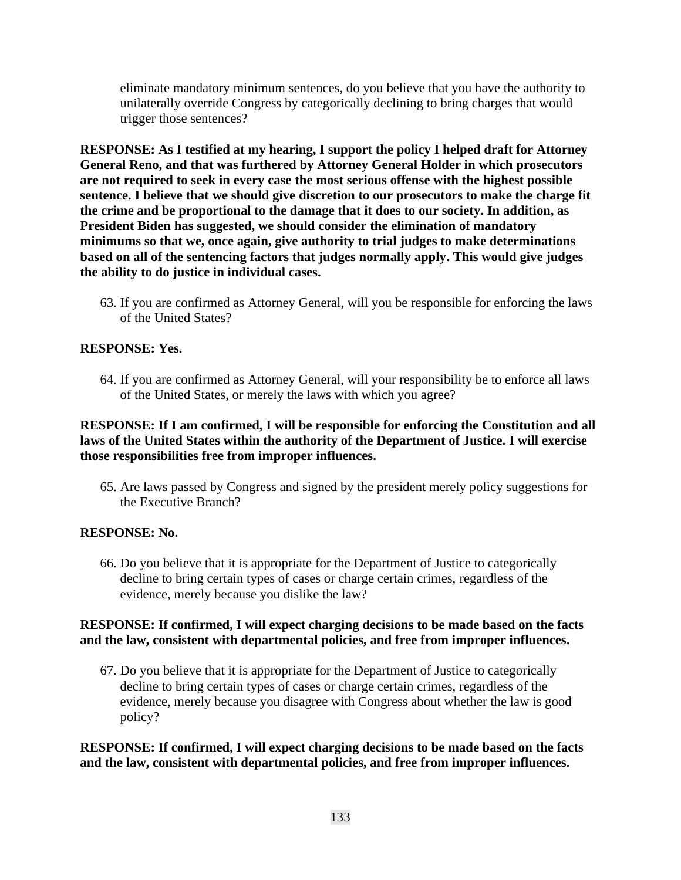eliminate mandatory minimum sentences, do you believe that you have the authority to unilaterally override Congress by categorically declining to bring charges that would trigger those sentences?

**RESPONSE: As I testified at my hearing, I support the policy I helped draft for Attorney General Reno, and that was furthered by Attorney General Holder in which prosecutors are not required to seek in every case the most serious offense with the highest possible sentence. I believe that we should give discretion to our prosecutors to make the charge fit the crime and be proportional to the damage that it does to our society. In addition, as President Biden has suggested, we should consider the elimination of mandatory minimums so that we, once again, give authority to trial judges to make determinations based on all of the sentencing factors that judges normally apply. This would give judges the ability to do justice in individual cases.**

63. If you are confirmed as Attorney General, will you be responsible for enforcing the laws of the United States?

**RESPONSE: Yes.**

64. If you are confirmed as Attorney General, will your responsibility be to enforce all laws of the United States, or merely the laws with which you agree?

**RESPONSE: If I am confirmed, I will be responsible for enforcing the Constitution and all laws of the United States within the authority of the Department of Justice. I will exercise those responsibilities free from improper influences.**

65. Are laws passed by Congress and signed by the president merely policy suggestions for the Executive Branch?

**RESPONSE: No.**

66. Do you believe that it is appropriate for the Department of Justice to categorically decline to bring certain types of cases or charge certain crimes, regardless of the evidence, merely because you dislike the law?

**RESPONSE: If confirmed, I will expect charging decisions to be made based on the facts and the law, consistent with departmental policies, and free from improper influences.**

67. Do you believe that it is appropriate for the Department of Justice to categorically decline to bring certain types of cases or charge certain crimes, regardless of the evidence, merely because you disagree with Congress about whether the law is good policy?

**RESPONSE: If confirmed, I will expect charging decisions to be made based on the facts and the law, consistent with departmental policies, and free from improper influences.**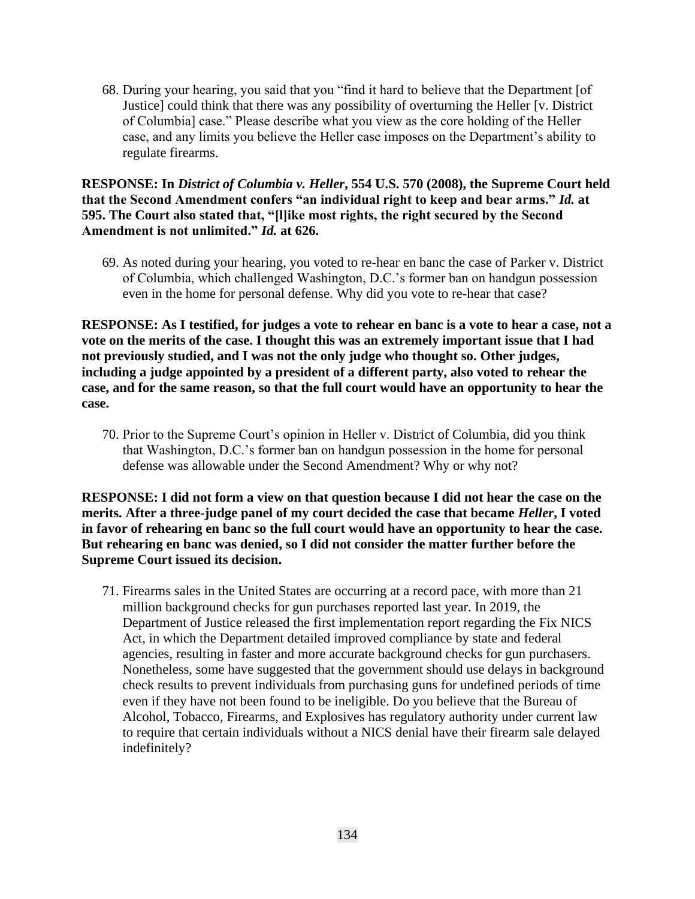68. During your hearing, you said that you "find it hard to believe that the Department [of Justice] could think that there was any possibility of overturning the Heller [v. District of Columbia] case." Please describe what you view as the core holding of the Heller case, and any limits you believe the Heller case imposes on the Department's ability to regulate firearms.

**RESPONSE: In *District of Columbia v. Heller*, 554 U.S. 570 (2008), the Supreme Court held that the Second Amendment confers "an individual right to keep and bear arms." *Id.* at 595. The Court also stated that, "[l]ike most rights, the right secured by the Second Amendment is not unlimited." *Id.* at 626.**

69. As noted during your hearing, you voted to re-hear en banc the case of Parker v. District of Columbia, which challenged Washington, D.C.'s former ban on handgun possession even in the home for personal defense. Why did you vote to re-hear that case?

**RESPONSE: As I testified, for judges a vote to rehear en banc is a vote to hear a case, not a vote on the merits of the case. I thought this was an extremely important issue that I had not previously studied, and I was not the only judge who thought so. Other judges, including a judge appointed by a president of a different party, also voted to rehear the case, and for the same reason, so that the full court would have an opportunity to hear the case.**

70. Prior to the Supreme Court's opinion in Heller v. District of Columbia, did you think that Washington, D.C.'s former ban on handgun possession in the home for personal defense was allowable under the Second Amendment? Why or why not?

**RESPONSE: I did not form a view on that question because I did not hear the case on the merits. After a three-judge panel of my court decided the case that became *Heller*, I voted in favor of rehearing en banc so the full court would have an opportunity to hear the case. But rehearing en banc was denied, so I did not consider the matter further before the Supreme Court issued its decision.**

71. Firearms sales in the United States are occurring at a record pace, with more than 21 million background checks for gun purchases reported last year. In 2019, the Department of Justice released the first implementation report regarding the Fix NICS Act, in which the Department detailed improved compliance by state and federal agencies, resulting in faster and more accurate background checks for gun purchasers. Nonetheless, some have suggested that the government should use delays in background check results to prevent individuals from purchasing guns for undefined periods of time even if they have not been found to be ineligible. Do you believe that the Bureau of Alcohol, Tobacco, Firearms, and Explosives has regulatory authority under current law to require that certain individuals without a NICS denial have their firearm sale delayed indefinitely?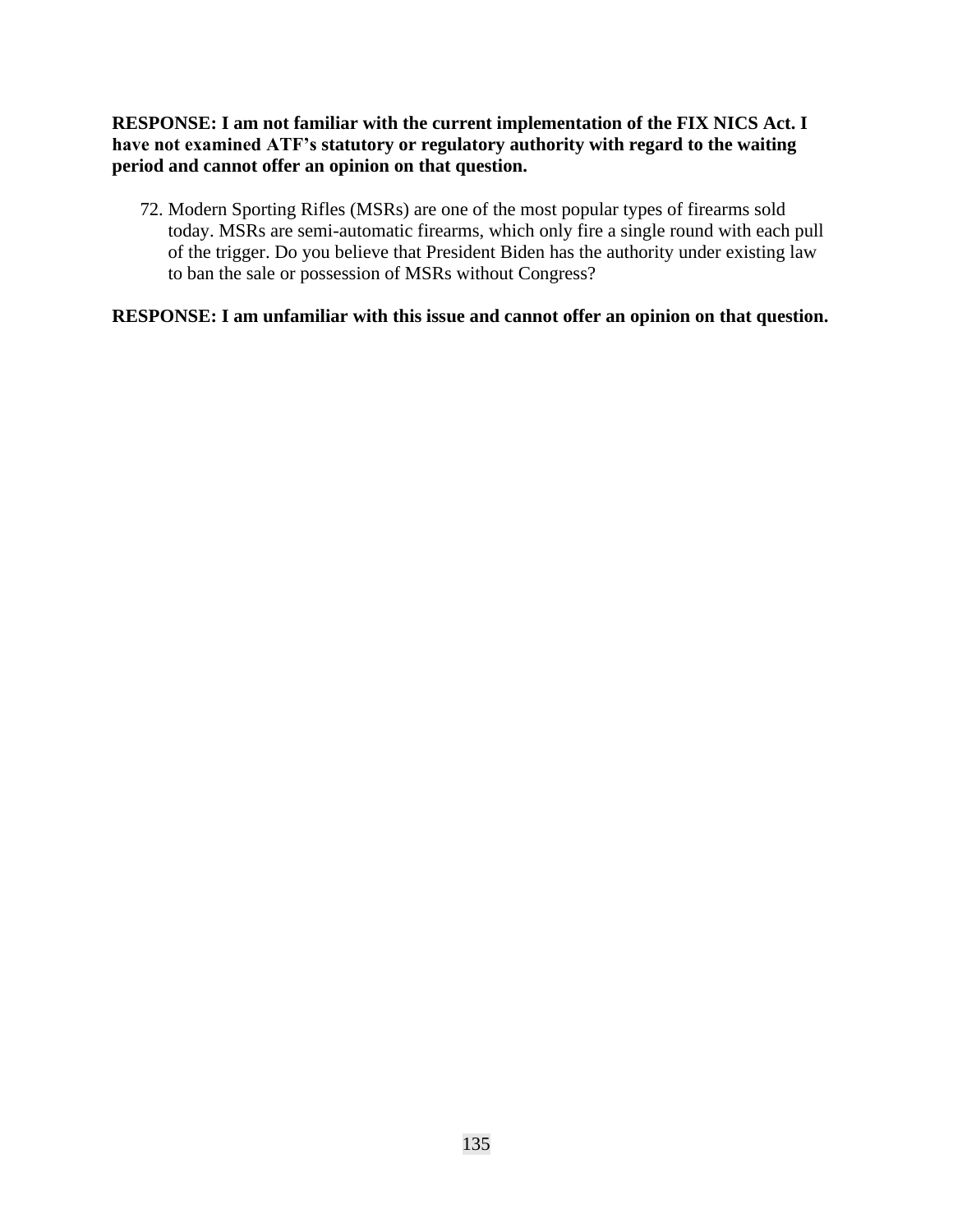**RESPONSE: I am not familiar with the current implementation of the FIX NICS Act. I have not examined ATF's statutory or regulatory authority with regard to the waiting period and cannot offer an opinion on that question.**

72. Modern Sporting Rifles (MSRs) are one of the most popular types of firearms sold today. MSRs are semi-automatic firearms, which only fire a single round with each pull of the trigger. Do you believe that President Biden has the authority under existing law to ban the sale or possession of MSRs without Congress?

**RESPONSE: I am unfamiliar with this issue and cannot offer an opinion on that question.**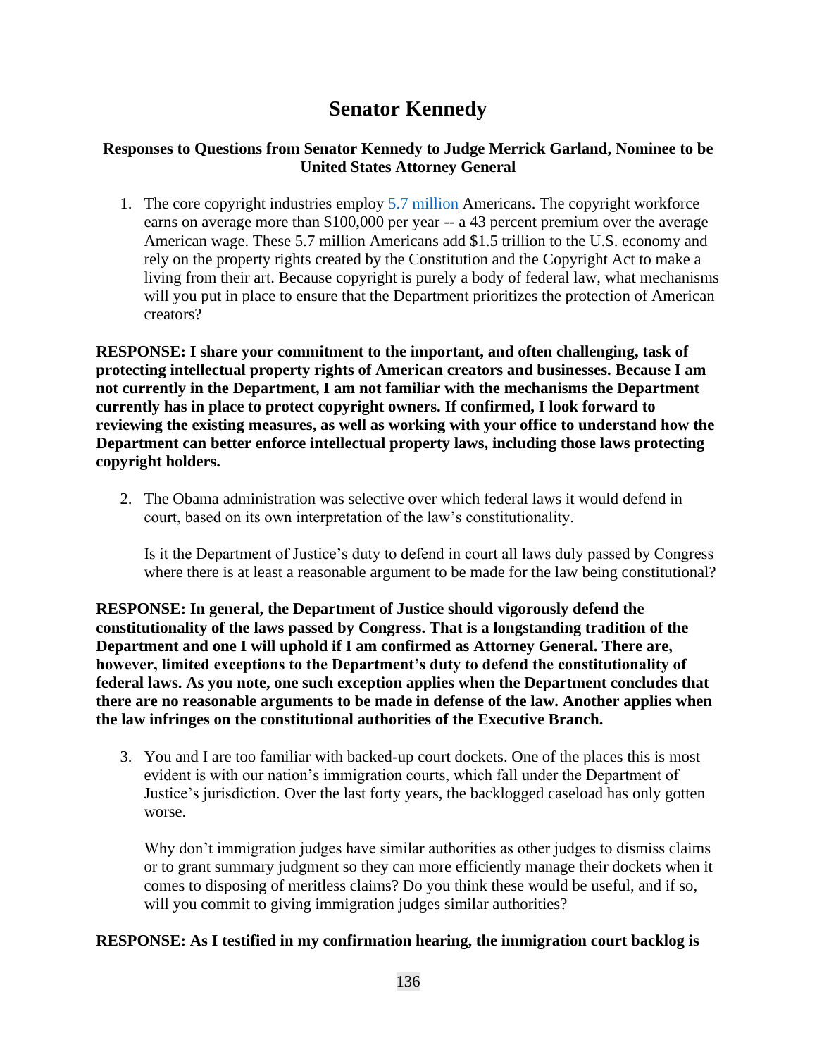# Senator Kennedy

**Responses to Questions from Senator Kennedy to Judge Merrick Garland, Nominee to be United States Attorney General**

1. The core copyright industries employ 5.7 million Americans. The copyright workforce earns on average more than $100,000 per year -- a 43 percent premium over the average American wage. These 5.7 million Americans add $1.5 trillion to the U.S. economy and rely on the property rights created by the Constitution and the Copyright Act to make a living from their art. Because copyright is purely a body of federal law, what mechanisms will you put in place to ensure that the Department prioritizes the protection of American creators?

**RESPONSE: I share your commitment to the important, and often challenging, task of protecting intellectual property rights of American creators and businesses. Because I am not currently in the Department, I am not familiar with the mechanisms the Department currently has in place to protect copyright owners. If confirmed, I look forward to reviewing the existing measures, as well as working with your office to understand how the Department can better enforce intellectual property laws, including those laws protecting copyright holders.**

2. The Obama administration was selective over which federal laws it would defend in court, based on its own interpretation of the law's constitutionality.

   Is it the Department of Justice's duty to defend in court all laws duly passed by Congress where there is at least a reasonable argument to be made for the law being constitutional?

**RESPONSE: In general, the Department of Justice should vigorously defend the constitutionality of the laws passed by Congress. That is a longstanding tradition of the Department and one I will uphold if I am confirmed as Attorney General. There are, however, limited exceptions to the Department's duty to defend the constitutionality of federal laws. As you note, one such exception applies when the Department concludes that there are no reasonable arguments to be made in defense of the law. Another applies when the law infringes on the constitutional authorities of the Executive Branch.**

3. You and I are too familiar with backed-up court dockets. One of the places this is most evident is with our nation's immigration courts, which fall under the Department of Justice's jurisdiction. Over the last forty years, the backlogged caseload has only gotten worse.

   Why don't immigration judges have similar authorities as other judges to dismiss claims or to grant summary judgment so they can more efficiently manage their dockets when it comes to disposing of meritless claims? Do you think these would be useful, and if so, will you commit to giving immigration judges similar authorities?

**RESPONSE: As I testified in my confirmation hearing, the immigration court backlog is**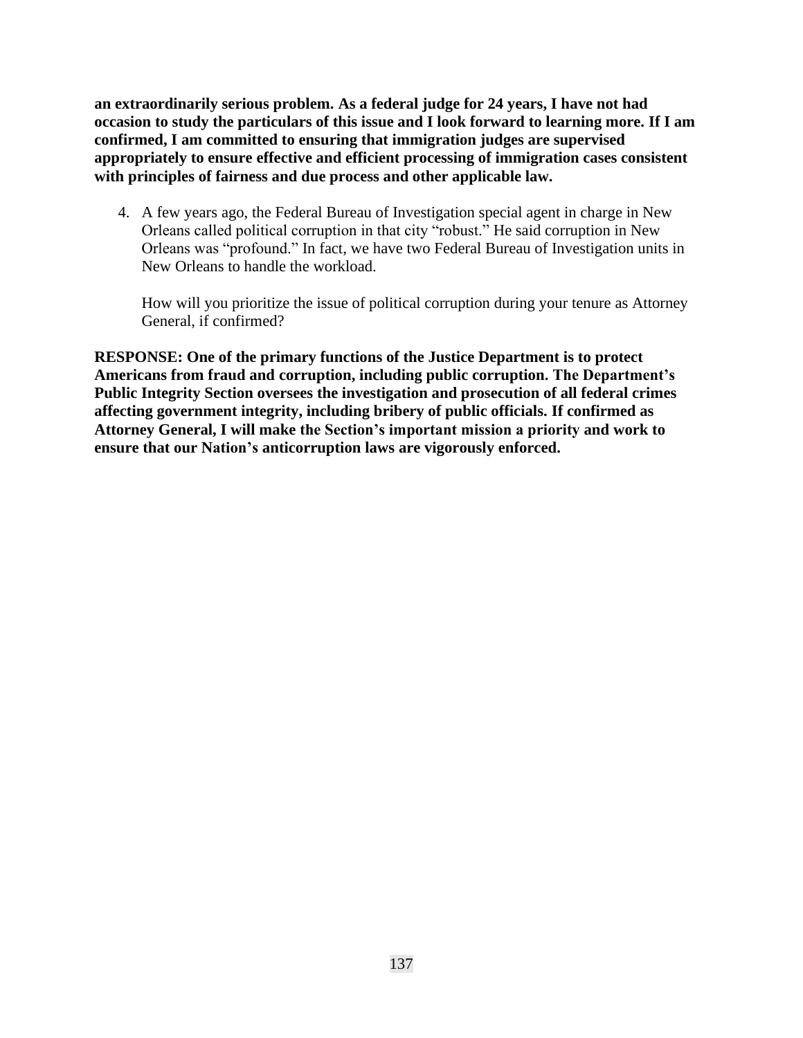**an extraordinarily serious problem. As a federal judge for 24 years, I have not had occasion to study the particulars of this issue and I look forward to learning more. If I am confirmed, I am committed to ensuring that immigration judges are supervised appropriately to ensure effective and efficient processing of immigration cases consistent with principles of fairness and due process and other applicable law.**

4. A few years ago, the Federal Bureau of Investigation special agent in charge in New Orleans called political corruption in that city "robust." He said corruption in New Orleans was "profound." In fact, we have two Federal Bureau of Investigation units in New Orleans to handle the workload.

   How will you prioritize the issue of political corruption during your tenure as Attorney General, if confirmed?

**RESPONSE: One of the primary functions of the Justice Department is to protect Americans from fraud and corruption, including public corruption. The Department's Public Integrity Section oversees the investigation and prosecution of all federal crimes affecting government integrity, including bribery of public officials. If confirmed as Attorney General, I will make the Section's important mission a priority and work to ensure that our Nation's anticorruption laws are vigorously enforced.**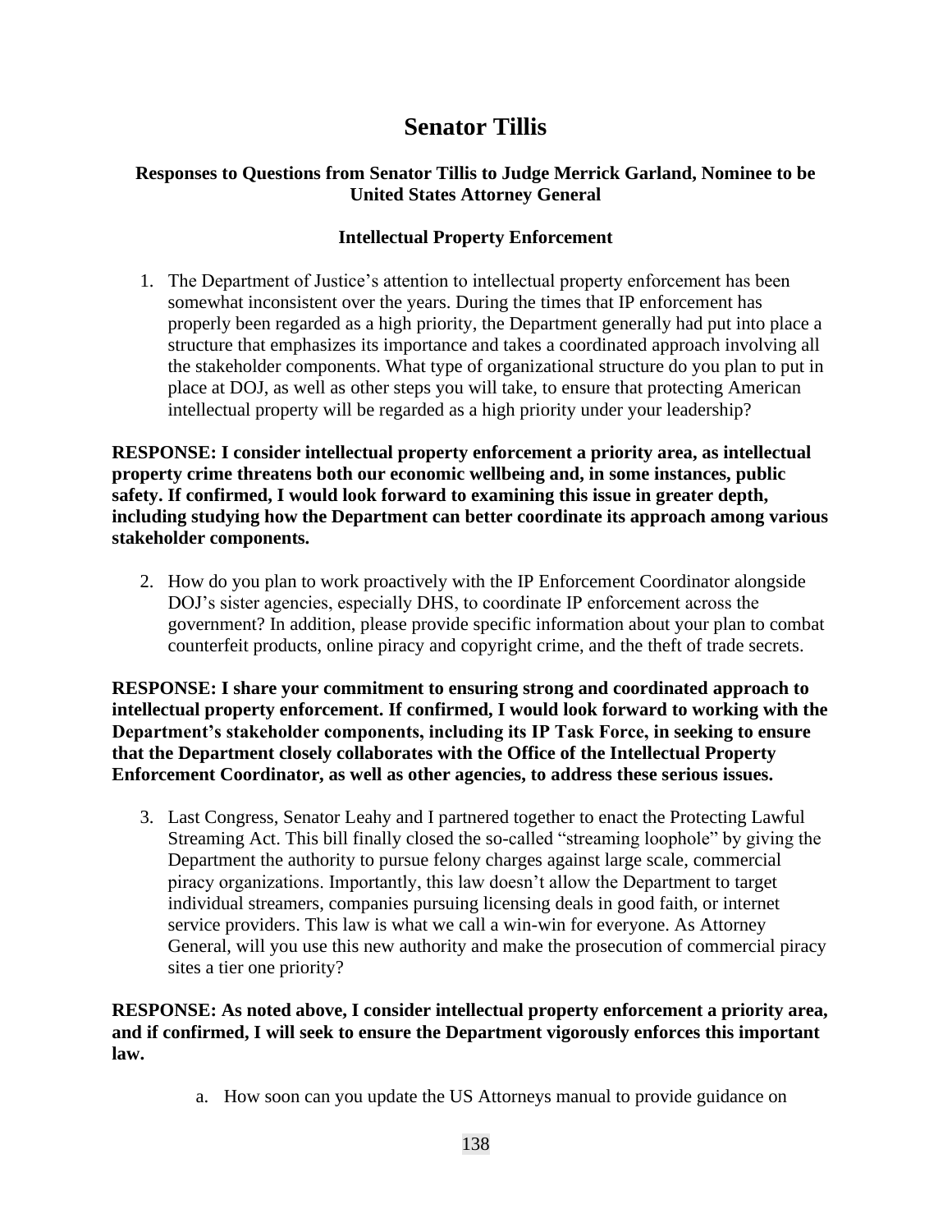# Senator Tillis

### Responses to Questions from Senator Tillis to Judge Merrick Garland, Nominee to be United States Attorney General

### Intellectual Property Enforcement

1. The Department of Justice's attention to intellectual property enforcement has been somewhat inconsistent over the years. During the times that IP enforcement has properly been regarded as a high priority, the Department generally had put into place a structure that emphasizes its importance and takes a coordinated approach involving all the stakeholder components. What type of organizational structure do you plan to put in place at DOJ, as well as other steps you will take, to ensure that protecting American intellectual property will be regarded as a high priority under your leadership?

**RESPONSE: I consider intellectual property enforcement a priority area, as intellectual property crime threatens both our economic wellbeing and, in some instances, public safety. If confirmed, I would look forward to examining this issue in greater depth, including studying how the Department can better coordinate its approach among various stakeholder components.**

2. How do you plan to work proactively with the IP Enforcement Coordinator alongside DOJ's sister agencies, especially DHS, to coordinate IP enforcement across the government? In addition, please provide specific information about your plan to combat counterfeit products, online piracy and copyright crime, and the theft of trade secrets.

**RESPONSE: I share your commitment to ensuring strong and coordinated approach to intellectual property enforcement. If confirmed, I would look forward to working with the Department's stakeholder components, including its IP Task Force, in seeking to ensure that the Department closely collaborates with the Office of the Intellectual Property Enforcement Coordinator, as well as other agencies, to address these serious issues.**

3. Last Congress, Senator Leahy and I partnered together to enact the Protecting Lawful Streaming Act. This bill finally closed the so-called "streaming loophole" by giving the Department the authority to pursue felony charges against large scale, commercial piracy organizations. Importantly, this law doesn't allow the Department to target individual streamers, companies pursuing licensing deals in good faith, or internet service providers. This law is what we call a win-win for everyone. As Attorney General, will you use this new authority and make the prosecution of commercial piracy sites a tier one priority?

**RESPONSE: As noted above, I consider intellectual property enforcement a priority area, and if confirmed, I will seek to ensure the Department vigorously enforces this important law.**

   a. How soon can you update the US Attorneys manual to provide guidance on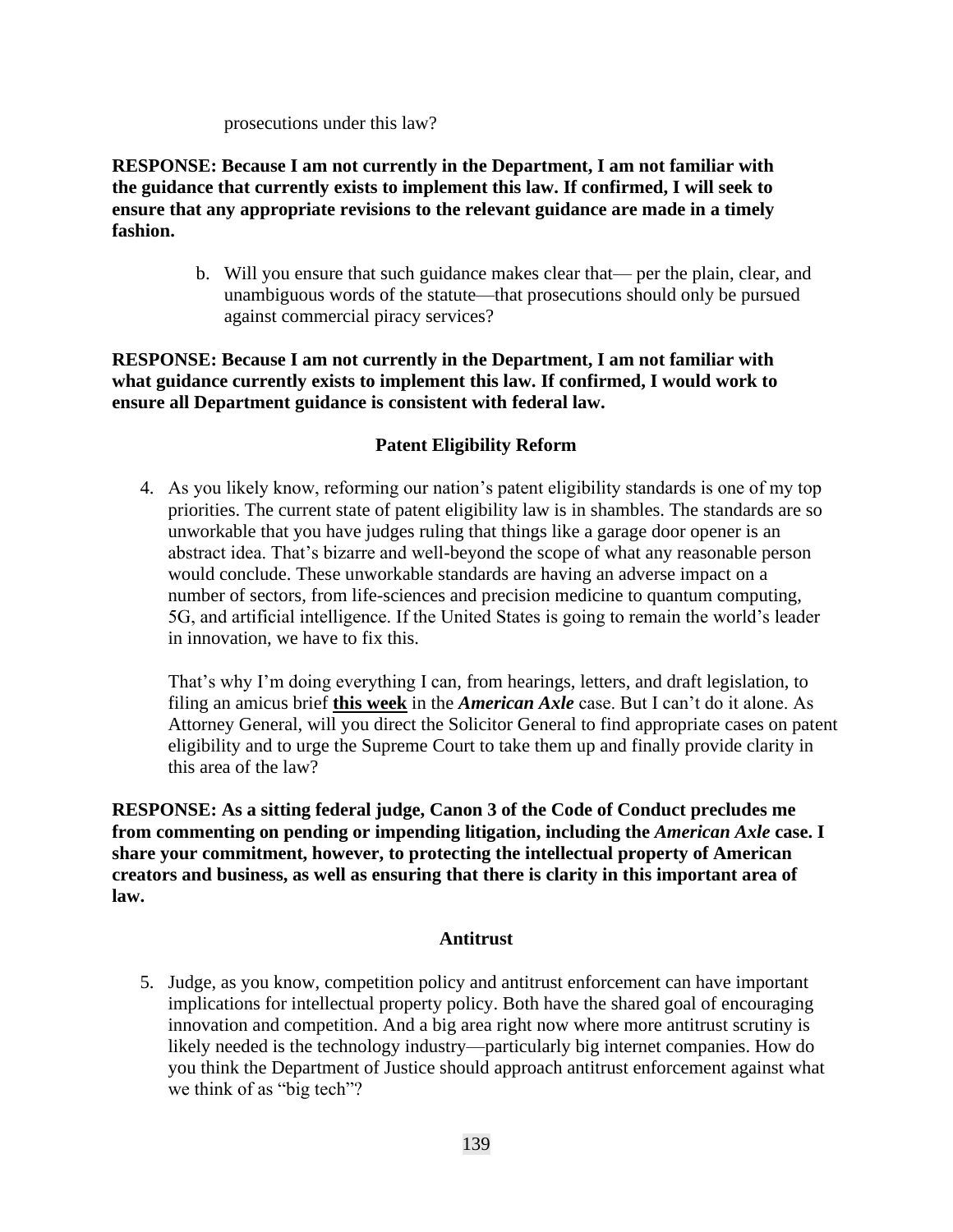prosecutions under this law?

**RESPONSE: Because I am not currently in the Department, I am not familiar with the guidance that currently exists to implement this law. If confirmed, I will seek to ensure that any appropriate revisions to the relevant guidance are made in a timely fashion.**

b. Will you ensure that such guidance makes clear that— per the plain, clear, and unambiguous words of the statute—that prosecutions should only be pursued against commercial piracy services?

**RESPONSE: Because I am not currently in the Department, I am not familiar with what guidance currently exists to implement this law. If confirmed, I would work to ensure all Department guidance is consistent with federal law.**

**Patent Eligibility Reform**

4. As you likely know, reforming our nation's patent eligibility standards is one of my top priorities. The current state of patent eligibility law is in shambles. The standards are so unworkable that you have judges ruling that things like a garage door opener is an abstract idea. That's bizarre and well-beyond the scope of what any reasonable person would conclude. These unworkable standards are having an adverse impact on a number of sectors, from life-sciences and precision medicine to quantum computing, 5G, and artificial intelligence. If the United States is going to remain the world's leader in innovation, we have to fix this.

   That's why I'm doing everything I can, from hearings, letters, and draft legislation, to filing an amicus brief **this week** in the ***American Axle*** case. But I can't do it alone. As Attorney General, will you direct the Solicitor General to find appropriate cases on patent eligibility and to urge the Supreme Court to take them up and finally provide clarity in this area of the law?

**RESPONSE: As a sitting federal judge, Canon 3 of the Code of Conduct precludes me from commenting on pending or impending litigation, including the *American Axle* case. I share your commitment, however, to protecting the intellectual property of American creators and business, as well as ensuring that there is clarity in this important area of law.**

**Antitrust**

5. Judge, as you know, competition policy and antitrust enforcement can have important implications for intellectual property policy. Both have the shared goal of encouraging innovation and competition. And a big area right now where more antitrust scrutiny is likely needed is the technology industry—particularly big internet companies. How do you think the Department of Justice should approach antitrust enforcement against what we think of as "big tech"?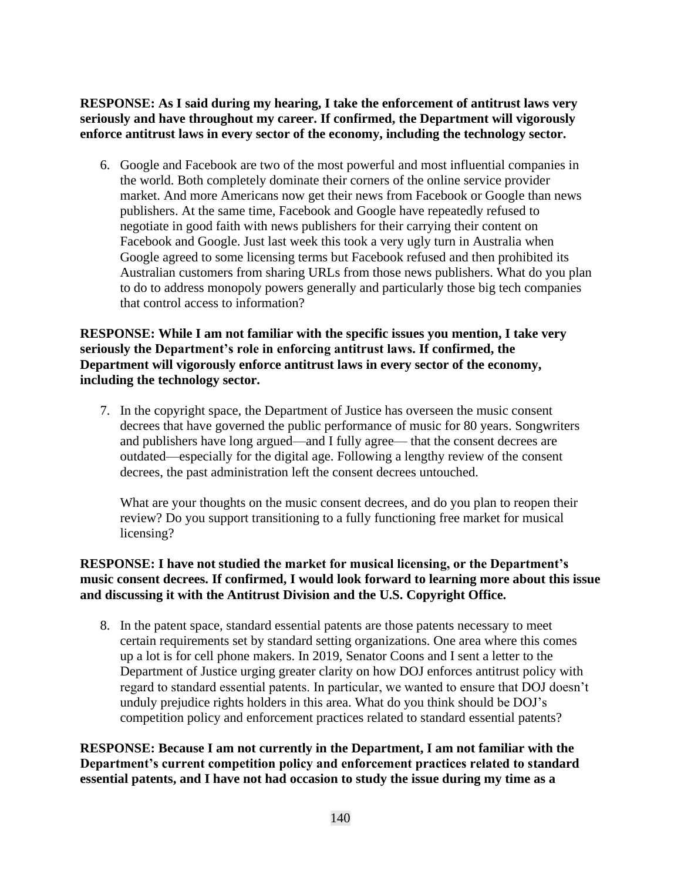**RESPONSE: As I said during my hearing, I take the enforcement of antitrust laws very seriously and have throughout my career. If confirmed, the Department will vigorously enforce antitrust laws in every sector of the economy, including the technology sector.**

6. Google and Facebook are two of the most powerful and most influential companies in the world. Both completely dominate their corners of the online service provider market. And more Americans now get their news from Facebook or Google than news publishers. At the same time, Facebook and Google have repeatedly refused to negotiate in good faith with news publishers for their carrying their content on Facebook and Google. Just last week this took a very ugly turn in Australia when Google agreed to some licensing terms but Facebook refused and then prohibited its Australian customers from sharing URLs from those news publishers. What do you plan to do to address monopoly powers generally and particularly those big tech companies that control access to information?

**RESPONSE: While I am not familiar with the specific issues you mention, I take very seriously the Department's role in enforcing antitrust laws. If confirmed, the Department will vigorously enforce antitrust laws in every sector of the economy, including the technology sector.**

7. In the copyright space, the Department of Justice has overseen the music consent decrees that have governed the public performance of music for 80 years. Songwriters and publishers have long argued—and I fully agree— that the consent decrees are outdated—especially for the digital age. Following a lengthy review of the consent decrees, the past administration left the consent decrees untouched.

   What are your thoughts on the music consent decrees, and do you plan to reopen their review? Do you support transitioning to a fully functioning free market for musical licensing?

**RESPONSE: I have not studied the market for musical licensing, or the Department's music consent decrees. If confirmed, I would look forward to learning more about this issue and discussing it with the Antitrust Division and the U.S. Copyright Office.**

8. In the patent space, standard essential patents are those patents necessary to meet certain requirements set by standard setting organizations. One area where this comes up a lot is for cell phone makers. In 2019, Senator Coons and I sent a letter to the Department of Justice urging greater clarity on how DOJ enforces antitrust policy with regard to standard essential patents. In particular, we wanted to ensure that DOJ doesn't unduly prejudice rights holders in this area. What do you think should be DOJ's competition policy and enforcement practices related to standard essential patents?

**RESPONSE: Because I am not currently in the Department, I am not familiar with the Department's current competition policy and enforcement practices related to standard essential patents, and I have not had occasion to study the issue during my time as a**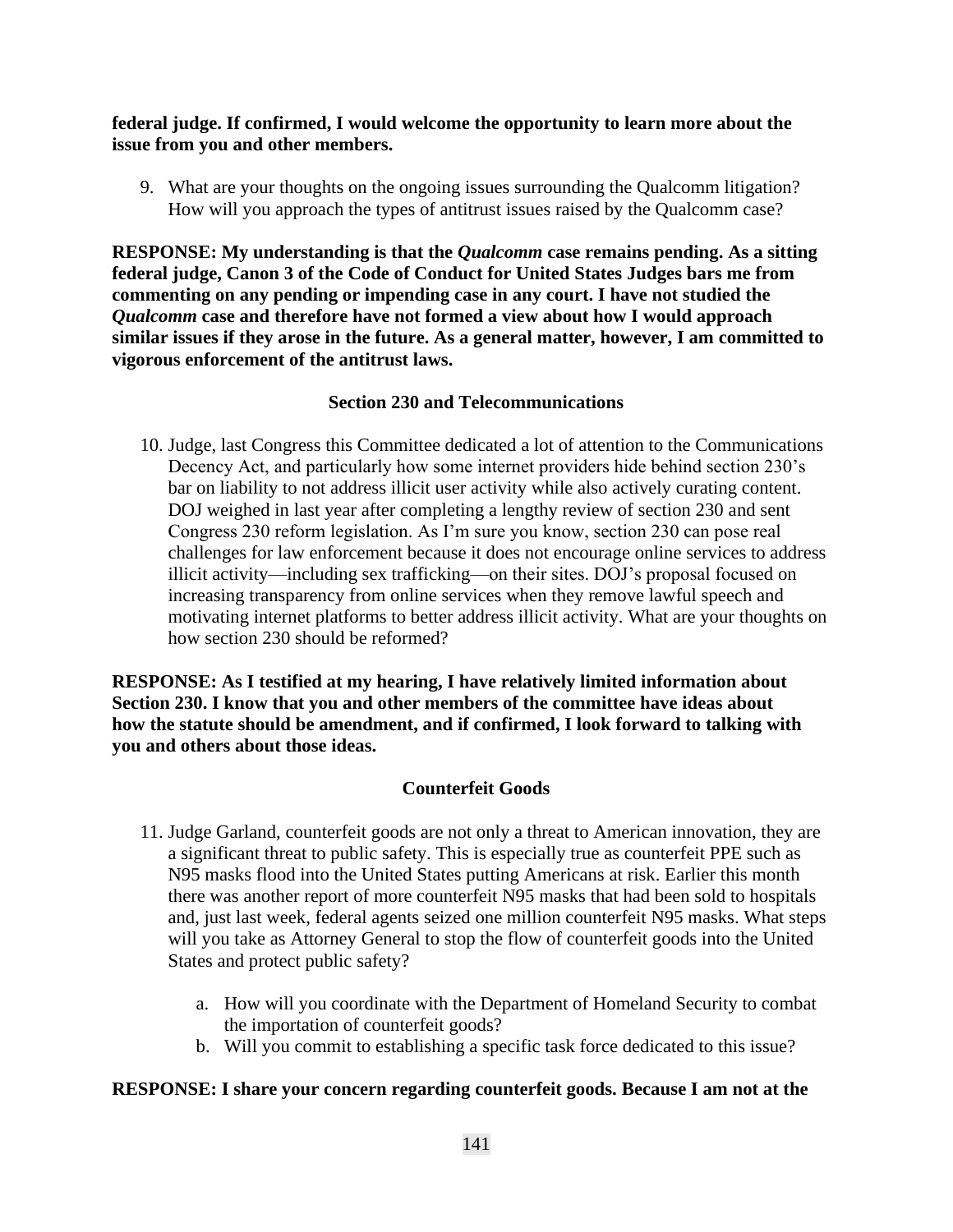**federal judge. If confirmed, I would welcome the opportunity to learn more about the issue from you and other members.**

9. What are your thoughts on the ongoing issues surrounding the Qualcomm litigation? How will you approach the types of antitrust issues raised by the Qualcomm case?

**RESPONSE: My understanding is that the *Qualcomm* case remains pending. As a sitting federal judge, Canon 3 of the Code of Conduct for United States Judges bars me from commenting on any pending or impending case in any court. I have not studied the *Qualcomm* case and therefore have not formed a view about how I would approach similar issues if they arose in the future. As a general matter, however, I am committed to vigorous enforcement of the antitrust laws.**

### Section 230 and Telecommunications

10. Judge, last Congress this Committee dedicated a lot of attention to the Communications Decency Act, and particularly how some internet providers hide behind section 230's bar on liability to not address illicit user activity while also actively curating content. DOJ weighed in last year after completing a lengthy review of section 230 and sent Congress 230 reform legislation. As I'm sure you know, section 230 can pose real challenges for law enforcement because it does not encourage online services to address illicit activity—including sex trafficking—on their sites. DOJ's proposal focused on increasing transparency from online services when they remove lawful speech and motivating internet platforms to better address illicit activity. What are your thoughts on how section 230 should be reformed?

**RESPONSE: As I testified at my hearing, I have relatively limited information about Section 230. I know that you and other members of the committee have ideas about how the statute should be amendment, and if confirmed, I look forward to talking with you and others about those ideas.**

### Counterfeit Goods

11. Judge Garland, counterfeit goods are not only a threat to American innovation, they are a significant threat to public safety. This is especially true as counterfeit PPE such as N95 masks flood into the United States putting Americans at risk. Earlier this month there was another report of more counterfeit N95 masks that had been sold to hospitals and, just last week, federal agents seized one million counterfeit N95 masks. What steps will you take as Attorney General to stop the flow of counterfeit goods into the United States and protect public safety?

    a. How will you coordinate with the Department of Homeland Security to combat the importation of counterfeit goods?
    b. Will you commit to establishing a specific task force dedicated to this issue?

**RESPONSE: I share your concern regarding counterfeit goods. Because I am not at the**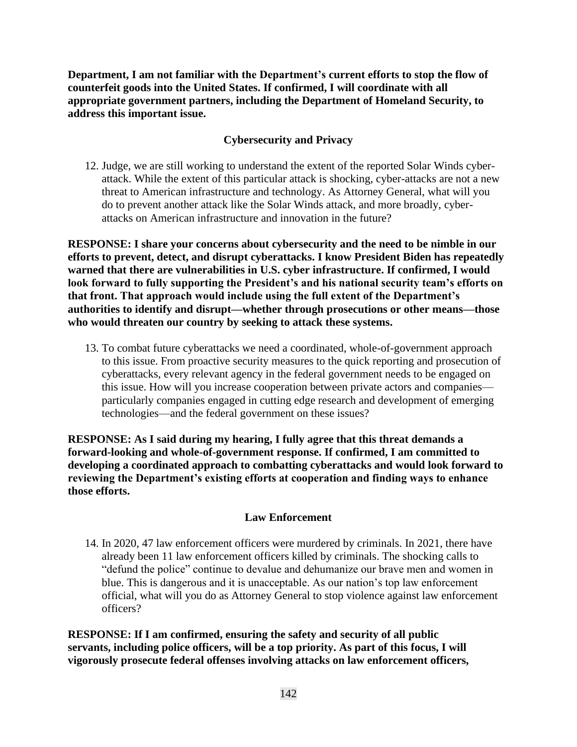**Department, I am not familiar with the Department's current efforts to stop the flow of counterfeit goods into the United States. If confirmed, I will coordinate with all appropriate government partners, including the Department of Homeland Security, to address this important issue.**

### Cybersecurity and Privacy

12. Judge, we are still working to understand the extent of the reported Solar Winds cyber-attack. While the extent of this particular attack is shocking, cyber-attacks are not a new threat to American infrastructure and technology. As Attorney General, what will you do to prevent another attack like the Solar Winds attack, and more broadly, cyber-attacks on American infrastructure and innovation in the future?

**RESPONSE: I share your concerns about cybersecurity and the need to be nimble in our efforts to prevent, detect, and disrupt cyberattacks. I know President Biden has repeatedly warned that there are vulnerabilities in U.S. cyber infrastructure. If confirmed, I would look forward to fully supporting the President's and his national security team's efforts on that front. That approach would include using the full extent of the Department's authorities to identify and disrupt—whether through prosecutions or other means—those who would threaten our country by seeking to attack these systems.**

13. To combat future cyberattacks we need a coordinated, whole-of-government approach to this issue. From proactive security measures to the quick reporting and prosecution of cyberattacks, every relevant agency in the federal government needs to be engaged on this issue. How will you increase cooperation between private actors and companies—particularly companies engaged in cutting edge research and development of emerging technologies—and the federal government on these issues?

**RESPONSE: As I said during my hearing, I fully agree that this threat demands a forward-looking and whole-of-government response. If confirmed, I am committed to developing a coordinated approach to combatting cyberattacks and would look forward to reviewing the Department's existing efforts at cooperation and finding ways to enhance those efforts.**

### Law Enforcement

14. In 2020, 47 law enforcement officers were murdered by criminals. In 2021, there have already been 11 law enforcement officers killed by criminals. The shocking calls to "defund the police" continue to devalue and dehumanize our brave men and women in blue. This is dangerous and it is unacceptable. As our nation's top law enforcement official, what will you do as Attorney General to stop violence against law enforcement officers?

**RESPONSE: If I am confirmed, ensuring the safety and security of all public servants, including police officers, will be a top priority. As part of this focus, I will vigorously prosecute federal offenses involving attacks on law enforcement officers,**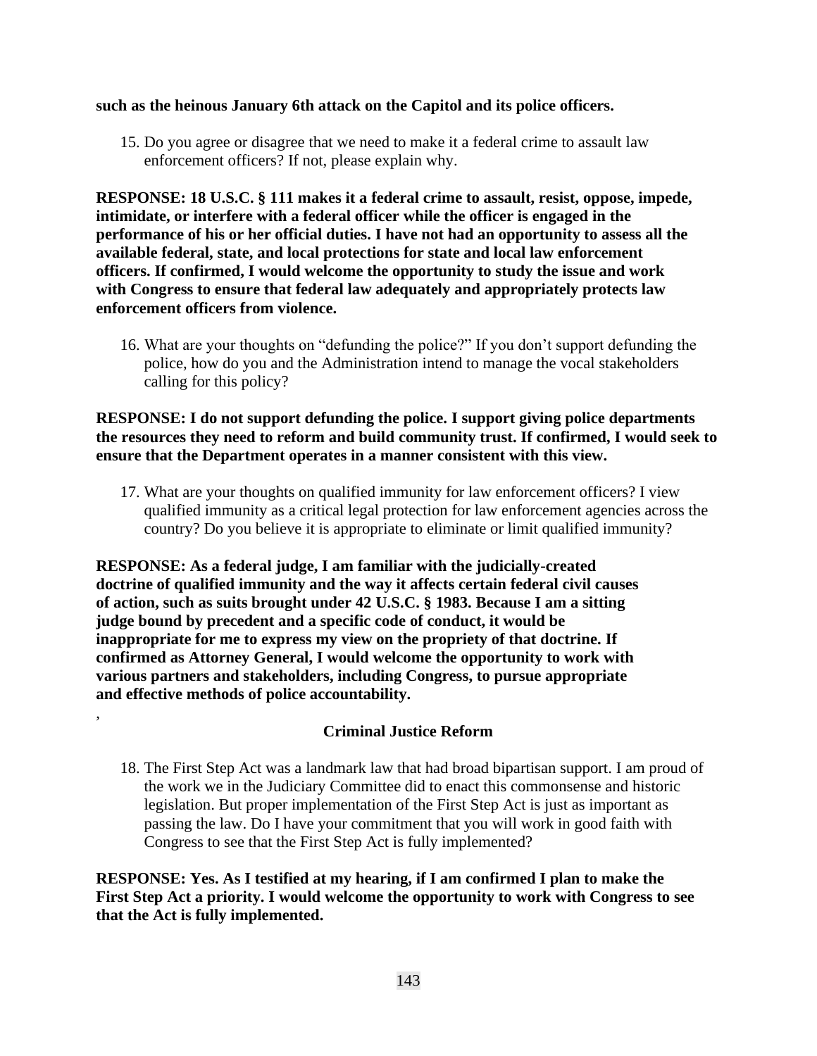**such as the heinous January 6th attack on the Capitol and its police officers.**

15. Do you agree or disagree that we need to make it a federal crime to assault law enforcement officers? If not, please explain why.

**RESPONSE: 18 U.S.C. § 111 makes it a federal crime to assault, resist, oppose, impede, intimidate, or interfere with a federal officer while the officer is engaged in the performance of his or her official duties. I have not had an opportunity to assess all the available federal, state, and local protections for state and local law enforcement officers. If confirmed, I would welcome the opportunity to study the issue and work with Congress to ensure that federal law adequately and appropriately protects law enforcement officers from violence.**

16. What are your thoughts on "defunding the police?" If you don't support defunding the police, how do you and the Administration intend to manage the vocal stakeholders calling for this policy?

**RESPONSE: I do not support defunding the police. I support giving police departments the resources they need to reform and build community trust. If confirmed, I would seek to ensure that the Department operates in a manner consistent with this view.**

17. What are your thoughts on qualified immunity for law enforcement officers? I view qualified immunity as a critical legal protection for law enforcement agencies across the country? Do you believe it is appropriate to eliminate or limit qualified immunity?

**RESPONSE: As a federal judge, I am familiar with the judicially-created doctrine of qualified immunity and the way it affects certain federal civil causes of action, such as suits brought under 42 U.S.C. § 1983. Because I am a sitting judge bound by precedent and a specific code of conduct, it would be inappropriate for me to express my view on the propriety of that doctrine. If confirmed as Attorney General, I would welcome the opportunity to work with various partners and stakeholders, including Congress, to pursue appropriate and effective methods of police accountability.**

,

## Criminal Justice Reform

18. The First Step Act was a landmark law that had broad bipartisan support. I am proud of the work we in the Judiciary Committee did to enact this commonsense and historic legislation. But proper implementation of the First Step Act is just as important as passing the law. Do I have your commitment that you will work in good faith with Congress to see that the First Step Act is fully implemented?

**RESPONSE: Yes. As I testified at my hearing, if I am confirmed I plan to make the First Step Act a priority. I would welcome the opportunity to work with Congress to see that the Act is fully implemented.**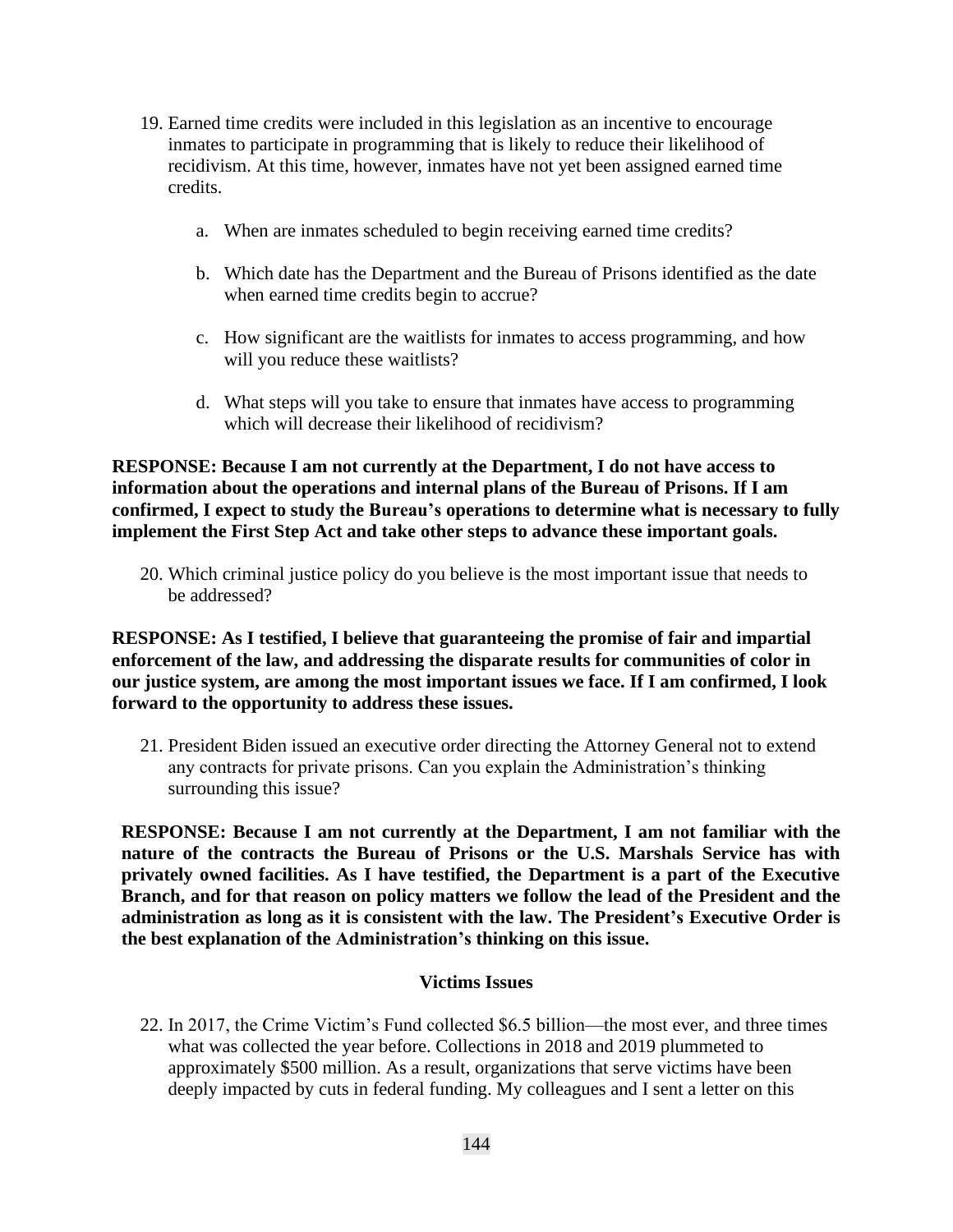19. Earned time credits were included in this legislation as an incentive to encourage inmates to participate in programming that is likely to reduce their likelihood of recidivism. At this time, however, inmates have not yet been assigned earned time credits.

    a. When are inmates scheduled to begin receiving earned time credits?

    b. Which date has the Department and the Bureau of Prisons identified as the date when earned time credits begin to accrue?

    c. How significant are the waitlists for inmates to access programming, and how will you reduce these waitlists?

    d. What steps will you take to ensure that inmates have access to programming which will decrease their likelihood of recidivism?

**RESPONSE: Because I am not currently at the Department, I do not have access to information about the operations and internal plans of the Bureau of Prisons. If I am confirmed, I expect to study the Bureau's operations to determine what is necessary to fully implement the First Step Act and take other steps to advance these important goals.**

20. Which criminal justice policy do you believe is the most important issue that needs to be addressed?

**RESPONSE: As I testified, I believe that guaranteeing the promise of fair and impartial enforcement of the law, and addressing the disparate results for communities of color in our justice system, are among the most important issues we face. If I am confirmed, I look forward to the opportunity to address these issues.**

21. President Biden issued an executive order directing the Attorney General not to extend any contracts for private prisons. Can you explain the Administration's thinking surrounding this issue?

**RESPONSE: Because I am not currently at the Department, I am not familiar with the nature of the contracts the Bureau of Prisons or the U.S. Marshals Service has with privately owned facilities. As I have testified, the Department is a part of the Executive Branch, and for that reason on policy matters we follow the lead of the President and the administration as long as it is consistent with the law. The President's Executive Order is the best explanation of the Administration's thinking on this issue.**

### Victims Issues

22. In 2017, the Crime Victim's Fund collected $6.5 billion—the most ever, and three times what was collected the year before. Collections in 2018 and 2019 plummeted to approximately $500 million. As a result, organizations that serve victims have been deeply impacted by cuts in federal funding. My colleagues and I sent a letter on this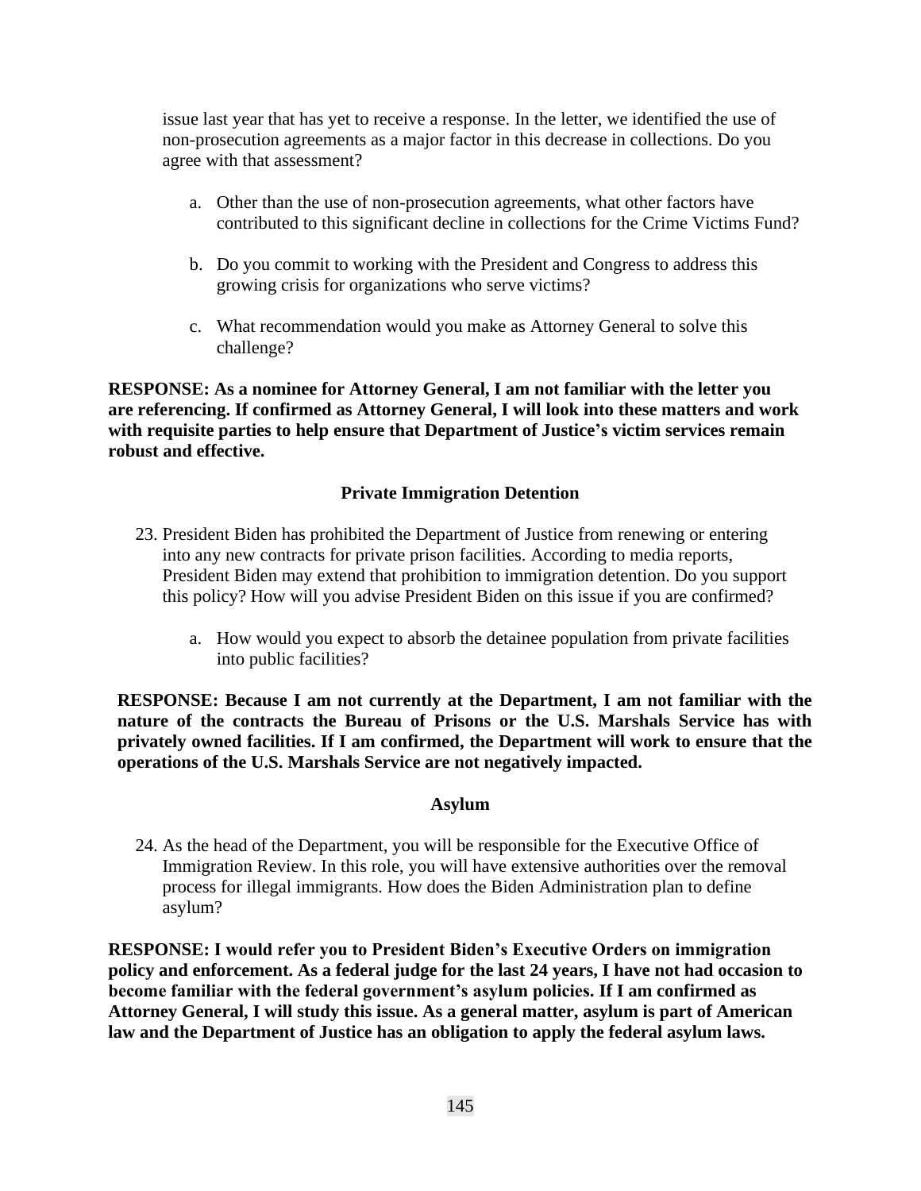issue last year that has yet to receive a response. In the letter, we identified the use of non-prosecution agreements as a major factor in this decrease in collections. Do you agree with that assessment?

a. Other than the use of non-prosecution agreements, what other factors have contributed to this significant decline in collections for the Crime Victims Fund?

b. Do you commit to working with the President and Congress to address this growing crisis for organizations who serve victims?

c. What recommendation would you make as Attorney General to solve this challenge?

**RESPONSE: As a nominee for Attorney General, I am not familiar with the letter you are referencing. If confirmed as Attorney General, I will look into these matters and work with requisite parties to help ensure that Department of Justice's victim services remain robust and effective.**

### Private Immigration Detention

23. President Biden has prohibited the Department of Justice from renewing or entering into any new contracts for private prison facilities. According to media reports, President Biden may extend that prohibition to immigration detention. Do you support this policy? How will you advise President Biden on this issue if you are confirmed?

    a. How would you expect to absorb the detainee population from private facilities into public facilities?

**RESPONSE: Because I am not currently at the Department, I am not familiar with the nature of the contracts the Bureau of Prisons or the U.S. Marshals Service has with privately owned facilities. If I am confirmed, the Department will work to ensure that the operations of the U.S. Marshals Service are not negatively impacted.**

### Asylum

24. As the head of the Department, you will be responsible for the Executive Office of Immigration Review. In this role, you will have extensive authorities over the removal process for illegal immigrants. How does the Biden Administration plan to define asylum?

**RESPONSE: I would refer you to President Biden's Executive Orders on immigration policy and enforcement. As a federal judge for the last 24 years, I have not had occasion to become familiar with the federal government's asylum policies. If I am confirmed as Attorney General, I will study this issue. As a general matter, asylum is part of American law and the Department of Justice has an obligation to apply the federal asylum laws.**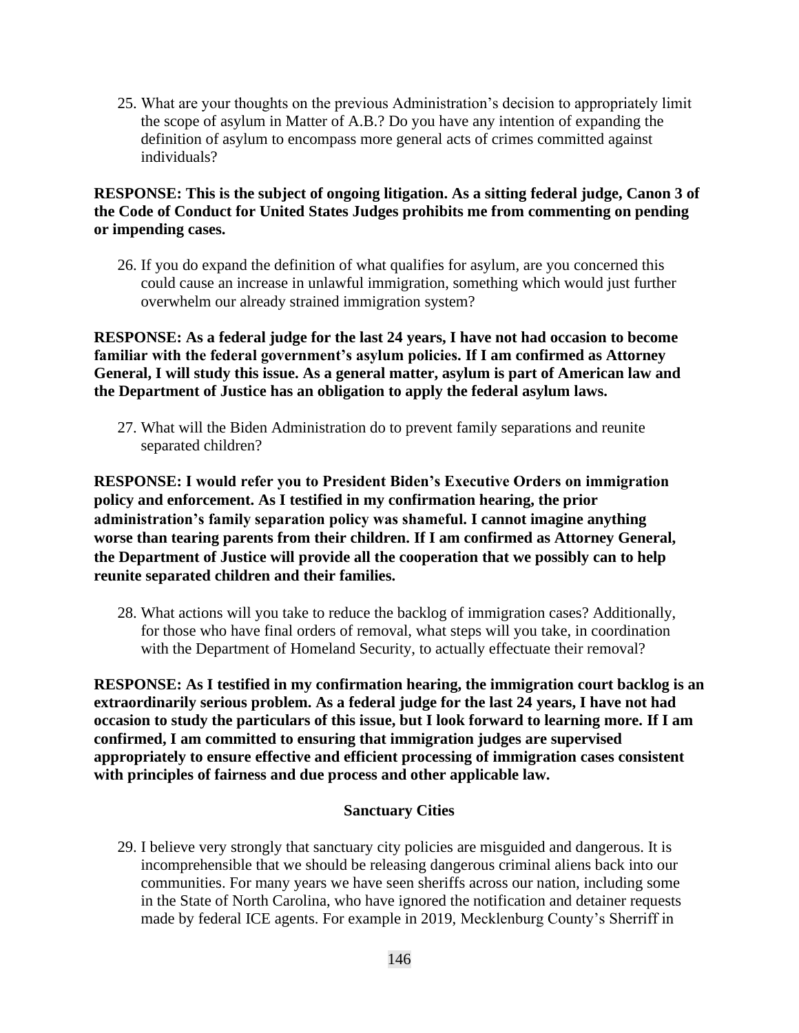25. What are your thoughts on the previous Administration's decision to appropriately limit the scope of asylum in Matter of A.B.? Do you have any intention of expanding the definition of asylum to encompass more general acts of crimes committed against individuals?

**RESPONSE: This is the subject of ongoing litigation. As a sitting federal judge, Canon 3 of the Code of Conduct for United States Judges prohibits me from commenting on pending or impending cases.**

26. If you do expand the definition of what qualifies for asylum, are you concerned this could cause an increase in unlawful immigration, something which would just further overwhelm our already strained immigration system?

**RESPONSE: As a federal judge for the last 24 years, I have not had occasion to become familiar with the federal government's asylum policies. If I am confirmed as Attorney General, I will study this issue. As a general matter, asylum is part of American law and the Department of Justice has an obligation to apply the federal asylum laws.**

27. What will the Biden Administration do to prevent family separations and reunite separated children?

**RESPONSE: I would refer you to President Biden's Executive Orders on immigration policy and enforcement. As I testified in my confirmation hearing, the prior administration's family separation policy was shameful. I cannot imagine anything worse than tearing parents from their children. If I am confirmed as Attorney General, the Department of Justice will provide all the cooperation that we possibly can to help reunite separated children and their families.**

28. What actions will you take to reduce the backlog of immigration cases? Additionally, for those who have final orders of removal, what steps will you take, in coordination with the Department of Homeland Security, to actually effectuate their removal?

**RESPONSE: As I testified in my confirmation hearing, the immigration court backlog is an extraordinarily serious problem. As a federal judge for the last 24 years, I have not had occasion to study the particulars of this issue, but I look forward to learning more. If I am confirmed, I am committed to ensuring that immigration judges are supervised appropriately to ensure effective and efficient processing of immigration cases consistent with principles of fairness and due process and other applicable law.**

## Sanctuary Cities

29. I believe very strongly that sanctuary city policies are misguided and dangerous. It is incomprehensible that we should be releasing dangerous criminal aliens back into our communities. For many years we have seen sheriffs across our nation, including some in the State of North Carolina, who have ignored the notification and detainer requests made by federal ICE agents. For example in 2019, Mecklenburg County's Sherriff in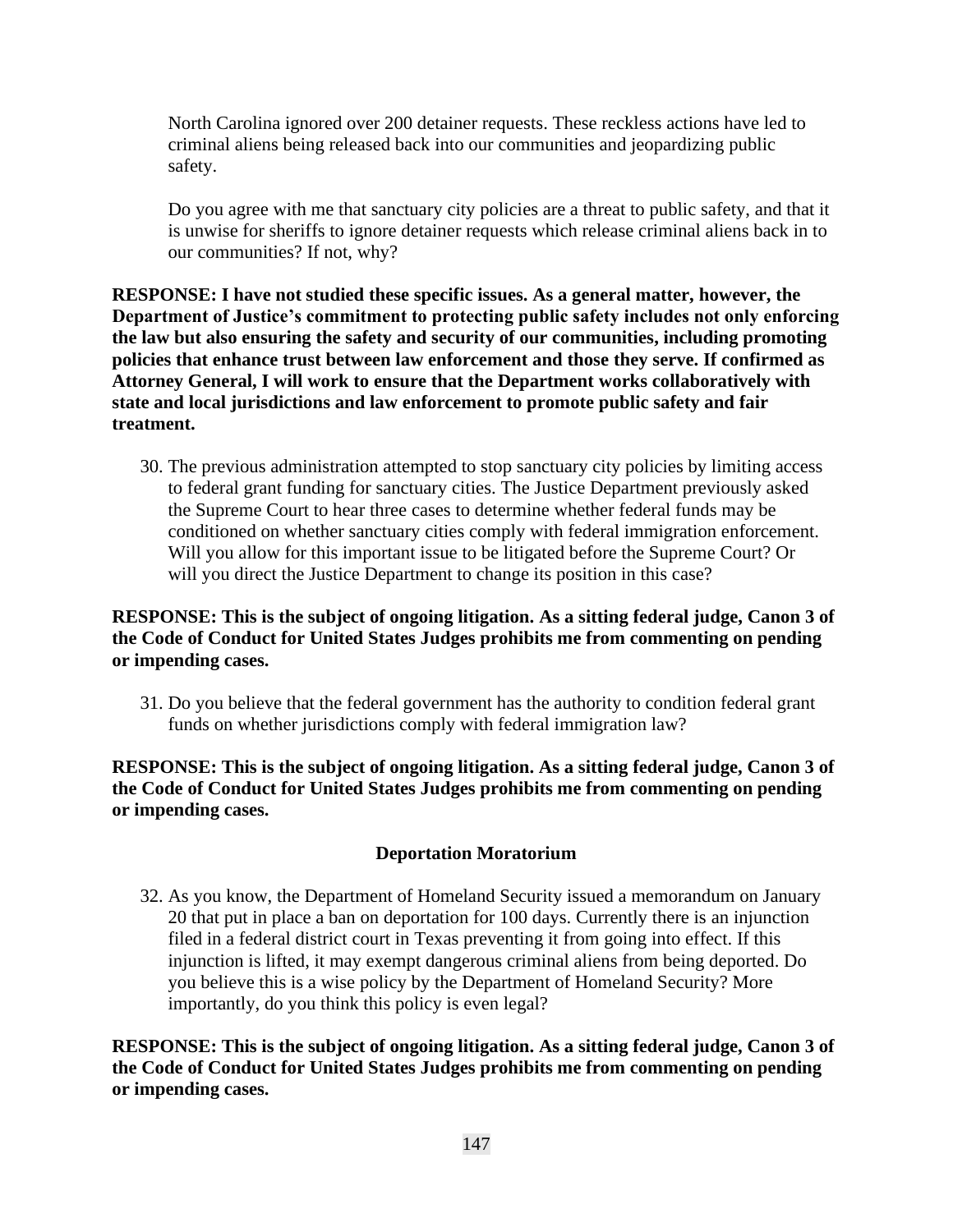North Carolina ignored over 200 detainer requests. These reckless actions have led to criminal aliens being released back into our communities and jeopardizing public safety.

Do you agree with me that sanctuary city policies are a threat to public safety, and that it is unwise for sheriffs to ignore detainer requests which release criminal aliens back in to our communities? If not, why?

**RESPONSE: I have not studied these specific issues. As a general matter, however, the Department of Justice's commitment to protecting public safety includes not only enforcing the law but also ensuring the safety and security of our communities, including promoting policies that enhance trust between law enforcement and those they serve. If confirmed as Attorney General, I will work to ensure that the Department works collaboratively with state and local jurisdictions and law enforcement to promote public safety and fair treatment.**

30. The previous administration attempted to stop sanctuary city policies by limiting access to federal grant funding for sanctuary cities. The Justice Department previously asked the Supreme Court to hear three cases to determine whether federal funds may be conditioned on whether sanctuary cities comply with federal immigration enforcement. Will you allow for this important issue to be litigated before the Supreme Court? Or will you direct the Justice Department to change its position in this case?

**RESPONSE: This is the subject of ongoing litigation. As a sitting federal judge, Canon 3 of the Code of Conduct for United States Judges prohibits me from commenting on pending or impending cases.**

31. Do you believe that the federal government has the authority to condition federal grant funds on whether jurisdictions comply with federal immigration law?

**RESPONSE: This is the subject of ongoing litigation. As a sitting federal judge, Canon 3 of the Code of Conduct for United States Judges prohibits me from commenting on pending or impending cases.**

### Deportation Moratorium

32. As you know, the Department of Homeland Security issued a memorandum on January 20 that put in place a ban on deportation for 100 days. Currently there is an injunction filed in a federal district court in Texas preventing it from going into effect. If this injunction is lifted, it may exempt dangerous criminal aliens from being deported. Do you believe this is a wise policy by the Department of Homeland Security? More importantly, do you think this policy is even legal?

**RESPONSE: This is the subject of ongoing litigation. As a sitting federal judge, Canon 3 of the Code of Conduct for United States Judges prohibits me from commenting on pending or impending cases.**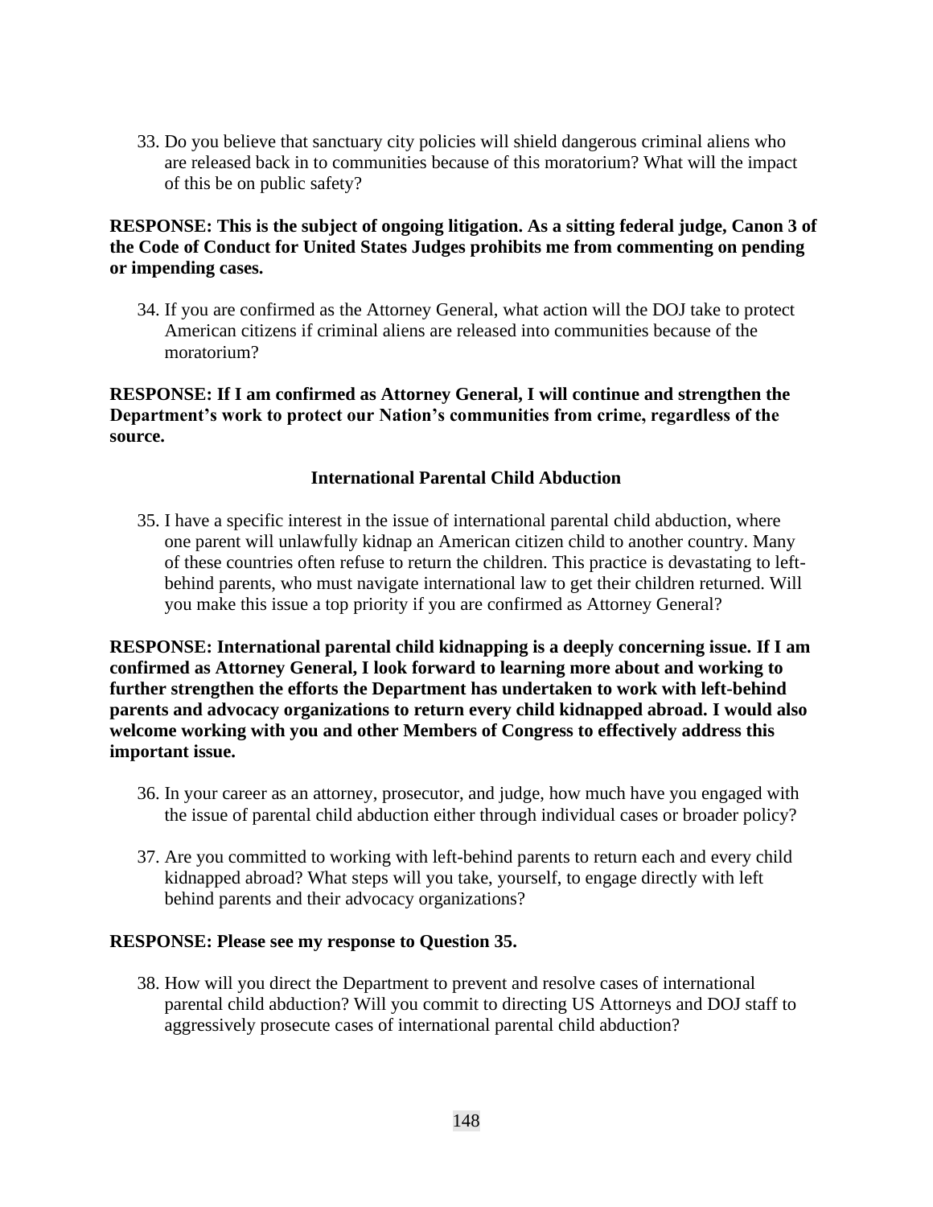33. Do you believe that sanctuary city policies will shield dangerous criminal aliens who are released back in to communities because of this moratorium? What will the impact of this be on public safety?

**RESPONSE: This is the subject of ongoing litigation. As a sitting federal judge, Canon 3 of the Code of Conduct for United States Judges prohibits me from commenting on pending or impending cases.**

34. If you are confirmed as the Attorney General, what action will the DOJ take to protect American citizens if criminal aliens are released into communities because of the moratorium?

**RESPONSE: If I am confirmed as Attorney General, I will continue and strengthen the Department's work to protect our Nation's communities from crime, regardless of the source.**

### International Parental Child Abduction

35. I have a specific interest in the issue of international parental child abduction, where one parent will unlawfully kidnap an American citizen child to another country. Many of these countries often refuse to return the children. This practice is devastating to left-behind parents, who must navigate international law to get their children returned. Will you make this issue a top priority if you are confirmed as Attorney General?

**RESPONSE: International parental child kidnapping is a deeply concerning issue. If I am confirmed as Attorney General, I look forward to learning more about and working to further strengthen the efforts the Department has undertaken to work with left-behind parents and advocacy organizations to return every child kidnapped abroad. I would also welcome working with you and other Members of Congress to effectively address this important issue.**

36. In your career as an attorney, prosecutor, and judge, how much have you engaged with the issue of parental child abduction either through individual cases or broader policy?

37. Are you committed to working with left-behind parents to return each and every child kidnapped abroad? What steps will you take, yourself, to engage directly with left behind parents and their advocacy organizations?

**RESPONSE: Please see my response to Question 35.**

38. How will you direct the Department to prevent and resolve cases of international parental child abduction? Will you commit to directing US Attorneys and DOJ staff to aggressively prosecute cases of international parental child abduction?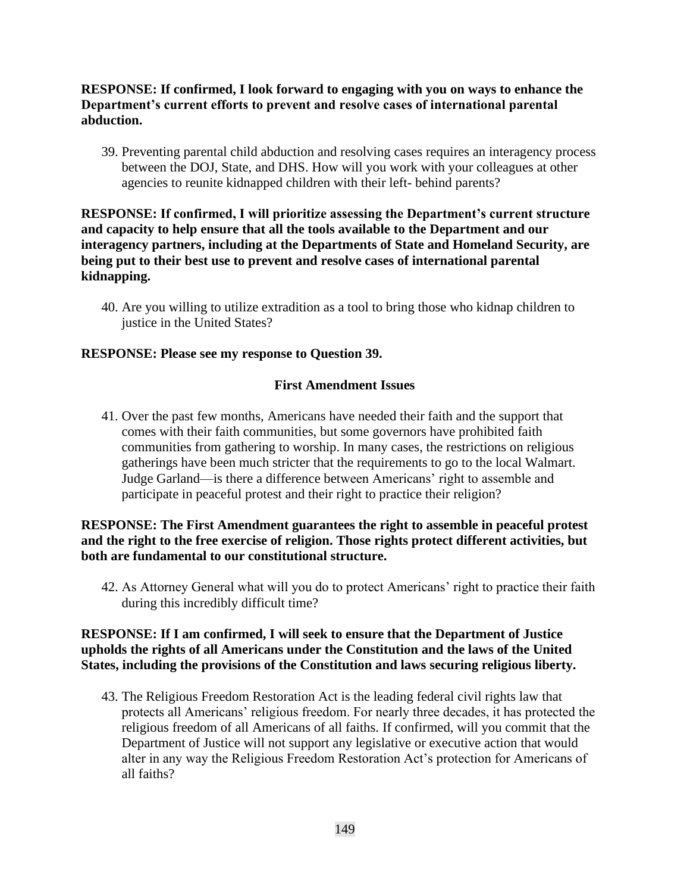**RESPONSE: If confirmed, I look forward to engaging with you on ways to enhance the Department's current efforts to prevent and resolve cases of international parental abduction.**

39. Preventing parental child abduction and resolving cases requires an interagency process between the DOJ, State, and DHS. How will you work with your colleagues at other agencies to reunite kidnapped children with their left- behind parents?

**RESPONSE: If confirmed, I will prioritize assessing the Department's current structure and capacity to help ensure that all the tools available to the Department and our interagency partners, including at the Departments of State and Homeland Security, are being put to their best use to prevent and resolve cases of international parental kidnapping.**

40. Are you willing to utilize extradition as a tool to bring those who kidnap children to justice in the United States?

**RESPONSE: Please see my response to Question 39.**

**First Amendment Issues**

41. Over the past few months, Americans have needed their faith and the support that comes with their faith communities, but some governors have prohibited faith communities from gathering to worship. In many cases, the restrictions on religious gatherings have been much stricter that the requirements to go to the local Walmart. Judge Garland—is there a difference between Americans' right to assemble and participate in peaceful protest and their right to practice their religion?

**RESPONSE: The First Amendment guarantees the right to assemble in peaceful protest and the right to the free exercise of religion. Those rights protect different activities, but both are fundamental to our constitutional structure.**

42. As Attorney General what will you do to protect Americans' right to practice their faith during this incredibly difficult time?

**RESPONSE: If I am confirmed, I will seek to ensure that the Department of Justice upholds the rights of all Americans under the Constitution and the laws of the United States, including the provisions of the Constitution and laws securing religious liberty.**

43. The Religious Freedom Restoration Act is the leading federal civil rights law that protects all Americans' religious freedom. For nearly three decades, it has protected the religious freedom of all Americans of all faiths. If confirmed, will you commit that the Department of Justice will not support any legislative or executive action that would alter in any way the Religious Freedom Restoration Act's protection for Americans of all faiths?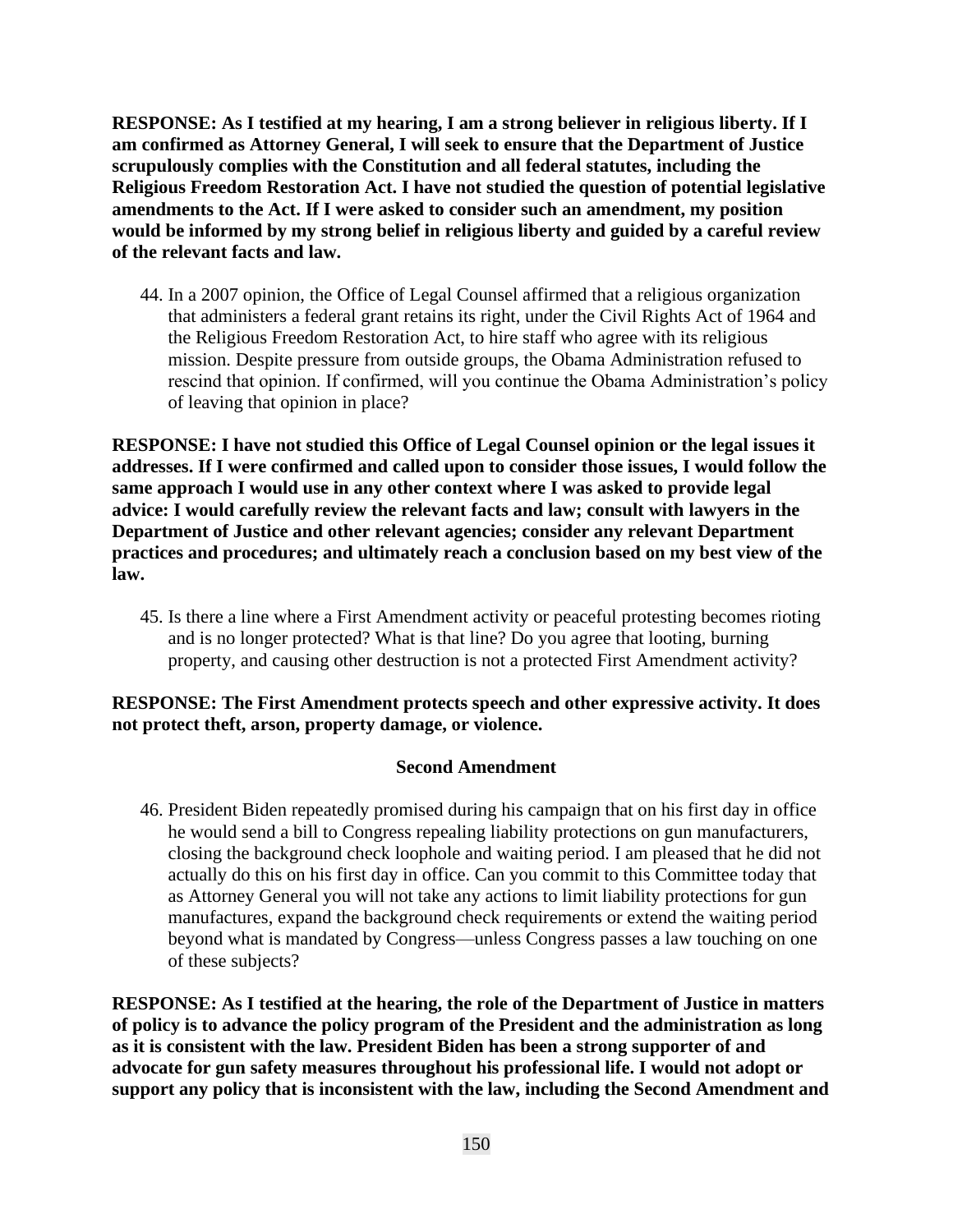**RESPONSE: As I testified at my hearing, I am a strong believer in religious liberty. If I am confirmed as Attorney General, I will seek to ensure that the Department of Justice scrupulously complies with the Constitution and all federal statutes, including the Religious Freedom Restoration Act. I have not studied the question of potential legislative amendments to the Act. If I were asked to consider such an amendment, my position would be informed by my strong belief in religious liberty and guided by a careful review of the relevant facts and law.**

44. In a 2007 opinion, the Office of Legal Counsel affirmed that a religious organization that administers a federal grant retains its right, under the Civil Rights Act of 1964 and the Religious Freedom Restoration Act, to hire staff who agree with its religious mission. Despite pressure from outside groups, the Obama Administration refused to rescind that opinion. If confirmed, will you continue the Obama Administration's policy of leaving that opinion in place?

**RESPONSE: I have not studied this Office of Legal Counsel opinion or the legal issues it addresses. If I were confirmed and called upon to consider those issues, I would follow the same approach I would use in any other context where I was asked to provide legal advice: I would carefully review the relevant facts and law; consult with lawyers in the Department of Justice and other relevant agencies; consider any relevant Department practices and procedures; and ultimately reach a conclusion based on my best view of the law.**

45. Is there a line where a First Amendment activity or peaceful protesting becomes rioting and is no longer protected? What is that line? Do you agree that looting, burning property, and causing other destruction is not a protected First Amendment activity?

**RESPONSE: The First Amendment protects speech and other expressive activity. It does not protect theft, arson, property damage, or violence.**

### Second Amendment

46. President Biden repeatedly promised during his campaign that on his first day in office he would send a bill to Congress repealing liability protections on gun manufacturers, closing the background check loophole and waiting period. I am pleased that he did not actually do this on his first day in office. Can you commit to this Committee today that as Attorney General you will not take any actions to limit liability protections for gun manufactures, expand the background check requirements or extend the waiting period beyond what is mandated by Congress—unless Congress passes a law touching on one of these subjects?

**RESPONSE: As I testified at the hearing, the role of the Department of Justice in matters of policy is to advance the policy program of the President and the administration as long as it is consistent with the law. President Biden has been a strong supporter of and advocate for gun safety measures throughout his professional life. I would not adopt or support any policy that is inconsistent with the law, including the Second Amendment and**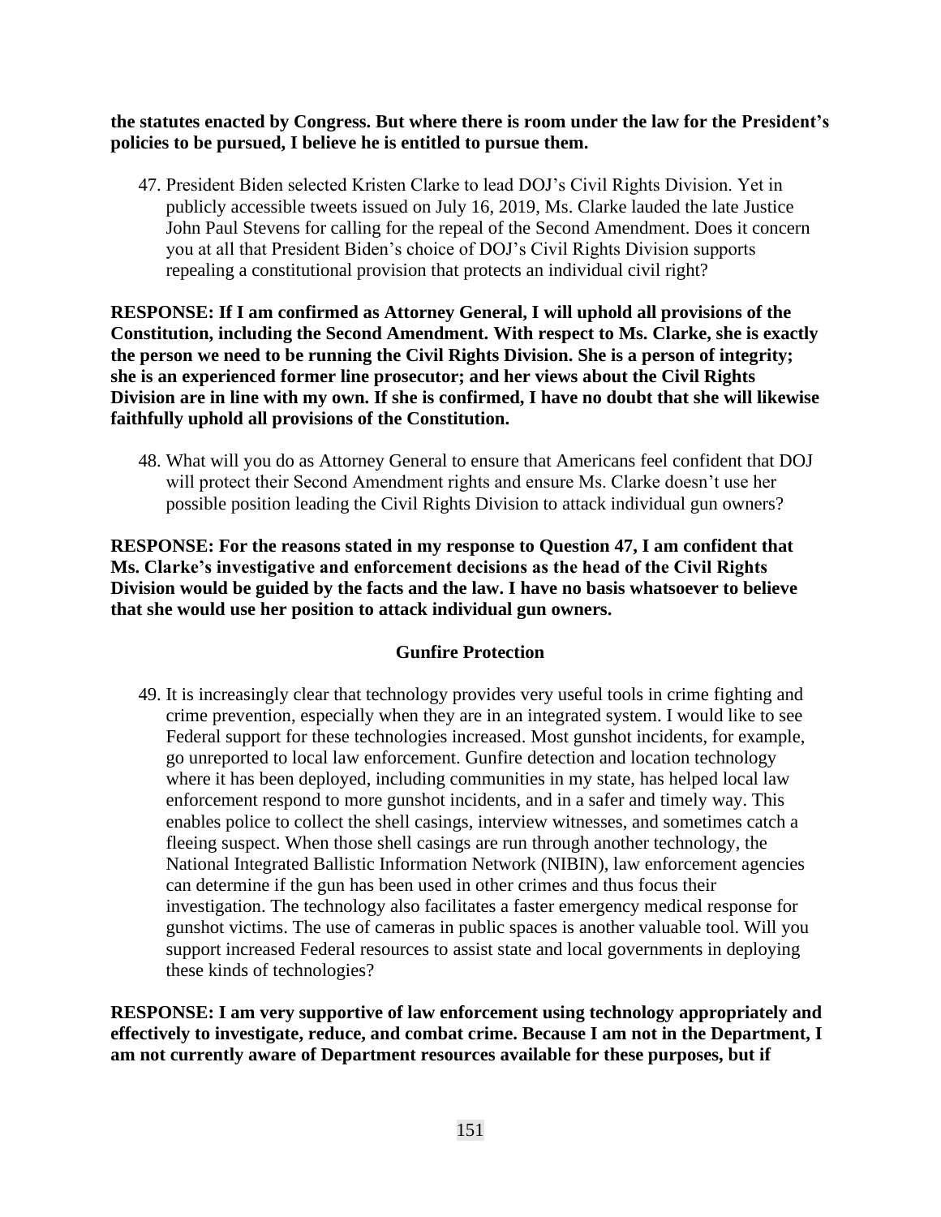**the statutes enacted by Congress. But where there is room under the law for the President's policies to be pursued, I believe he is entitled to pursue them.**

47. President Biden selected Kristen Clarke to lead DOJ's Civil Rights Division. Yet in publicly accessible tweets issued on July 16, 2019, Ms. Clarke lauded the late Justice John Paul Stevens for calling for the repeal of the Second Amendment. Does it concern you at all that President Biden's choice of DOJ's Civil Rights Division supports repealing a constitutional provision that protects an individual civil right?

**RESPONSE: If I am confirmed as Attorney General, I will uphold all provisions of the Constitution, including the Second Amendment. With respect to Ms. Clarke, she is exactly the person we need to be running the Civil Rights Division. She is a person of integrity; she is an experienced former line prosecutor; and her views about the Civil Rights Division are in line with my own. If she is confirmed, I have no doubt that she will likewise faithfully uphold all provisions of the Constitution.**

48. What will you do as Attorney General to ensure that Americans feel confident that DOJ will protect their Second Amendment rights and ensure Ms. Clarke doesn't use her possible position leading the Civil Rights Division to attack individual gun owners?

**RESPONSE: For the reasons stated in my response to Question 47, I am confident that Ms. Clarke's investigative and enforcement decisions as the head of the Civil Rights Division would be guided by the facts and the law. I have no basis whatsoever to believe that she would use her position to attack individual gun owners.**

### Gunfire Protection

49. It is increasingly clear that technology provides very useful tools in crime fighting and crime prevention, especially when they are in an integrated system. I would like to see Federal support for these technologies increased. Most gunshot incidents, for example, go unreported to local law enforcement. Gunfire detection and location technology where it has been deployed, including communities in my state, has helped local law enforcement respond to more gunshot incidents, and in a safer and timely way. This enables police to collect the shell casings, interview witnesses, and sometimes catch a fleeing suspect. When those shell casings are run through another technology, the National Integrated Ballistic Information Network (NIBIN), law enforcement agencies can determine if the gun has been used in other crimes and thus focus their investigation. The technology also facilitates a faster emergency medical response for gunshot victims. The use of cameras in public spaces is another valuable tool. Will you support increased Federal resources to assist state and local governments in deploying these kinds of technologies?

**RESPONSE: I am very supportive of law enforcement using technology appropriately and effectively to investigate, reduce, and combat crime. Because I am not in the Department, I am not currently aware of Department resources available for these purposes, but if**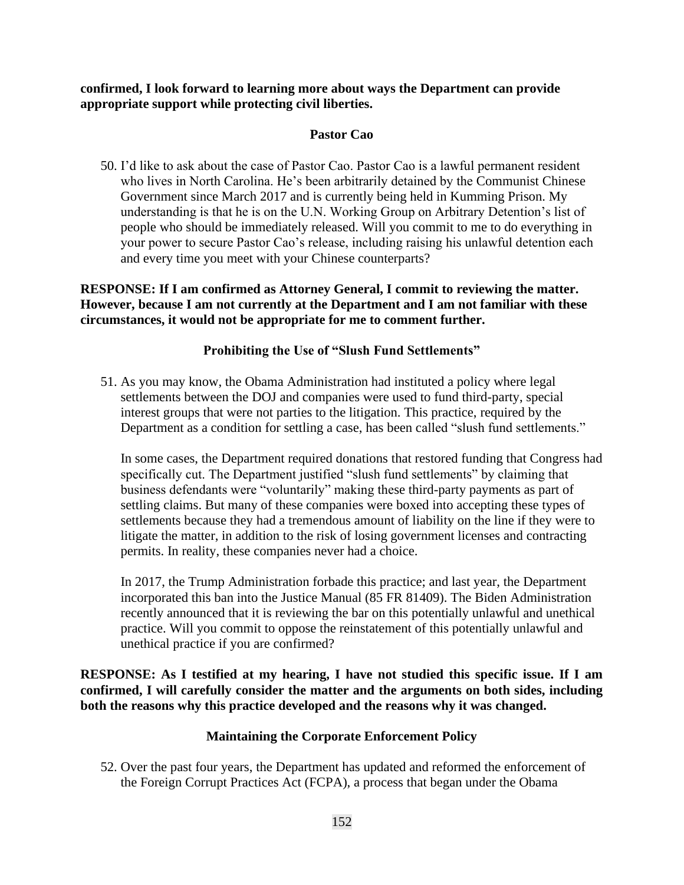**confirmed, I look forward to learning more about ways the Department can provide appropriate support while protecting civil liberties.**

### Pastor Cao

50. I'd like to ask about the case of Pastor Cao. Pastor Cao is a lawful permanent resident who lives in North Carolina. He's been arbitrarily detained by the Communist Chinese Government since March 2017 and is currently being held in Kumming Prison. My understanding is that he is on the U.N. Working Group on Arbitrary Detention's list of people who should be immediately released. Will you commit to me to do everything in your power to secure Pastor Cao's release, including raising his unlawful detention each and every time you meet with your Chinese counterparts?

**RESPONSE: If I am confirmed as Attorney General, I commit to reviewing the matter. However, because I am not currently at the Department and I am not familiar with these circumstances, it would not be appropriate for me to comment further.**

### Prohibiting the Use of "Slush Fund Settlements"

51. As you may know, the Obama Administration had instituted a policy where legal settlements between the DOJ and companies were used to fund third-party, special interest groups that were not parties to the litigation. This practice, required by the Department as a condition for settling a case, has been called "slush fund settlements."

    In some cases, the Department required donations that restored funding that Congress had specifically cut. The Department justified "slush fund settlements" by claiming that business defendants were "voluntarily" making these third-party payments as part of settling claims. But many of these companies were boxed into accepting these types of settlements because they had a tremendous amount of liability on the line if they were to litigate the matter, in addition to the risk of losing government licenses and contracting permits. In reality, these companies never had a choice.

    In 2017, the Trump Administration forbade this practice; and last year, the Department incorporated this ban into the Justice Manual (85 FR 81409). The Biden Administration recently announced that it is reviewing the bar on this potentially unlawful and unethical practice. Will you commit to oppose the reinstatement of this potentially unlawful and unethical practice if you are confirmed?

**RESPONSE: As I testified at my hearing, I have not studied this specific issue. If I am confirmed, I will carefully consider the matter and the arguments on both sides, including both the reasons why this practice developed and the reasons why it was changed.**

### Maintaining the Corporate Enforcement Policy

52. Over the past four years, the Department has updated and reformed the enforcement of the Foreign Corrupt Practices Act (FCPA), a process that began under the Obama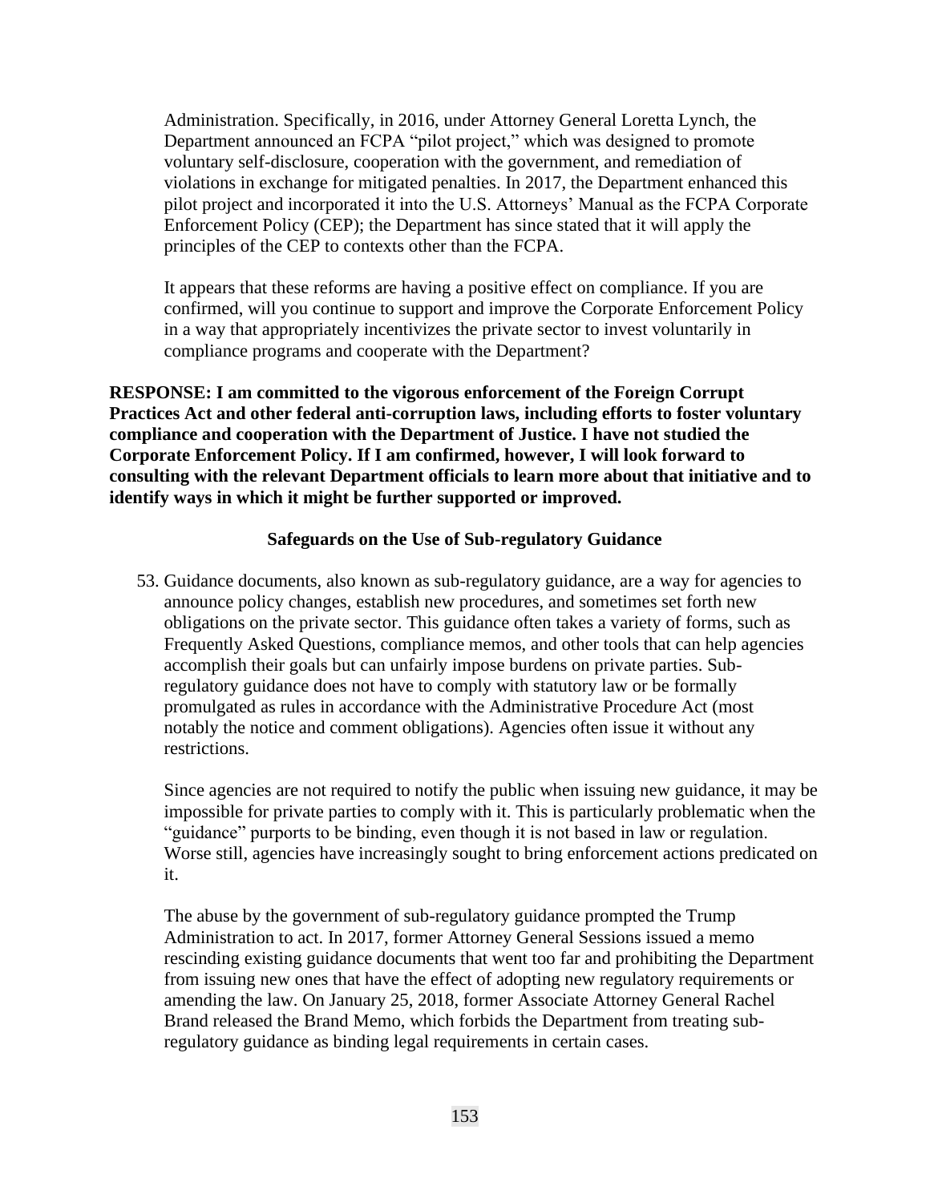Administration. Specifically, in 2016, under Attorney General Loretta Lynch, the Department announced an FCPA "pilot project," which was designed to promote voluntary self-disclosure, cooperation with the government, and remediation of violations in exchange for mitigated penalties. In 2017, the Department enhanced this pilot project and incorporated it into the U.S. Attorneys' Manual as the FCPA Corporate Enforcement Policy (CEP); the Department has since stated that it will apply the principles of the CEP to contexts other than the FCPA.

It appears that these reforms are having a positive effect on compliance. If you are confirmed, will you continue to support and improve the Corporate Enforcement Policy in a way that appropriately incentivizes the private sector to invest voluntarily in compliance programs and cooperate with the Department?

**RESPONSE: I am committed to the vigorous enforcement of the Foreign Corrupt Practices Act and other federal anti-corruption laws, including efforts to foster voluntary compliance and cooperation with the Department of Justice. I have not studied the Corporate Enforcement Policy. If I am confirmed, however, I will look forward to consulting with the relevant Department officials to learn more about that initiative and to identify ways in which it might be further supported or improved.**

**Safeguards on the Use of Sub-regulatory Guidance**

53. Guidance documents, also known as sub-regulatory guidance, are a way for agencies to announce policy changes, establish new procedures, and sometimes set forth new obligations on the private sector. This guidance often takes a variety of forms, such as Frequently Asked Questions, compliance memos, and other tools that can help agencies accomplish their goals but can unfairly impose burdens on private parties. Sub-regulatory guidance does not have to comply with statutory law or be formally promulgated as rules in accordance with the Administrative Procedure Act (most notably the notice and comment obligations). Agencies often issue it without any restrictions.

    Since agencies are not required to notify the public when issuing new guidance, it may be impossible for private parties to comply with it. This is particularly problematic when the "guidance" purports to be binding, even though it is not based in law or regulation. Worse still, agencies have increasingly sought to bring enforcement actions predicated on it.

    The abuse by the government of sub-regulatory guidance prompted the Trump Administration to act. In 2017, former Attorney General Sessions issued a memo rescinding existing guidance documents that went too far and prohibiting the Department from issuing new ones that have the effect of adopting new regulatory requirements or amending the law. On January 25, 2018, former Associate Attorney General Rachel Brand released the Brand Memo, which forbids the Department from treating sub-regulatory guidance as binding legal requirements in certain cases.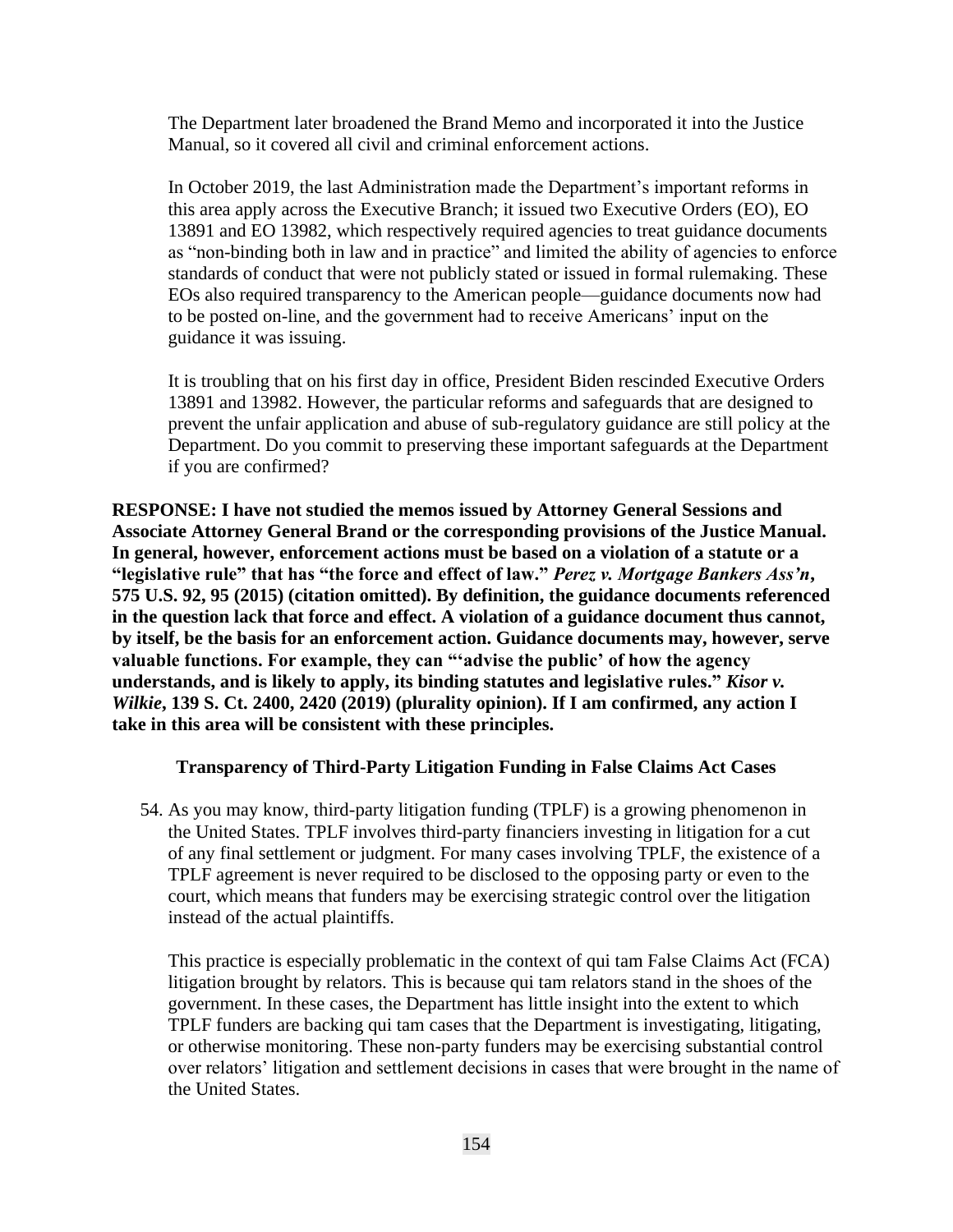The Department later broadened the Brand Memo and incorporated it into the Justice Manual, so it covered all civil and criminal enforcement actions.

In October 2019, the last Administration made the Department's important reforms in this area apply across the Executive Branch; it issued two Executive Orders (EO), EO 13891 and EO 13982, which respectively required agencies to treat guidance documents as "non-binding both in law and in practice" and limited the ability of agencies to enforce standards of conduct that were not publicly stated or issued in formal rulemaking. These EOs also required transparency to the American people—guidance documents now had to be posted on-line, and the government had to receive Americans' input on the guidance it was issuing.

It is troubling that on his first day in office, President Biden rescinded Executive Orders 13891 and 13982. However, the particular reforms and safeguards that are designed to prevent the unfair application and abuse of sub-regulatory guidance are still policy at the Department. Do you commit to preserving these important safeguards at the Department if you are confirmed?

**RESPONSE: I have not studied the memos issued by Attorney General Sessions and Associate Attorney General Brand or the corresponding provisions of the Justice Manual. In general, however, enforcement actions must be based on a violation of a statute or a "legislative rule" that has "the force and effect of law."** ***Perez v. Mortgage Bankers Ass'n*****, 575 U.S. 92, 95 (2015) (citation omitted). By definition, the guidance documents referenced in the question lack that force and effect. A violation of a guidance document thus cannot, by itself, be the basis for an enforcement action. Guidance documents may, however, serve valuable functions. For example, they can "'advise the public' of how the agency understands, and is likely to apply, its binding statutes and legislative rules."** ***Kisor v. Wilkie*****, 139 S. Ct. 2400, 2420 (2019) (plurality opinion). If I am confirmed, any action I take in this area will be consistent with these principles.**

**Transparency of Third-Party Litigation Funding in False Claims Act Cases**

54. As you may know, third-party litigation funding (TPLF) is a growing phenomenon in the United States. TPLF involves third-party financiers investing in litigation for a cut of any final settlement or judgment. For many cases involving TPLF, the existence of a TPLF agreement is never required to be disclosed to the opposing party or even to the court, which means that funders may be exercising strategic control over the litigation instead of the actual plaintiffs.

    This practice is especially problematic in the context of qui tam False Claims Act (FCA) litigation brought by relators. This is because qui tam relators stand in the shoes of the government. In these cases, the Department has little insight into the extent to which TPLF funders are backing qui tam cases that the Department is investigating, litigating, or otherwise monitoring. These non-party funders may be exercising substantial control over relators' litigation and settlement decisions in cases that were brought in the name of the United States.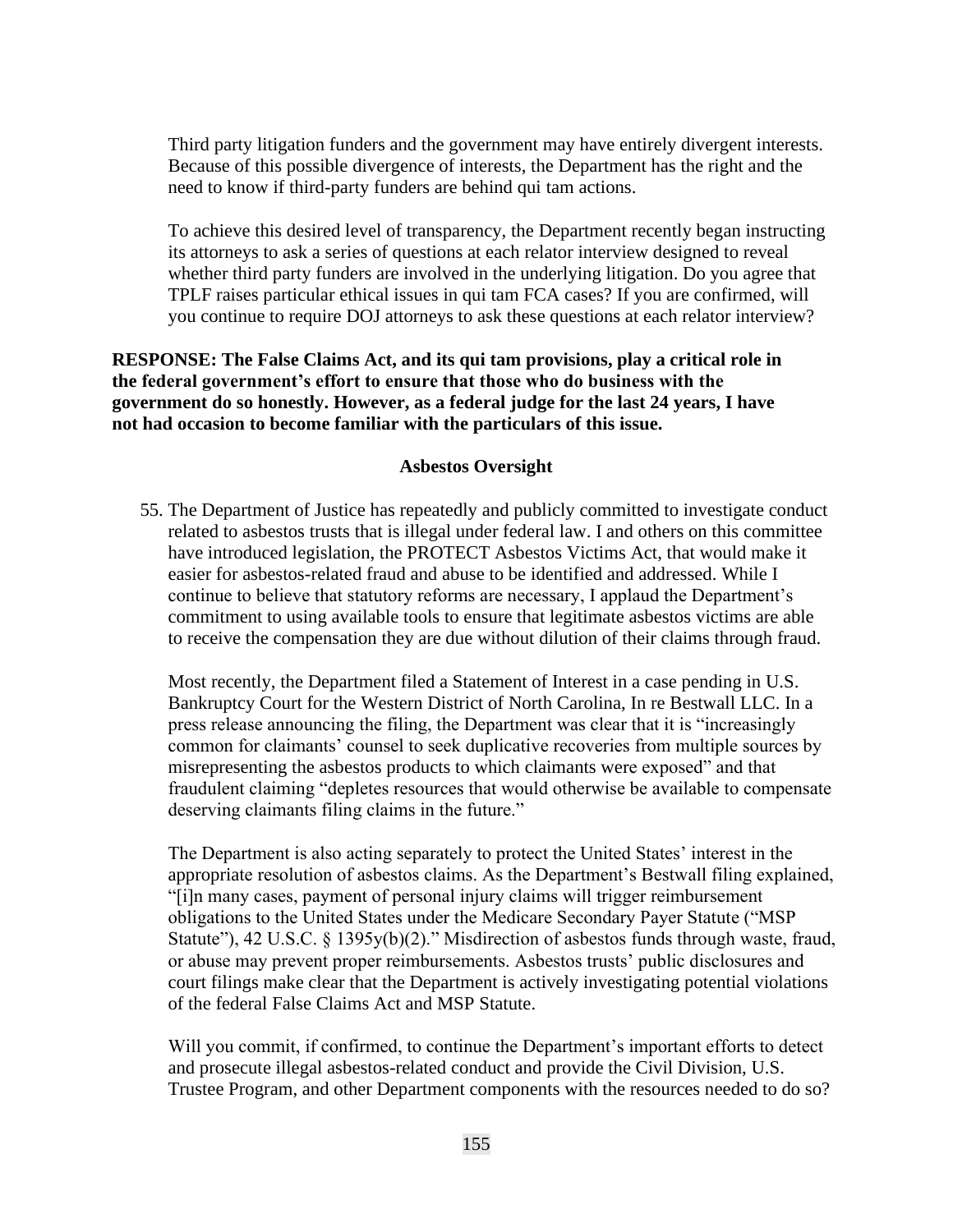Third party litigation funders and the government may have entirely divergent interests. Because of this possible divergence of interests, the Department has the right and the need to know if third-party funders are behind qui tam actions.

To achieve this desired level of transparency, the Department recently began instructing its attorneys to ask a series of questions at each relator interview designed to reveal whether third party funders are involved in the underlying litigation. Do you agree that TPLF raises particular ethical issues in qui tam FCA cases? If you are confirmed, will you continue to require DOJ attorneys to ask these questions at each relator interview?

**RESPONSE: The False Claims Act, and its qui tam provisions, play a critical role in the federal government's effort to ensure that those who do business with the government do so honestly. However, as a federal judge for the last 24 years, I have not had occasion to become familiar with the particulars of this issue.**

**Asbestos Oversight**

55. The Department of Justice has repeatedly and publicly committed to investigate conduct related to asbestos trusts that is illegal under federal law. I and others on this committee have introduced legislation, the PROTECT Asbestos Victims Act, that would make it easier for asbestos-related fraud and abuse to be identified and addressed. While I continue to believe that statutory reforms are necessary, I applaud the Department's commitment to using available tools to ensure that legitimate asbestos victims are able to receive the compensation they are due without dilution of their claims through fraud.

    Most recently, the Department filed a Statement of Interest in a case pending in U.S. Bankruptcy Court for the Western District of North Carolina, In re Bestwall LLC. In a press release announcing the filing, the Department was clear that it is "increasingly common for claimants' counsel to seek duplicative recoveries from multiple sources by misrepresenting the asbestos products to which claimants were exposed" and that fraudulent claiming "depletes resources that would otherwise be available to compensate deserving claimants filing claims in the future."

    The Department is also acting separately to protect the United States' interest in the appropriate resolution of asbestos claims. As the Department's Bestwall filing explained, "[i]n many cases, payment of personal injury claims will trigger reimbursement obligations to the United States under the Medicare Secondary Payer Statute ("MSP Statute"), 42 U.S.C. § 1395y(b)(2)." Misdirection of asbestos funds through waste, fraud, or abuse may prevent proper reimbursements. Asbestos trusts' public disclosures and court filings make clear that the Department is actively investigating potential violations of the federal False Claims Act and MSP Statute.

    Will you commit, if confirmed, to continue the Department's important efforts to detect and prosecute illegal asbestos-related conduct and provide the Civil Division, U.S. Trustee Program, and other Department components with the resources needed to do so?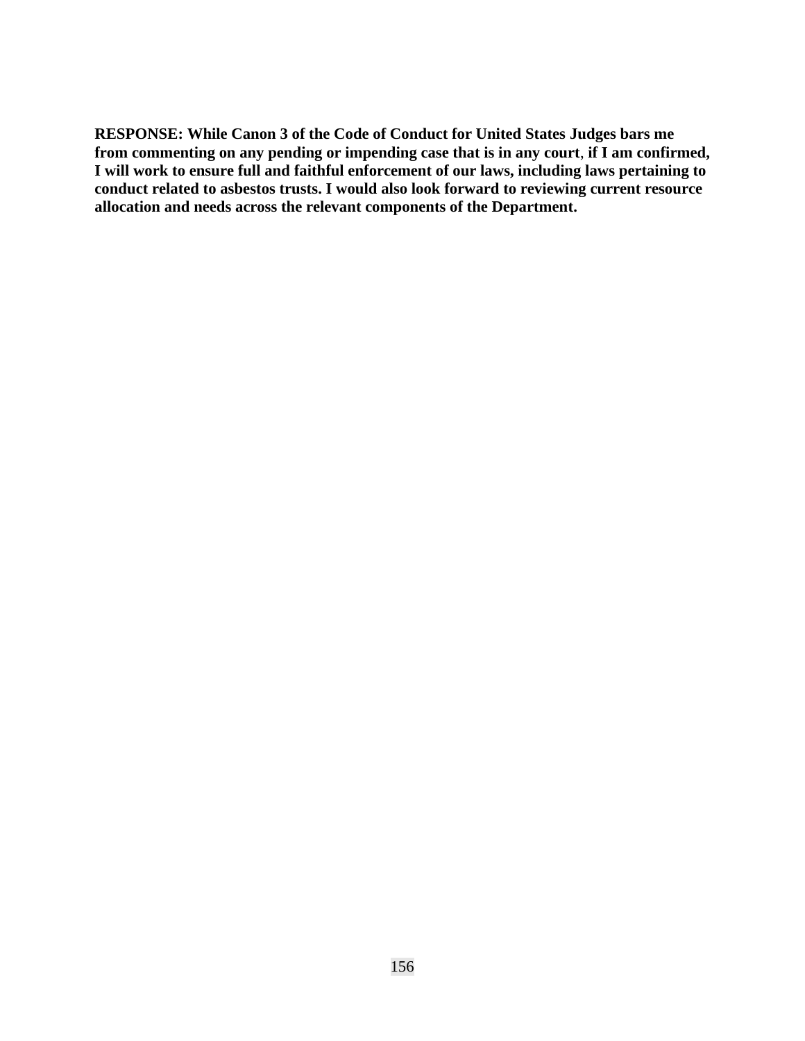**RESPONSE: While Canon 3 of the Code of Conduct for United States Judges bars me from commenting on any pending or impending case that is in any court, if I am confirmed, I will work to ensure full and faithful enforcement of our laws, including laws pertaining to conduct related to asbestos trusts. I would also look forward to reviewing current resource allocation and needs across the relevant components of the Department.**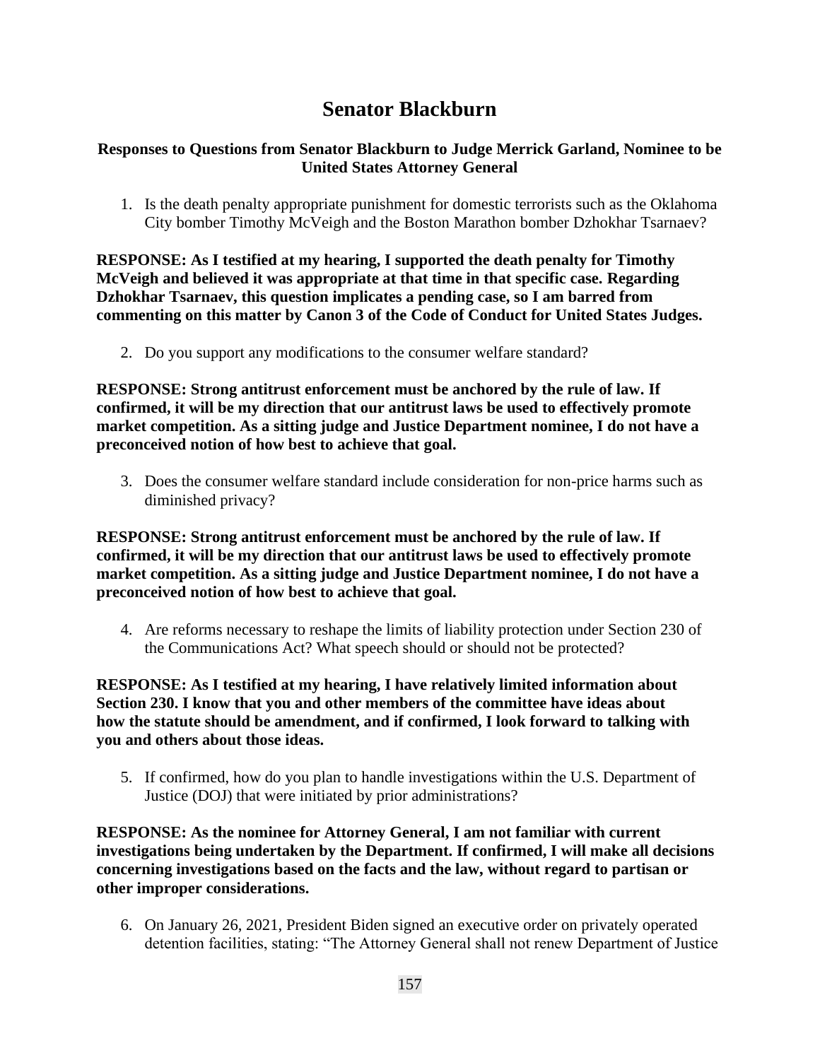# Senator Blackburn

**Responses to Questions from Senator Blackburn to Judge Merrick Garland, Nominee to be United States Attorney General**

1. Is the death penalty appropriate punishment for domestic terrorists such as the Oklahoma City bomber Timothy McVeigh and the Boston Marathon bomber Dzhokhar Tsarnaev?

**RESPONSE: As I testified at my hearing, I supported the death penalty for Timothy McVeigh and believed it was appropriate at that time in that specific case. Regarding Dzhokhar Tsarnaev, this question implicates a pending case, so I am barred from commenting on this matter by Canon 3 of the Code of Conduct for United States Judges.**

2. Do you support any modifications to the consumer welfare standard?

**RESPONSE: Strong antitrust enforcement must be anchored by the rule of law. If confirmed, it will be my direction that our antitrust laws be used to effectively promote market competition. As a sitting judge and Justice Department nominee, I do not have a preconceived notion of how best to achieve that goal.**

3. Does the consumer welfare standard include consideration for non-price harms such as diminished privacy?

**RESPONSE: Strong antitrust enforcement must be anchored by the rule of law. If confirmed, it will be my direction that our antitrust laws be used to effectively promote market competition. As a sitting judge and Justice Department nominee, I do not have a preconceived notion of how best to achieve that goal.**

4. Are reforms necessary to reshape the limits of liability protection under Section 230 of the Communications Act? What speech should or should not be protected?

**RESPONSE: As I testified at my hearing, I have relatively limited information about Section 230. I know that you and other members of the committee have ideas about how the statute should be amendment, and if confirmed, I look forward to talking with you and others about those ideas.**

5. If confirmed, how do you plan to handle investigations within the U.S. Department of Justice (DOJ) that were initiated by prior administrations?

**RESPONSE: As the nominee for Attorney General, I am not familiar with current investigations being undertaken by the Department. If confirmed, I will make all decisions concerning investigations based on the facts and the law, without regard to partisan or other improper considerations.**

6. On January 26, 2021, President Biden signed an executive order on privately operated detention facilities, stating: "The Attorney General shall not renew Department of Justice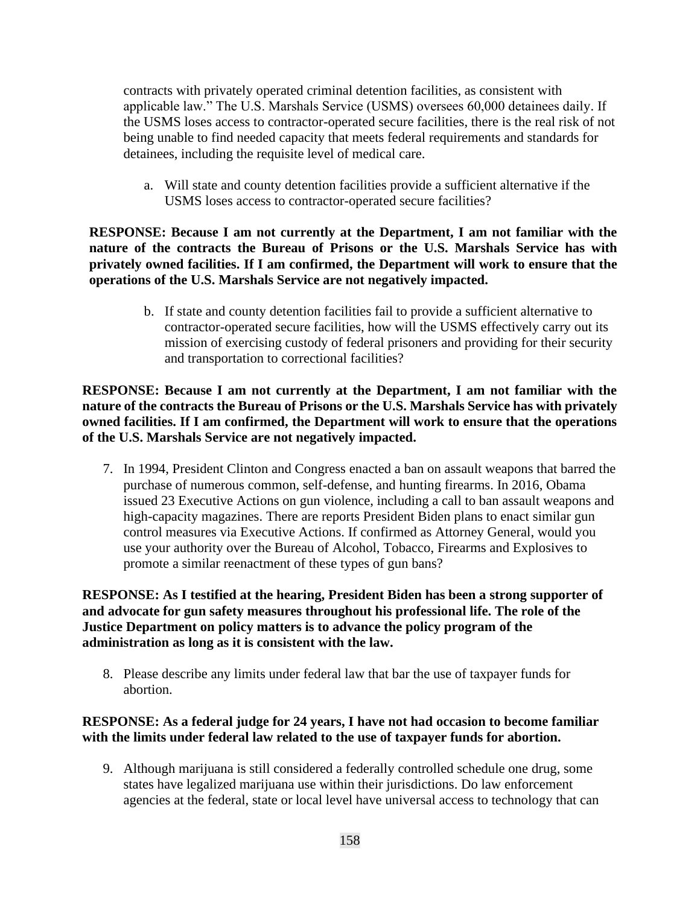contracts with privately operated criminal detention facilities, as consistent with applicable law." The U.S. Marshals Service (USMS) oversees 60,000 detainees daily. If the USMS loses access to contractor-operated secure facilities, there is the real risk of not being unable to find needed capacity that meets federal requirements and standards for detainees, including the requisite level of medical care.

a. Will state and county detention facilities provide a sufficient alternative if the USMS loses access to contractor-operated secure facilities?

**RESPONSE: Because I am not currently at the Department, I am not familiar with the nature of the contracts the Bureau of Prisons or the U.S. Marshals Service has with privately owned facilities. If I am confirmed, the Department will work to ensure that the operations of the U.S. Marshals Service are not negatively impacted.**

b. If state and county detention facilities fail to provide a sufficient alternative to contractor-operated secure facilities, how will the USMS effectively carry out its mission of exercising custody of federal prisoners and providing for their security and transportation to correctional facilities?

**RESPONSE: Because I am not currently at the Department, I am not familiar with the nature of the contracts the Bureau of Prisons or the U.S. Marshals Service has with privately owned facilities. If I am confirmed, the Department will work to ensure that the operations of the U.S. Marshals Service are not negatively impacted.**

7. In 1994, President Clinton and Congress enacted a ban on assault weapons that barred the purchase of numerous common, self-defense, and hunting firearms. In 2016, Obama issued 23 Executive Actions on gun violence, including a call to ban assault weapons and high-capacity magazines. There are reports President Biden plans to enact similar gun control measures via Executive Actions. If confirmed as Attorney General, would you use your authority over the Bureau of Alcohol, Tobacco, Firearms and Explosives to promote a similar reenactment of these types of gun bans?

**RESPONSE: As I testified at the hearing, President Biden has been a strong supporter of and advocate for gun safety measures throughout his professional life. The role of the Justice Department on policy matters is to advance the policy program of the administration as long as it is consistent with the law.**

8. Please describe any limits under federal law that bar the use of taxpayer funds for abortion.

**RESPONSE: As a federal judge for 24 years, I have not had occasion to become familiar with the limits under federal law related to the use of taxpayer funds for abortion.**

9. Although marijuana is still considered a federally controlled schedule one drug, some states have legalized marijuana use within their jurisdictions. Do law enforcement agencies at the federal, state or local level have universal access to technology that can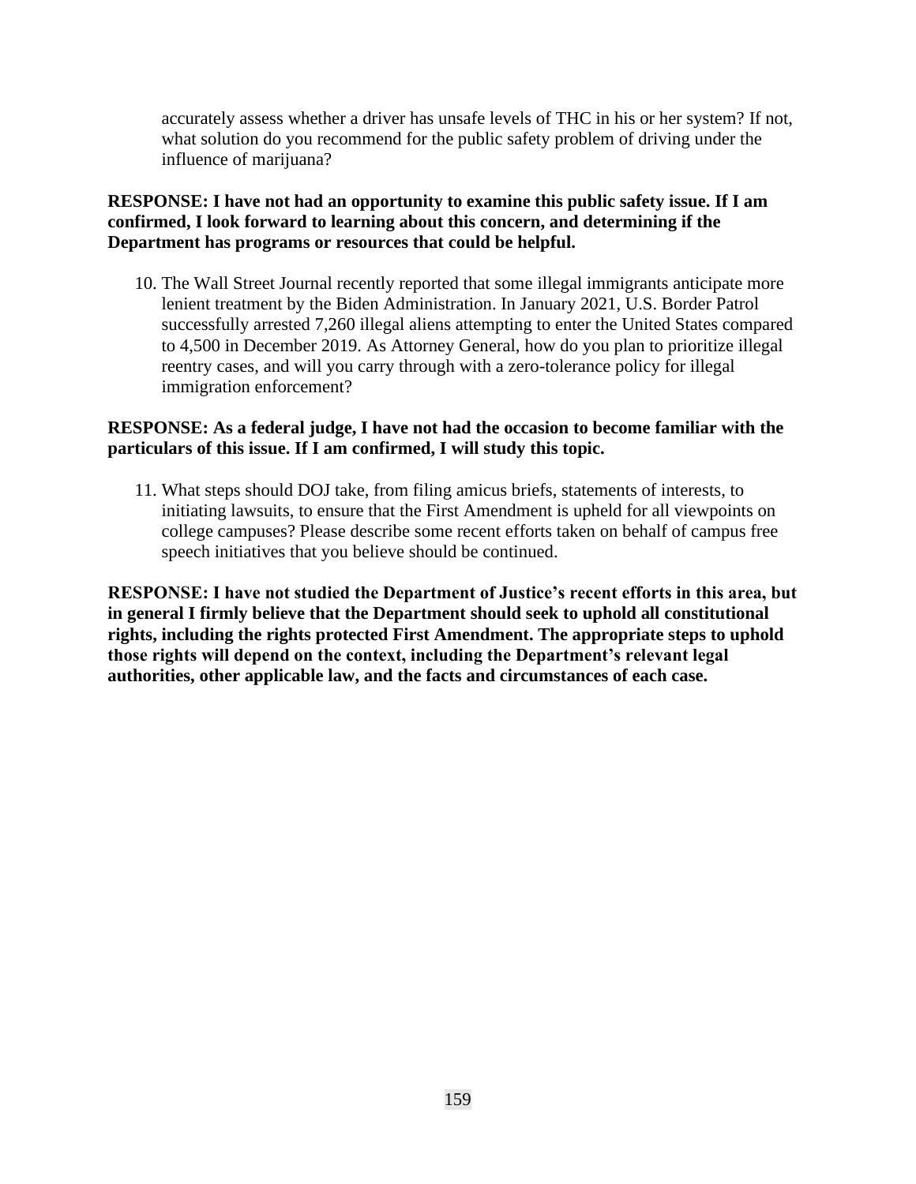accurately assess whether a driver has unsafe levels of THC in his or her system? If not, what solution do you recommend for the public safety problem of driving under the influence of marijuana?

**RESPONSE: I have not had an opportunity to examine this public safety issue. If I am confirmed, I look forward to learning about this concern, and determining if the Department has programs or resources that could be helpful.**

10. The Wall Street Journal recently reported that some illegal immigrants anticipate more lenient treatment by the Biden Administration. In January 2021, U.S. Border Patrol successfully arrested 7,260 illegal aliens attempting to enter the United States compared to 4,500 in December 2019. As Attorney General, how do you plan to prioritize illegal reentry cases, and will you carry through with a zero-tolerance policy for illegal immigration enforcement?

**RESPONSE: As a federal judge, I have not had the occasion to become familiar with the particulars of this issue. If I am confirmed, I will study this topic.**

11. What steps should DOJ take, from filing amicus briefs, statements of interests, to initiating lawsuits, to ensure that the First Amendment is upheld for all viewpoints on college campuses? Please describe some recent efforts taken on behalf of campus free speech initiatives that you believe should be continued.

**RESPONSE: I have not studied the Department of Justice's recent efforts in this area, but in general I firmly believe that the Department should seek to uphold all constitutional rights, including the rights protected First Amendment. The appropriate steps to uphold those rights will depend on the context, including the Department's relevant legal authorities, other applicable law, and the facts and circumstances of each case.**